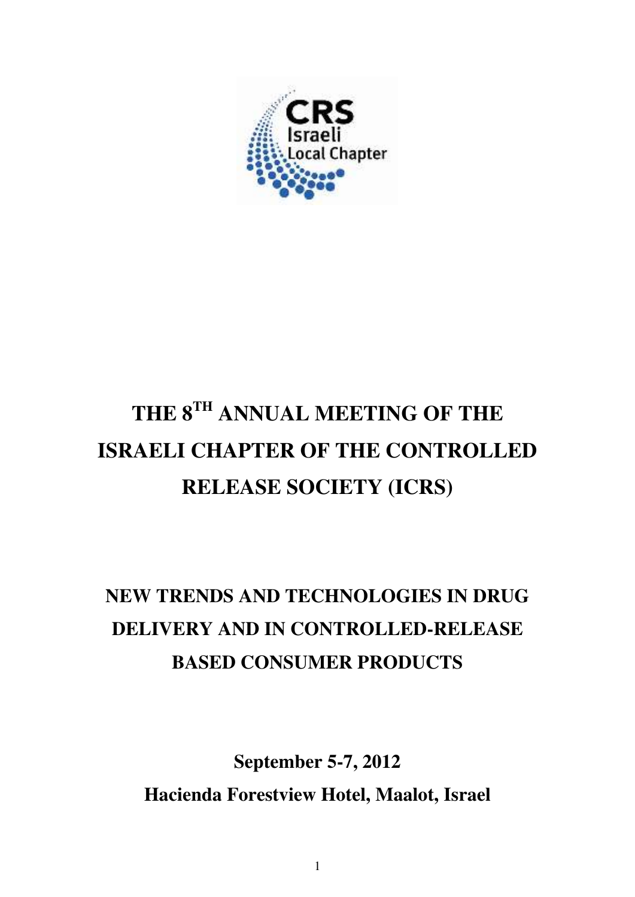CRS
Israeli
Local Chapter

# THE 8TH ANNUAL MEETING OF THE ISRAELI CHAPTER OF THE CONTROLLED RELEASE SOCIETY (ICRS)

## NEW TRENDS AND TECHNOLOGIES IN DRUG DELIVERY AND IN CONTROLLED-RELEASE BASED CONSUMER PRODUCTS

**September 5-7, 2012**

**Hacienda Forestview Hotel, Maalot, Israel**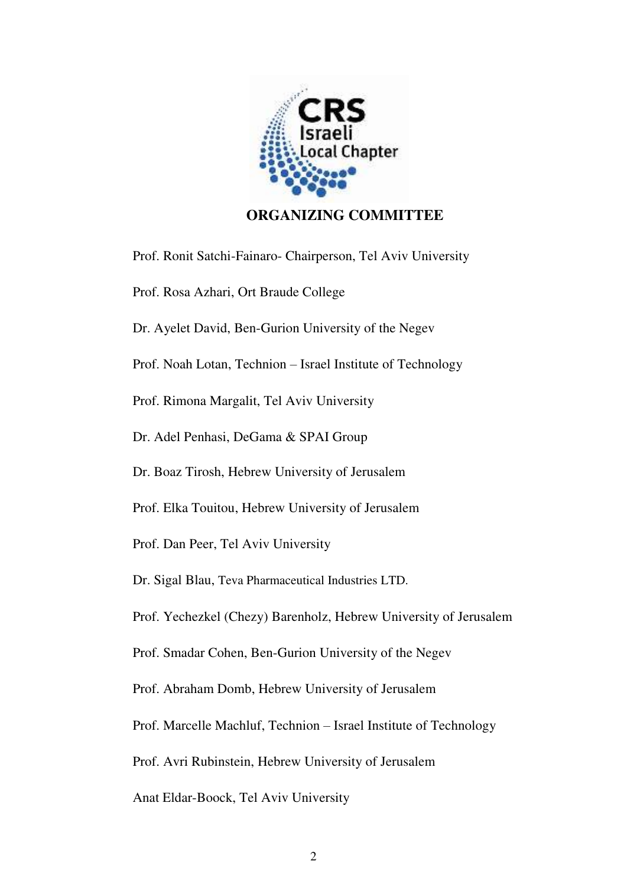## ORGANIZING COMMITTEE

Prof. Ronit Satchi-Fainaro- Chairperson, Tel Aviv University

Prof. Rosa Azhari, Ort Braude College

Dr. Ayelet David, Ben-Gurion University of the Negev

Prof. Noah Lotan, Technion – Israel Institute of Technology

Prof. Rimona Margalit, Tel Aviv University

Dr. Adel Penhasi, DeGama & SPAI Group

Dr. Boaz Tirosh, Hebrew University of Jerusalem

Prof. Elka Touitou, Hebrew University of Jerusalem

Prof. Dan Peer, Tel Aviv University

Dr. Sigal Blau, Teva Pharmaceutical Industries LTD.

Prof. Yechezkel (Chezy) Barenholz, Hebrew University of Jerusalem

Prof. Smadar Cohen, Ben-Gurion University of the Negev

Prof. Abraham Domb, Hebrew University of Jerusalem

Prof. Marcelle Machluf, Technion – Israel Institute of Technology

Prof. Avri Rubinstein, Hebrew University of Jerusalem

Anat Eldar-Boock, Tel Aviv University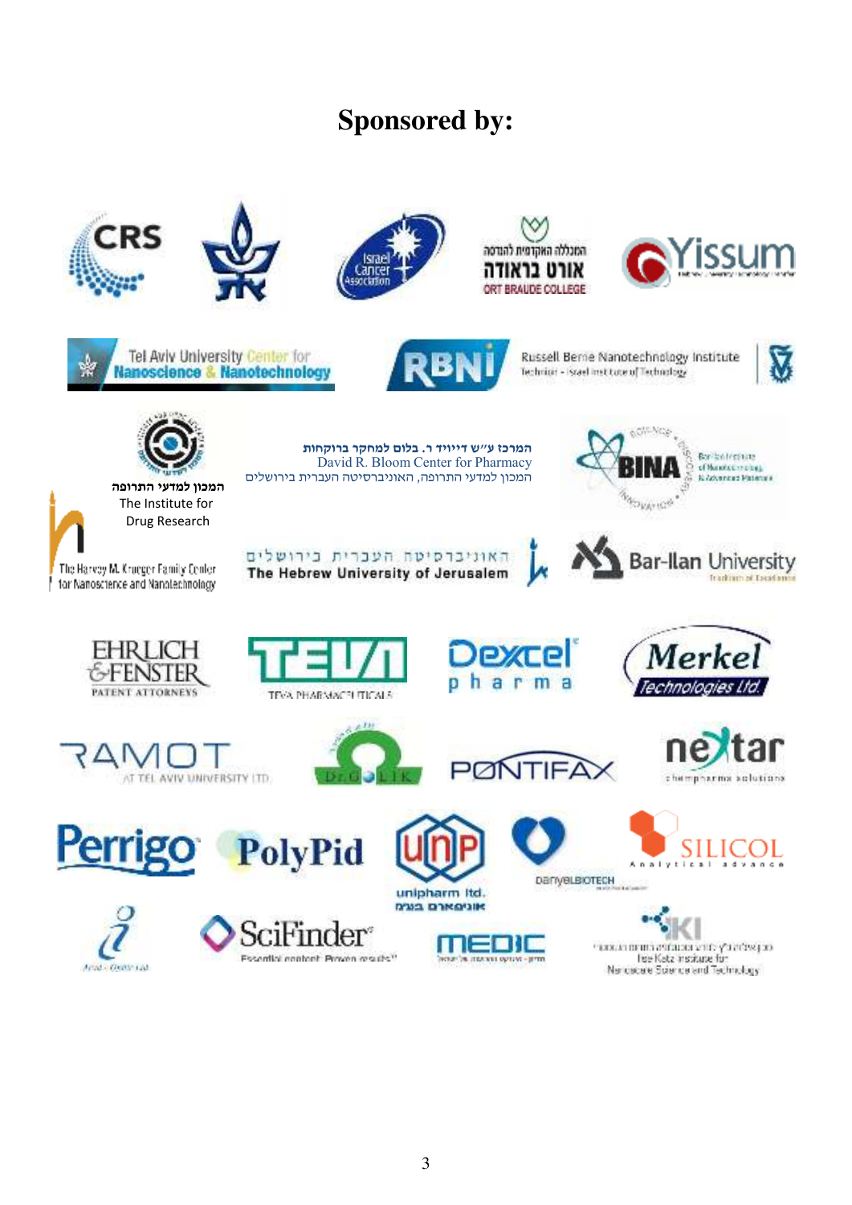# Sponsored by:

CRS

המכללה האקדמית להנדסה
אורט בראודה
ORT BRAUDE COLLEGE

Yissum

Tel Aviv University Center for Nanoscience & Nanotechnology

RBNI

Russell Berrie Nanotechnology Institute
Technion - Israel Institute of Technology

המכון למדעי התרופה
The Institute for
Drug Research

המרכז ע"ש דייויד ר. בלום למחקר ברוקחות
David R. Bloom Center for Pharmacy
המכון למדעי התרופה, האוניברסיטה העברית בירושלים

BINA

The Harvey M. Krueger Family Center for Nanoscience and Nanotechnology

האוניברסיטה העברית בירושלים
The Hebrew University of Jerusalem

Bar-Ilan University

EHRLICH & FENSTER
PATENT ATTORNEYS

TEVA PHARMACEUTICALS

Dexcel pharma

Merkel Technologies Ltd.

RAMOT AT TEL AVIV UNIVERSITY LTD

Dr. GOLIK

PONTIFAX

nextar chempharma solutions

Perrigo

PolyPid

unipharm ltd.

SILICOL Analytical advance

SciFinder
Essential content. Proven results.

MEDIC

Ilse Katz Institute for Nanoscale Science and Technology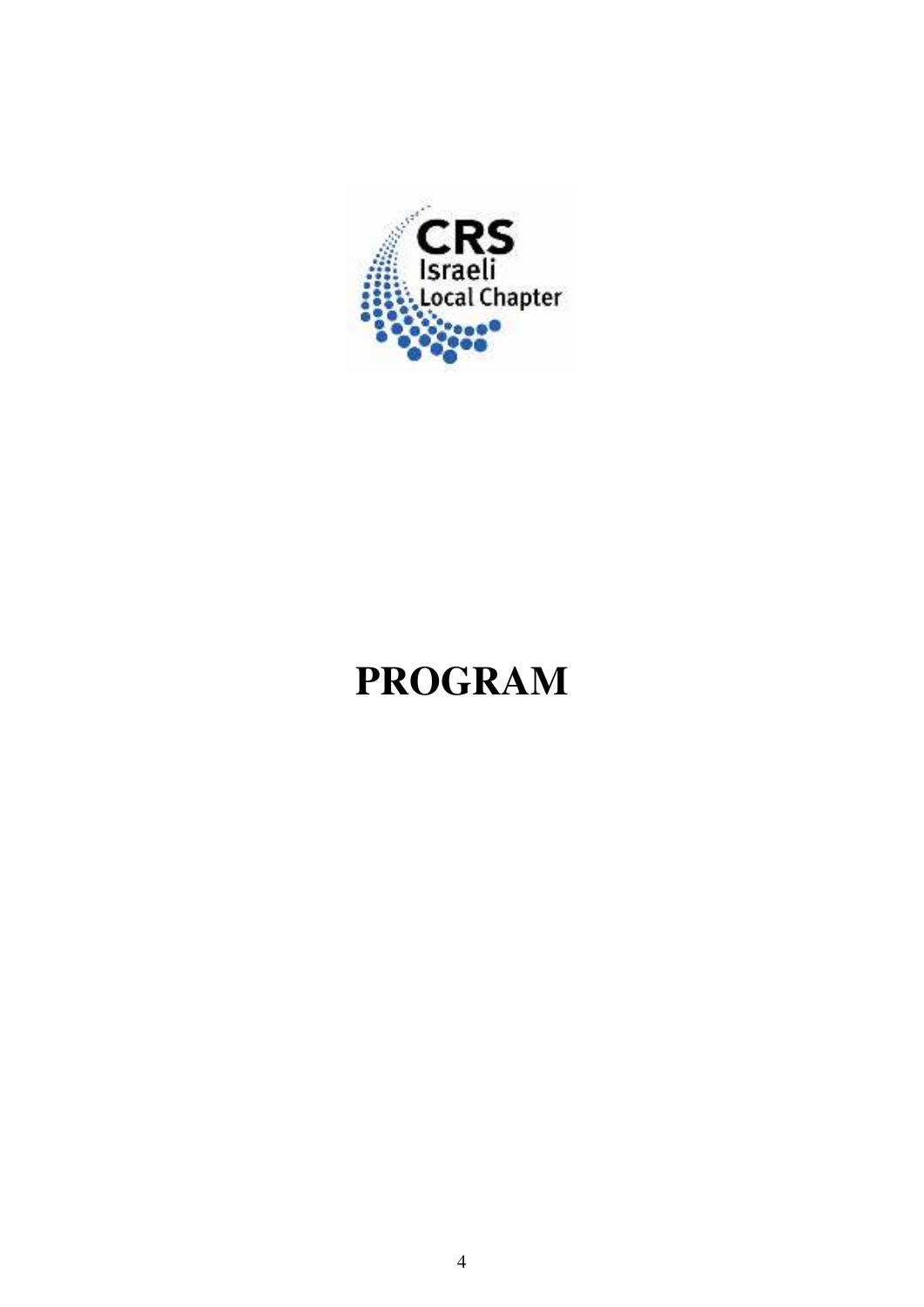CRS Israeli Local Chapter

# PROGRAM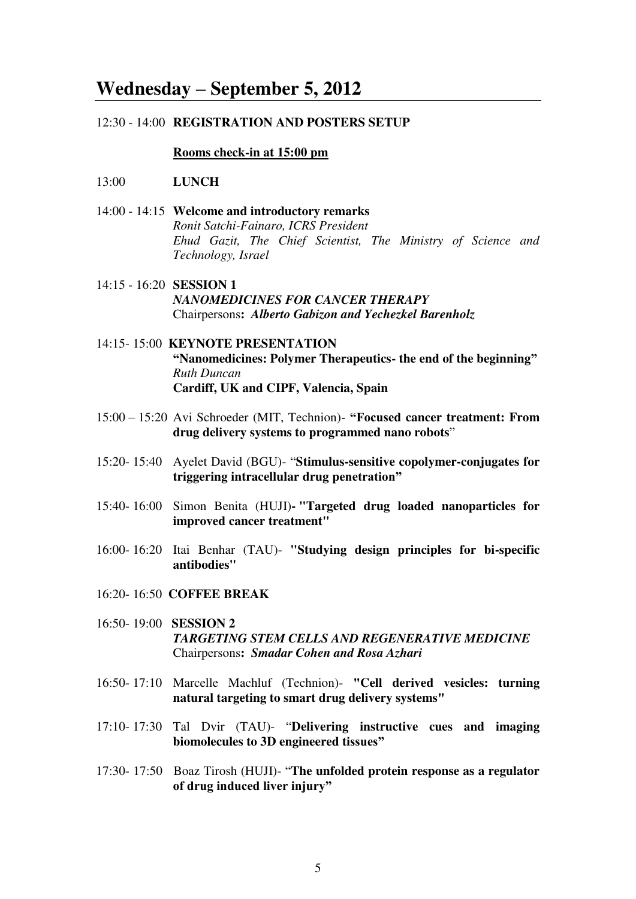# Wednesday – September 5, 2012

12:30 - 14:00 **REGISTRATION AND POSTERS SETUP**

**Rooms check-in at 15:00 pm**

13:00 **LUNCH**

14:00 - 14:15 **Welcome and introductory remarks**
*Ronit Satchi-Fainaro, ICRS President*
*Ehud Gazit, The Chief Scientist, The Ministry of Science and Technology, Israel*

14:15 - 16:20 **SESSION 1**
***NANOMEDICINES FOR CANCER THERAPY***
Chairpersons**: *Alberto Gabizon and Yechezkel Barenholz***

14:15- 15:00 **KEYNOTE PRESENTATION**
**"Nanomedicines: Polymer Therapeutics- the end of the beginning"**
*Ruth Duncan*
**Cardiff, UK and CIPF, Valencia, Spain**

15:00 – 15:20 Avi Schroeder (MIT, Technion)- **"Focused cancer treatment: From drug delivery systems to programmed nano robots"**

15:20- 15:40 Ayelet David (BGU)- "**Stimulus-sensitive copolymer-conjugates for triggering intracellular drug penetration"**

15:40- 16:00 Simon Benita (HUJI)**- "Targeted drug loaded nanoparticles for improved cancer treatment"**

16:00- 16:20 Itai Benhar (TAU)- **"Studying design principles for bi-specific antibodies"**

16:20- 16:50 **COFFEE BREAK**

16:50- 19:00 **SESSION 2**
***TARGETING STEM CELLS AND REGENERATIVE MEDICINE***
Chairpersons**: *Smadar Cohen and Rosa Azhari***

16:50- 17:10 Marcelle Machluf (Technion)- **"Cell derived vesicles: turning natural targeting to smart drug delivery systems"**

17:10- 17:30 Tal Dvir (TAU)- "**Delivering instructive cues and imaging biomolecules to 3D engineered tissues"**

17:30- 17:50 Boaz Tirosh (HUJI)- "**The unfolded protein response as a regulator of drug induced liver injury"**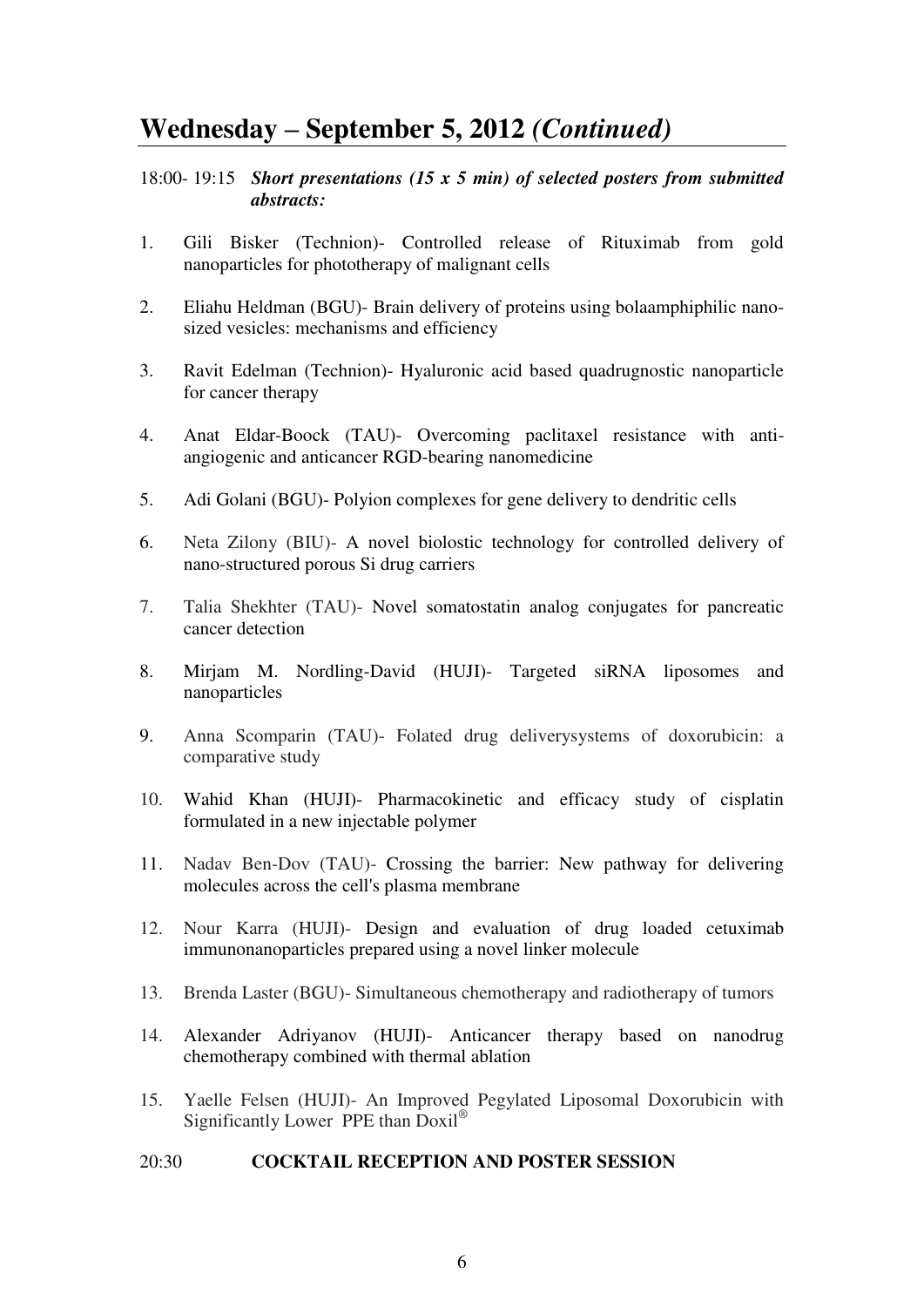## Wednesday – September 5, 2012 *(Continued)*

18:00- 19:15 ***Short presentations (15 x 5 min) of selected posters from submitted abstracts:***

1. Gili Bisker (Technion)- Controlled release of Rituximab from gold nanoparticles for phototherapy of malignant cells
2. Eliahu Heldman (BGU)- Brain delivery of proteins using bolaamphiphilic nano-sized vesicles: mechanisms and efficiency
3. Ravit Edelman (Technion)- Hyaluronic acid based quadrugnostic nanoparticle for cancer therapy
4. Anat Eldar-Boock (TAU)- Overcoming paclitaxel resistance with anti-angiogenic and anticancer RGD-bearing nanomedicine
5. Adi Golani (BGU)- Polyion complexes for gene delivery to dendritic cells
6. Neta Zilony (BIU)- A novel biolostic technology for controlled delivery of nano-structured porous Si drug carriers
7. Talia Shekhter (TAU)- Novel somatostatin analog conjugates for pancreatic cancer detection
8. Mirjam M. Nordling-David (HUJI)- Targeted siRNA liposomes and nanoparticles
9. Anna Scomparin (TAU)- Folated drug deliverysystems of doxorubicin: a comparative study
10. Wahid Khan (HUJI)- Pharmacokinetic and efficacy study of cisplatin formulated in a new injectable polymer
11. Nadav Ben-Dov (TAU)- Crossing the barrier: New pathway for delivering molecules across the cell's plasma membrane
12. Nour Karra (HUJI)- Design and evaluation of drug loaded cetuximab immunonanoparticles prepared using a novel linker molecule
13. Brenda Laster (BGU)- Simultaneous chemotherapy and radiotherapy of tumors
14. Alexander Adriyanov (HUJI)- Anticancer therapy based on nanodrug chemotherapy combined with thermal ablation
15. Yaelle Felsen (HUJI)- An Improved Pegylated Liposomal Doxorubicin with Significantly Lower PPE than Doxil®

20:30 **COCKTAIL RECEPTION AND POSTER SESSION**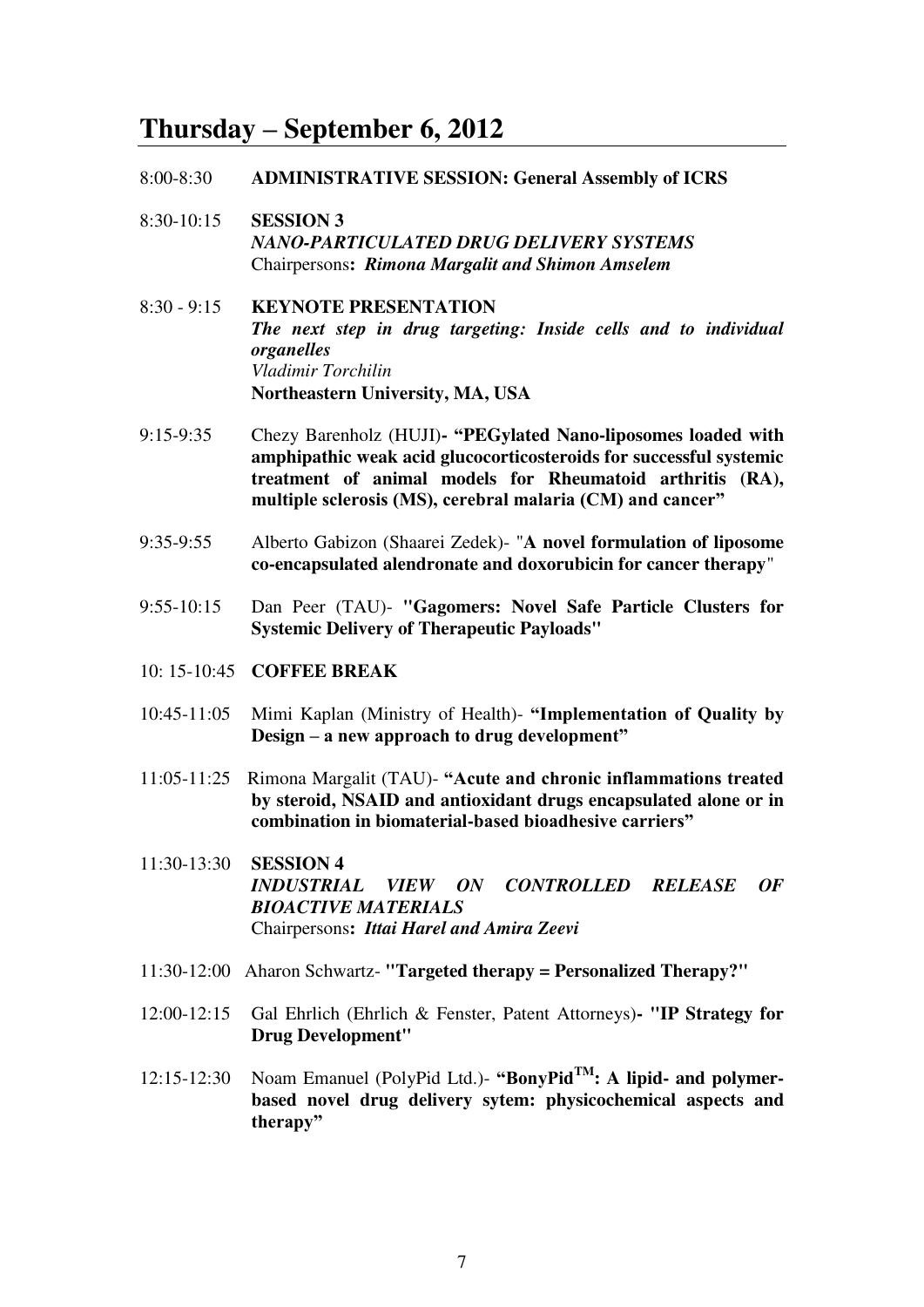## Thursday – September 6, 2012

8:00-8:30 **ADMINISTRATIVE SESSION: General Assembly of ICRS**

8:30-10:15 **SESSION 3**
***NANO-PARTICULATED DRUG DELIVERY SYSTEMS***
Chairpersons**: *Rimona Margalit and Shimon Amselem***

8:30 - 9:15 **KEYNOTE PRESENTATION**
***The next step in drug targeting: Inside cells and to individual organelles***
*Vladimir Torchilin*
**Northeastern University, MA, USA**

9:15-9:35 Chezy Barenholz (HUJI)**- "PEGylated Nano-liposomes loaded with amphipathic weak acid glucocorticosteroids for successful systemic treatment of animal models for Rheumatoid arthritis (RA), multiple sclerosis (MS), cerebral malaria (CM) and cancer"**

9:35-9:55 Alberto Gabizon (Shaarei Zedek)- "**A novel formulation of liposome co-encapsulated alendronate and doxorubicin for cancer therapy**"

9:55-10:15 Dan Peer (TAU)- **"Gagomers: Novel Safe Particle Clusters for Systemic Delivery of Therapeutic Payloads"**

10: 15-10:45 **COFFEE BREAK**

10:45-11:05 Mimi Kaplan (Ministry of Health)- **"Implementation of Quality by Design – a new approach to drug development"**

11:05-11:25 Rimona Margalit (TAU)- **"Acute and chronic inflammations treated by steroid, NSAID and antioxidant drugs encapsulated alone or in combination in biomaterial-based bioadhesive carriers"**

11:30-13:30 **SESSION 4**
***INDUSTRIAL VIEW ON CONTROLLED RELEASE OF BIOACTIVE MATERIALS***
Chairpersons**: *Ittai Harel and Amira Zeevi***

11:30-12:00 Aharon Schwartz- **"Targeted therapy = Personalized Therapy?"**

12:00-12:15 Gal Ehrlich (Ehrlich & Fenster, Patent Attorneys)**- "IP Strategy for Drug Development"**

12:15-12:30 Noam Emanuel (PolyPid Ltd.)- **"BonyPid$^{TM}$: A lipid- and polymer-based novel drug delivery sytem: physicochemical aspects and therapy"**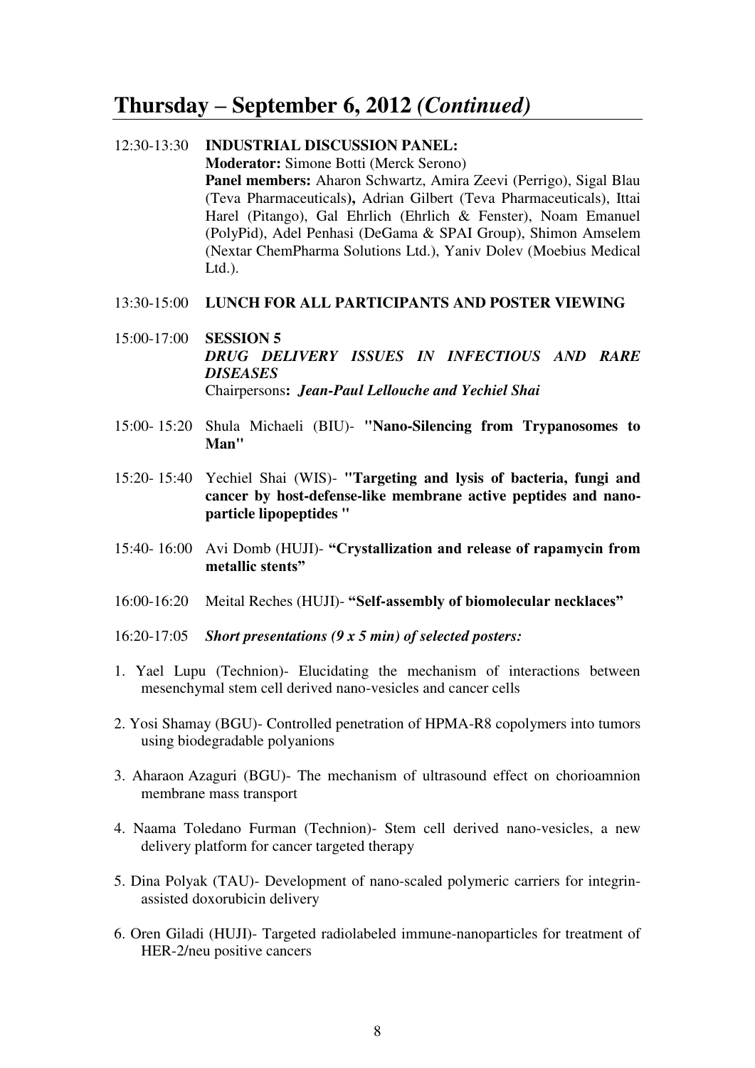## Thursday – September 6, 2012 *(Continued)*

12:30-13:30 **INDUSTRIAL DISCUSSION PANEL:**
**Moderator:** Simone Botti (Merck Serono)
**Panel members:** Aharon Schwartz, Amira Zeevi (Perrigo), Sigal Blau (Teva Pharmaceuticals**),** Adrian Gilbert (Teva Pharmaceuticals), Ittai Harel (Pitango), Gal Ehrlich (Ehrlich & Fenster), Noam Emanuel (PolyPid), Adel Penhasi (DeGama & SPAI Group), Shimon Amselem (Nextar ChemPharma Solutions Ltd.), Yaniv Dolev (Moebius Medical Ltd.).

13:30-15:00 **LUNCH FOR ALL PARTICIPANTS AND POSTER VIEWING**

15:00-17:00 **SESSION 5**
***DRUG DELIVERY ISSUES IN INFECTIOUS AND RARE DISEASES***
Chairpersons**:** ***Jean-Paul Lellouche and Yechiel Shai***

15:00- 15:20 Shula Michaeli (BIU)- **"Nano-Silencing from Trypanosomes to Man"**

15:20- 15:40 Yechiel Shai (WIS)- **"Targeting and lysis of bacteria, fungi and cancer by host-defense-like membrane active peptides and nano-particle lipopeptides "**

15:40- 16:00 Avi Domb (HUJI)- **"Crystallization and release of rapamycin from metallic stents"**

16:00-16:20 Meital Reches (HUJI)- **"Self-assembly of biomolecular necklaces"**

16:20-17:05 ***Short presentations (9 x 5 min) of selected posters:***

1. Yael Lupu (Technion)- Elucidating the mechanism of interactions between mesenchymal stem cell derived nano-vesicles and cancer cells
2. Yosi Shamay (BGU)- Controlled penetration of HPMA-R8 copolymers into tumors using biodegradable polyanions
3. Aharaon Azaguri (BGU)- The mechanism of ultrasound effect on chorioamnion membrane mass transport
4. Naama Toledano Furman (Technion)- Stem cell derived nano-vesicles, a new delivery platform for cancer targeted therapy
5. Dina Polyak (TAU)- Development of nano-scaled polymeric carriers for integrin-assisted doxorubicin delivery
6. Oren Giladi (HUJI)- Targeted radiolabeled immune-nanoparticles for treatment of HER-2/neu positive cancers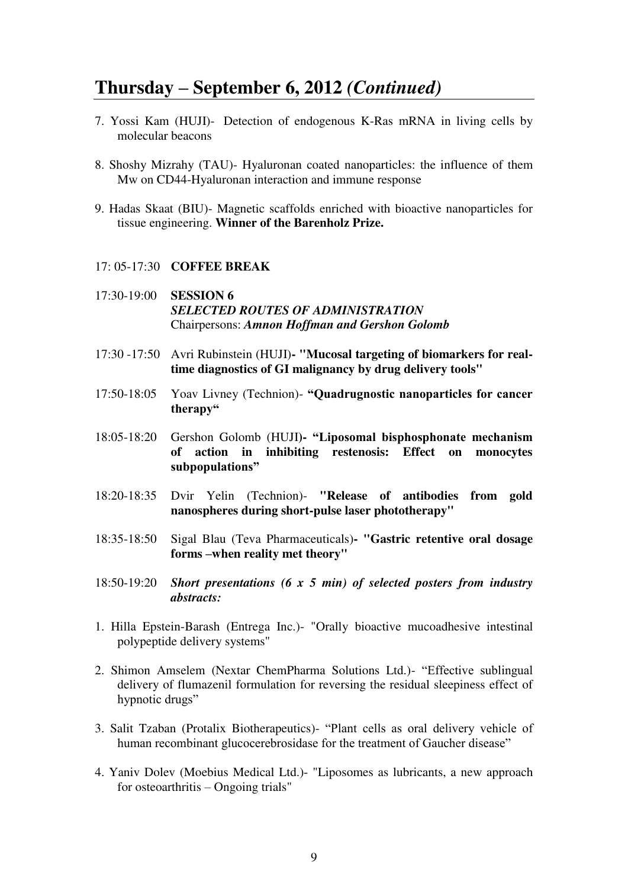## Thursday – September 6, 2012 *(Continued)*

7. Yossi Kam (HUJI)- Detection of endogenous K-Ras mRNA in living cells by molecular beacons

8. Shoshy Mizrahy (TAU)- Hyaluronan coated nanoparticles: the influence of them Mw on CD44-Hyaluronan interaction and immune response

9. Hadas Skaat (BIU)- Magnetic scaffolds enriched with bioactive nanoparticles for tissue engineering. **Winner of the Barenholz Prize.**

17: 05-17:30 **COFFEE BREAK**

17:30-19:00 **SESSION 6**
***SELECTED ROUTES OF ADMINISTRATION***
Chairpersons: ***Amnon Hoffman and Gershon Golomb***

17:30 -17:50 Avri Rubinstein (HUJI)**- "Mucosal targeting of biomarkers for real-time diagnostics of GI malignancy by drug delivery tools"**

17:50-18:05 Yoav Livney (Technion)- **"Quadrugnostic nanoparticles for cancer therapy"**

18:05-18:20 Gershon Golomb (HUJI)**- "Liposomal bisphosphonate mechanism of action in inhibiting restenosis: Effect on monocytes subpopulations"**

18:20-18:35 Dvir Yelin (Technion)- **"Release of antibodies from gold nanospheres during short-pulse laser phototherapy"**

18:35-18:50 Sigal Blau (Teva Pharmaceuticals)**- "Gastric retentive oral dosage forms –when reality met theory"**

18:50-19:20 ***Short presentations (6 x 5 min) of selected posters from industry abstracts:***

1. Hilla Epstein-Barash (Entrega Inc.)- "Orally bioactive mucoadhesive intestinal polypeptide delivery systems"

2. Shimon Amselem (Nextar ChemPharma Solutions Ltd.)- "Effective sublingual delivery of flumazenil formulation for reversing the residual sleepiness effect of hypnotic drugs"

3. Salit Tzaban (Protalix Biotherapeutics)- "Plant cells as oral delivery vehicle of human recombinant glucocerebrosidase for the treatment of Gaucher disease"

4. Yaniv Dolev (Moebius Medical Ltd.)- "Liposomes as lubricants, a new approach for osteoarthritis – Ongoing trials"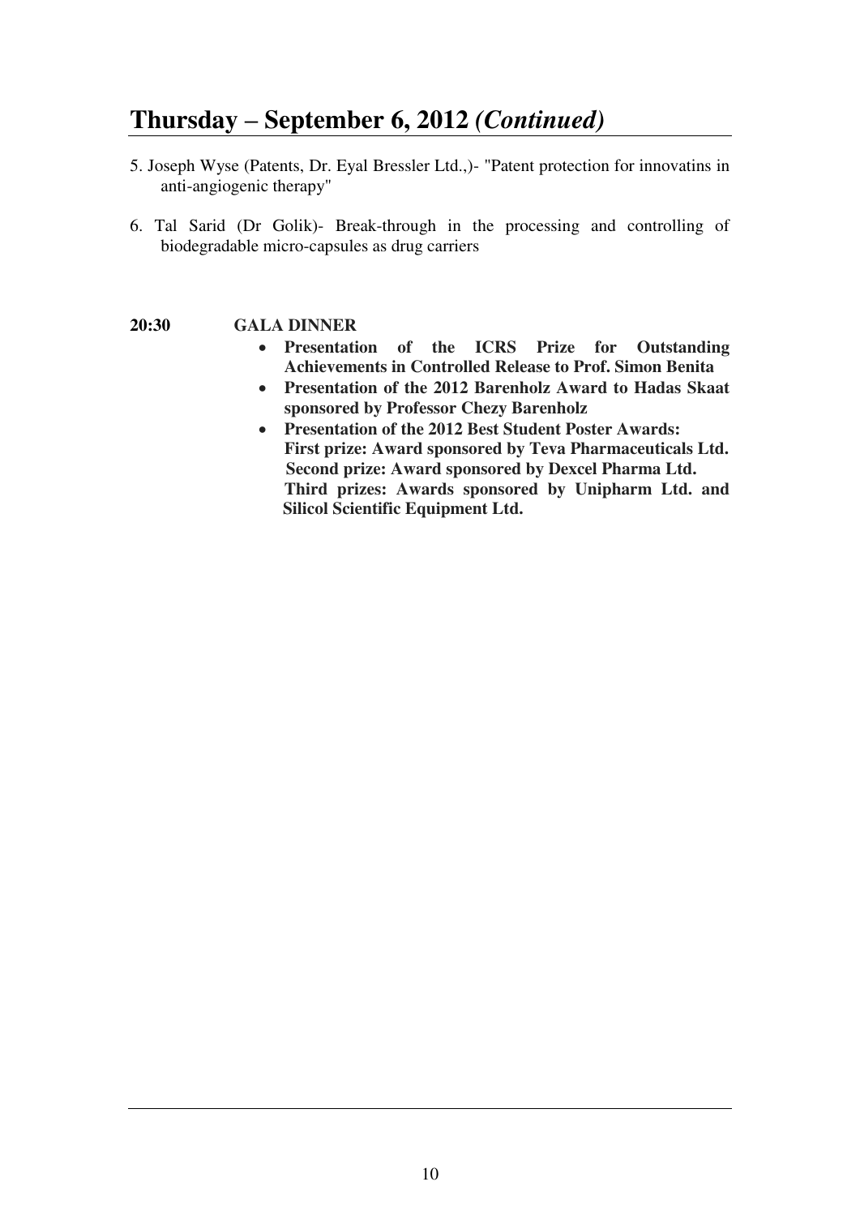## Thursday – September 6, 2012 *(Continued)*

5. Joseph Wyse (Patents, Dr. Eyal Bressler Ltd.,)- "Patent protection for innovatins in anti-angiogenic therapy"

6. Tal Sarid (Dr Golik)- Break-through in the processing and controlling of biodegradable micro-capsules as drug carriers

**20:30 GALA DINNER**

- **Presentation of the ICRS Prize for Outstanding Achievements in Controlled Release to Prof. Simon Benita**
- **Presentation of the 2012 Barenholz Award to Hadas Skaat sponsored by Professor Chezy Barenholz**
- **Presentation of the 2012 Best Student Poster Awards:**
  **First prize: Award sponsored by Teva Pharmaceuticals Ltd.**
  **Second prize: Award sponsored by Dexcel Pharma Ltd.**
  **Third prizes: Awards sponsored by Unipharm Ltd. and Silicol Scientific Equipment Ltd.**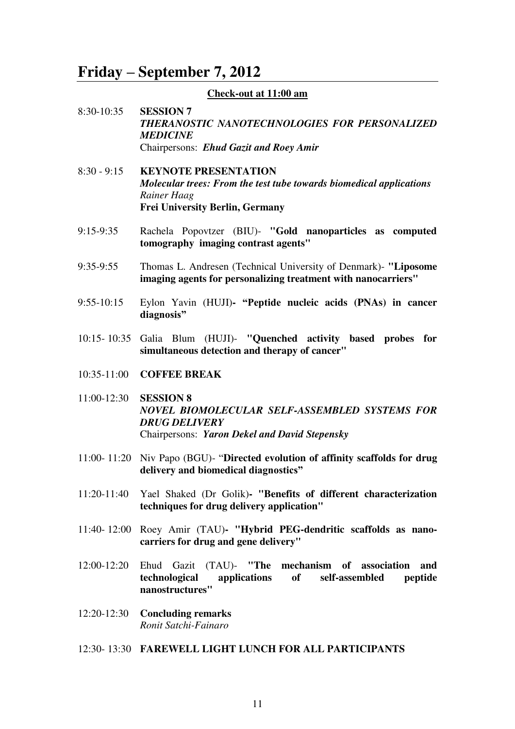# Friday – September 7, 2012

**Check-out at 11:00 am**

8:30-10:35 **SESSION 7**
***THERANOSTIC NANOTECHNOLOGIES FOR PERSONALIZED MEDICINE***
Chairpersons: ***Ehud Gazit and Roey Amir***

8:30 - 9:15 **KEYNOTE PRESENTATION**
***Molecular trees: From the test tube towards biomedical applications***
*Rainer Haag*
**Frei University Berlin, Germany**

9:15-9:35 Rachela Popovtzer (BIU)- **"Gold nanoparticles as computed tomography imaging contrast agents"**

9:35-9:55 Thomas L. Andresen (Technical University of Denmark)- **"Liposome imaging agents for personalizing treatment with nanocarriers"**

9:55-10:15 Eylon Yavin (HUJI)**- "Peptide nucleic acids (PNAs) in cancer diagnosis"**

10:15- 10:35 Galia Blum (HUJI)- **"Quenched activity based probes for simultaneous detection and therapy of cancer"**

10:35-11:00 **COFFEE BREAK**

11:00-12:30 **SESSION 8**
***NOVEL BIOMOLECULAR SELF-ASSEMBLED SYSTEMS FOR DRUG DELIVERY***
Chairpersons: ***Yaron Dekel and David Stepensky***

11:00- 11:20 Niv Papo (BGU)- "**Directed evolution of affinity scaffolds for drug delivery and biomedical diagnostics"**

11:20-11:40 Yael Shaked (Dr Golik)**- "Benefits of different characterization techniques for drug delivery application"**

11:40- 12:00 Roey Amir (TAU)**- "Hybrid PEG-dendritic scaffolds as nano-carriers for drug and gene delivery"**

12:00-12:20 Ehud Gazit (TAU)- **"The mechanism of association and technological applications of self-assembled peptide nanostructures"**

12:20-12:30 **Concluding remarks**
*Ronit Satchi-Fainaro*

12:30- 13:30 **FAREWELL LIGHT LUNCH FOR ALL PARTICIPANTS**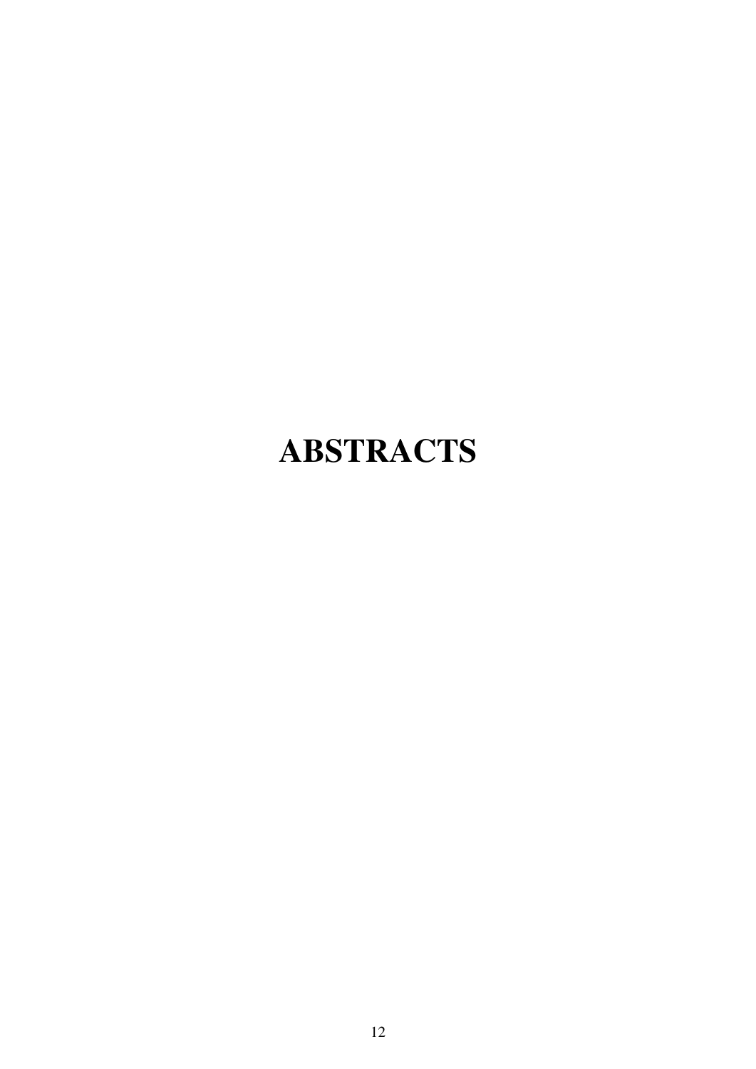# ABSTRACTS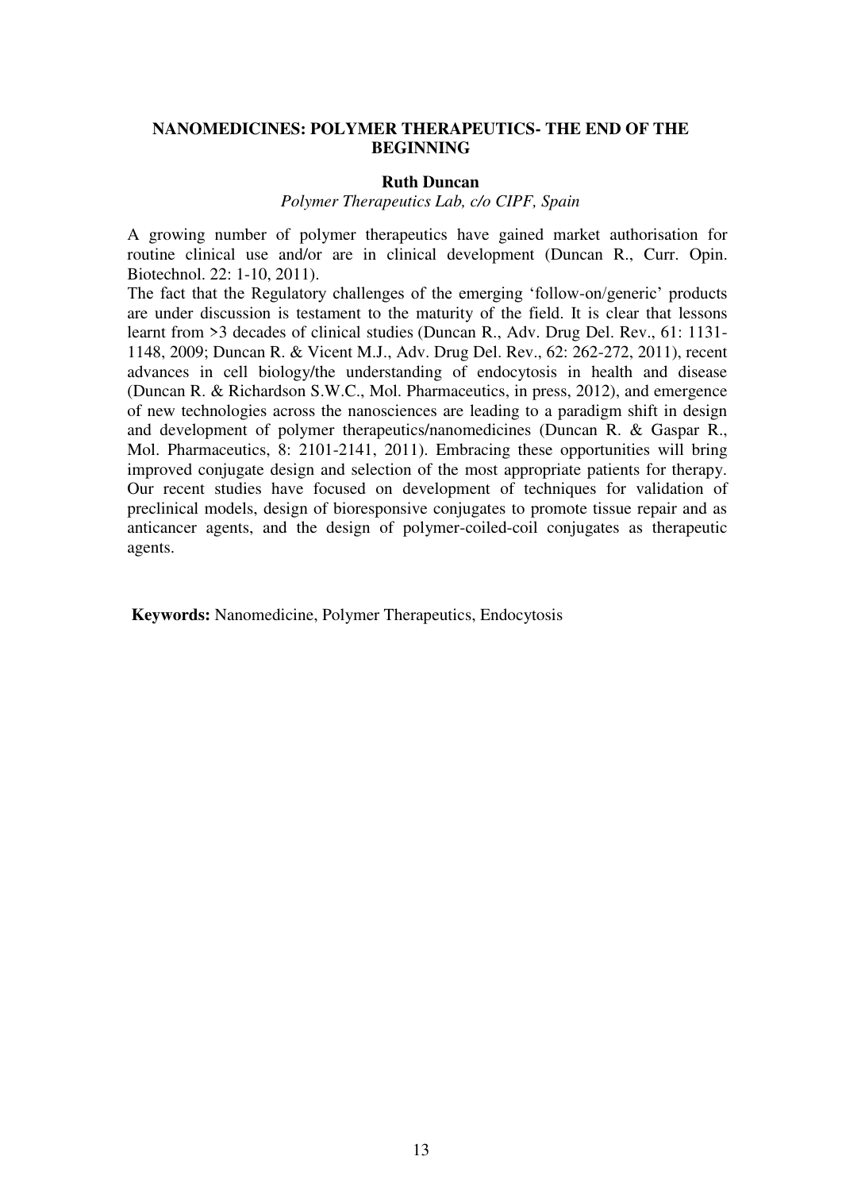## NANOMEDICINES: POLYMER THERAPEUTICS- THE END OF THE BEGINNING

**Ruth Duncan**

*Polymer Therapeutics Lab, c/o CIPF, Spain*

A growing number of polymer therapeutics have gained market authorisation for routine clinical use and/or are in clinical development (Duncan R., Curr. Opin. Biotechnol. 22: 1-10, 2011).

The fact that the Regulatory challenges of the emerging 'follow-on/generic' products are under discussion is testament to the maturity of the field. It is clear that lessons learnt from >3 decades of clinical studies (Duncan R., Adv. Drug Del. Rev., 61: 1131-1148, 2009; Duncan R. & Vicent M.J., Adv. Drug Del. Rev., 62: 262-272, 2011), recent advances in cell biology/the understanding of endocytosis in health and disease (Duncan R. & Richardson S.W.C., Mol. Pharmaceutics, in press, 2012), and emergence of new technologies across the nanosciences are leading to a paradigm shift in design and development of polymer therapeutics/nanomedicines (Duncan R. & Gaspar R., Mol. Pharmaceutics, 8: 2101-2141, 2011). Embracing these opportunities will bring improved conjugate design and selection of the most appropriate patients for therapy. Our recent studies have focused on development of techniques for validation of preclinical models, design of bioresponsive conjugates to promote tissue repair and as anticancer agents, and the design of polymer-coiled-coil conjugates as therapeutic agents.

**Keywords:** Nanomedicine, Polymer Therapeutics, Endocytosis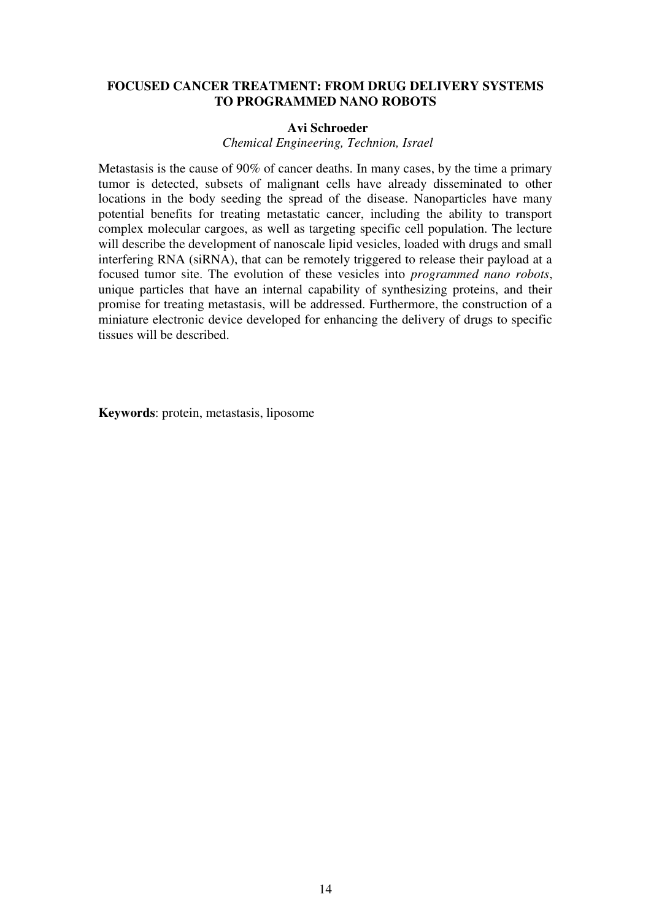## FOCUSED CANCER TREATMENT: FROM DRUG DELIVERY SYSTEMS TO PROGRAMMED NANO ROBOTS

**Avi Schroeder**

*Chemical Engineering, Technion, Israel*

Metastasis is the cause of 90% of cancer deaths. In many cases, by the time a primary tumor is detected, subsets of malignant cells have already disseminated to other locations in the body seeding the spread of the disease. Nanoparticles have many potential benefits for treating metastatic cancer, including the ability to transport complex molecular cargoes, as well as targeting specific cell population. The lecture will describe the development of nanoscale lipid vesicles, loaded with drugs and small interfering RNA (siRNA), that can be remotely triggered to release their payload at a focused tumor site. The evolution of these vesicles into *programmed nano robots*, unique particles that have an internal capability of synthesizing proteins, and their promise for treating metastasis, will be addressed. Furthermore, the construction of a miniature electronic device developed for enhancing the delivery of drugs to specific tissues will be described.

**Keywords**: protein, metastasis, liposome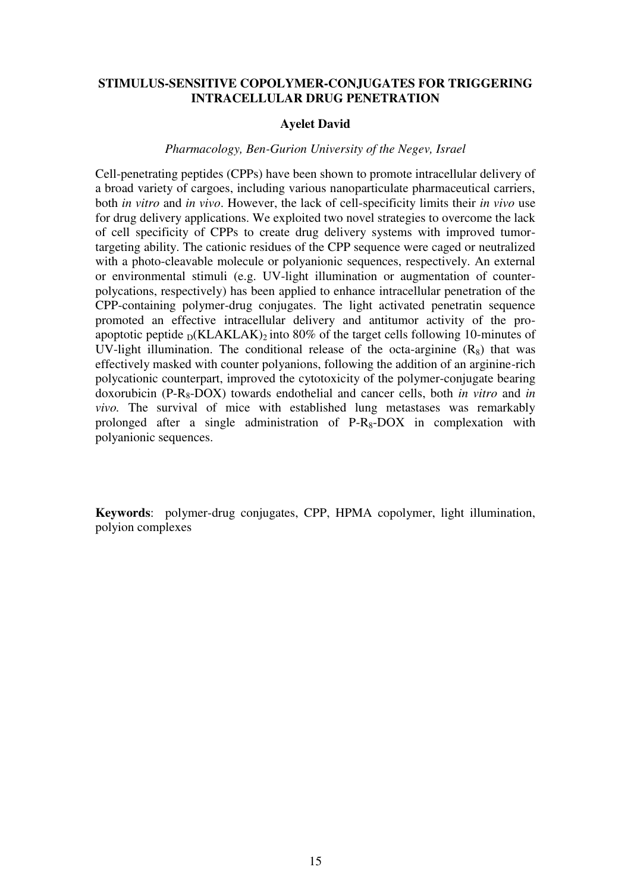# STIMULUS-SENSITIVE COPOLYMER-CONJUGATES FOR TRIGGERING INTRACELLULAR DRUG PENETRATION

**Ayelet David**

*Pharmacology, Ben-Gurion University of the Negev, Israel*

Cell-penetrating peptides (CPPs) have been shown to promote intracellular delivery of a broad variety of cargoes, including various nanoparticulate pharmaceutical carriers, both *in vitro* and *in vivo*. However, the lack of cell-specificity limits their *in vivo* use for drug delivery applications. We exploited two novel strategies to overcome the lack of cell specificity of CPPs to create drug delivery systems with improved tumor-targeting ability. The cationic residues of the CPP sequence were caged or neutralized with a photo-cleavable molecule or polyanionic sequences, respectively. An external or environmental stimuli (e.g. UV-light illumination or augmentation of counter-polycations, respectively) has been applied to enhance intracellular penetration of the CPP-containing polymer-drug conjugates. The light activated penetratin sequence promoted an effective intracellular delivery and antitumor activity of the pro-apoptotic peptide $_{D}$(KLAKLAK)$_2$ into 80% of the target cells following 10-minutes of UV-light illumination. The conditional release of the octa-arginine ($R_8$) that was effectively masked with counter polyanions, following the addition of an arginine-rich polycationic counterpart, improved the cytotoxicity of the polymer-conjugate bearing doxorubicin (P-$R_8$-DOX) towards endothelial and cancer cells, both *in vitro* and *in vivo*. The survival of mice with established lung metastases was remarkably prolonged after a single administration of P-$R_8$-DOX in complexation with polyanionic sequences.

**Keywords**: polymer-drug conjugates, CPP, HPMA copolymer, light illumination, polyion complexes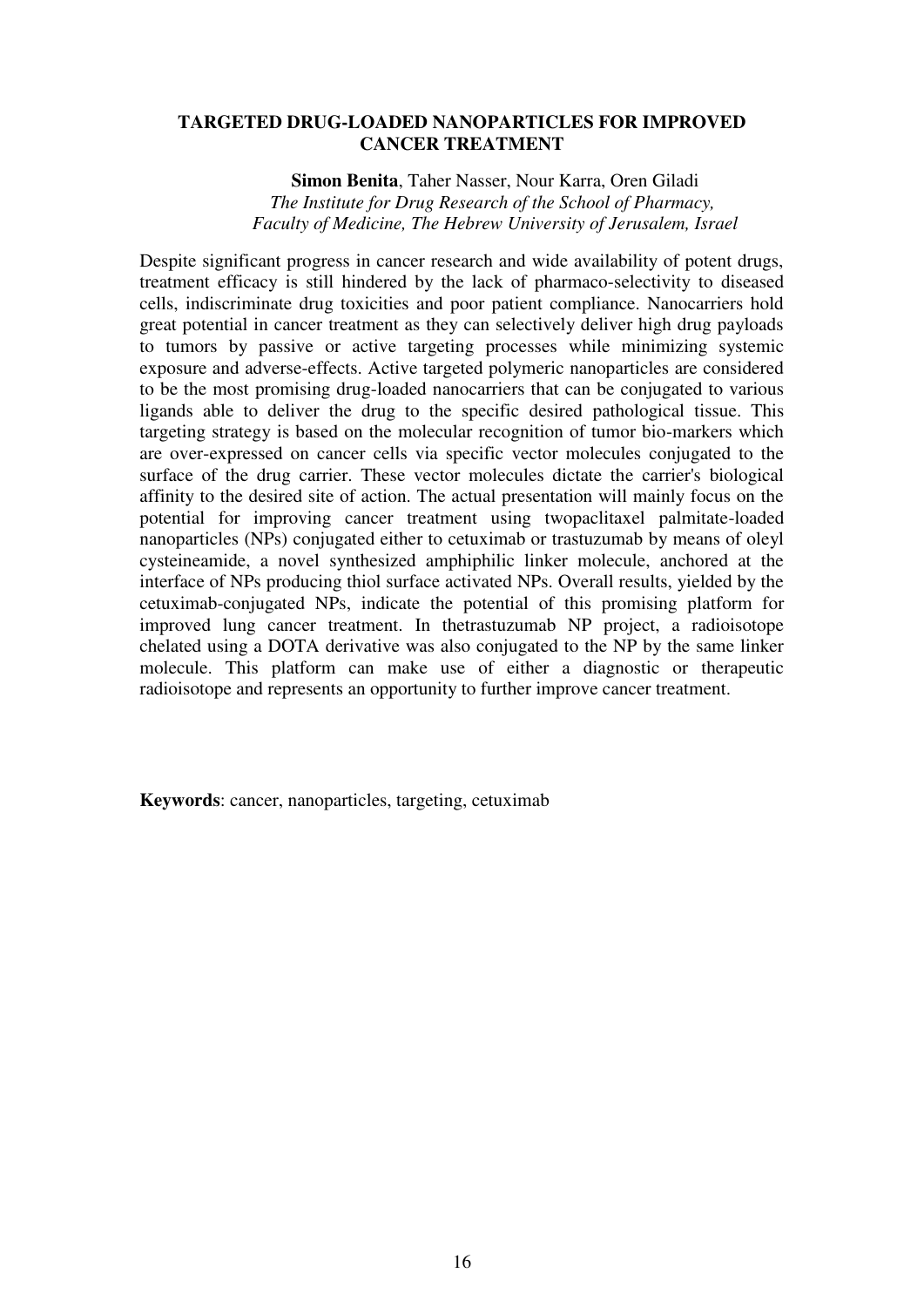## TARGETED DRUG-LOADED NANOPARTICLES FOR IMPROVED CANCER TREATMENT

**Simon Benita**, Taher Nasser, Nour Karra, Oren Giladi

*The Institute for Drug Research of the School of Pharmacy, Faculty of Medicine, The Hebrew University of Jerusalem, Israel*

Despite significant progress in cancer research and wide availability of potent drugs, treatment efficacy is still hindered by the lack of pharmaco-selectivity to diseased cells, indiscriminate drug toxicities and poor patient compliance. Nanocarriers hold great potential in cancer treatment as they can selectively deliver high drug payloads to tumors by passive or active targeting processes while minimizing systemic exposure and adverse-effects. Active targeted polymeric nanoparticles are considered to be the most promising drug-loaded nanocarriers that can be conjugated to various ligands able to deliver the drug to the specific desired pathological tissue. This targeting strategy is based on the molecular recognition of tumor bio-markers which are over-expressed on cancer cells via specific vector molecules conjugated to the surface of the drug carrier. These vector molecules dictate the carrier's biological affinity to the desired site of action. The actual presentation will mainly focus on the potential for improving cancer treatment using twopaclitaxel palmitate-loaded nanoparticles (NPs) conjugated either to cetuximab or trastuzumab by means of oleyl cysteineamide, a novel synthesized amphiphilic linker molecule, anchored at the interface of NPs producing thiol surface activated NPs. Overall results, yielded by the cetuximab-conjugated NPs, indicate the potential of this promising platform for improved lung cancer treatment. In thetrastuzumab NP project, a radioisotope chelated using a DOTA derivative was also conjugated to the NP by the same linker molecule. This platform can make use of either a diagnostic or therapeutic radioisotope and represents an opportunity to further improve cancer treatment.

**Keywords**: cancer, nanoparticles, targeting, cetuximab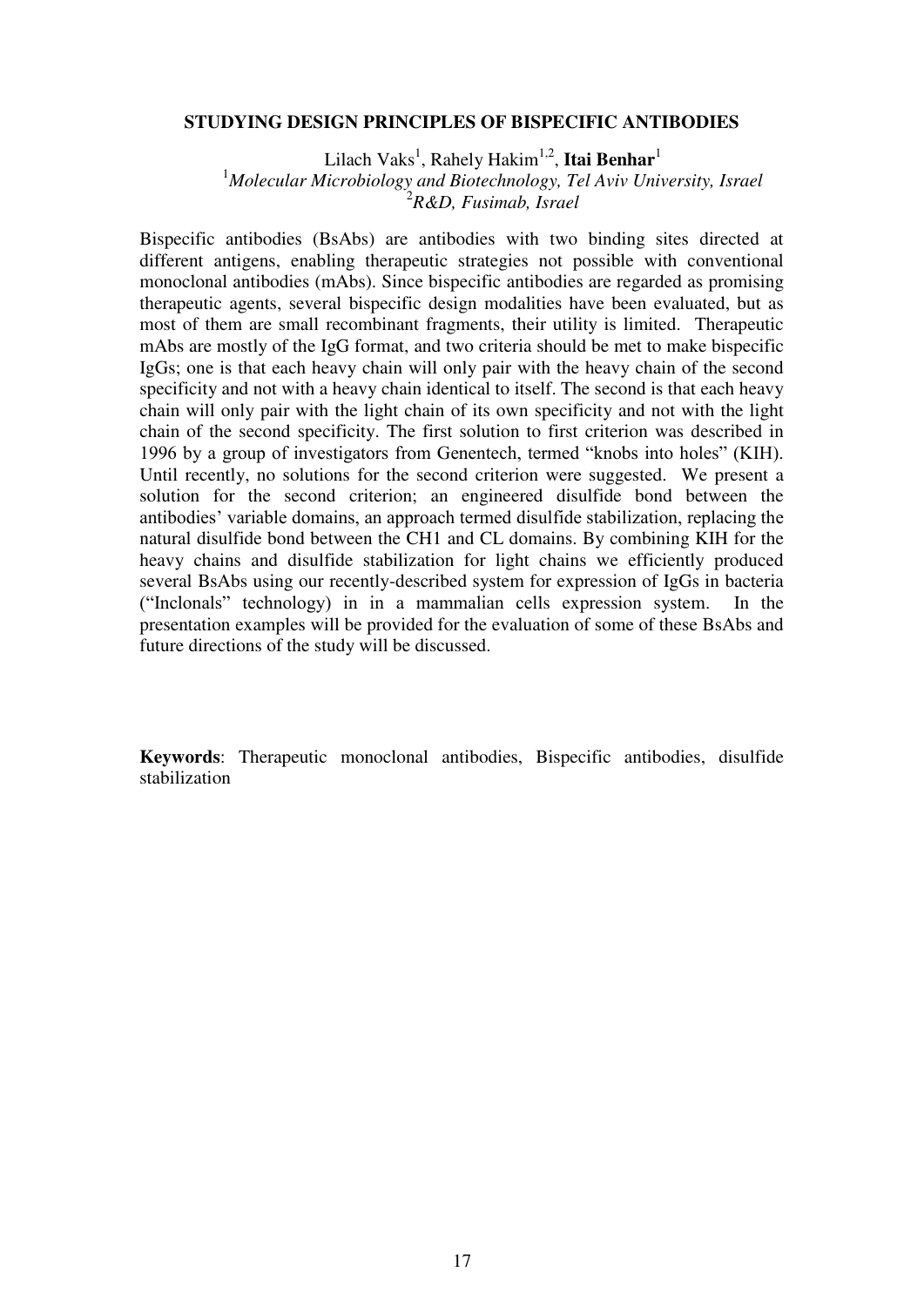## STUDYING DESIGN PRINCIPLES OF BISPECIFIC ANTIBODIES

Lilach Vaks[1], Rahely Hakim[1,2], **Itai Benhar**[1]

[1]*Molecular Microbiology and Biotechnology, Tel Aviv University, Israel*
[2]*R&D, Fusimab, Israel*

Bispecific antibodies (BsAbs) are antibodies with two binding sites directed at different antigens, enabling therapeutic strategies not possible with conventional monoclonal antibodies (mAbs). Since bispecific antibodies are regarded as promising therapeutic agents, several bispecific design modalities have been evaluated, but as most of them are small recombinant fragments, their utility is limited. Therapeutic mAbs are mostly of the IgG format, and two criteria should be met to make bispecific IgGs; one is that each heavy chain will only pair with the heavy chain of the second specificity and not with a heavy chain identical to itself. The second is that each heavy chain will only pair with the light chain of its own specificity and not with the light chain of the second specificity. The first solution to first criterion was described in 1996 by a group of investigators from Genentech, termed "knobs into holes" (KIH). Until recently, no solutions for the second criterion were suggested. We present a solution for the second criterion; an engineered disulfide bond between the antibodies' variable domains, an approach termed disulfide stabilization, replacing the natural disulfide bond between the CH1 and CL domains. By combining KIH for the heavy chains and disulfide stabilization for light chains we efficiently produced several BsAbs using our recently-described system for expression of IgGs in bacteria ("Inclonals" technology) in in a mammalian cells expression system. In the presentation examples will be provided for the evaluation of some of these BsAbs and future directions of the study will be discussed.

**Keywords**: Therapeutic monoclonal antibodies, Bispecific antibodies, disulfide stabilization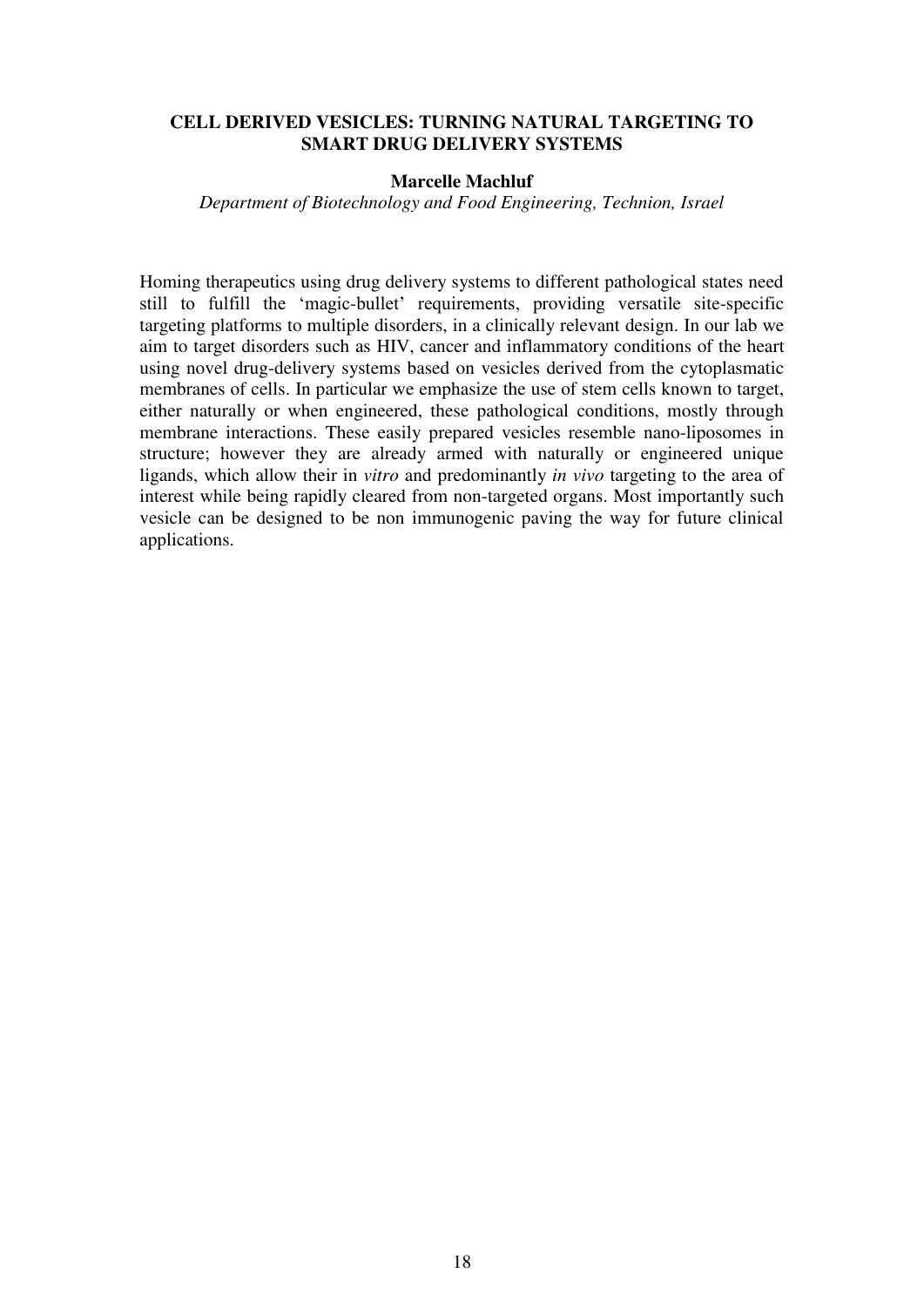## CELL DERIVED VESICLES: TURNING NATURAL TARGETING TO SMART DRUG DELIVERY SYSTEMS

**Marcelle Machluf**

*Department of Biotechnology and Food Engineering, Technion, Israel*

Homing therapeutics using drug delivery systems to different pathological states need still to fulfill the 'magic-bullet' requirements, providing versatile site-specific targeting platforms to multiple disorders, in a clinically relevant design. In our lab we aim to target disorders such as HIV, cancer and inflammatory conditions of the heart using novel drug-delivery systems based on vesicles derived from the cytoplasmatic membranes of cells. In particular we emphasize the use of stem cells known to target, either naturally or when engineered, these pathological conditions, mostly through membrane interactions. These easily prepared vesicles resemble nano-liposomes in structure; however they are already armed with naturally or engineered unique ligands, which allow their in *vitro* and predominantly *in vivo* targeting to the area of interest while being rapidly cleared from non-targeted organs. Most importantly such vesicle can be designed to be non immunogenic paving the way for future clinical applications.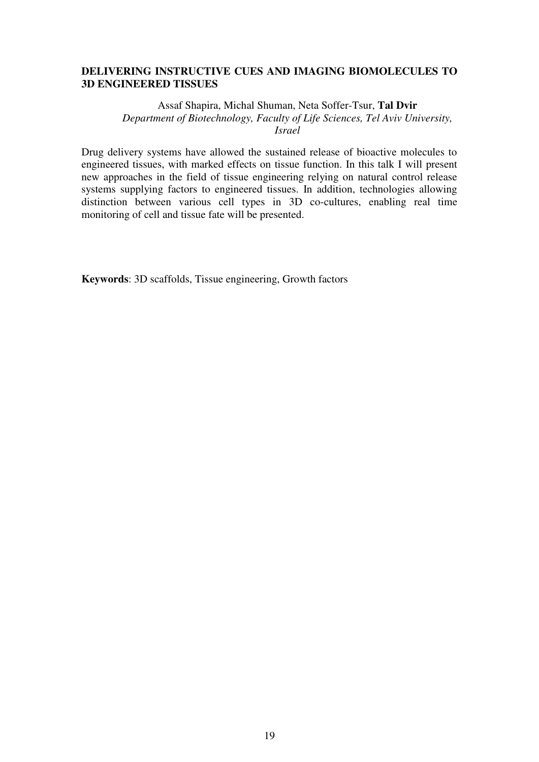## DELIVERING INSTRUCTIVE CUES AND IMAGING BIOMOLECULES TO 3D ENGINEERED TISSUES

Assaf Shapira, Michal Shuman, Neta Soffer-Tsur, **Tal Dvir**
*Department of Biotechnology, Faculty of Life Sciences, Tel Aviv University, Israel*

Drug delivery systems have allowed the sustained release of bioactive molecules to engineered tissues, with marked effects on tissue function. In this talk I will present new approaches in the field of tissue engineering relying on natural control release systems supplying factors to engineered tissues. In addition, technologies allowing distinction between various cell types in 3D co-cultures, enabling real time monitoring of cell and tissue fate will be presented.

**Keywords**: 3D scaffolds, Tissue engineering, Growth factors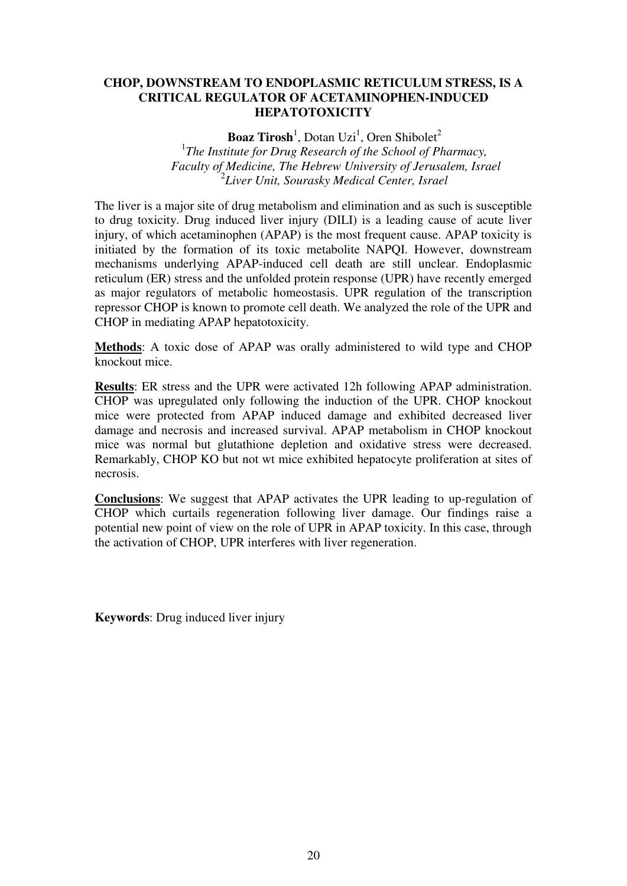## CHOP, DOWNSTREAM TO ENDOPLASMIC RETICULUM STRESS, IS A CRITICAL REGULATOR OF ACETAMINOPHEN-INDUCED HEPATOTOXICITY

**Boaz Tirosh**[1], Dotan Uzi[1], Oren Shibolet[2]

[1]*The Institute for Drug Research of the School of Pharmacy, Faculty of Medicine, The Hebrew University of Jerusalem, Israel*
[2]*Liver Unit, Sourasky Medical Center, Israel*

The liver is a major site of drug metabolism and elimination and as such is susceptible to drug toxicity. Drug induced liver injury (DILI) is a leading cause of acute liver injury, of which acetaminophen (APAP) is the most frequent cause. APAP toxicity is initiated by the formation of its toxic metabolite NAPQI. However, downstream mechanisms underlying APAP-induced cell death are still unclear. Endoplasmic reticulum (ER) stress and the unfolded protein response (UPR) have recently emerged as major regulators of metabolic homeostasis. UPR regulation of the transcription repressor CHOP is known to promote cell death. We analyzed the role of the UPR and CHOP in mediating APAP hepatotoxicity.

**Methods**: A toxic dose of APAP was orally administered to wild type and CHOP knockout mice.

**Results**: ER stress and the UPR were activated 12h following APAP administration. CHOP was upregulated only following the induction of the UPR. CHOP knockout mice were protected from APAP induced damage and exhibited decreased liver damage and necrosis and increased survival. APAP metabolism in CHOP knockout mice was normal but glutathione depletion and oxidative stress were decreased. Remarkably, CHOP KO but not wt mice exhibited hepatocyte proliferation at sites of necrosis.

**Conclusions**: We suggest that APAP activates the UPR leading to up-regulation of CHOP which curtails regeneration following liver damage. Our findings raise a potential new point of view on the role of UPR in APAP toxicity. In this case, through the activation of CHOP, UPR interferes with liver regeneration.

**Keywords**: Drug induced liver injury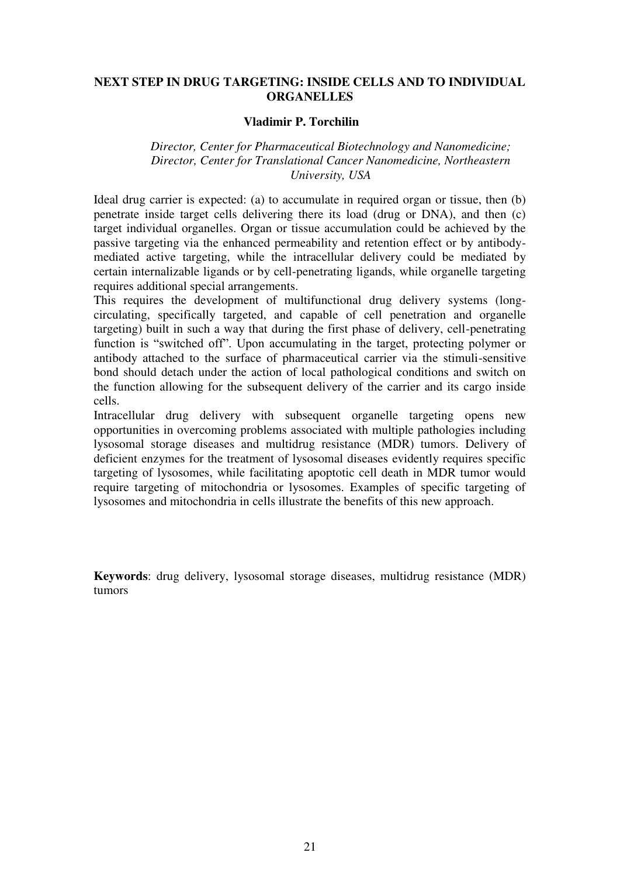## NEXT STEP IN DRUG TARGETING: INSIDE CELLS AND TO INDIVIDUAL ORGANELLES

**Vladimir P. Torchilin**

*Director, Center for Pharmaceutical Biotechnology and Nanomedicine; Director, Center for Translational Cancer Nanomedicine, Northeastern University, USA*

Ideal drug carrier is expected: (a) to accumulate in required organ or tissue, then (b) penetrate inside target cells delivering there its load (drug or DNA), and then (c) target individual organelles. Organ or tissue accumulation could be achieved by the passive targeting via the enhanced permeability and retention effect or by antibody-mediated active targeting, while the intracellular delivery could be mediated by certain internalizable ligands or by cell-penetrating ligands, while organelle targeting requires additional special arrangements.

This requires the development of multifunctional drug delivery systems (long-circulating, specifically targeted, and capable of cell penetration and organelle targeting) built in such a way that during the first phase of delivery, cell-penetrating function is "switched off". Upon accumulating in the target, protecting polymer or antibody attached to the surface of pharmaceutical carrier via the stimuli-sensitive bond should detach under the action of local pathological conditions and switch on the function allowing for the subsequent delivery of the carrier and its cargo inside cells.

Intracellular drug delivery with subsequent organelle targeting opens new opportunities in overcoming problems associated with multiple pathologies including lysosomal storage diseases and multidrug resistance (MDR) tumors. Delivery of deficient enzymes for the treatment of lysosomal diseases evidently requires specific targeting of lysosomes, while facilitating apoptotic cell death in MDR tumor would require targeting of mitochondria or lysosomes. Examples of specific targeting of lysosomes and mitochondria in cells illustrate the benefits of this new approach.

**Keywords**: drug delivery, lysosomal storage diseases, multidrug resistance (MDR) tumors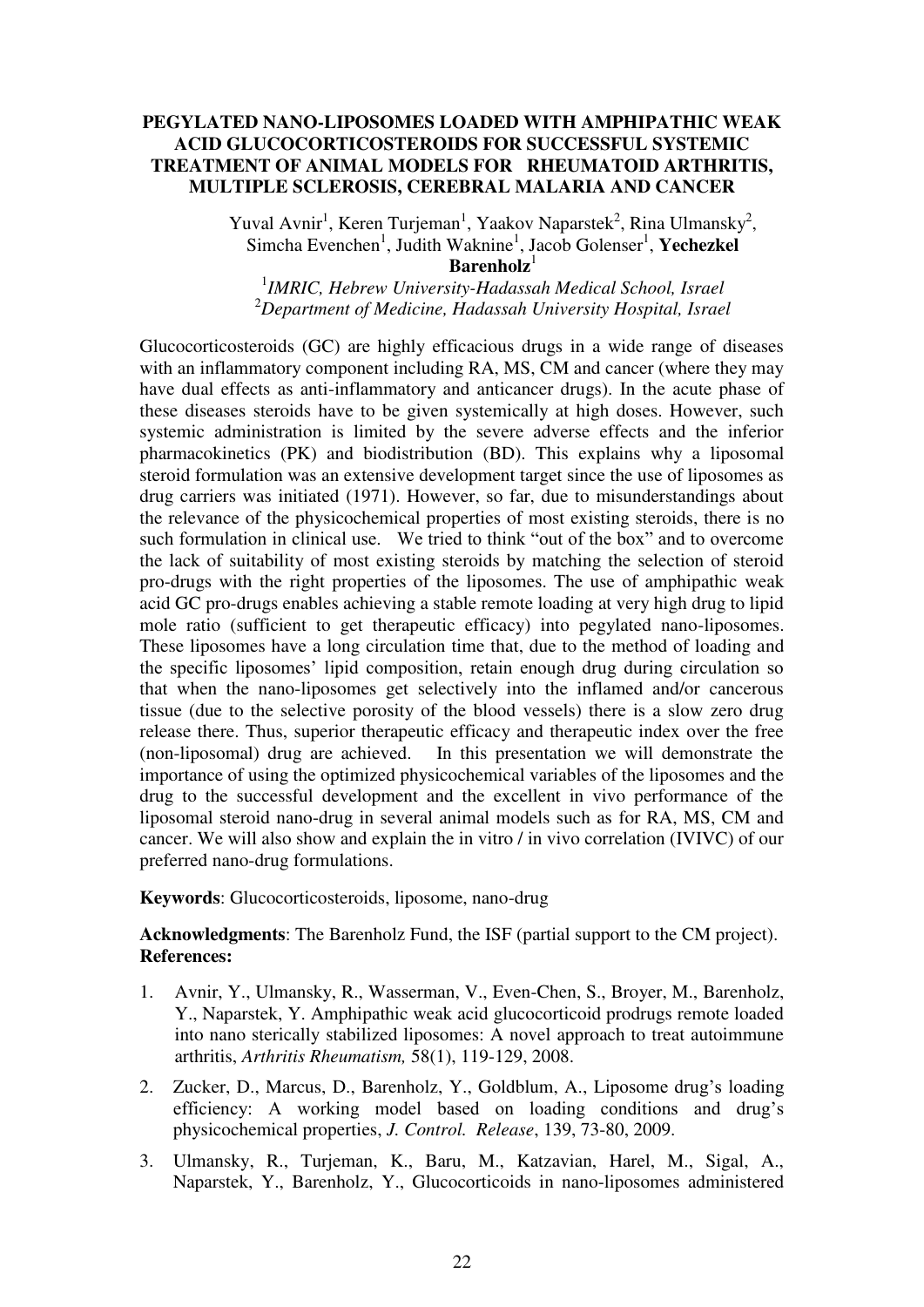# PEGYLATED NANO-LIPOSOMES LOADED WITH AMPHIPATHIC WEAK ACID GLUCOCORTICOSTEROIDS FOR SUCCESSFUL SYSTEMIC TREATMENT OF ANIMAL MODELS FOR RHEUMATOID ARTHRITIS, MULTIPLE SCLEROSIS, CEREBRAL MALARIA AND CANCER

Yuval Avnir[1], Keren Turjeman[1], Yaakov Naparstek[2], Rina Ulmansky[2], Simcha Evenchen[1], Judith Waknine[1], Jacob Golenser[1], **Yechezkel Barenholz**[1]

[1]*IMRIC, Hebrew University-Hadassah Medical School, Israel*
[2]*Department of Medicine, Hadassah University Hospital, Israel*

Glucocorticosteroids (GC) are highly efficacious drugs in a wide range of diseases with an inflammatory component including RA, MS, CM and cancer (where they may have dual effects as anti-inflammatory and anticancer drugs). In the acute phase of these diseases steroids have to be given systemically at high doses. However, such systemic administration is limited by the severe adverse effects and the inferior pharmacokinetics (PK) and biodistribution (BD). This explains why a liposomal steroid formulation was an extensive development target since the use of liposomes as drug carriers was initiated (1971). However, so far, due to misunderstandings about the relevance of the physicochemical properties of most existing steroids, there is no such formulation in clinical use. We tried to think "out of the box" and to overcome the lack of suitability of most existing steroids by matching the selection of steroid pro-drugs with the right properties of the liposomes. The use of amphipathic weak acid GC pro-drugs enables achieving a stable remote loading at very high drug to lipid mole ratio (sufficient to get therapeutic efficacy) into pegylated nano-liposomes. These liposomes have a long circulation time that, due to the method of loading and the specific liposomes' lipid composition, retain enough drug during circulation so that when the nano-liposomes get selectively into the inflamed and/or cancerous tissue (due to the selective porosity of the blood vessels) there is a slow zero drug release there. Thus, superior therapeutic efficacy and therapeutic index over the free (non-liposomal) drug are achieved. In this presentation we will demonstrate the importance of using the optimized physicochemical variables of the liposomes and the drug to the successful development and the excellent in vivo performance of the liposomal steroid nano-drug in several animal models such as for RA, MS, CM and cancer. We will also show and explain the in vitro / in vivo correlation (IVIVC) of our preferred nano-drug formulations.

**Keywords**: Glucocorticosteroids, liposome, nano-drug

**Acknowledgments**: The Barenholz Fund, the ISF (partial support to the CM project).

**References:**

1. Avnir, Y., Ulmansky, R., Wasserman, V., Even-Chen, S., Broyer, M., Barenholz, Y., Naparstek, Y. Amphipathic weak acid glucocorticoid prodrugs remote loaded into nano sterically stabilized liposomes: A novel approach to treat autoimmune arthritis, *Arthritis Rheumatism,* 58(1), 119-129, 2008.
2. Zucker, D., Marcus, D., Barenholz, Y., Goldblum, A., Liposome drug's loading efficiency: A working model based on loading conditions and drug's physicochemical properties, *J. Control. Release*, 139, 73-80, 2009.
3. Ulmansky, R., Turjeman, K., Baru, M., Katzavian, Harel, M., Sigal, A., Naparstek, Y., Barenholz, Y., Glucocorticoids in nano-liposomes administered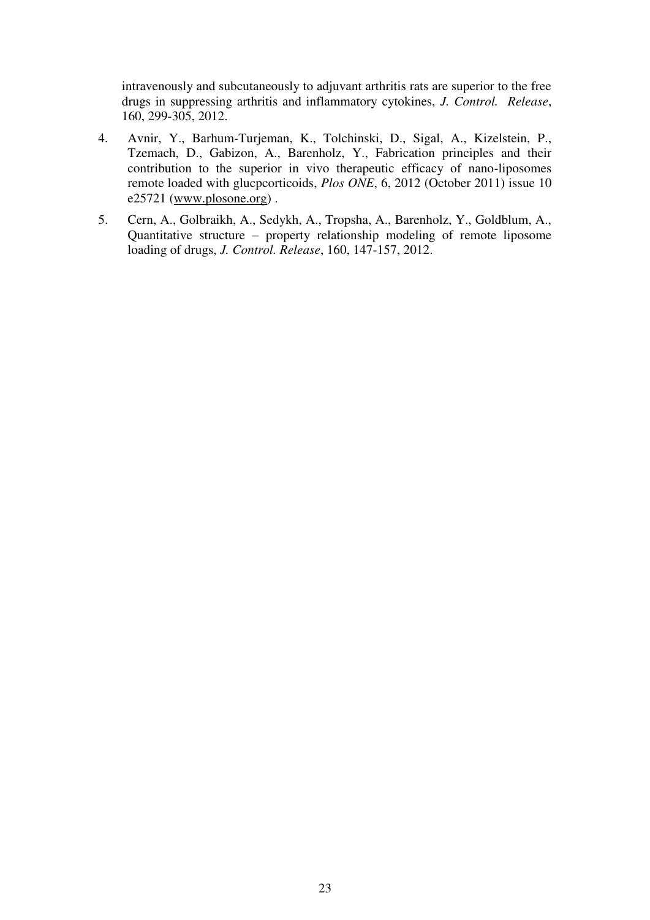intravenously and subcutaneously to adjuvant arthritis rats are superior to the free drugs in suppressing arthritis and inflammatory cytokines, *J. Control. Release*, 160, 299-305, 2012.

4. Avnir, Y., Barhum-Turjeman, K., Tolchinski, D., Sigal, A., Kizelstein, P., Tzemach, D., Gabizon, A., Barenholz, Y., Fabrication principles and their contribution to the superior in vivo therapeutic efficacy of nano-liposomes remote loaded with glucpcorticoids, *Plos ONE*, 6, 2012 (October 2011) issue 10 e25721 (www.plosone.org) .

5. Cern, A., Golbraikh, A., Sedykh, A., Tropsha, A., Barenholz, Y., Goldblum, A., Quantitative structure – property relationship modeling of remote liposome loading of drugs, *J. Control. Release*, 160, 147-157, 2012.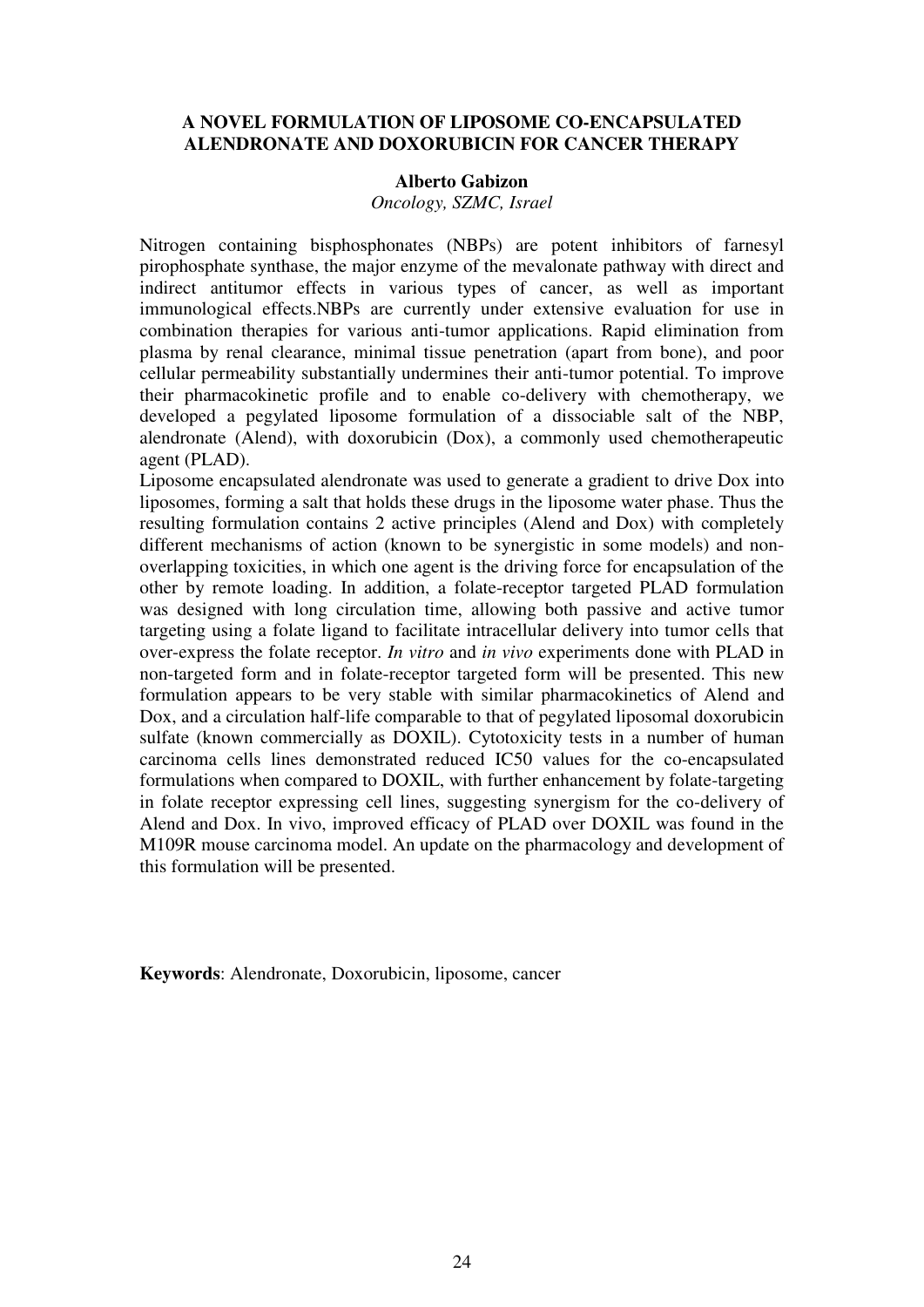## A NOVEL FORMULATION OF LIPOSOME CO-ENCAPSULATED ALENDRONATE AND DOXORUBICIN FOR CANCER THERAPY

**Alberto Gabizon**

*Oncology, SZMC, Israel*

Nitrogen containing bisphosphonates (NBPs) are potent inhibitors of farnesyl pirophosphate synthase, the major enzyme of the mevalonate pathway with direct and indirect antitumor effects in various types of cancer, as well as important immunological effects.NBPs are currently under extensive evaluation for use in combination therapies for various anti-tumor applications. Rapid elimination from plasma by renal clearance, minimal tissue penetration (apart from bone), and poor cellular permeability substantially undermines their anti-tumor potential. To improve their pharmacokinetic profile and to enable co-delivery with chemotherapy, we developed a pegylated liposome formulation of a dissociable salt of the NBP, alendronate (Alend), with doxorubicin (Dox), a commonly used chemotherapeutic agent (PLAD).

Liposome encapsulated alendronate was used to generate a gradient to drive Dox into liposomes, forming a salt that holds these drugs in the liposome water phase. Thus the resulting formulation contains 2 active principles (Alend and Dox) with completely different mechanisms of action (known to be synergistic in some models) and non-overlapping toxicities, in which one agent is the driving force for encapsulation of the other by remote loading. In addition, a folate-receptor targeted PLAD formulation was designed with long circulation time, allowing both passive and active tumor targeting using a folate ligand to facilitate intracellular delivery into tumor cells that over-express the folate receptor. *In vitro* and *in vivo* experiments done with PLAD in non-targeted form and in folate-receptor targeted form will be presented. This new formulation appears to be very stable with similar pharmacokinetics of Alend and Dox, and a circulation half-life comparable to that of pegylated liposomal doxorubicin sulfate (known commercially as DOXIL). Cytotoxicity tests in a number of human carcinoma cells lines demonstrated reduced IC50 values for the co-encapsulated formulations when compared to DOXIL, with further enhancement by folate-targeting in folate receptor expressing cell lines, suggesting synergism for the co-delivery of Alend and Dox. In vivo, improved efficacy of PLAD over DOXIL was found in the M109R mouse carcinoma model. An update on the pharmacology and development of this formulation will be presented.

**Keywords**: Alendronate, Doxorubicin, liposome, cancer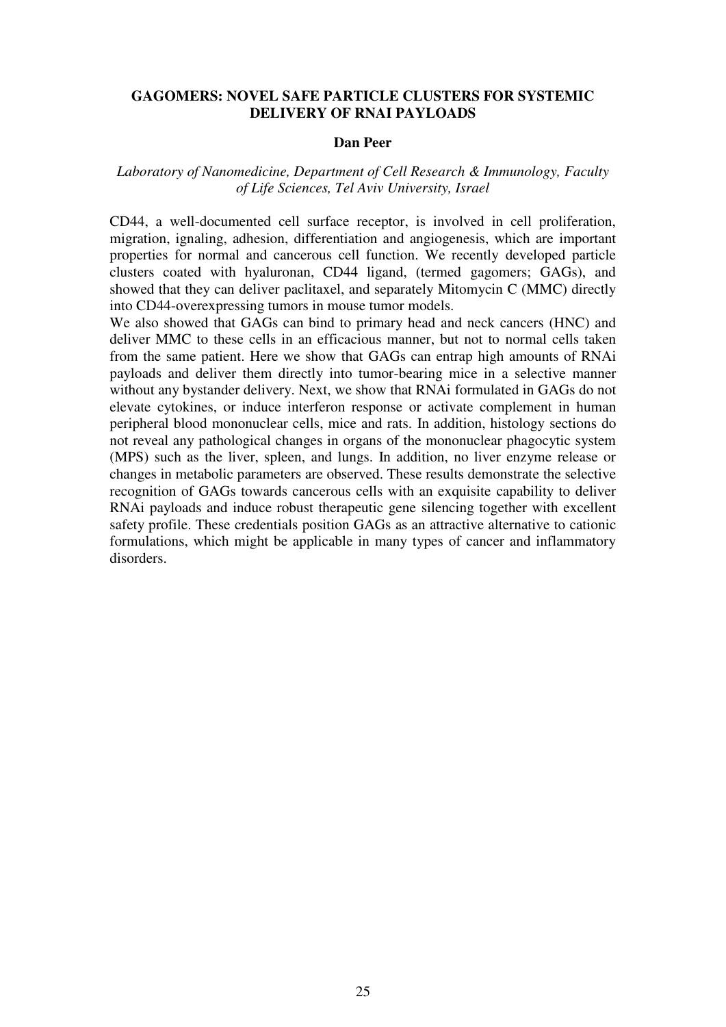# GAGOMERS: NOVEL SAFE PARTICLE CLUSTERS FOR SYSTEMIC DELIVERY OF RNAI PAYLOADS

**Dan Peer**

*Laboratory of Nanomedicine, Department of Cell Research & Immunology, Faculty of Life Sciences, Tel Aviv University, Israel*

CD44, a well-documented cell surface receptor, is involved in cell proliferation, migration, ignaling, adhesion, differentiation and angiogenesis, which are important properties for normal and cancerous cell function. We recently developed particle clusters coated with hyaluronan, CD44 ligand, (termed gagomers; GAGs), and showed that they can deliver paclitaxel, and separately Mitomycin C (MMC) directly into CD44-overexpressing tumors in mouse tumor models.

We also showed that GAGs can bind to primary head and neck cancers (HNC) and deliver MMC to these cells in an efficacious manner, but not to normal cells taken from the same patient. Here we show that GAGs can entrap high amounts of RNAi payloads and deliver them directly into tumor-bearing mice in a selective manner without any bystander delivery. Next, we show that RNAi formulated in GAGs do not elevate cytokines, or induce interferon response or activate complement in human peripheral blood mononuclear cells, mice and rats. In addition, histology sections do not reveal any pathological changes in organs of the mononuclear phagocytic system (MPS) such as the liver, spleen, and lungs. In addition, no liver enzyme release or changes in metabolic parameters are observed. These results demonstrate the selective recognition of GAGs towards cancerous cells with an exquisite capability to deliver RNAi payloads and induce robust therapeutic gene silencing together with excellent safety profile. These credentials position GAGs as an attractive alternative to cationic formulations, which might be applicable in many types of cancer and inflammatory disorders.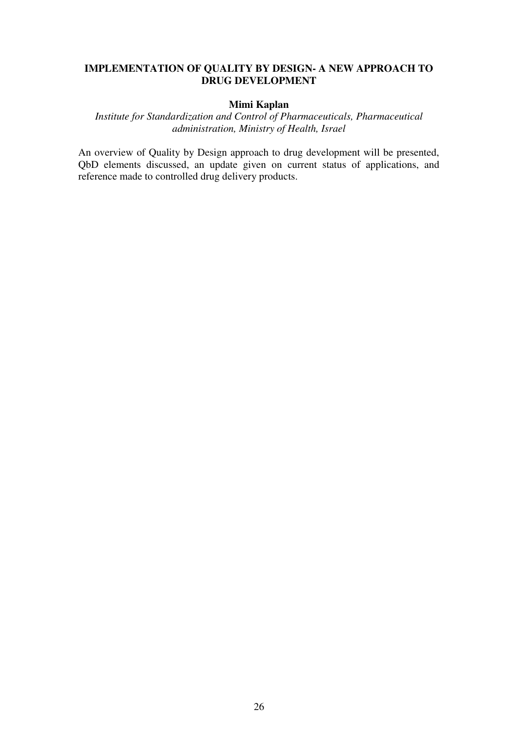## IMPLEMENTATION OF QUALITY BY DESIGN- A NEW APPROACH TO DRUG DEVELOPMENT

**Mimi Kaplan**

*Institute for Standardization and Control of Pharmaceuticals, Pharmaceutical administration, Ministry of Health, Israel*

An overview of Quality by Design approach to drug development will be presented, QbD elements discussed, an update given on current status of applications, and reference made to controlled drug delivery products.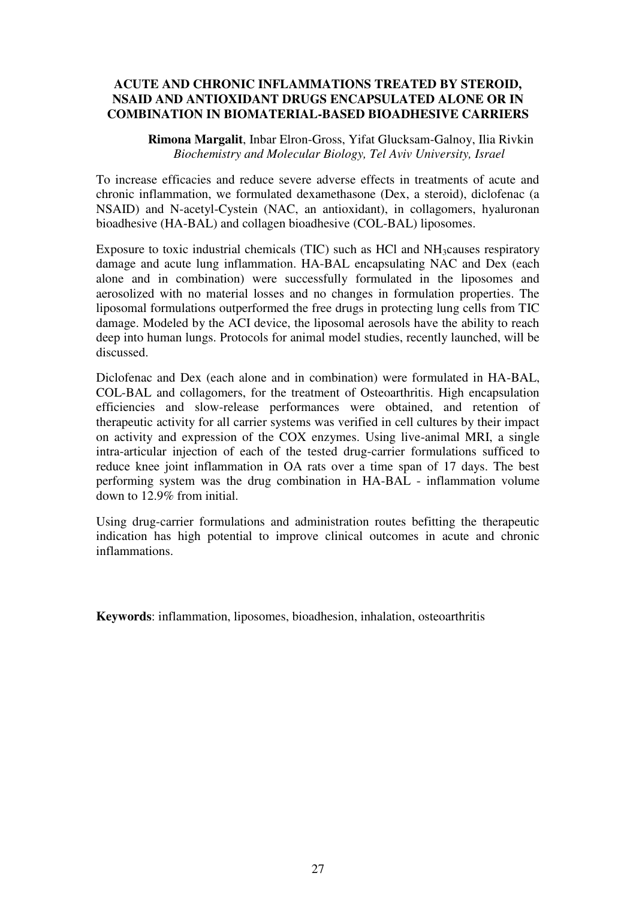## ACUTE AND CHRONIC INFLAMMATIONS TREATED BY STEROID, NSAID AND ANTIOXIDANT DRUGS ENCAPSULATED ALONE OR IN COMBINATION IN BIOMATERIAL-BASED BIOADHESIVE CARRIERS

**Rimona Margalit**, Inbar Elron-Gross, Yifat Glucksam-Galnoy, Ilia Rivkin
*Biochemistry and Molecular Biology, Tel Aviv University, Israel*

To increase efficacies and reduce severe adverse effects in treatments of acute and chronic inflammation, we formulated dexamethasone (Dex, a steroid), diclofenac (a NSAID) and N-acetyl-Cystein (NAC, an antioxidant), in collagomers, hyaluronan bioadhesive (HA-BAL) and collagen bioadhesive (COL-BAL) liposomes.

Exposure to toxic industrial chemicals (TIC) such as HCl and $NH_3$causes respiratory damage and acute lung inflammation. HA-BAL encapsulating NAC and Dex (each alone and in combination) were successfully formulated in the liposomes and aerosolized with no material losses and no changes in formulation properties. The liposomal formulations outperformed the free drugs in protecting lung cells from TIC damage. Modeled by the ACI device, the liposomal aerosols have the ability to reach deep into human lungs. Protocols for animal model studies, recently launched, will be discussed.

Diclofenac and Dex (each alone and in combination) were formulated in HA-BAL, COL-BAL and collagomers, for the treatment of Osteoarthritis. High encapsulation efficiencies and slow-release performances were obtained, and retention of therapeutic activity for all carrier systems was verified in cell cultures by their impact on activity and expression of the COX enzymes. Using live-animal MRI, a single intra-articular injection of each of the tested drug-carrier formulations sufficed to reduce knee joint inflammation in OA rats over a time span of 17 days. The best performing system was the drug combination in HA-BAL - inflammation volume down to 12.9% from initial.

Using drug-carrier formulations and administration routes befitting the therapeutic indication has high potential to improve clinical outcomes in acute and chronic inflammations.

**Keywords**: inflammation, liposomes, bioadhesion, inhalation, osteoarthritis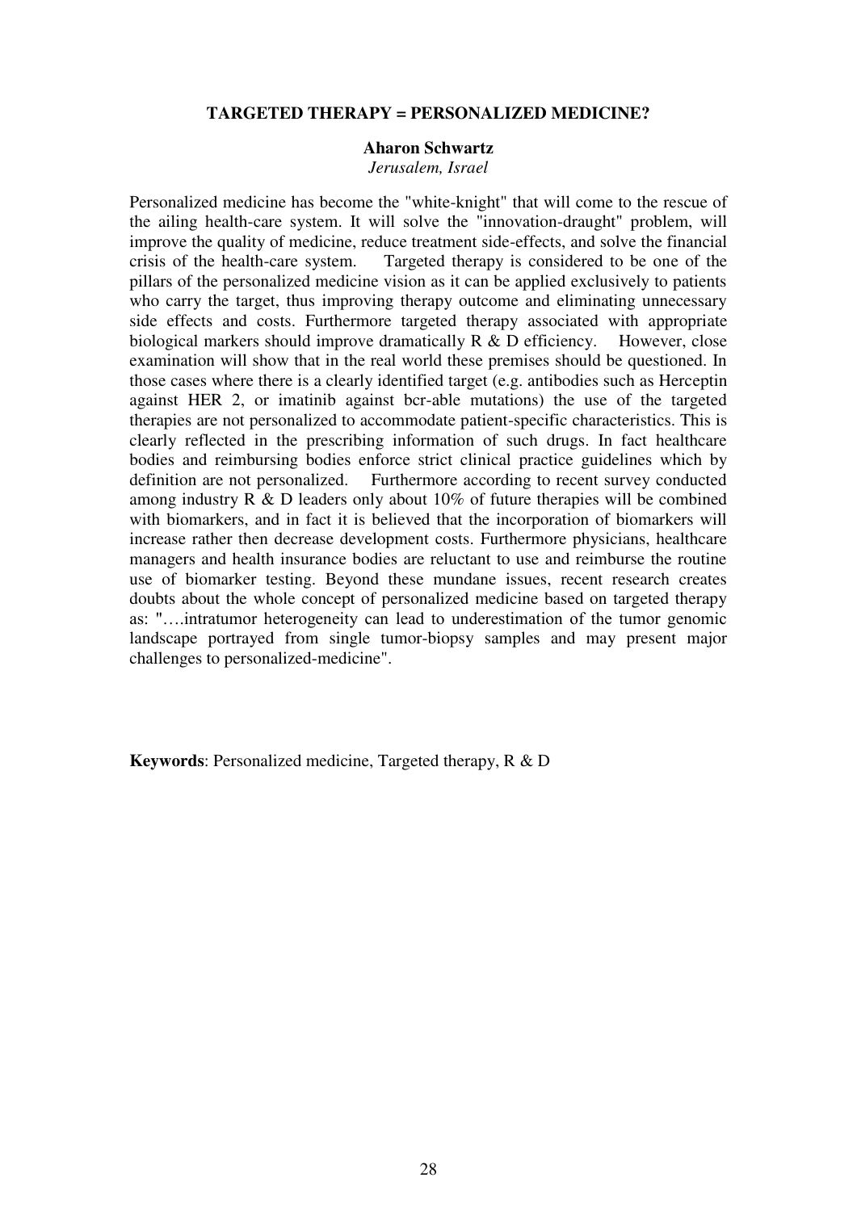## TARGETED THERAPY = PERSONALIZED MEDICINE?

**Aharon Schwartz**

*Jerusalem, Israel*

Personalized medicine has become the "white-knight" that will come to the rescue of the ailing health-care system. It will solve the "innovation-draught" problem, will improve the quality of medicine, reduce treatment side-effects, and solve the financial crisis of the health-care system. Targeted therapy is considered to be one of the pillars of the personalized medicine vision as it can be applied exclusively to patients who carry the target, thus improving therapy outcome and eliminating unnecessary side effects and costs. Furthermore targeted therapy associated with appropriate biological markers should improve dramatically R & D efficiency. However, close examination will show that in the real world these premises should be questioned. In those cases where there is a clearly identified target (e.g. antibodies such as Herceptin against HER 2, or imatinib against bcr-able mutations) the use of the targeted therapies are not personalized to accommodate patient-specific characteristics. This is clearly reflected in the prescribing information of such drugs. In fact healthcare bodies and reimbursing bodies enforce strict clinical practice guidelines which by definition are not personalized. Furthermore according to recent survey conducted among industry R & D leaders only about 10% of future therapies will be combined with biomarkers, and in fact it is believed that the incorporation of biomarkers will increase rather then decrease development costs. Furthermore physicians, healthcare managers and health insurance bodies are reluctant to use and reimburse the routine use of biomarker testing. Beyond these mundane issues, recent research creates doubts about the whole concept of personalized medicine based on targeted therapy as: "….intratumor heterogeneity can lead to underestimation of the tumor genomic landscape portrayed from single tumor-biopsy samples and may present major challenges to personalized-medicine".

**Keywords**: Personalized medicine, Targeted therapy, R & D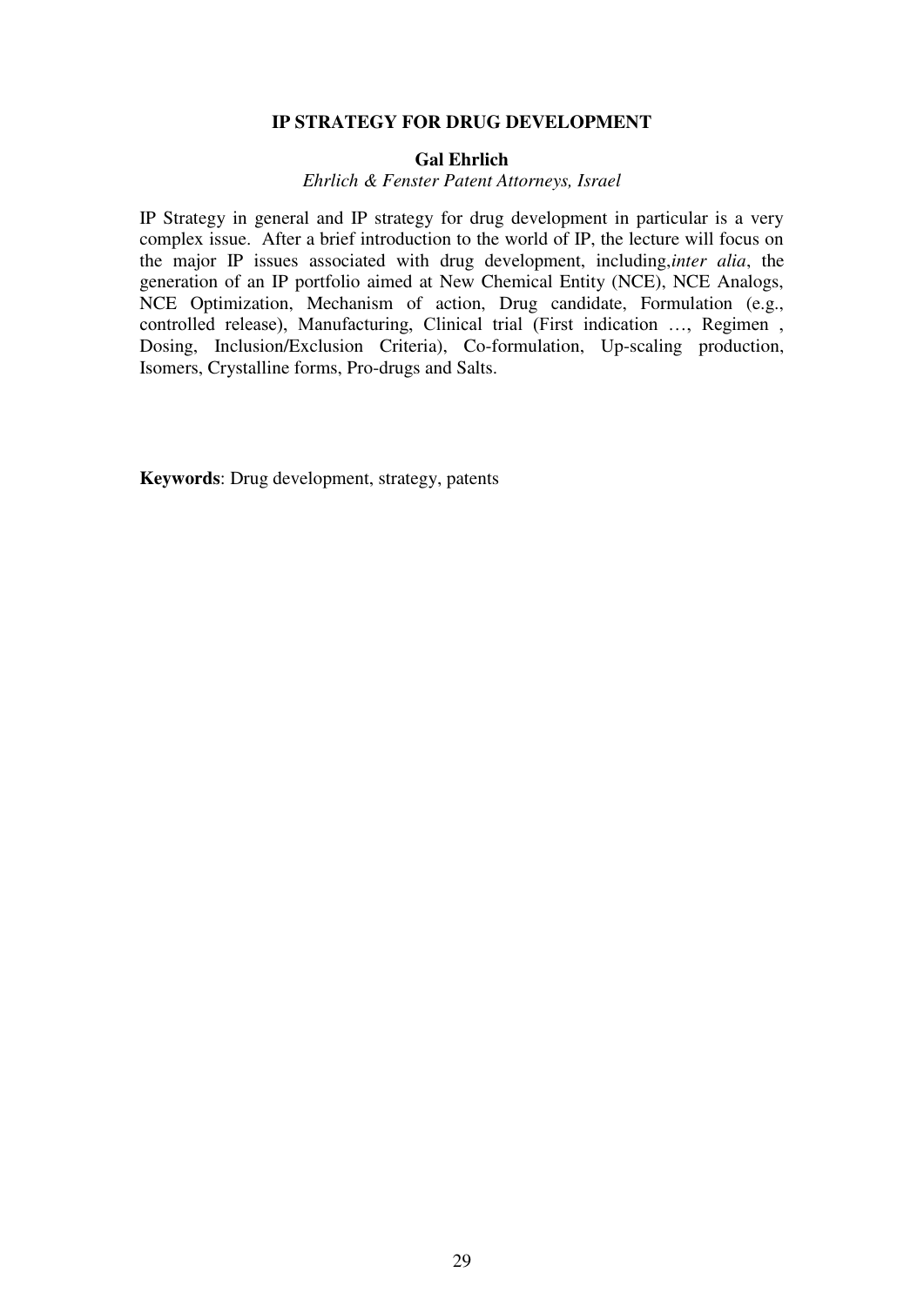## IP STRATEGY FOR DRUG DEVELOPMENT

**Gal Ehrlich**

*Ehrlich & Fenster Patent Attorneys, Israel*

IP Strategy in general and IP strategy for drug development in particular is a very complex issue. After a brief introduction to the world of IP, the lecture will focus on the major IP issues associated with drug development, including,*inter alia*, the generation of an IP portfolio aimed at New Chemical Entity (NCE), NCE Analogs, NCE Optimization, Mechanism of action, Drug candidate, Formulation (e.g., controlled release), Manufacturing, Clinical trial (First indication …, Regimen , Dosing, Inclusion/Exclusion Criteria), Co-formulation, Up-scaling production, Isomers, Crystalline forms, Pro-drugs and Salts.

**Keywords**: Drug development, strategy, patents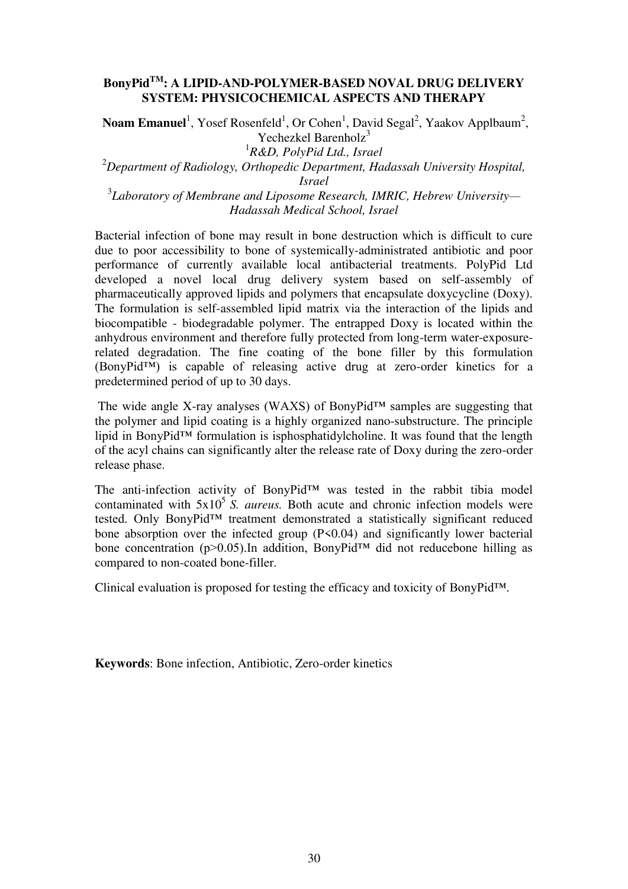## BonyPid™: A LIPID-AND-POLYMER-BASED NOVAL DRUG DELIVERY SYSTEM: PHYSICOCHEMICAL ASPECTS AND THERAPY

**Noam Emanuel**[1], Yosef Rosenfeld[1], Or Cohen[1], David Segal[2], Yaakov Applbaum[2], Yechezkel Barenholz[3]

[1]*R&D, PolyPid Ltd., Israel*

[2]*Department of Radiology, Orthopedic Department, Hadassah University Hospital, Israel*

[3]*Laboratory of Membrane and Liposome Research, IMRIC, Hebrew University—Hadassah Medical School, Israel*

Bacterial infection of bone may result in bone destruction which is difficult to cure due to poor accessibility to bone of systemically-administrated antibiotic and poor performance of currently available local antibacterial treatments. PolyPid Ltd developed a novel local drug delivery system based on self-assembly of pharmaceutically approved lipids and polymers that encapsulate doxycycline (Doxy). The formulation is self-assembled lipid matrix via the interaction of the lipids and biocompatible - biodegradable polymer. The entrapped Doxy is located within the anhydrous environment and therefore fully protected from long-term water-exposure-related degradation. The fine coating of the bone filler by this formulation (BonyPid™) is capable of releasing active drug at zero-order kinetics for a predetermined period of up to 30 days.

The wide angle X-ray analyses (WAXS) of BonyPid™ samples are suggesting that the polymer and lipid coating is a highly organized nano-substructure. The principle lipid in BonyPid™ formulation is isphosphatidylcholine. It was found that the length of the acyl chains can significantly alter the release rate of Doxy during the zero-order release phase.

The anti-infection activity of BonyPid™ was tested in the rabbit tibia model contaminated with $5x10^5$ *S. aureus.* Both acute and chronic infection models were tested. Only BonyPid™ treatment demonstrated a statistically significant reduced bone absorption over the infected group ($P<0.04$) and significantly lower bacterial bone concentration ($p>0.05$).In addition, BonyPid™ did not reducebone hilling as compared to non-coated bone-filler.

Clinical evaluation is proposed for testing the efficacy and toxicity of BonyPid™.

**Keywords**: Bone infection, Antibiotic, Zero-order kinetics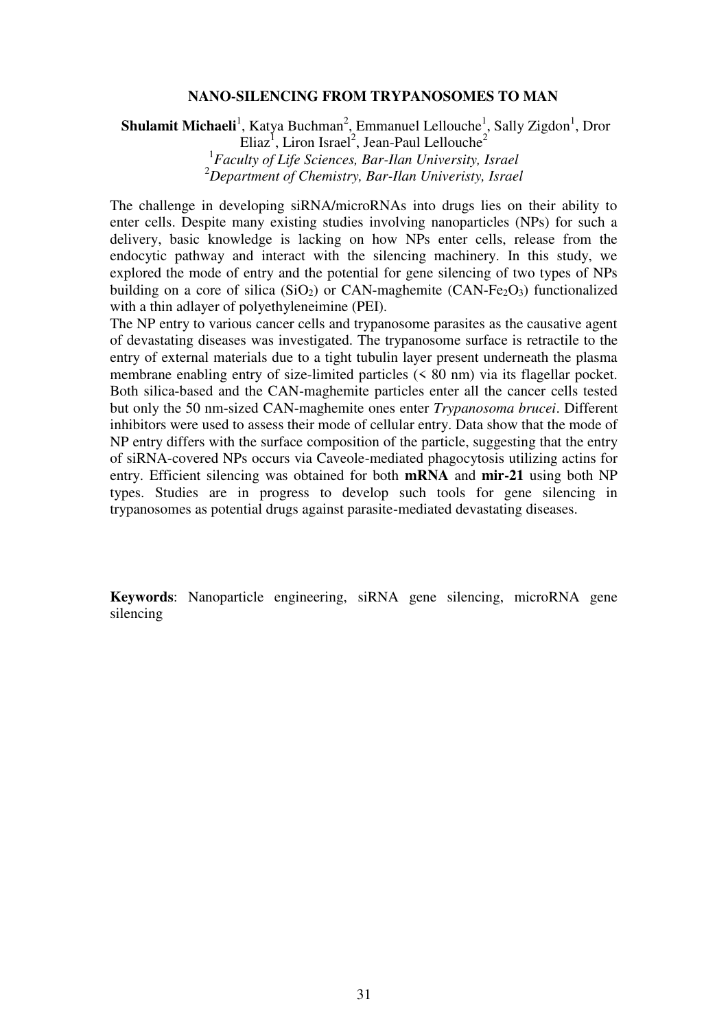## NANO-SILENCING FROM TRYPANOSOMES TO MAN

**Shulamit Michaeli**[1], Katya Buchman[2], Emmanuel Lellouche[1], Sally Zigdon[1], Dror Eliaz[1], Liron Israel[2], Jean-Paul Lellouche[2]

[1]*Faculty of Life Sciences, Bar-Ilan University, Israel*

[2]*Department of Chemistry, Bar-Ilan Univeristy, Israel*

The challenge in developing siRNA/microRNAs into drugs lies on their ability to enter cells. Despite many existing studies involving nanoparticles (NPs) for such a delivery, basic knowledge is lacking on how NPs enter cells, release from the endocytic pathway and interact with the silencing machinery. In this study, we explored the mode of entry and the potential for gene silencing of two types of NPs building on a core of silica ($SiO_2$) or CAN-maghemite (CAN-$Fe_2O_3$) functionalized with a thin adlayer of polyethyleneimine (PEI).

The NP entry to various cancer cells and trypanosome parasites as the causative agent of devastating diseases was investigated. The trypanosome surface is retractile to the entry of external materials due to a tight tubulin layer present underneath the plasma membrane enabling entry of size-limited particles (< 80 nm) via its flagellar pocket. Both silica-based and the CAN-maghemite particles enter all the cancer cells tested but only the 50 nm-sized CAN-maghemite ones enter *Trypanosoma brucei*. Different inhibitors were used to assess their mode of cellular entry. Data show that the mode of NP entry differs with the surface composition of the particle, suggesting that the entry of siRNA-covered NPs occurs via Caveole-mediated phagocytosis utilizing actins for entry. Efficient silencing was obtained for both **mRNA** and **mir-21** using both NP types. Studies are in progress to develop such tools for gene silencing in trypanosomes as potential drugs against parasite-mediated devastating diseases.

**Keywords**: Nanoparticle engineering, siRNA gene silencing, microRNA gene silencing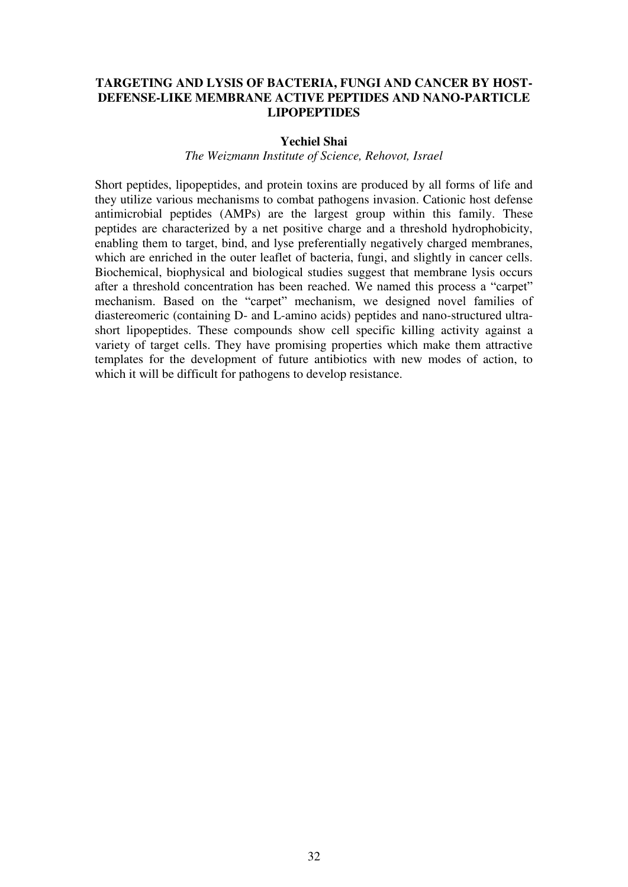# TARGETING AND LYSIS OF BACTERIA, FUNGI AND CANCER BY HOST-DEFENSE-LIKE MEMBRANE ACTIVE PEPTIDES AND NANO-PARTICLE LIPOPEPTIDES

**Yechiel Shai**

*The Weizmann Institute of Science, Rehovot, Israel*

Short peptides, lipopeptides, and protein toxins are produced by all forms of life and they utilize various mechanisms to combat pathogens invasion. Cationic host defense antimicrobial peptides (AMPs) are the largest group within this family. These peptides are characterized by a net positive charge and a threshold hydrophobicity, enabling them to target, bind, and lyse preferentially negatively charged membranes, which are enriched in the outer leaflet of bacteria, fungi, and slightly in cancer cells. Biochemical, biophysical and biological studies suggest that membrane lysis occurs after a threshold concentration has been reached. We named this process a "carpet" mechanism. Based on the "carpet" mechanism, we designed novel families of diastereomeric (containing D- and L-amino acids) peptides and nano-structured ultra-short lipopeptides. These compounds show cell specific killing activity against a variety of target cells. They have promising properties which make them attractive templates for the development of future antibiotics with new modes of action, to which it will be difficult for pathogens to develop resistance.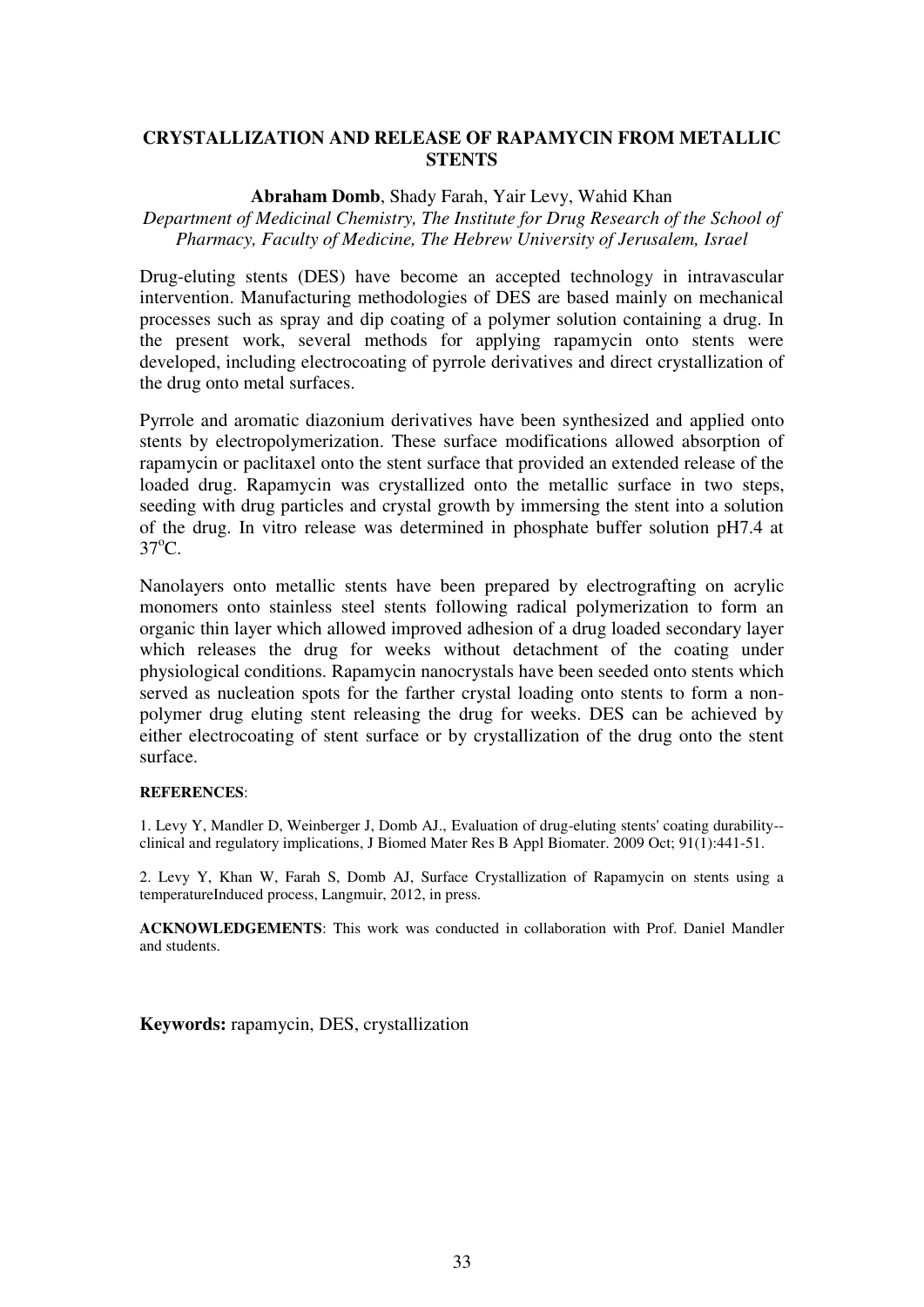# CRYSTALLIZATION AND RELEASE OF RAPAMYCIN FROM METALLIC STENTS

**Abraham Domb**, Shady Farah, Yair Levy, Wahid Khan

*Department of Medicinal Chemistry, The Institute for Drug Research of the School of Pharmacy, Faculty of Medicine, The Hebrew University of Jerusalem, Israel*

Drug-eluting stents (DES) have become an accepted technology in intravascular intervention. Manufacturing methodologies of DES are based mainly on mechanical processes such as spray and dip coating of a polymer solution containing a drug. In the present work, several methods for applying rapamycin onto stents were developed, including electrocoating of pyrrole derivatives and direct crystallization of the drug onto metal surfaces.

Pyrrole and aromatic diazonium derivatives have been synthesized and applied onto stents by electropolymerization. These surface modifications allowed absorption of rapamycin or paclitaxel onto the stent surface that provided an extended release of the loaded drug. Rapamycin was crystallized onto the metallic surface in two steps, seeding with drug particles and crystal growth by immersing the stent into a solution of the drug. In vitro release was determined in phosphate buffer solution pH7.4 at 37$^{o}$C.

Nanolayers onto metallic stents have been prepared by electrografting on acrylic monomers onto stainless steel stents following radical polymerization to form an organic thin layer which allowed improved adhesion of a drug loaded secondary layer which releases the drug for weeks without detachment of the coating under physiological conditions. Rapamycin nanocrystals have been seeded onto stents which served as nucleation spots for the farther crystal loading onto stents to form a non-polymer drug eluting stent releasing the drug for weeks. DES can be achieved by either electrocoating of stent surface or by crystallization of the drug onto the stent surface.

**REFERENCES**:

1. Levy Y, Mandler D, Weinberger J, Domb AJ., Evaluation of drug-eluting stents' coating durability--clinical and regulatory implications, J Biomed Mater Res B Appl Biomater. 2009 Oct; 91(1):441-51.

2. Levy Y, Khan W, Farah S, Domb AJ, Surface Crystallization of Rapamycin on stents using a temperatureInduced process, Langmuir, 2012, in press.

**ACKNOWLEDGEMENTS**: This work was conducted in collaboration with Prof. Daniel Mandler and students.

**Keywords:** rapamycin, DES, crystallization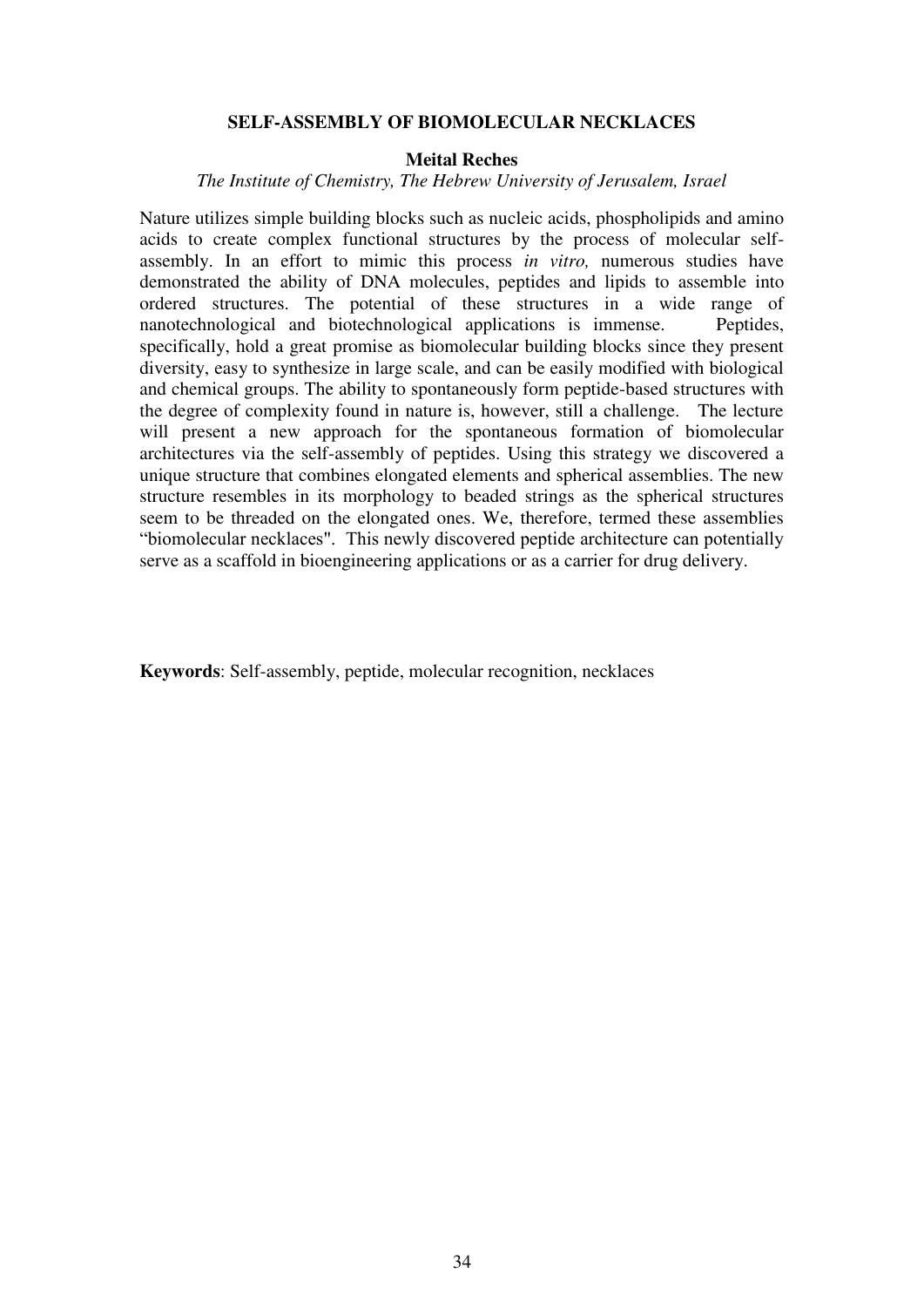**SELF-ASSEMBLY OF BIOMOLECULAR NECKLACES**

**Meital Reches**

*The Institute of Chemistry, The Hebrew University of Jerusalem, Israel*

Nature utilizes simple building blocks such as nucleic acids, phospholipids and amino acids to create complex functional structures by the process of molecular self-assembly. In an effort to mimic this process *in vitro,* numerous studies have demonstrated the ability of DNA molecules, peptides and lipids to assemble into ordered structures. The potential of these structures in a wide range of nanotechnological and biotechnological applications is immense. Peptides, specifically, hold a great promise as biomolecular building blocks since they present diversity, easy to synthesize in large scale, and can be easily modified with biological and chemical groups. The ability to spontaneously form peptide-based structures with the degree of complexity found in nature is, however, still a challenge. The lecture will present a new approach for the spontaneous formation of biomolecular architectures via the self-assembly of peptides. Using this strategy we discovered a unique structure that combines elongated elements and spherical assemblies. The new structure resembles in its morphology to beaded strings as the spherical structures seem to be threaded on the elongated ones. We, therefore, termed these assemblies "biomolecular necklaces". This newly discovered peptide architecture can potentially serve as a scaffold in bioengineering applications or as a carrier for drug delivery.

**Keywords**: Self-assembly, peptide, molecular recognition, necklaces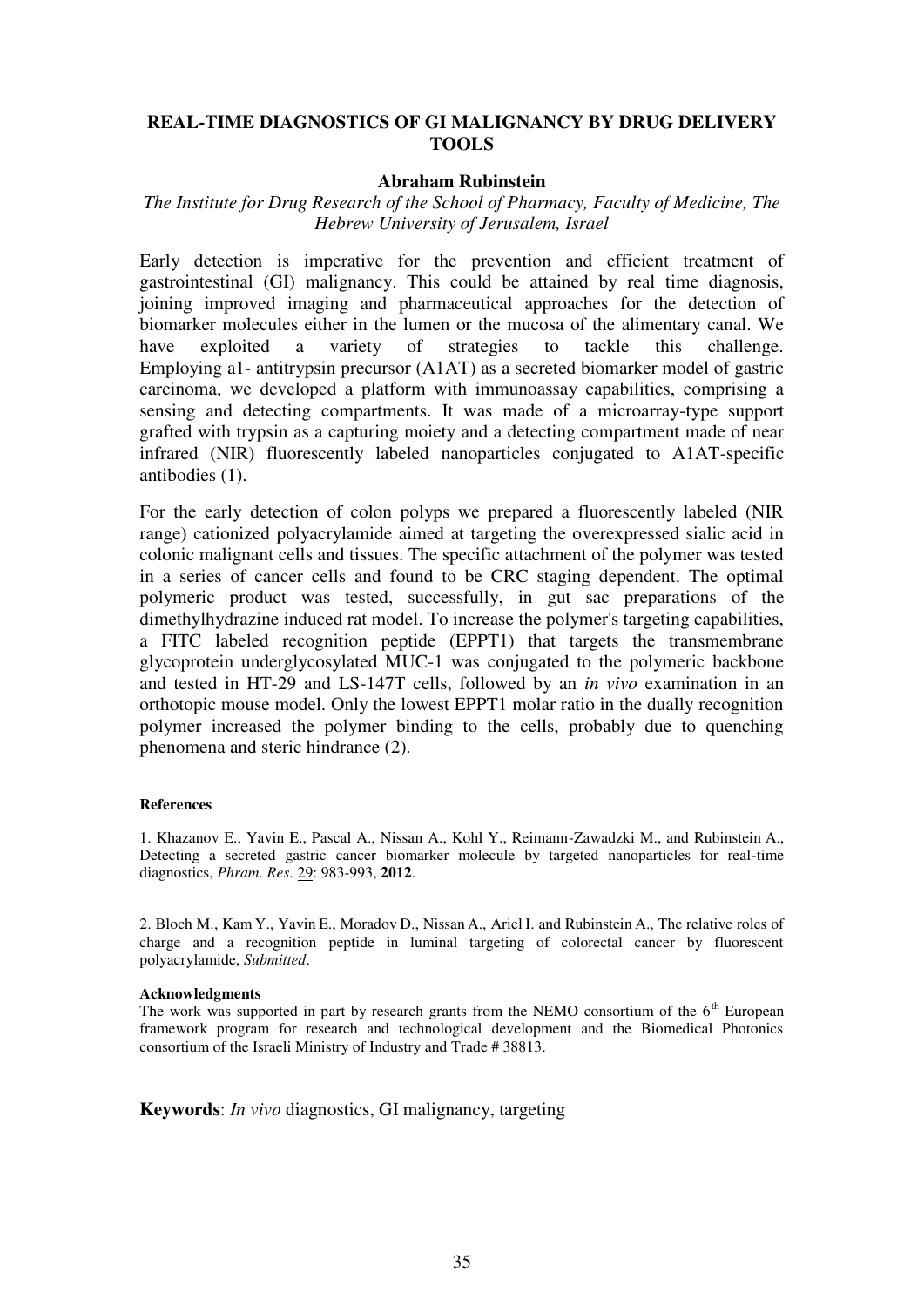# REAL-TIME DIAGNOSTICS OF GI MALIGNANCY BY DRUG DELIVERY TOOLS

**Abraham Rubinstein**

*The Institute for Drug Research of the School of Pharmacy, Faculty of Medicine, The Hebrew University of Jerusalem, Israel*

Early detection is imperative for the prevention and efficient treatment of gastrointestinal (GI) malignancy. This could be attained by real time diagnosis, joining improved imaging and pharmaceutical approaches for the detection of biomarker molecules either in the lumen or the mucosa of the alimentary canal. We have exploited a variety of strategies to tackle this challenge. Employing a1- antitrypsin precursor (A1AT) as a secreted biomarker model of gastric carcinoma, we developed a platform with immunoassay capabilities, comprising a sensing and detecting compartments. It was made of a microarray-type support grafted with trypsin as a capturing moiety and a detecting compartment made of near infrared (NIR) fluorescently labeled nanoparticles conjugated to A1AT-specific antibodies (1).

For the early detection of colon polyps we prepared a fluorescently labeled (NIR range) cationized polyacrylamide aimed at targeting the overexpressed sialic acid in colonic malignant cells and tissues. The specific attachment of the polymer was tested in a series of cancer cells and found to be CRC staging dependent. The optimal polymeric product was tested, successfully, in gut sac preparations of the dimethylhydrazine induced rat model. To increase the polymer's targeting capabilities, a FITC labeled recognition peptide (EPPT1) that targets the transmembrane glycoprotein underglycosylated MUC-1 was conjugated to the polymeric backbone and tested in HT-29 and LS-147T cells, followed by an *in vivo* examination in an orthotopic mouse model. Only the lowest EPPT1 molar ratio in the dually recognition polymer increased the polymer binding to the cells, probably due to quenching phenomena and steric hindrance (2).

#### References

1. Khazanov E., Yavin E., Pascal A., Nissan A., Kohl Y., Reimann-Zawadzki M., and Rubinstein A., Detecting a secreted gastric cancer biomarker molecule by targeted nanoparticles for real-time diagnostics, *Phram. Res*. 29: 983-993, **2012**.

2. Bloch M., Kam Y., Yavin E., Moradov D., Nissan A., Ariel I. and Rubinstein A., The relative roles of charge and a recognition peptide in luminal targeting of colorectal cancer by fluorescent polyacrylamide, *Submitted*.

#### Acknowledgments

The work was supported in part by research grants from the NEMO consortium of the 6th European framework program for research and technological development and the Biomedical Photonics consortium of the Israeli Ministry of Industry and Trade # 38813.

**Keywords**: *In vivo* diagnostics, GI malignancy, targeting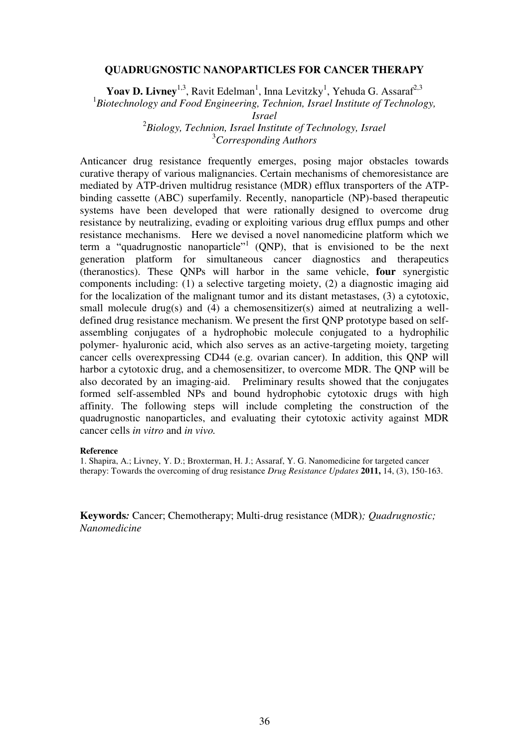# QUADRUGNOSTIC NANOPARTICLES FOR CANCER THERAPY

**Yoav D. Livney**[1,3], Ravit Edelman[1], Inna Levitzky[1], Yehuda G. Assaraf[2,3]

[1]*Biotechnology and Food Engineering, Technion, Israel Institute of Technology, Israel*

[2]*Biology, Technion, Israel Institute of Technology, Israel*

[3]*Corresponding Authors*

Anticancer drug resistance frequently emerges, posing major obstacles towards curative therapy of various malignancies. Certain mechanisms of chemoresistance are mediated by ATP-driven multidrug resistance (MDR) efflux transporters of the ATP-binding cassette (ABC) superfamily. Recently, nanoparticle (NP)-based therapeutic systems have been developed that were rationally designed to overcome drug resistance by neutralizing, evading or exploiting various drug efflux pumps and other resistance mechanisms. Here we devised a novel nanomedicine platform which we term a "quadrugnostic nanoparticle"[1] (QNP), that is envisioned to be the next generation platform for simultaneous cancer diagnostics and therapeutics (theranostics). These QNPs will harbor in the same vehicle, **four** synergistic components including: (1) a selective targeting moiety, (2) a diagnostic imaging aid for the localization of the malignant tumor and its distant metastases, (3) a cytotoxic, small molecule drug(s) and (4) a chemosensitizer(s) aimed at neutralizing a well-defined drug resistance mechanism. We present the first QNP prototype based on self-assembling conjugates of a hydrophobic molecule conjugated to a hydrophilic polymer- hyaluronic acid, which also serves as an active-targeting moiety, targeting cancer cells overexpressing CD44 (e.g. ovarian cancer). In addition, this QNP will harbor a cytotoxic drug, and a chemosensitizer, to overcome MDR. The QNP will be also decorated by an imaging-aid. Preliminary results showed that the conjugates formed self-assembled NPs and bound hydrophobic cytotoxic drugs with high affinity. The following steps will include completing the construction of the quadrugnostic nanoparticles, and evaluating their cytotoxic activity against MDR cancer cells *in vitro* and *in vivo.*

**Reference**

1. Shapira, A.; Livney, Y. D.; Broxterman, H. J.; Assaraf, Y. G. Nanomedicine for targeted cancer therapy: Towards the overcoming of drug resistance *Drug Resistance Updates* **2011,** 14, (3), 150-163.

**Keywords***:* Cancer; Chemotherapy; Multi-drug resistance (MDR)*; Quadrugnostic; Nanomedicine*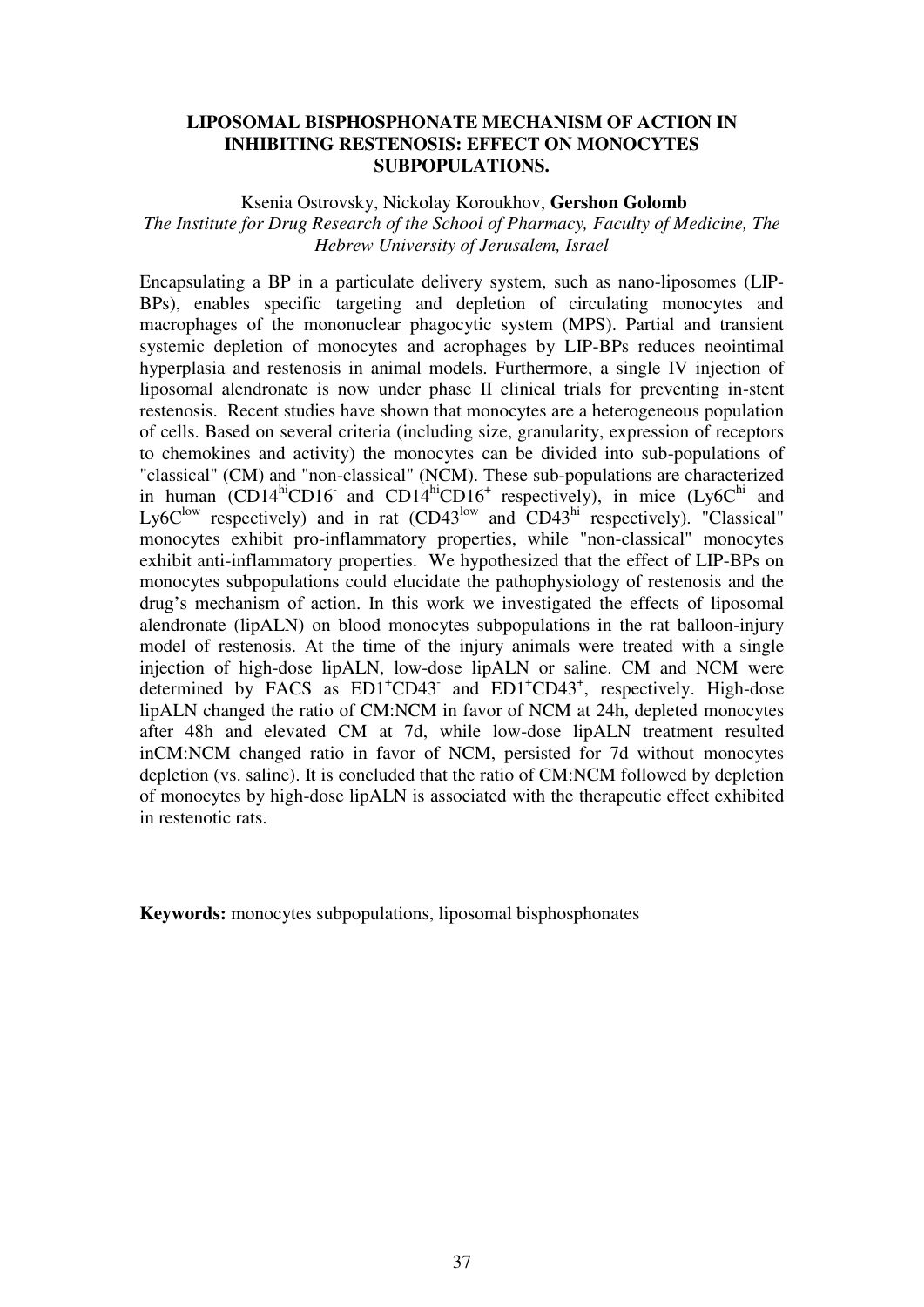# LIPOSOMAL BISPHOSPHONATE MECHANISM OF ACTION IN INHIBITING RESTENOSIS: EFFECT ON MONOCYTES SUBPOPULATIONS.

Ksenia Ostrovsky, Nickolay Koroukhov, **Gershon Golomb**

*The Institute for Drug Research of the School of Pharmacy, Faculty of Medicine, The Hebrew University of Jerusalem, Israel*

Encapsulating a BP in a particulate delivery system, such as nano-liposomes (LIP-BPs), enables specific targeting and depletion of circulating monocytes and macrophages of the mononuclear phagocytic system (MPS). Partial and transient systemic depletion of monocytes and acrophages by LIP-BPs reduces neointimal hyperplasia and restenosis in animal models. Furthermore, a single IV injection of liposomal alendronate is now under phase II clinical trials for preventing in-stent restenosis. Recent studies have shown that monocytes are a heterogeneous population of cells. Based on several criteria (including size, granularity, expression of receptors to chemokines and activity) the monocytes can be divided into sub-populations of "classical" (CM) and "non-classical" (NCM). These sub-populations are characterized in human ($CD14^{hi}CD16^{-}$ and $CD14^{hi}CD16^{+}$ respectively), in mice ($Ly6C^{hi}$ and $Ly6C^{low}$ respectively) and in rat ($CD43^{low}$ and $CD43^{hi}$ respectively). "Classical" monocytes exhibit pro-inflammatory properties, while "non-classical" monocytes exhibit anti-inflammatory properties. We hypothesized that the effect of LIP-BPs on monocytes subpopulations could elucidate the pathophysiology of restenosis and the drug's mechanism of action. In this work we investigated the effects of liposomal alendronate (lipALN) on blood monocytes subpopulations in the rat balloon-injury model of restenosis. At the time of the injury animals were treated with a single injection of high-dose lipALN, low-dose lipALN or saline. CM and NCM were determined by FACS as $ED1^{+}CD43^{-}$ and $ED1^{+}CD43^{+}$, respectively. High-dose lipALN changed the ratio of CM:NCM in favor of NCM at 24h, depleted monocytes after 48h and elevated CM at 7d, while low-dose lipALN treatment resulted inCM:NCM changed ratio in favor of NCM, persisted for 7d without monocytes depletion (vs. saline). It is concluded that the ratio of CM:NCM followed by depletion of monocytes by high-dose lipALN is associated with the therapeutic effect exhibited in restenotic rats.

**Keywords:** monocytes subpopulations, liposomal bisphosphonates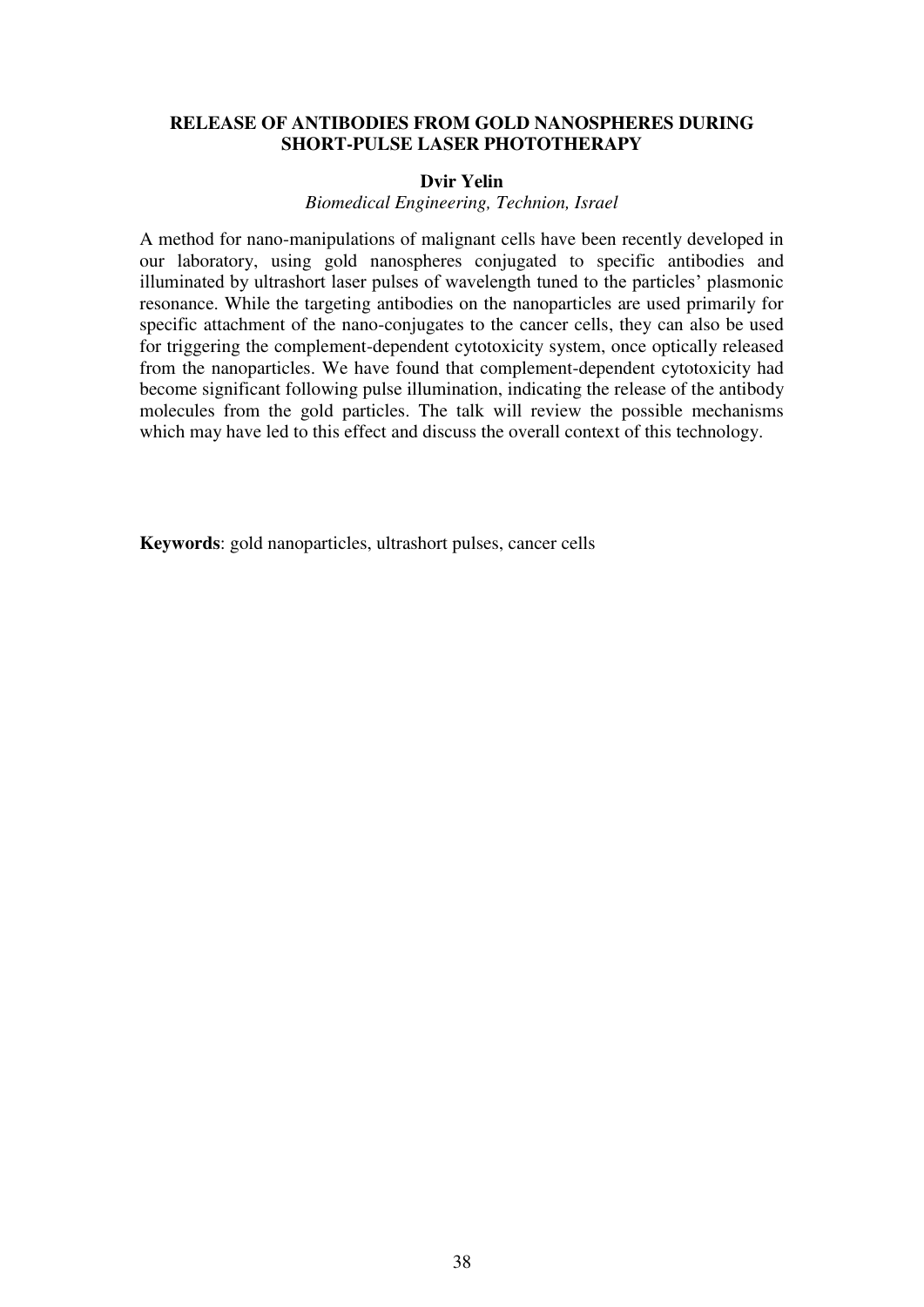## RELEASE OF ANTIBODIES FROM GOLD NANOSPHERES DURING SHORT-PULSE LASER PHOTOTHERAPY

**Dvir Yelin**

*Biomedical Engineering, Technion, Israel*

A method for nano-manipulations of malignant cells have been recently developed in our laboratory, using gold nanospheres conjugated to specific antibodies and illuminated by ultrashort laser pulses of wavelength tuned to the particles' plasmonic resonance. While the targeting antibodies on the nanoparticles are used primarily for specific attachment of the nano-conjugates to the cancer cells, they can also be used for triggering the complement-dependent cytotoxicity system, once optically released from the nanoparticles. We have found that complement-dependent cytotoxicity had become significant following pulse illumination, indicating the release of the antibody molecules from the gold particles. The talk will review the possible mechanisms which may have led to this effect and discuss the overall context of this technology.

**Keywords**: gold nanoparticles, ultrashort pulses, cancer cells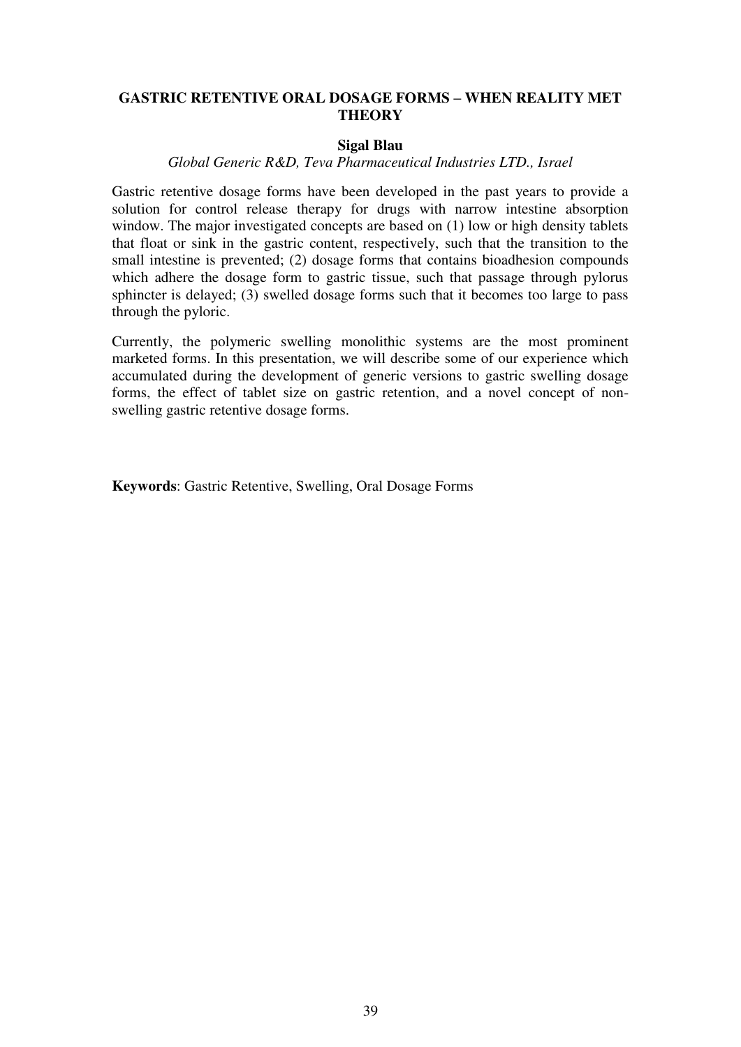# GASTRIC RETENTIVE ORAL DOSAGE FORMS – WHEN REALITY MET THEORY

**Sigal Blau**

*Global Generic R&D, Teva Pharmaceutical Industries LTD., Israel*

Gastric retentive dosage forms have been developed in the past years to provide a solution for control release therapy for drugs with narrow intestine absorption window. The major investigated concepts are based on (1) low or high density tablets that float or sink in the gastric content, respectively, such that the transition to the small intestine is prevented; (2) dosage forms that contains bioadhesion compounds which adhere the dosage form to gastric tissue, such that passage through pylorus sphincter is delayed; (3) swelled dosage forms such that it becomes too large to pass through the pyloric.

Currently, the polymeric swelling monolithic systems are the most prominent marketed forms. In this presentation, we will describe some of our experience which accumulated during the development of generic versions to gastric swelling dosage forms, the effect of tablet size on gastric retention, and a novel concept of non-swelling gastric retentive dosage forms.

**Keywords**: Gastric Retentive, Swelling, Oral Dosage Forms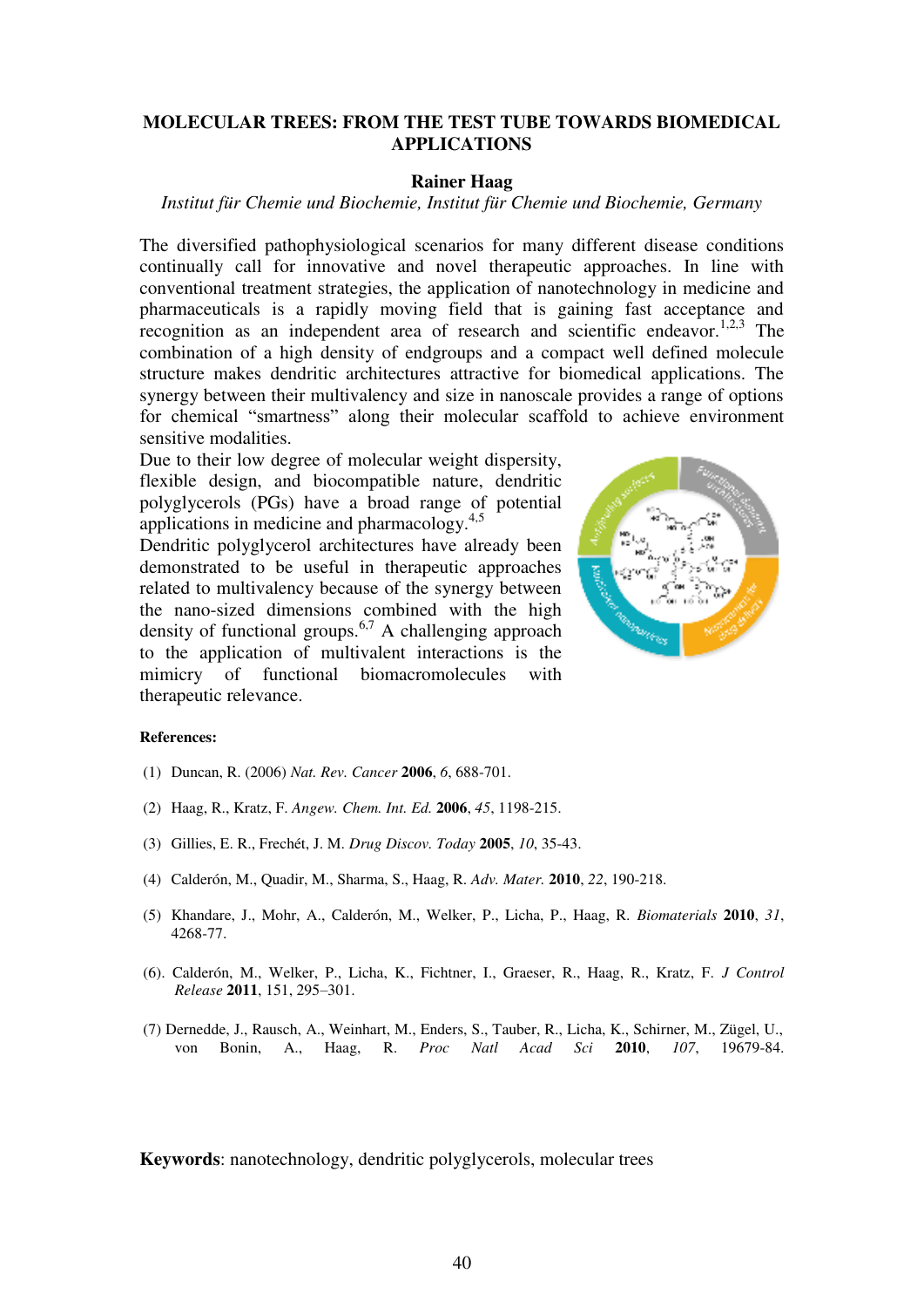## MOLECULAR TREES: FROM THE TEST TUBE TOWARDS BIOMEDICAL APPLICATIONS

**Rainer Haag**

*Institut für Chemie und Biochemie, Institut für Chemie und Biochemie, Germany*

The diversified pathophysiological scenarios for many different disease conditions continually call for innovative and novel therapeutic approaches. In line with conventional treatment strategies, the application of nanotechnology in medicine and pharmaceuticals is a rapidly moving field that is gaining fast acceptance and recognition as an independent area of research and scientific endeavor.[1,2,3] The combination of a high density of endgroups and a compact well defined molecule structure makes dendritic architectures attractive for biomedical applications. The synergy between their multivalency and size in nanoscale provides a range of options for chemical "smartness" along their molecular scaffold to achieve environment sensitive modalities.

Due to their low degree of molecular weight dispersity, flexible design, and biocompatible nature, dendritic polyglycerols (PGs) have a broad range of potential applications in medicine and pharmacology.[4,5]

Dendritic polyglycerol architectures have already been demonstrated to be useful in therapeutic approaches related to multivalency because of the synergy between the nano-sized dimensions combined with the high density of functional groups.[6,7] A challenging approach to the application of multivalent interactions is the mimicry of functional biomacromolecules with therapeutic relevance.

**References:**

(1) Duncan, R. (2006) *Nat. Rev. Cancer* **2006**, *6*, 688-701.

(2) Haag, R., Kratz, F. *Angew. Chem. Int. Ed.* **2006**, *45*, 1198-215.

(3) Gillies, E. R., Frechét, J. M. *Drug Discov. Today* **2005**, *10*, 35-43.

(4) Calderón, M., Quadir, M., Sharma, S., Haag, R. *Adv. Mater.* **2010**, *22*, 190-218.

(5) Khandare, J., Mohr, A., Calderón, M., Welker, P., Licha, P., Haag, R. *Biomaterials* **2010**, *31*, 4268-77.

(6). Calderón, M., Welker, P., Licha, K., Fichtner, I., Graeser, R., Haag, R., Kratz, F. *J Control Release* **2011**, 151, 295–301.

(7) Dernedde, J., Rausch, A., Weinhart, M., Enders, S., Tauber, R., Licha, K., Schirner, M., Zügel, U., von Bonin, A., Haag, R. *Proc Natl Acad Sci* **2010**, *107*, 19679-84.

**Keywords**: nanotechnology, dendritic polyglycerols, molecular trees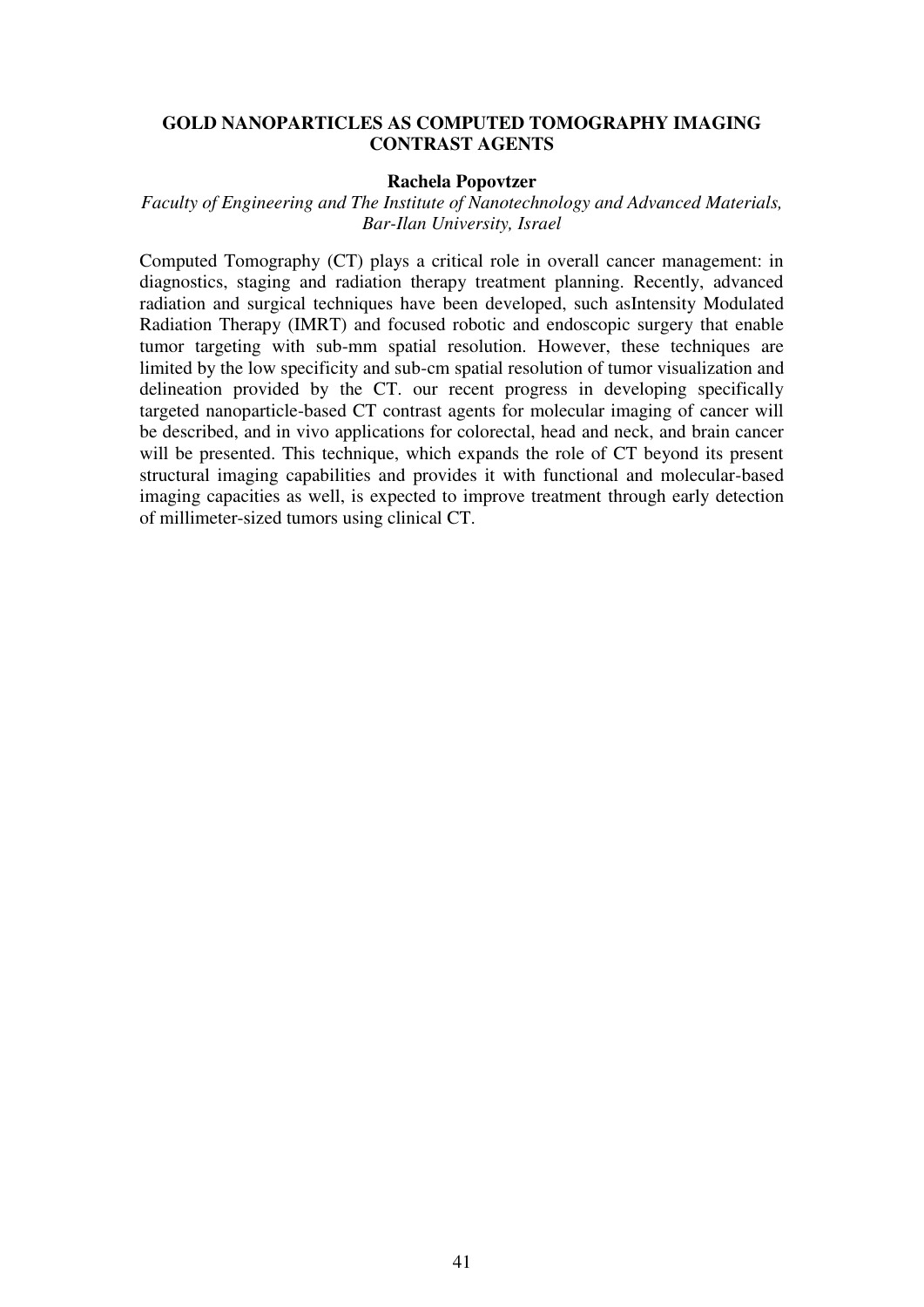## GOLD NANOPARTICLES AS COMPUTED TOMOGRAPHY IMAGING CONTRAST AGENTS

**Rachela Popovtzer**

*Faculty of Engineering and The Institute of Nanotechnology and Advanced Materials, Bar-Ilan University, Israel*

Computed Tomography (CT) plays a critical role in overall cancer management: in diagnostics, staging and radiation therapy treatment planning. Recently, advanced radiation and surgical techniques have been developed, such asIntensity Modulated Radiation Therapy (IMRT) and focused robotic and endoscopic surgery that enable tumor targeting with sub-mm spatial resolution. However, these techniques are limited by the low specificity and sub-cm spatial resolution of tumor visualization and delineation provided by the CT. our recent progress in developing specifically targeted nanoparticle-based CT contrast agents for molecular imaging of cancer will be described, and in vivo applications for colorectal, head and neck, and brain cancer will be presented. This technique, which expands the role of CT beyond its present structural imaging capabilities and provides it with functional and molecular-based imaging capacities as well, is expected to improve treatment through early detection of millimeter-sized tumors using clinical CT.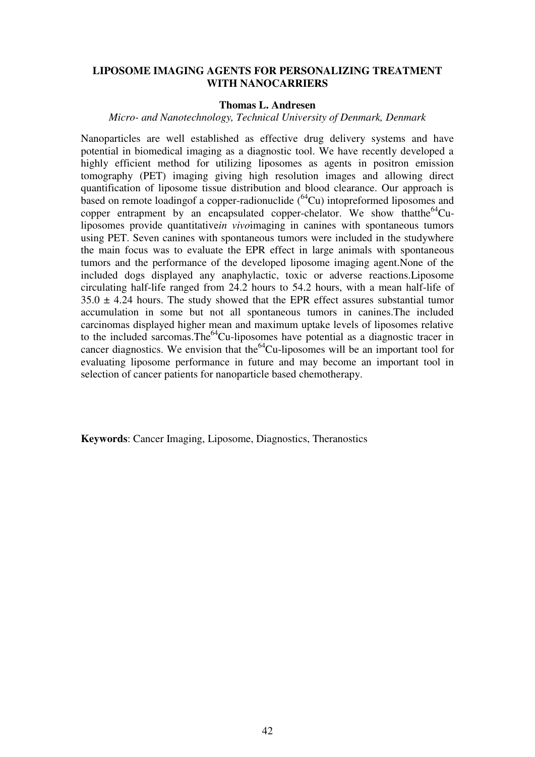## LIPOSOME IMAGING AGENTS FOR PERSONALIZING TREATMENT WITH NANOCARRIERS

**Thomas L. Andresen**

*Micro- and Nanotechnology, Technical University of Denmark, Denmark*

Nanoparticles are well established as effective drug delivery systems and have potential in biomedical imaging as a diagnostic tool. We have recently developed a highly efficient method for utilizing liposomes as agents in positron emission tomography (PET) imaging giving high resolution images and allowing direct quantification of liposome tissue distribution and blood clearance. Our approach is based on remote loadingof a copper-radionuclide ($^{64}$Cu) intopreformed liposomes and copper entrapment by an encapsulated copper-chelator. We show thatthe$^{64}$Cu-liposomes provide quantitative*in vivo*imaging in canines with spontaneous tumors using PET. Seven canines with spontaneous tumors were included in the studywhere the main focus was to evaluate the EPR effect in large animals with spontaneous tumors and the performance of the developed liposome imaging agent.None of the included dogs displayed any anaphylactic, toxic or adverse reactions.Liposome circulating half-life ranged from 24.2 hours to 54.2 hours, with a mean half-life of $35.0 \pm 4.24$ hours. The study showed that the EPR effect assures substantial tumor accumulation in some but not all spontaneous tumors in canines.The included carcinomas displayed higher mean and maximum uptake levels of liposomes relative to the included sarcomas.The$^{64}$Cu-liposomes have potential as a diagnostic tracer in cancer diagnostics. We envision that the$^{64}$Cu-liposomes will be an important tool for evaluating liposome performance in future and may become an important tool in selection of cancer patients for nanoparticle based chemotherapy.

**Keywords**: Cancer Imaging, Liposome, Diagnostics, Theranostics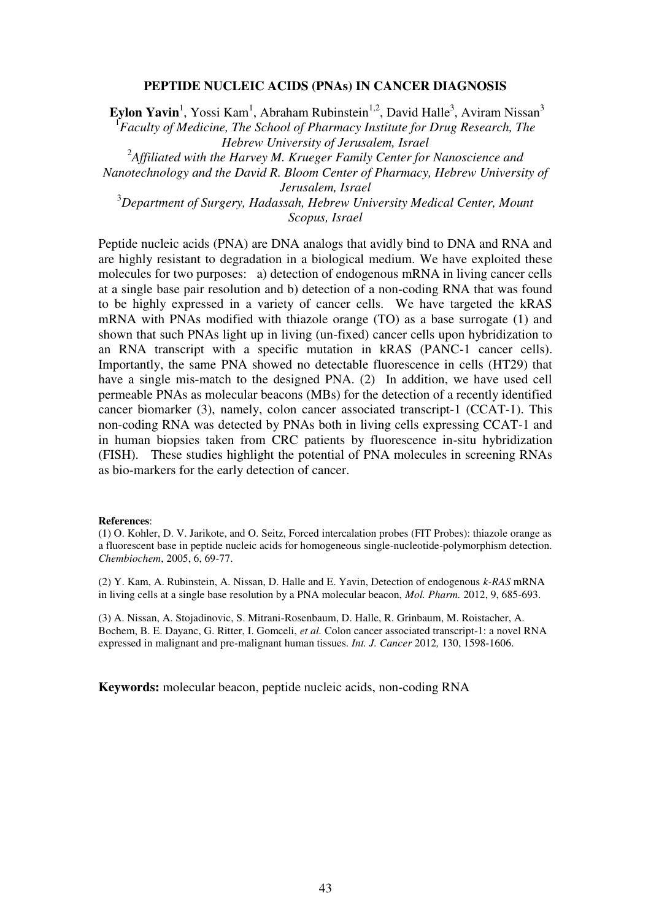# PEPTIDE NUCLEIC ACIDS (PNAs) IN CANCER DIAGNOSIS

**Eylon Yavin**[1], Yossi Kam[1], Abraham Rubinstein[1,2], David Halle[3], Aviram Nissan[3]

[1]*Faculty of Medicine, The School of Pharmacy Institute for Drug Research, The Hebrew University of Jerusalem, Israel*

[2]*Affiliated with the Harvey M. Krueger Family Center for Nanoscience and Nanotechnology and the David R. Bloom Center of Pharmacy, Hebrew University of Jerusalem, Israel*

[3]*Department of Surgery, Hadassah, Hebrew University Medical Center, Mount Scopus, Israel*

Peptide nucleic acids (PNA) are DNA analogs that avidly bind to DNA and RNA and are highly resistant to degradation in a biological medium. We have exploited these molecules for two purposes: a) detection of endogenous mRNA in living cancer cells at a single base pair resolution and b) detection of a non-coding RNA that was found to be highly expressed in a variety of cancer cells. We have targeted the kRAS mRNA with PNAs modified with thiazole orange (TO) as a base surrogate (1) and shown that such PNAs light up in living (un-fixed) cancer cells upon hybridization to an RNA transcript with a specific mutation in kRAS (PANC-1 cancer cells). Importantly, the same PNA showed no detectable fluorescence in cells (HT29) that have a single mis-match to the designed PNA. (2) In addition, we have used cell permeable PNAs as molecular beacons (MBs) for the detection of a recently identified cancer biomarker (3), namely, colon cancer associated transcript-1 (CCAT-1). This non-coding RNA was detected by PNAs both in living cells expressing CCAT-1 and in human biopsies taken from CRC patients by fluorescence in-situ hybridization (FISH). These studies highlight the potential of PNA molecules in screening RNAs as bio-markers for the early detection of cancer.

**References**:

(1) O. Kohler, D. V. Jarikote, and O. Seitz, Forced intercalation probes (FIT Probes): thiazole orange as a fluorescent base in peptide nucleic acids for homogeneous single-nucleotide-polymorphism detection. *Chembiochem*, 2005, 6, 69-77.

(2) Y. Kam, A. Rubinstein, A. Nissan, D. Halle and E. Yavin, Detection of endogenous *k-RAS* mRNA in living cells at a single base resolution by a PNA molecular beacon, *Mol. Pharm.* 2012, 9, 685-693.

(3) A. Nissan, A. Stojadinovic, S. Mitrani-Rosenbaum, D. Halle, R. Grinbaum, M. Roistacher, A. Bochem, B. E. Dayanc, G. Ritter, I. Gomceli, *et al.* Colon cancer associated transcript-1: a novel RNA expressed in malignant and pre-malignant human tissues. *Int. J. Cancer* 2012, 130, 1598-1606.

**Keywords:** molecular beacon, peptide nucleic acids, non-coding RNA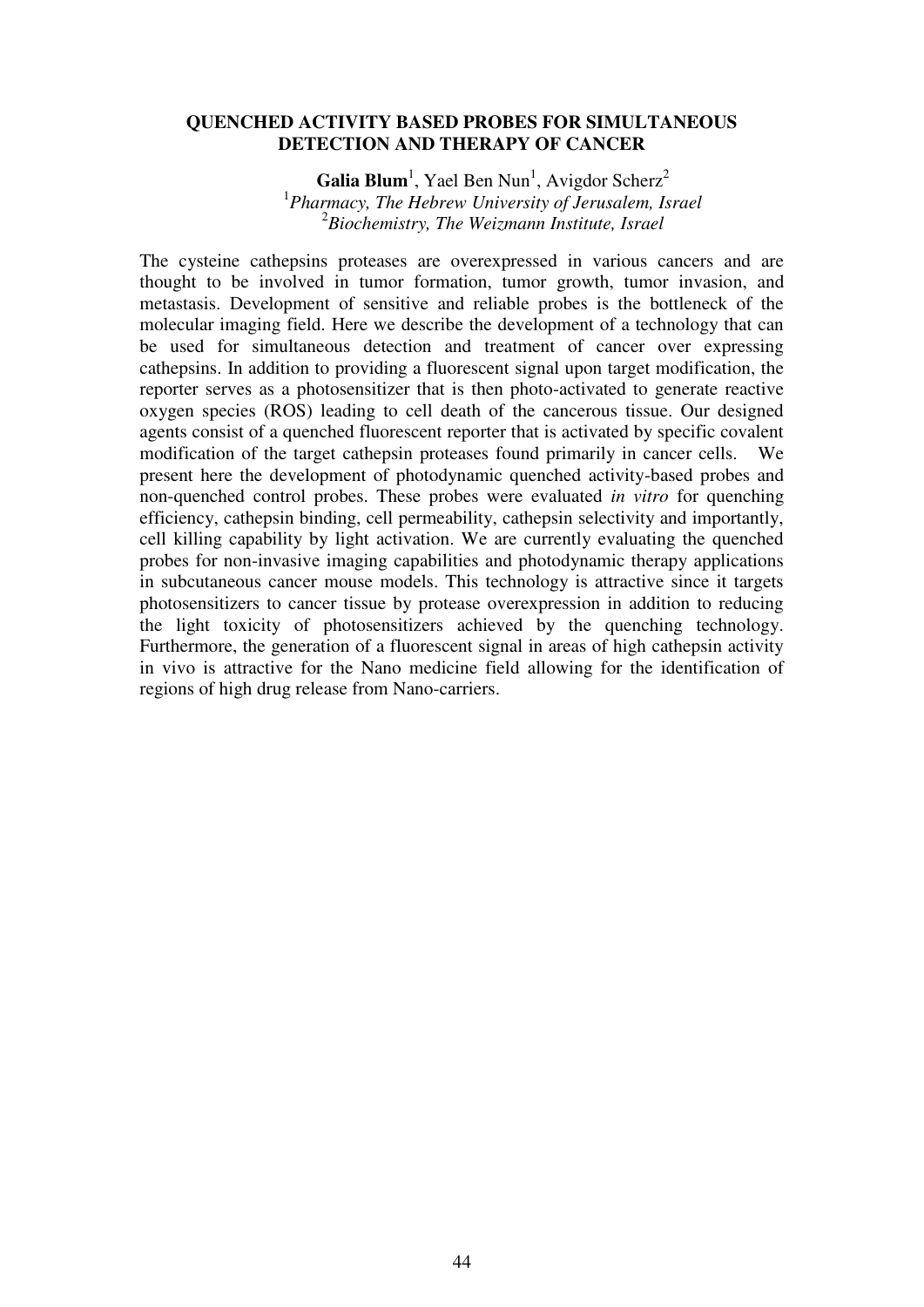## QUENCHED ACTIVITY BASED PROBES FOR SIMULTANEOUS DETECTION AND THERAPY OF CANCER

**Galia Blum**[1], Yael Ben Nun[1], Avigdor Scherz[2]

[1]*Pharmacy, The Hebrew University of Jerusalem, Israel*
[2]*Biochemistry, The Weizmann Institute, Israel*

The cysteine cathepsins proteases are overexpressed in various cancers and are thought to be involved in tumor formation, tumor growth, tumor invasion, and metastasis. Development of sensitive and reliable probes is the bottleneck of the molecular imaging field. Here we describe the development of a technology that can be used for simultaneous detection and treatment of cancer over expressing cathepsins. In addition to providing a fluorescent signal upon target modification, the reporter serves as a photosensitizer that is then photo-activated to generate reactive oxygen species (ROS) leading to cell death of the cancerous tissue. Our designed agents consist of a quenched fluorescent reporter that is activated by specific covalent modification of the target cathepsin proteases found primarily in cancer cells. We present here the development of photodynamic quenched activity-based probes and non-quenched control probes. These probes were evaluated *in vitro* for quenching efficiency, cathepsin binding, cell permeability, cathepsin selectivity and importantly, cell killing capability by light activation. We are currently evaluating the quenched probes for non-invasive imaging capabilities and photodynamic therapy applications in subcutaneous cancer mouse models. This technology is attractive since it targets photosensitizers to cancer tissue by protease overexpression in addition to reducing the light toxicity of photosensitizers achieved by the quenching technology. Furthermore, the generation of a fluorescent signal in areas of high cathepsin activity in vivo is attractive for the Nano medicine field allowing for the identification of regions of high drug release from Nano-carriers.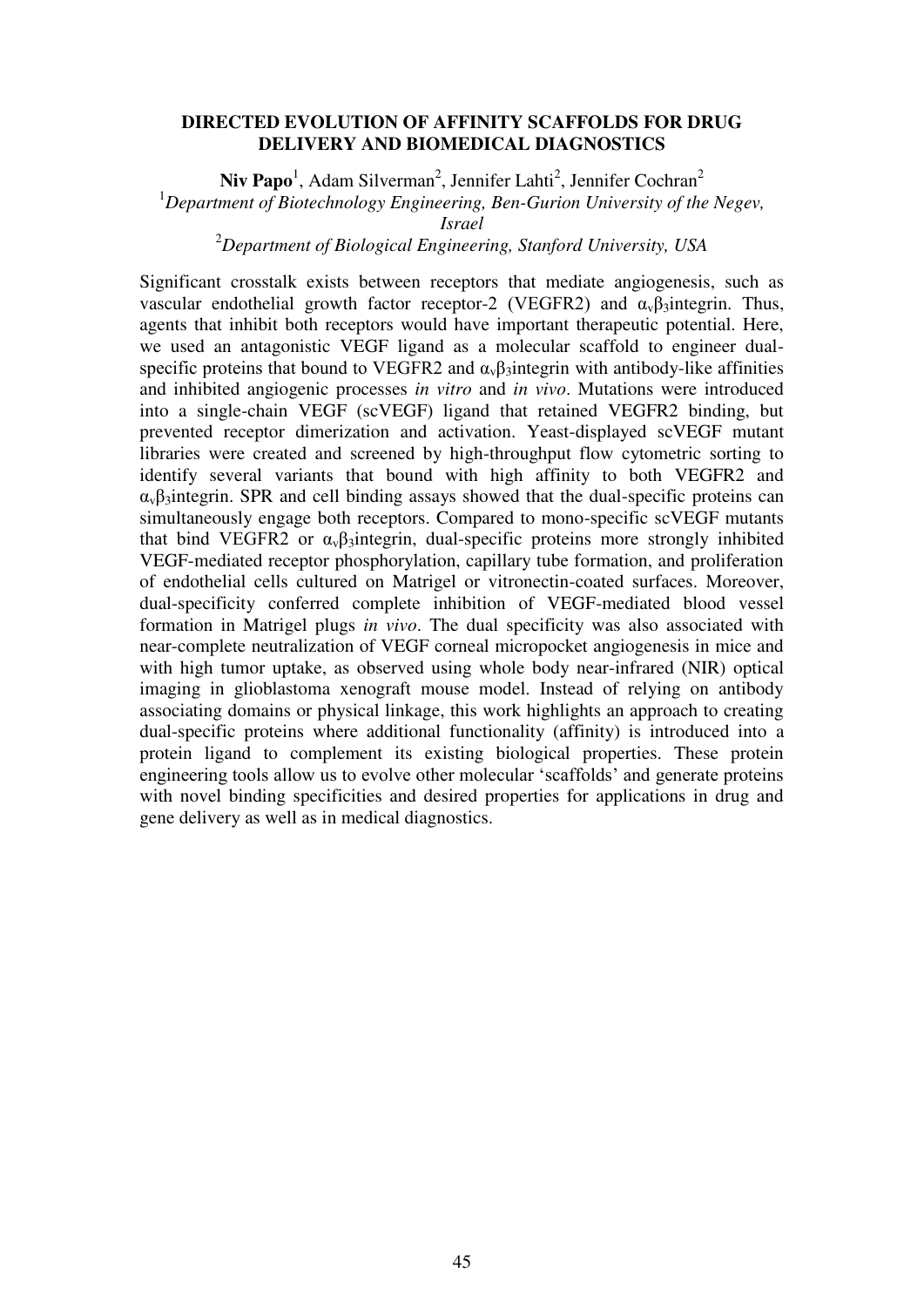# DIRECTED EVOLUTION OF AFFINITY SCAFFOLDS FOR DRUG DELIVERY AND BIOMEDICAL DIAGNOSTICS

**Niv Papo**[1], Adam Silverman[2], Jennifer Lahti[2], Jennifer Cochran[2]

[1]*Department of Biotechnology Engineering, Ben-Gurion University of the Negev, Israel*

[2]*Department of Biological Engineering, Stanford University, USA*

Significant crosstalk exists between receptors that mediate angiogenesis, such as vascular endothelial growth factor receptor-2 (VEGFR2) and $\alpha_v\beta_3$integrin. Thus, agents that inhibit both receptors would have important therapeutic potential. Here, we used an antagonistic VEGF ligand as a molecular scaffold to engineer dual-specific proteins that bound to VEGFR2 and $\alpha_v\beta_3$integrin with antibody-like affinities and inhibited angiogenic processes *in vitro* and *in vivo*. Mutations were introduced into a single-chain VEGF (scVEGF) ligand that retained VEGFR2 binding, but prevented receptor dimerization and activation. Yeast-displayed scVEGF mutant libraries were created and screened by high-throughput flow cytometric sorting to identify several variants that bound with high affinity to both VEGFR2 and $\alpha_v\beta_3$integrin. SPR and cell binding assays showed that the dual-specific proteins can simultaneously engage both receptors. Compared to mono-specific scVEGF mutants that bind VEGFR2 or $\alpha_v\beta_3$integrin, dual-specific proteins more strongly inhibited VEGF-mediated receptor phosphorylation, capillary tube formation, and proliferation of endothelial cells cultured on Matrigel or vitronectin-coated surfaces. Moreover, dual-specificity conferred complete inhibition of VEGF-mediated blood vessel formation in Matrigel plugs *in vivo*. The dual specificity was also associated with near-complete neutralization of VEGF corneal micropocket angiogenesis in mice and with high tumor uptake, as observed using whole body near-infrared (NIR) optical imaging in glioblastoma xenograft mouse model. Instead of relying on antibody associating domains or physical linkage, this work highlights an approach to creating dual-specific proteins where additional functionality (affinity) is introduced into a protein ligand to complement its existing biological properties. These protein engineering tools allow us to evolve other molecular 'scaffolds' and generate proteins with novel binding specificities and desired properties for applications in drug and gene delivery as well as in medical diagnostics.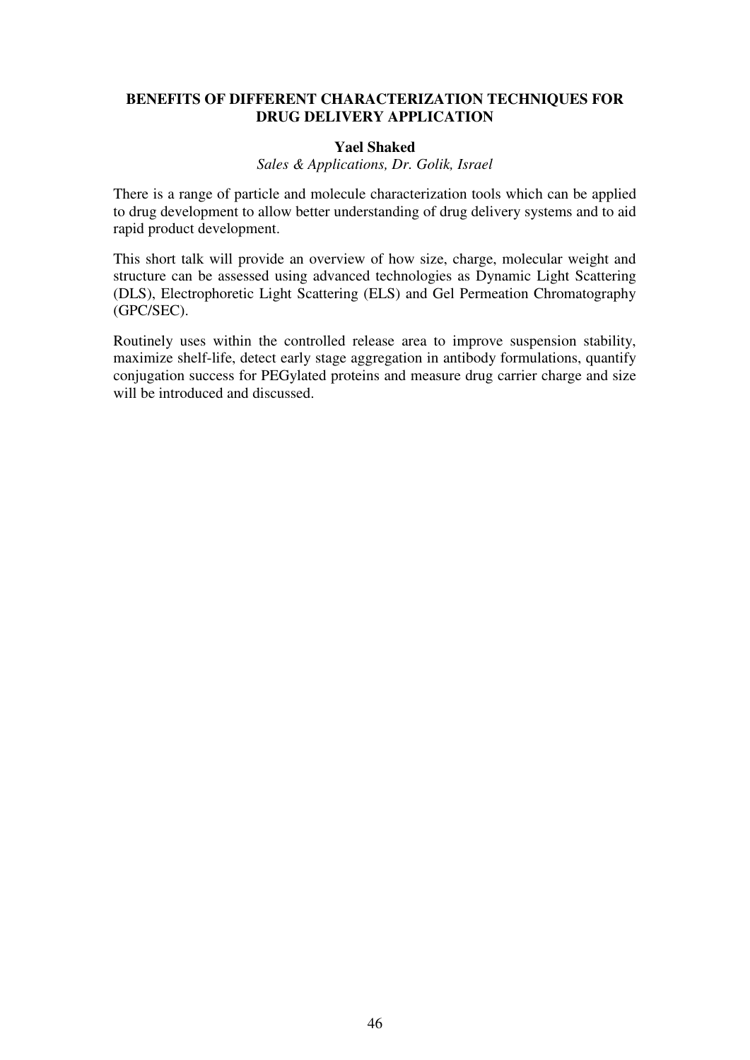## BENEFITS OF DIFFERENT CHARACTERIZATION TECHNIQUES FOR DRUG DELIVERY APPLICATION

**Yael Shaked**

*Sales & Applications, Dr. Golik, Israel*

There is a range of particle and molecule characterization tools which can be applied to drug development to allow better understanding of drug delivery systems and to aid rapid product development.

This short talk will provide an overview of how size, charge, molecular weight and structure can be assessed using advanced technologies as Dynamic Light Scattering (DLS), Electrophoretic Light Scattering (ELS) and Gel Permeation Chromatography (GPC/SEC).

Routinely uses within the controlled release area to improve suspension stability, maximize shelf-life, detect early stage aggregation in antibody formulations, quantify conjugation success for PEGylated proteins and measure drug carrier charge and size will be introduced and discussed.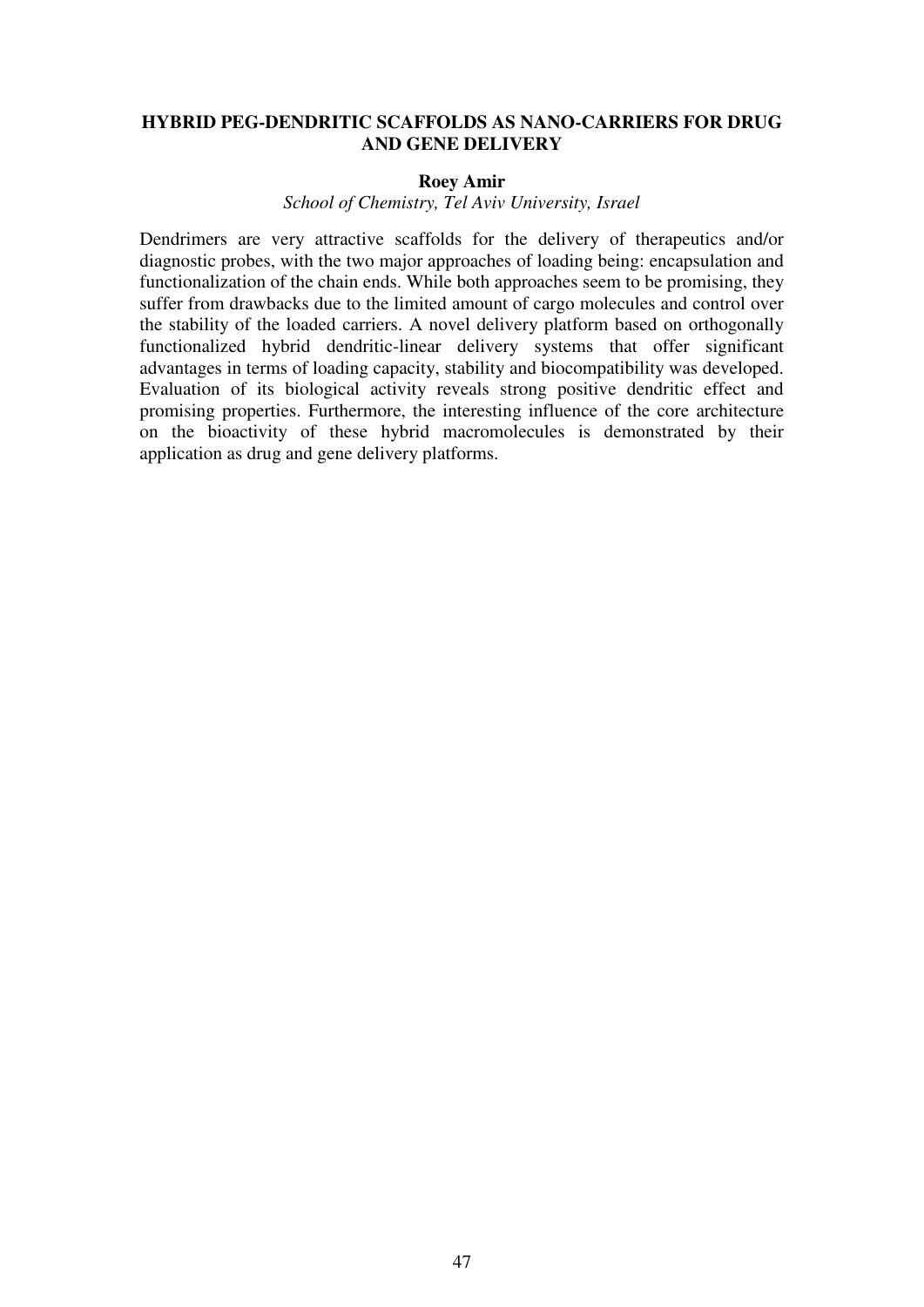## HYBRID PEG-DENDRITIC SCAFFOLDS AS NANO-CARRIERS FOR DRUG AND GENE DELIVERY

**Roey Amir**

*School of Chemistry, Tel Aviv University, Israel*

Dendrimers are very attractive scaffolds for the delivery of therapeutics and/or diagnostic probes, with the two major approaches of loading being: encapsulation and functionalization of the chain ends. While both approaches seem to be promising, they suffer from drawbacks due to the limited amount of cargo molecules and control over the stability of the loaded carriers. A novel delivery platform based on orthogonally functionalized hybrid dendritic-linear delivery systems that offer significant advantages in terms of loading capacity, stability and biocompatibility was developed. Evaluation of its biological activity reveals strong positive dendritic effect and promising properties. Furthermore, the interesting influence of the core architecture on the bioactivity of these hybrid macromolecules is demonstrated by their application as drug and gene delivery platforms.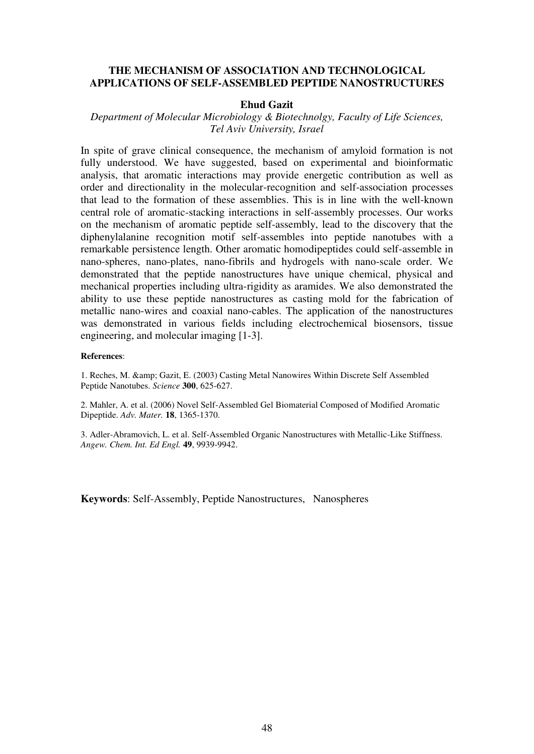## THE MECHANISM OF ASSOCIATION AND TECHNOLOGICAL APPLICATIONS OF SELF-ASSEMBLED PEPTIDE NANOSTRUCTURES

**Ehud Gazit**

*Department of Molecular Microbiology & Biotechnolgy, Faculty of Life Sciences, Tel Aviv University, Israel*

In spite of grave clinical consequence, the mechanism of amyloid formation is not fully understood. We have suggested, based on experimental and bioinformatic analysis, that aromatic interactions may provide energetic contribution as well as order and directionality in the molecular-recognition and self-association processes that lead to the formation of these assemblies. This is in line with the well-known central role of aromatic-stacking interactions in self-assembly processes. Our works on the mechanism of aromatic peptide self-assembly, lead to the discovery that the diphenylalanine recognition motif self-assembles into peptide nanotubes with a remarkable persistence length. Other aromatic homodipeptides could self-assemble in nano-spheres, nano-plates, nano-fibrils and hydrogels with nano-scale order. We demonstrated that the peptide nanostructures have unique chemical, physical and mechanical properties including ultra-rigidity as aramides. We also demonstrated the ability to use these peptide nanostructures as casting mold for the fabrication of metallic nano-wires and coaxial nano-cables. The application of the nanostructures was demonstrated in various fields including electrochemical biosensors, tissue engineering, and molecular imaging [1-3].

**References**:

1. Reches, M. &amp; Gazit, E. (2003) Casting Metal Nanowires Within Discrete Self Assembled Peptide Nanotubes. *Science* **300**, 625-627.

2. Mahler, A. et al. (2006) Novel Self-Assembled Gel Biomaterial Composed of Modified Aromatic Dipeptide. *Adv. Mater.* **18**, 1365-1370.

3. Adler-Abramovich, L. et al. Self-Assembled Organic Nanostructures with Metallic-Like Stiffness. *Angew. Chem. Int. Ed Engl.* **49**, 9939-9942.

**Keywords**: Self-Assembly, Peptide Nanostructures, Nanospheres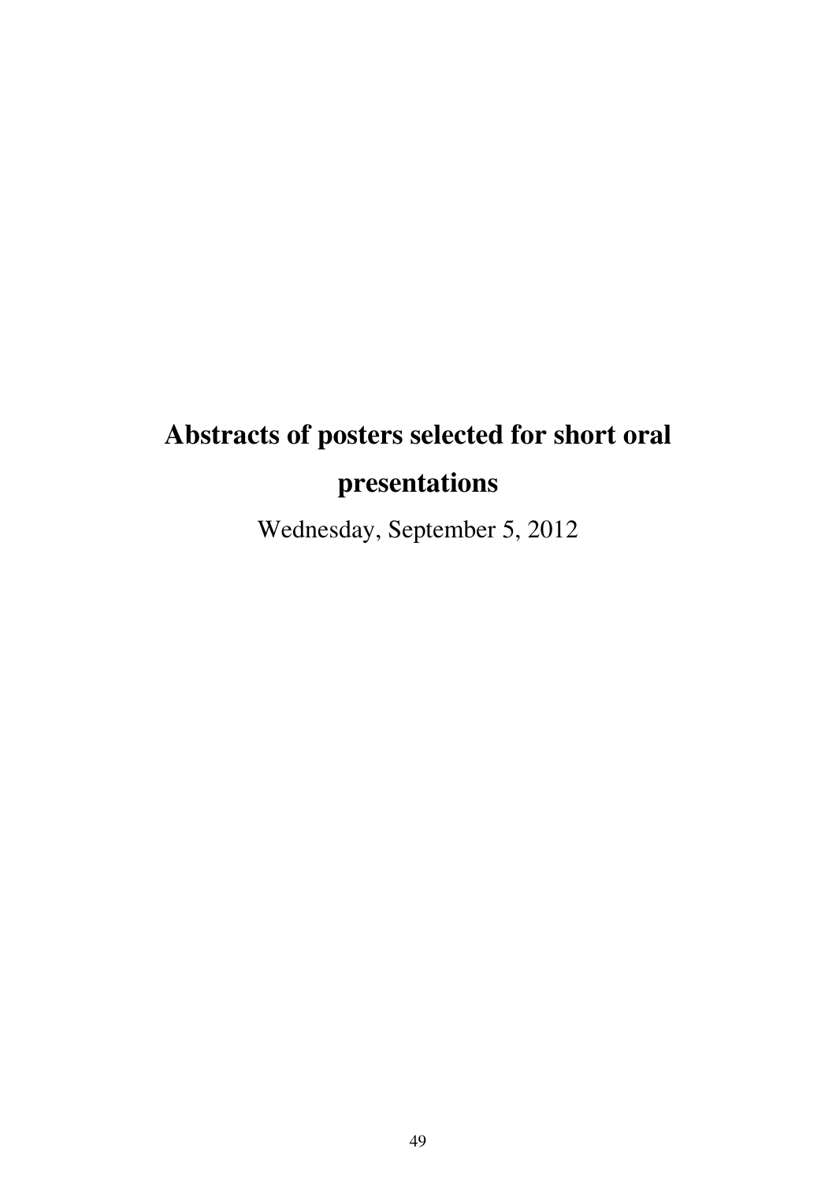# Abstracts of posters selected for short oral presentations

Wednesday, September 5, 2012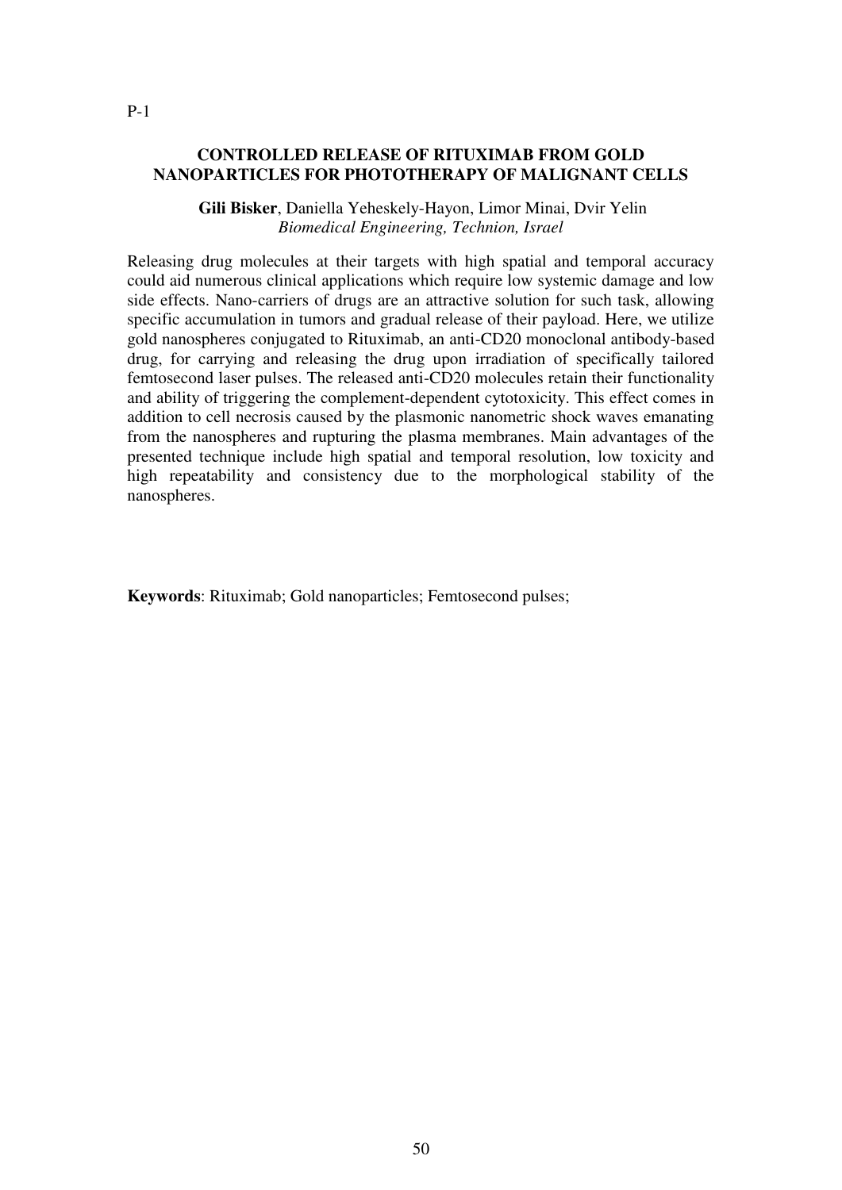P-1

## CONTROLLED RELEASE OF RITUXIMAB FROM GOLD NANOPARTICLES FOR PHOTOTHERAPY OF MALIGNANT CELLS

**Gili Bisker**, Daniella Yeheskely-Hayon, Limor Minai, Dvir Yelin
*Biomedical Engineering, Technion, Israel*

Releasing drug molecules at their targets with high spatial and temporal accuracy could aid numerous clinical applications which require low systemic damage and low side effects. Nano-carriers of drugs are an attractive solution for such task, allowing specific accumulation in tumors and gradual release of their payload. Here, we utilize gold nanospheres conjugated to Rituximab, an anti-CD20 monoclonal antibody-based drug, for carrying and releasing the drug upon irradiation of specifically tailored femtosecond laser pulses. The released anti-CD20 molecules retain their functionality and ability of triggering the complement-dependent cytotoxicity. This effect comes in addition to cell necrosis caused by the plasmonic nanometric shock waves emanating from the nanospheres and rupturing the plasma membranes. Main advantages of the presented technique include high spatial and temporal resolution, low toxicity and high repeatability and consistency due to the morphological stability of the nanospheres.

**Keywords**: Rituximab; Gold nanoparticles; Femtosecond pulses;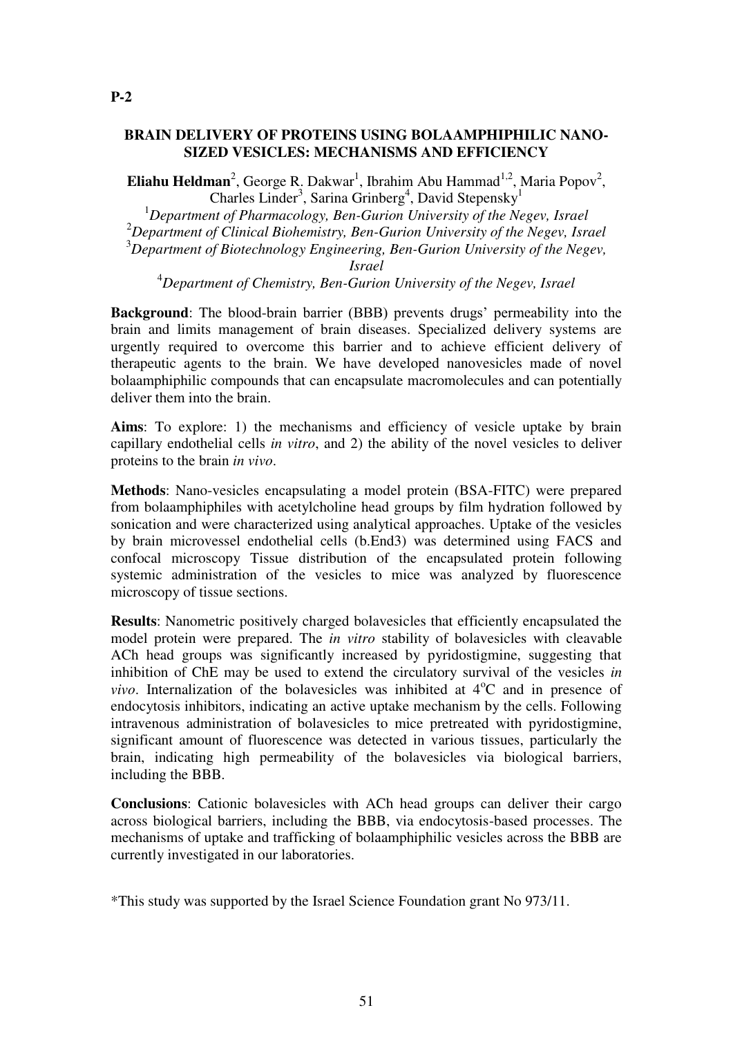**P-2**

## BRAIN DELIVERY OF PROTEINS USING BOLAAMPHIPHILIC NANO-SIZED VESICLES: MECHANISMS AND EFFICIENCY

**Eliahu Heldman**[2], George R. Dakwar[1], Ibrahim Abu Hammad[1,2], Maria Popov[2], Charles Linder[3], Sarina Grinberg[4], David Stepensky[1]

[1]*Department of Pharmacology, Ben-Gurion University of the Negev, Israel*
[2]*Department of Clinical Biohemistry, Ben-Gurion University of the Negev, Israel*
[3]*Department of Biotechnology Engineering, Ben-Gurion University of the Negev, Israel*
[4]*Department of Chemistry, Ben-Gurion University of the Negev, Israel*

**Background**: The blood-brain barrier (BBB) prevents drugs' permeability into the brain and limits management of brain diseases. Specialized delivery systems are urgently required to overcome this barrier and to achieve efficient delivery of therapeutic agents to the brain. We have developed nanovesicles made of novel bolaamphiphilic compounds that can encapsulate macromolecules and can potentially deliver them into the brain.

**Aims**: To explore: 1) the mechanisms and efficiency of vesicle uptake by brain capillary endothelial cells *in vitro*, and 2) the ability of the novel vesicles to deliver proteins to the brain *in vivo*.

**Methods**: Nano-vesicles encapsulating a model protein (BSA-FITC) were prepared from bolaamphiphiles with acetylcholine head groups by film hydration followed by sonication and were characterized using analytical approaches. Uptake of the vesicles by brain microvessel endothelial cells (b.End3) was determined using FACS and confocal microscopy Tissue distribution of the encapsulated protein following systemic administration of the vesicles to mice was analyzed by fluorescence microscopy of tissue sections.

**Results**: Nanometric positively charged bolavesicles that efficiently encapsulated the model protein were prepared. The *in vitro* stability of bolavesicles with cleavable ACh head groups was significantly increased by pyridostigmine, suggesting that inhibition of ChE may be used to extend the circulatory survival of the vesicles *in vivo*. Internalization of the bolavesicles was inhibited at $4^{o}$C and in presence of endocytosis inhibitors, indicating an active uptake mechanism by the cells. Following intravenous administration of bolavesicles to mice pretreated with pyridostigmine, significant amount of fluorescence was detected in various tissues, particularly the brain, indicating high permeability of the bolavesicles via biological barriers, including the BBB.

**Conclusions**: Cationic bolavesicles with ACh head groups can deliver their cargo across biological barriers, including the BBB, via endocytosis-based processes. The mechanisms of uptake and trafficking of bolaamphiphilic vesicles across the BBB are currently investigated in our laboratories.

*This study was supported by the Israel Science Foundation grant No 973/11.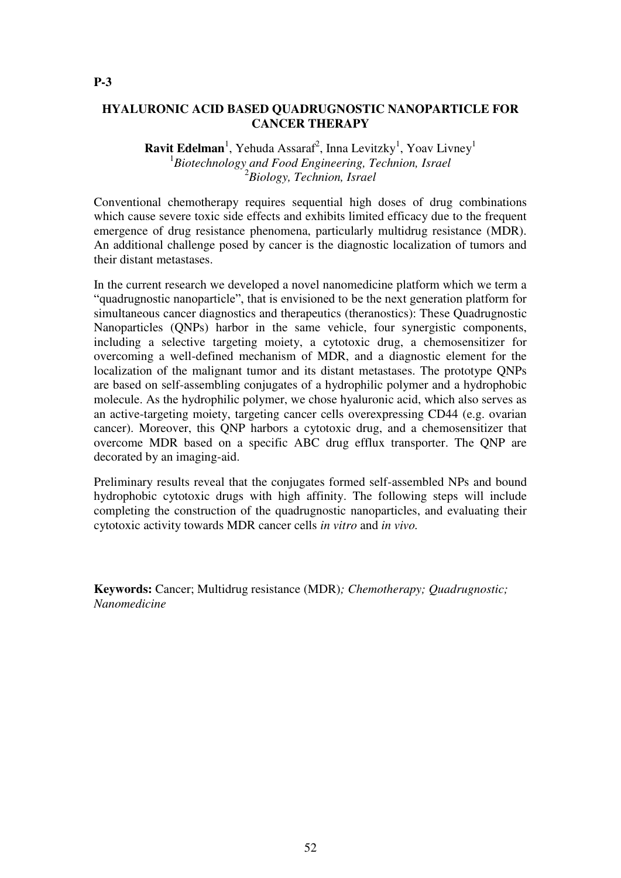P-3

## HYALURONIC ACID BASED QUADRUGNOSTIC NANOPARTICLE FOR CANCER THERAPY

**Ravit Edelman**[1], Yehuda Assaraf[2], Inna Levitzky[1], Yoav Livney[1]
[1]*Biotechnology and Food Engineering, Technion, Israel*
[2]*Biology, Technion, Israel*

Conventional chemotherapy requires sequential high doses of drug combinations which cause severe toxic side effects and exhibits limited efficacy due to the frequent emergence of drug resistance phenomena, particularly multidrug resistance (MDR). An additional challenge posed by cancer is the diagnostic localization of tumors and their distant metastases.

In the current research we developed a novel nanomedicine platform which we term a "quadrugnostic nanoparticle", that is envisioned to be the next generation platform for simultaneous cancer diagnostics and therapeutics (theranostics): These Quadrugnostic Nanoparticles (QNPs) harbor in the same vehicle, four synergistic components, including a selective targeting moiety, a cytotoxic drug, a chemosensitizer for overcoming a well-defined mechanism of MDR, and a diagnostic element for the localization of the malignant tumor and its distant metastases. The prototype QNPs are based on self-assembling conjugates of a hydrophilic polymer and a hydrophobic molecule. As the hydrophilic polymer, we chose hyaluronic acid, which also serves as an active-targeting moiety, targeting cancer cells overexpressing CD44 (e.g. ovarian cancer). Moreover, this QNP harbors a cytotoxic drug, and a chemosensitizer that overcome MDR based on a specific ABC drug efflux transporter. The QNP are decorated by an imaging-aid.

Preliminary results reveal that the conjugates formed self-assembled NPs and bound hydrophobic cytotoxic drugs with high affinity. The following steps will include completing the construction of the quadrugnostic nanoparticles, and evaluating their cytotoxic activity towards MDR cancer cells *in vitro* and *in vivo.*

**Keywords:** Cancer; Multidrug resistance (MDR)*; Chemotherapy; Quadrugnostic; Nanomedicine*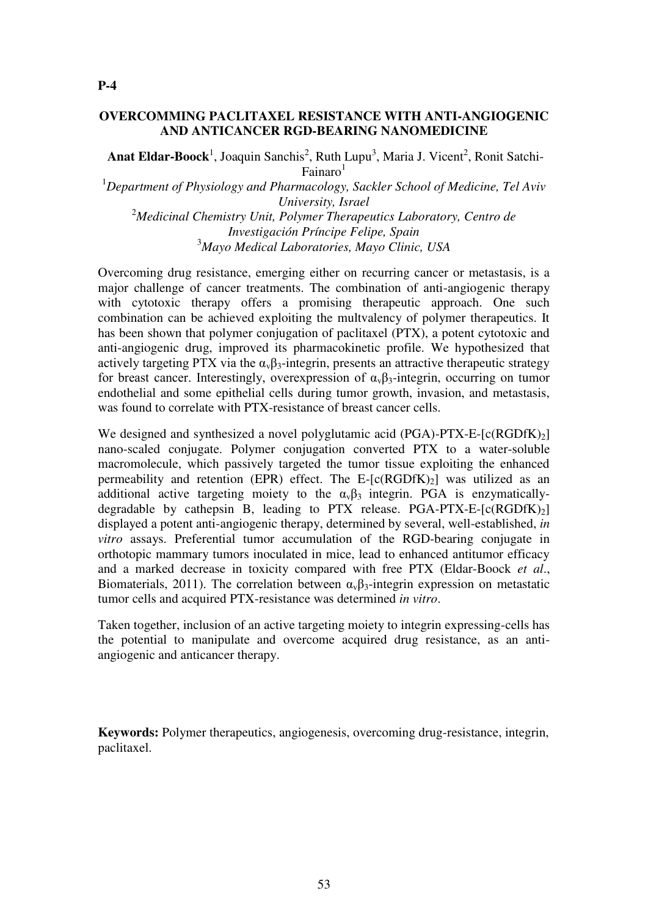**P-4**

## OVERCOMMING PACLITAXEL RESISTANCE WITH ANTI-ANGIOGENIC AND ANTICANCER RGD-BEARING NANOMEDICINE

**Anat Eldar-Boock**[1], Joaquin Sanchis[2], Ruth Lupu[3], Maria J. Vicent[2], Ronit Satchi-Fainaro[1]

[1]*Department of Physiology and Pharmacology, Sackler School of Medicine, Tel Aviv University, Israel*
[2]*Medicinal Chemistry Unit, Polymer Therapeutics Laboratory, Centro de Investigación Príncipe Felipe, Spain*
[3]*Mayo Medical Laboratories, Mayo Clinic, USA*

Overcoming drug resistance, emerging either on recurring cancer or metastasis, is a major challenge of cancer treatments. The combination of anti-angiogenic therapy with cytotoxic therapy offers a promising therapeutic approach. One such combination can be achieved exploiting the multvalency of polymer therapeutics. It has been shown that polymer conjugation of paclitaxel (PTX), a potent cytotoxic and anti-angiogenic drug, improved its pharmacokinetic profile. We hypothesized that actively targeting PTX via the $\alpha_v\beta_3$-integrin, presents an attractive therapeutic strategy for breast cancer. Interestingly, overexpression of $\alpha_v\beta_3$-integrin, occurring on tumor endothelial and some epithelial cells during tumor growth, invasion, and metastasis, was found to correlate with PTX-resistance of breast cancer cells.

We designed and synthesized a novel polyglutamic acid (PGA)-PTX-E-[c(RGDfK)$_2$] nano-scaled conjugate. Polymer conjugation converted PTX to a water-soluble macromolecule, which passively targeted the tumor tissue exploiting the enhanced permeability and retention (EPR) effect. The E-[c(RGDfK)$_2$] was utilized as an additional active targeting moiety to the $\alpha_v\beta_3$ integrin. PGA is enzymatically-degradable by cathepsin B, leading to PTX release. PGA-PTX-E-[c(RGDfK)$_2$] displayed a potent anti-angiogenic therapy, determined by several, well-established, *in vitro* assays. Preferential tumor accumulation of the RGD-bearing conjugate in orthotopic mammary tumors inoculated in mice, lead to enhanced antitumor efficacy and a marked decrease in toxicity compared with free PTX (Eldar-Boock *et al*., Biomaterials, 2011). The correlation between $\alpha_v\beta_3$-integrin expression on metastatic tumor cells and acquired PTX-resistance was determined *in vitro*.

Taken together, inclusion of an active targeting moiety to integrin expressing-cells has the potential to manipulate and overcome acquired drug resistance, as an anti-angiogenic and anticancer therapy.

**Keywords:** Polymer therapeutics, angiogenesis, overcoming drug-resistance, integrin, paclitaxel.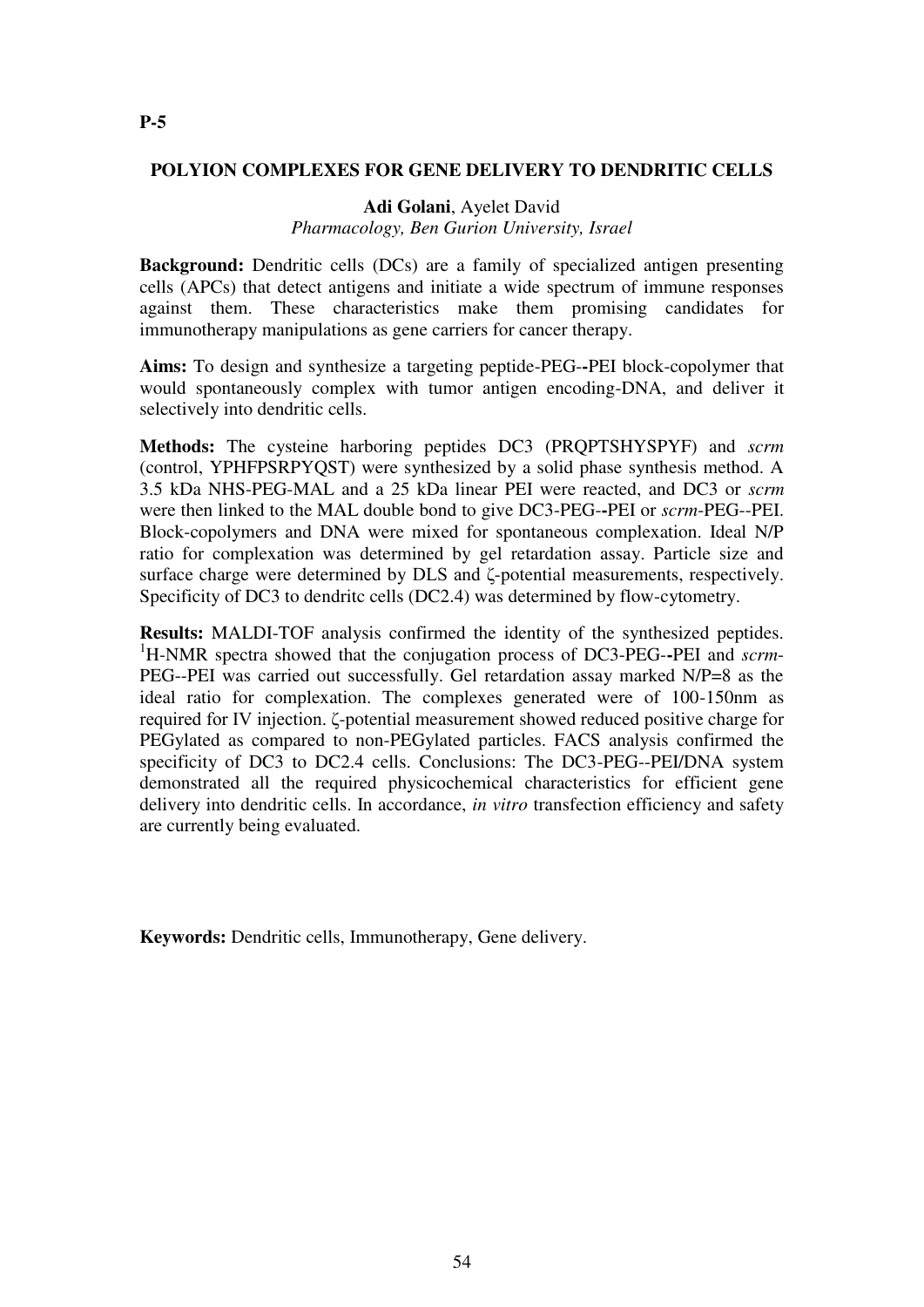**P-5**

## POLYION COMPLEXES FOR GENE DELIVERY TO DENDRITIC CELLS

**Adi Golani**, Ayelet David
*Pharmacology, Ben Gurion University, Israel*

**Background:** Dendritic cells (DCs) are a family of specialized antigen presenting cells (APCs) that detect antigens and initiate a wide spectrum of immune responses against them. These characteristics make them promising candidates for immunotherapy manipulations as gene carriers for cancer therapy.

**Aims:** To design and synthesize a targeting peptide-PEG--PEI block-copolymer that would spontaneously complex with tumor antigen encoding-DNA, and deliver it selectively into dendritic cells.

**Methods:** The cysteine harboring peptides DC3 (PRQPTSHYSPYF) and *scrm* (control, YPHFPSRPYQST) were synthesized by a solid phase synthesis method. A 3.5 kDa NHS-PEG-MAL and a 25 kDa linear PEI were reacted, and DC3 or *scrm* were then linked to the MAL double bond to give DC3-PEG--PEI or *scrm*-PEG--PEI. Block-copolymers and DNA were mixed for spontaneous complexation. Ideal N/P ratio for complexation was determined by gel retardation assay. Particle size and surface charge were determined by DLS and ζ-potential measurements, respectively. Specificity of DC3 to dendritc cells (DC2.4) was determined by flow-cytometry.

**Results:** MALDI-TOF analysis confirmed the identity of the synthesized peptides. $^{1}$H-NMR spectra showed that the conjugation process of DC3-PEG--PEI and *scrm*-PEG--PEI was carried out successfully. Gel retardation assay marked N/P=8 as the ideal ratio for complexation. The complexes generated were of 100-150nm as required for IV injection. ζ-potential measurement showed reduced positive charge for PEGylated as compared to non-PEGylated particles. FACS analysis confirmed the specificity of DC3 to DC2.4 cells. Conclusions: The DC3-PEG--PEI/DNA system demonstrated all the required physicochemical characteristics for efficient gene delivery into dendritic cells. In accordance, *in vitro* transfection efficiency and safety are currently being evaluated.

**Keywords:** Dendritic cells, Immunotherapy, Gene delivery.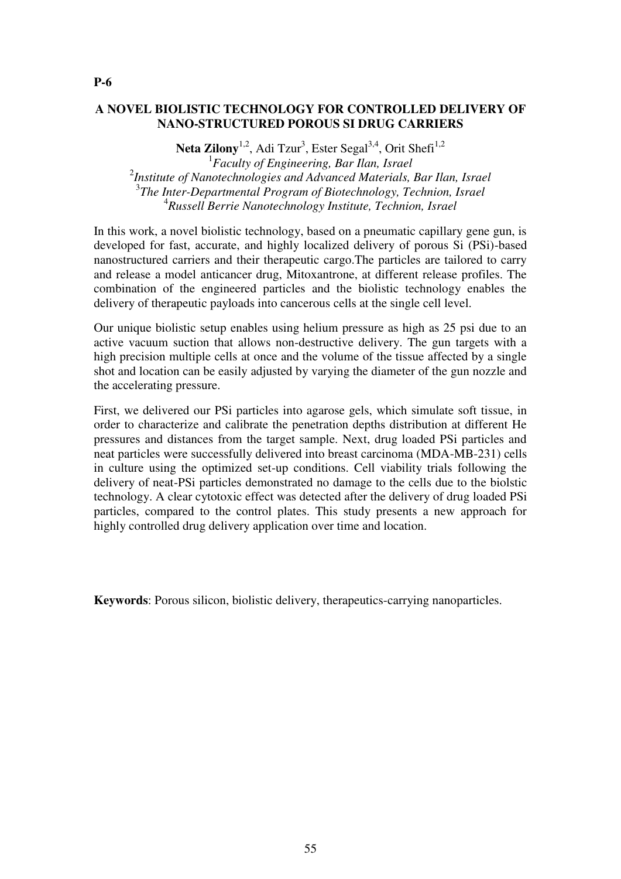**P-6**

## A NOVEL BIOLISTIC TECHNOLOGY FOR CONTROLLED DELIVERY OF NANO-STRUCTURED POROUS SI DRUG CARRIERS

**Neta Zilony**[1,2], Adi Tzur[3], Ester Segal[3,4], Orit Shefi[1,2]

[1]*Faculty of Engineering, Bar Ilan, Israel*
[2]*Institute of Nanotechnologies and Advanced Materials, Bar Ilan, Israel*
[3]*The Inter-Departmental Program of Biotechnology, Technion, Israel*
[4]*Russell Berrie Nanotechnology Institute, Technion, Israel*

In this work, a novel biolistic technology, based on a pneumatic capillary gene gun, is developed for fast, accurate, and highly localized delivery of porous Si (PSi)-based nanostructured carriers and their therapeutic cargo.The particles are tailored to carry and release a model anticancer drug, Mitoxantrone, at different release profiles. The combination of the engineered particles and the biolistic technology enables the delivery of therapeutic payloads into cancerous cells at the single cell level.

Our unique biolistic setup enables using helium pressure as high as 25 psi due to an active vacuum suction that allows non-destructive delivery. The gun targets with a high precision multiple cells at once and the volume of the tissue affected by a single shot and location can be easily adjusted by varying the diameter of the gun nozzle and the accelerating pressure.

First, we delivered our PSi particles into agarose gels, which simulate soft tissue, in order to characterize and calibrate the penetration depths distribution at different He pressures and distances from the target sample. Next, drug loaded PSi particles and neat particles were successfully delivered into breast carcinoma (MDA-MB-231) cells in culture using the optimized set-up conditions. Cell viability trials following the delivery of neat-PSi particles demonstrated no damage to the cells due to the biolstic technology. A clear cytotoxic effect was detected after the delivery of drug loaded PSi particles, compared to the control plates. This study presents a new approach for highly controlled drug delivery application over time and location.

**Keywords**: Porous silicon, biolistic delivery, therapeutics-carrying nanoparticles.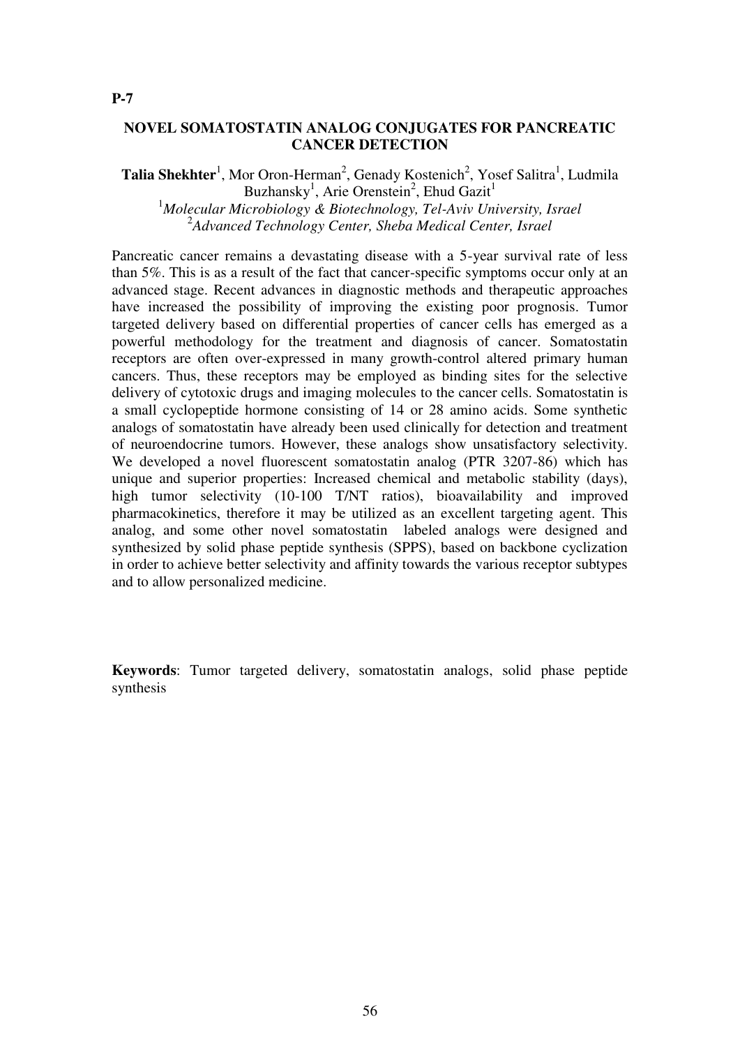**P-7**

## NOVEL SOMATOSTATIN ANALOG CONJUGATES FOR PANCREATIC CANCER DETECTION

**Talia Shekhter**[1], Mor Oron-Herman[2], Genady Kostenich[2], Yosef Salitra[1], Ludmila Buzhansky[1], Arie Orenstein[2], Ehud Gazit[1]

[1]*Molecular Microbiology & Biotechnology, Tel-Aviv University, Israel*
[2]*Advanced Technology Center, Sheba Medical Center, Israel*

Pancreatic cancer remains a devastating disease with a 5-year survival rate of less than 5%. This is as a result of the fact that cancer-specific symptoms occur only at an advanced stage. Recent advances in diagnostic methods and therapeutic approaches have increased the possibility of improving the existing poor prognosis. Tumor targeted delivery based on differential properties of cancer cells has emerged as a powerful methodology for the treatment and diagnosis of cancer. Somatostatin receptors are often over-expressed in many growth-control altered primary human cancers. Thus, these receptors may be employed as binding sites for the selective delivery of cytotoxic drugs and imaging molecules to the cancer cells. Somatostatin is a small cyclopeptide hormone consisting of 14 or 28 amino acids. Some synthetic analogs of somatostatin have already been used clinically for detection and treatment of neuroendocrine tumors. However, these analogs show unsatisfactory selectivity. We developed a novel fluorescent somatostatin analog (PTR 3207-86) which has unique and superior properties: Increased chemical and metabolic stability (days), high tumor selectivity (10-100 T/NT ratios), bioavailability and improved pharmacokinetics, therefore it may be utilized as an excellent targeting agent. This analog, and some other novel somatostatin labeled analogs were designed and synthesized by solid phase peptide synthesis (SPPS), based on backbone cyclization in order to achieve better selectivity and affinity towards the various receptor subtypes and to allow personalized medicine.

**Keywords**: Tumor targeted delivery, somatostatin analogs, solid phase peptide synthesis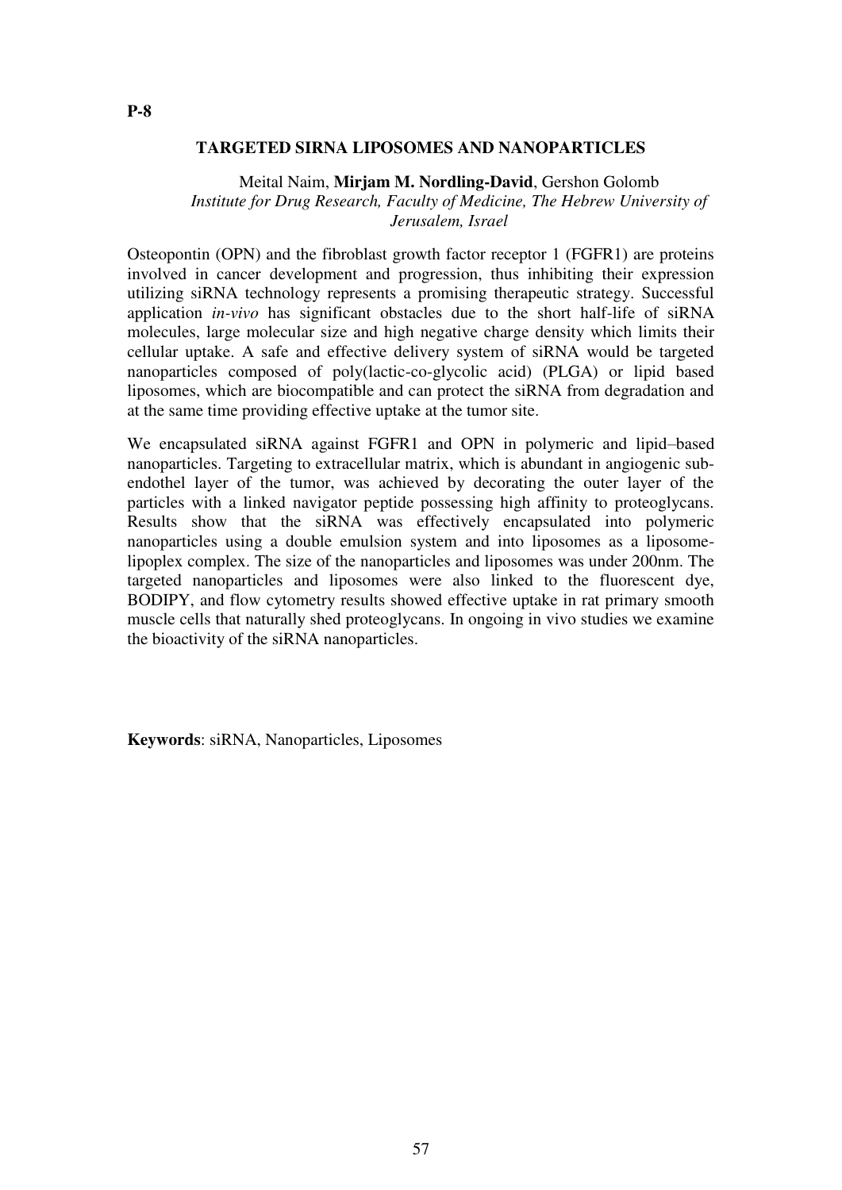**P-8**

## TARGETED SIRNA LIPOSOMES AND NANOPARTICLES

Meital Naim, **Mirjam M. Nordling-David**, Gershon Golomb
*Institute for Drug Research, Faculty of Medicine, The Hebrew University of Jerusalem, Israel*

Osteopontin (OPN) and the fibroblast growth factor receptor 1 (FGFR1) are proteins involved in cancer development and progression, thus inhibiting their expression utilizing siRNA technology represents a promising therapeutic strategy. Successful application *in-vivo* has significant obstacles due to the short half-life of siRNA molecules, large molecular size and high negative charge density which limits their cellular uptake. A safe and effective delivery system of siRNA would be targeted nanoparticles composed of poly(lactic-co-glycolic acid) (PLGA) or lipid based liposomes, which are biocompatible and can protect the siRNA from degradation and at the same time providing effective uptake at the tumor site.

We encapsulated siRNA against FGFR1 and OPN in polymeric and lipid–based nanoparticles. Targeting to extracellular matrix, which is abundant in angiogenic sub-endothel layer of the tumor, was achieved by decorating the outer layer of the particles with a linked navigator peptide possessing high affinity to proteoglycans. Results show that the siRNA was effectively encapsulated into polymeric nanoparticles using a double emulsion system and into liposomes as a liposome-lipoplex complex. The size of the nanoparticles and liposomes was under 200nm. The targeted nanoparticles and liposomes were also linked to the fluorescent dye, BODIPY, and flow cytometry results showed effective uptake in rat primary smooth muscle cells that naturally shed proteoglycans. In ongoing in vivo studies we examine the bioactivity of the siRNA nanoparticles.

**Keywords**: siRNA, Nanoparticles, Liposomes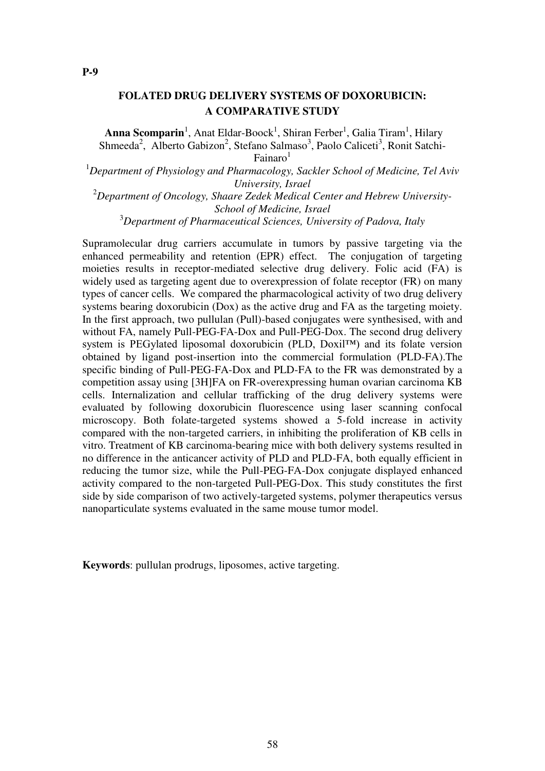**P-9**

## FOLATED DRUG DELIVERY SYSTEMS OF DOXORUBICIN: A COMPARATIVE STUDY

**Anna Scomparin**[1], Anat Eldar-Boock[1], Shiran Ferber[1], Galia Tiram[1], Hilary Shmeeda[2], Alberto Gabizon[2], Stefano Salmaso[3], Paolo Caliceti[3], Ronit Satchi-Fainaro[1]

[1]*Department of Physiology and Pharmacology, Sackler School of Medicine, Tel Aviv University, Israel*

[2]*Department of Oncology, Shaare Zedek Medical Center and Hebrew University-School of Medicine, Israel*

[3]*Department of Pharmaceutical Sciences, University of Padova, Italy*

Supramolecular drug carriers accumulate in tumors by passive targeting via the enhanced permeability and retention (EPR) effect. The conjugation of targeting moieties results in receptor-mediated selective drug delivery. Folic acid (FA) is widely used as targeting agent due to overexpression of folate receptor (FR) on many types of cancer cells. We compared the pharmacological activity of two drug delivery systems bearing doxorubicin (Dox) as the active drug and FA as the targeting moiety. In the first approach, two pullulan (Pull)-based conjugates were synthesised, with and without FA, namely Pull-PEG-FA-Dox and Pull-PEG-Dox. The second drug delivery system is PEGylated liposomal doxorubicin (PLD, Doxil™) and its folate version obtained by ligand post-insertion into the commercial formulation (PLD-FA).The specific binding of Pull-PEG-FA-Dox and PLD-FA to the FR was demonstrated by a competition assay using [3H]FA on FR-overexpressing human ovarian carcinoma KB cells. Internalization and cellular trafficking of the drug delivery systems were evaluated by following doxorubicin fluorescence using laser scanning confocal microscopy. Both folate-targeted systems showed a 5-fold increase in activity compared with the non-targeted carriers, in inhibiting the proliferation of KB cells in vitro. Treatment of KB carcinoma-bearing mice with both delivery systems resulted in no difference in the anticancer activity of PLD and PLD-FA, both equally efficient in reducing the tumor size, while the Pull-PEG-FA-Dox conjugate displayed enhanced activity compared to the non-targeted Pull-PEG-Dox. This study constitutes the first side by side comparison of two actively-targeted systems, polymer therapeutics versus nanoparticulate systems evaluated in the same mouse tumor model.

**Keywords**: pullulan prodrugs, liposomes, active targeting.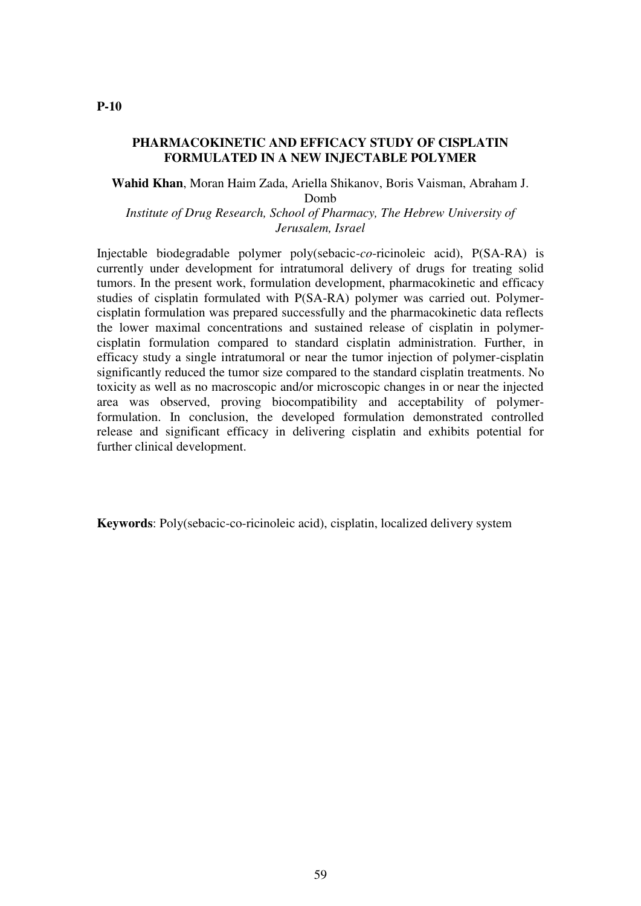**P-10**

## PHARMACOKINETIC AND EFFICACY STUDY OF CISPLATIN FORMULATED IN A NEW INJECTABLE POLYMER

**Wahid Khan**, Moran Haim Zada, Ariella Shikanov, Boris Vaisman, Abraham J. Domb

*Institute of Drug Research, School of Pharmacy, The Hebrew University of Jerusalem, Israel*

Injectable biodegradable polymer poly(sebacic-*co*-ricinoleic acid), P(SA-RA) is currently under development for intratumoral delivery of drugs for treating solid tumors. In the present work, formulation development, pharmacokinetic and efficacy studies of cisplatin formulated with P(SA-RA) polymer was carried out. Polymer-cisplatin formulation was prepared successfully and the pharmacokinetic data reflects the lower maximal concentrations and sustained release of cisplatin in polymer-cisplatin formulation compared to standard cisplatin administration. Further, in efficacy study a single intratumoral or near the tumor injection of polymer-cisplatin significantly reduced the tumor size compared to the standard cisplatin treatments. No toxicity as well as no macroscopic and/or microscopic changes in or near the injected area was observed, proving biocompatibility and acceptability of polymer-formulation. In conclusion, the developed formulation demonstrated controlled release and significant efficacy in delivering cisplatin and exhibits potential for further clinical development.

**Keywords**: Poly(sebacic-co-ricinoleic acid), cisplatin, localized delivery system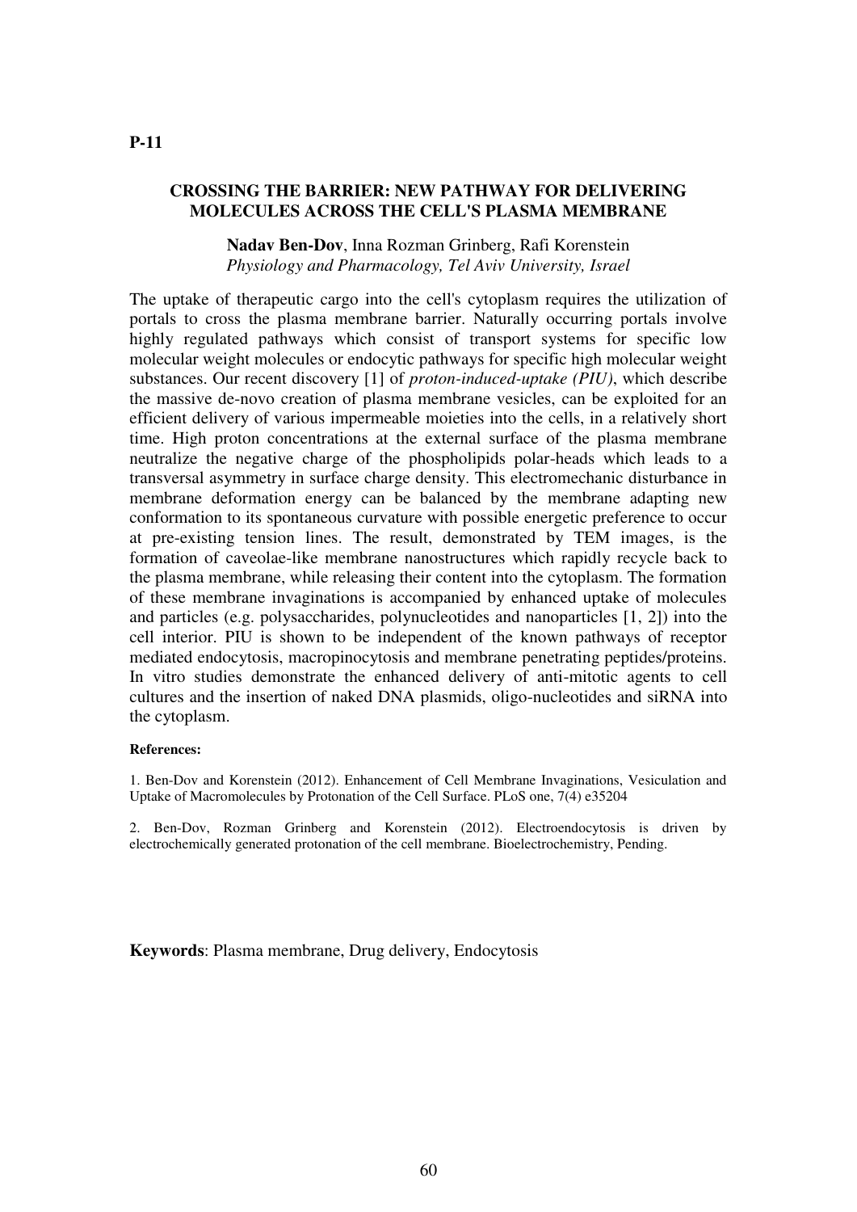**P-11**

## CROSSING THE BARRIER: NEW PATHWAY FOR DELIVERING MOLECULES ACROSS THE CELL'S PLASMA MEMBRANE

**Nadav Ben-Dov**, Inna Rozman Grinberg, Rafi Korenstein
*Physiology and Pharmacology, Tel Aviv University, Israel*

The uptake of therapeutic cargo into the cell's cytoplasm requires the utilization of portals to cross the plasma membrane barrier. Naturally occurring portals involve highly regulated pathways which consist of transport systems for specific low molecular weight molecules or endocytic pathways for specific high molecular weight substances. Our recent discovery [1] of *proton-induced-uptake (PIU)*, which describe the massive de-novo creation of plasma membrane vesicles, can be exploited for an efficient delivery of various impermeable moieties into the cells, in a relatively short time. High proton concentrations at the external surface of the plasma membrane neutralize the negative charge of the phospholipids polar-heads which leads to a transversal asymmetry in surface charge density. This electromechanic disturbance in membrane deformation energy can be balanced by the membrane adapting new conformation to its spontaneous curvature with possible energetic preference to occur at pre-existing tension lines. The result, demonstrated by TEM images, is the formation of caveolae-like membrane nanostructures which rapidly recycle back to the plasma membrane, while releasing their content into the cytoplasm. The formation of these membrane invaginations is accompanied by enhanced uptake of molecules and particles (e.g. polysaccharides, polynucleotides and nanoparticles [1, 2]) into the cell interior. PIU is shown to be independent of the known pathways of receptor mediated endocytosis, macropinocytosis and membrane penetrating peptides/proteins. In vitro studies demonstrate the enhanced delivery of anti-mitotic agents to cell cultures and the insertion of naked DNA plasmids, oligo-nucleotides and siRNA into the cytoplasm.

**References:**

1. Ben-Dov and Korenstein (2012). Enhancement of Cell Membrane Invaginations, Vesiculation and Uptake of Macromolecules by Protonation of the Cell Surface. PLoS one, 7(4) e35204

2. Ben-Dov, Rozman Grinberg and Korenstein (2012). Electroendocytosis is driven by electrochemically generated protonation of the cell membrane. Bioelectrochemistry, Pending.

**Keywords**: Plasma membrane, Drug delivery, Endocytosis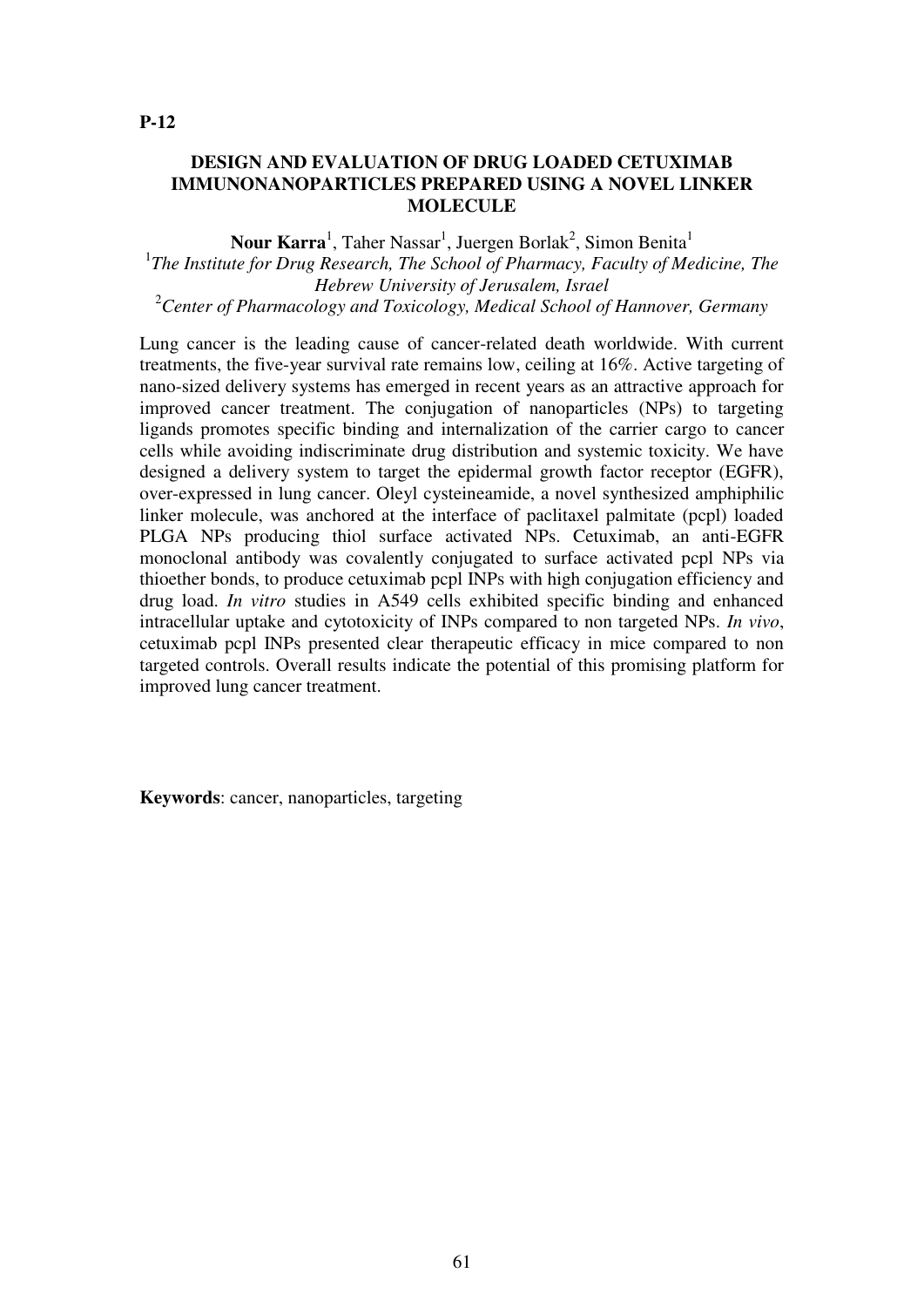**P-12**

## DESIGN AND EVALUATION OF DRUG LOADED CETUXIMAB IMMUNONANOPARTICLES PREPARED USING A NOVEL LINKER MOLECULE

**Nour Karra**[1], Taher Nassar[1], Juergen Borlak[2], Simon Benita[1]

[1]*The Institute for Drug Research, The School of Pharmacy, Faculty of Medicine, The Hebrew University of Jerusalem, Israel*

[2]*Center of Pharmacology and Toxicology, Medical School of Hannover, Germany*

Lung cancer is the leading cause of cancer-related death worldwide. With current treatments, the five-year survival rate remains low, ceiling at 16%. Active targeting of nano-sized delivery systems has emerged in recent years as an attractive approach for improved cancer treatment. The conjugation of nanoparticles (NPs) to targeting ligands promotes specific binding and internalization of the carrier cargo to cancer cells while avoiding indiscriminate drug distribution and systemic toxicity. We have designed a delivery system to target the epidermal growth factor receptor (EGFR), over-expressed in lung cancer. Oleyl cysteineamide, a novel synthesized amphiphilic linker molecule, was anchored at the interface of paclitaxel palmitate (pcpl) loaded PLGA NPs producing thiol surface activated NPs. Cetuximab, an anti-EGFR monoclonal antibody was covalently conjugated to surface activated pcpl NPs via thioether bonds, to produce cetuximab pcpl INPs with high conjugation efficiency and drug load. *In vitro* studies in A549 cells exhibited specific binding and enhanced intracellular uptake and cytotoxicity of INPs compared to non targeted NPs. *In vivo*, cetuximab pcpl INPs presented clear therapeutic efficacy in mice compared to non targeted controls. Overall results indicate the potential of this promising platform for improved lung cancer treatment.

**Keywords**: cancer, nanoparticles, targeting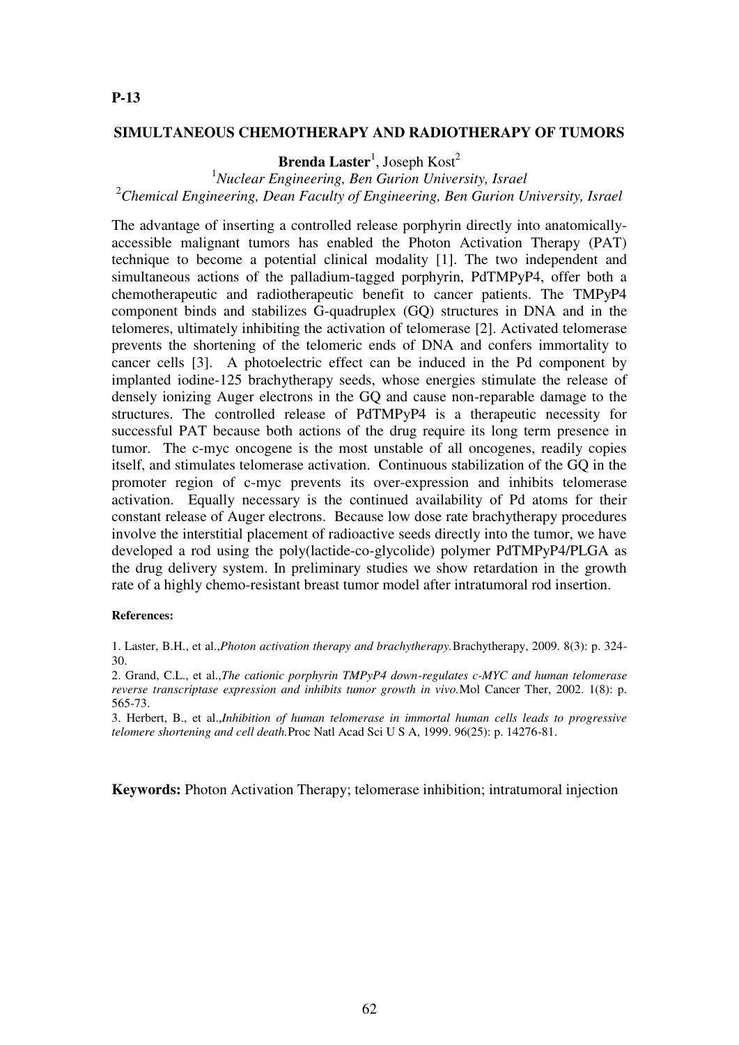**P-13**

## SIMULTANEOUS CHEMOTHERAPY AND RADIOTHERAPY OF TUMORS

**Brenda Laster**[1], Joseph Kost[2]

[1]*Nuclear Engineering, Ben Gurion University, Israel*
[2]*Chemical Engineering, Dean Faculty of Engineering, Ben Gurion University, Israel*

The advantage of inserting a controlled release porphyrin directly into anatomically-accessible malignant tumors has enabled the Photon Activation Therapy (PAT) technique to become a potential clinical modality [1]. The two independent and simultaneous actions of the palladium-tagged porphyrin, PdTMPyP4, offer both a chemotherapeutic and radiotherapeutic benefit to cancer patients. The TMPyP4 component binds and stabilizes G-quadruplex (GQ) structures in DNA and in the telomeres, ultimately inhibiting the activation of telomerase [2]. Activated telomerase prevents the shortening of the telomeric ends of DNA and confers immortality to cancer cells [3]. A photoelectric effect can be induced in the Pd component by implanted iodine-125 brachytherapy seeds, whose energies stimulate the release of densely ionizing Auger electrons in the GQ and cause non-reparable damage to the structures. The controlled release of PdTMPyP4 is a therapeutic necessity for successful PAT because both actions of the drug require its long term presence in tumor. The c-myc oncogene is the most unstable of all oncogenes, readily copies itself, and stimulates telomerase activation. Continuous stabilization of the GQ in the promoter region of c-myc prevents its over-expression and inhibits telomerase activation. Equally necessary is the continued availability of Pd atoms for their constant release of Auger electrons. Because low dose rate brachytherapy procedures involve the interstitial placement of radioactive seeds directly into the tumor, we have developed a rod using the poly(lactide-co-glycolide) polymer PdTMPyP4/PLGA as the drug delivery system. In preliminary studies we show retardation in the growth rate of a highly chemo-resistant breast tumor model after intratumoral rod insertion.

**References:**

1. Laster, B.H., et al.,*Photon activation therapy and brachytherapy.*Brachytherapy, 2009. 8(3): p. 324-30.
2. Grand, C.L., et al.,*The cationic porphyrin TMPyP4 down-regulates c-MYC and human telomerase reverse transcriptase expression and inhibits tumor growth in vivo.*Mol Cancer Ther, 2002. 1(8): p. 565-73.
3. Herbert, B., et al.,*Inhibition of human telomerase in immortal human cells leads to progressive telomere shortening and cell death.*Proc Natl Acad Sci U S A, 1999. 96(25): p. 14276-81.

**Keywords:** Photon Activation Therapy; telomerase inhibition; intratumoral injection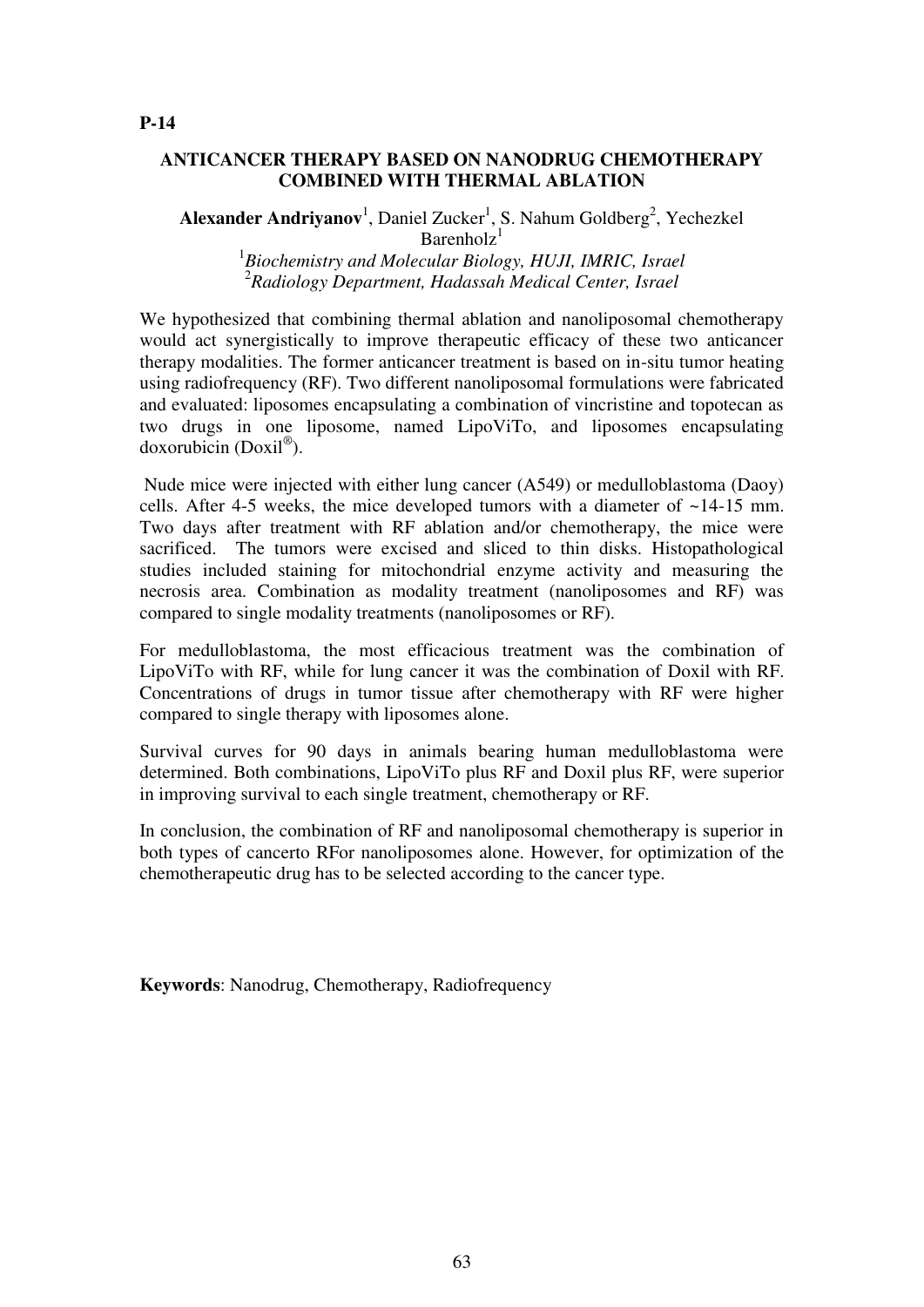**P-14**

## ANTICANCER THERAPY BASED ON NANODRUG CHEMOTHERAPY COMBINED WITH THERMAL ABLATION

**Alexander Andriyanov**[1], Daniel Zucker[1], S. Nahum Goldberg[2], Yechezkel Barenholz[1]

[1]*Biochemistry and Molecular Biology, HUJI, IMRIC, Israel*
[2]*Radiology Department, Hadassah Medical Center, Israel*

We hypothesized that combining thermal ablation and nanoliposomal chemotherapy would act synergistically to improve therapeutic efficacy of these two anticancer therapy modalities. The former anticancer treatment is based on in-situ tumor heating using radiofrequency (RF). Two different nanoliposomal formulations were fabricated and evaluated: liposomes encapsulating a combination of vincristine and topotecan as two drugs in one liposome, named LipoViTo, and liposomes encapsulating doxorubicin (Doxil®).

Nude mice were injected with either lung cancer (A549) or medulloblastoma (Daoy) cells. After 4-5 weeks, the mice developed tumors with a diameter of ~14-15 mm. Two days after treatment with RF ablation and/or chemotherapy, the mice were sacrificed. The tumors were excised and sliced to thin disks. Histopathological studies included staining for mitochondrial enzyme activity and measuring the necrosis area. Combination as modality treatment (nanoliposomes and RF) was compared to single modality treatments (nanoliposomes or RF).

For medulloblastoma, the most efficacious treatment was the combination of LipoViTo with RF, while for lung cancer it was the combination of Doxil with RF. Concentrations of drugs in tumor tissue after chemotherapy with RF were higher compared to single therapy with liposomes alone.

Survival curves for 90 days in animals bearing human medulloblastoma were determined. Both combinations, LipoViTo plus RF and Doxil plus RF, were superior in improving survival to each single treatment, chemotherapy or RF.

In conclusion, the combination of RF and nanoliposomal chemotherapy is superior in both types of cancerto RFor nanoliposomes alone. However, for optimization of the chemotherapeutic drug has to be selected according to the cancer type.

**Keywords**: Nanodrug, Chemotherapy, Radiofrequency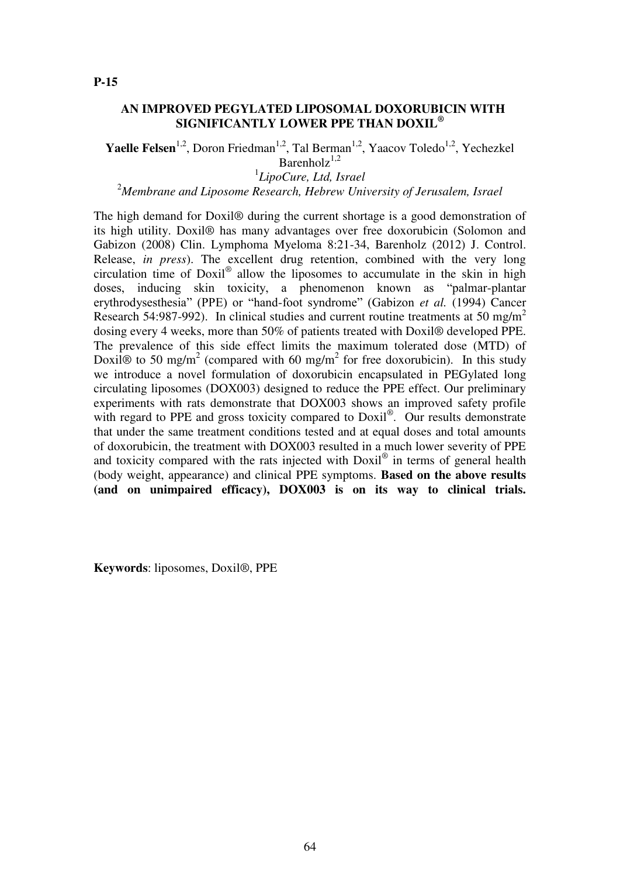**P-15**

## AN IMPROVED PEGYLATED LIPOSOMAL DOXORUBICIN WITH SIGNIFICANTLY LOWER PPE THAN DOXIL®

**Yaelle Felsen**[1,2], Doron Friedman[1,2], Tal Berman[1,2], Yaacov Toledo[1,2], Yechezkel Barenholz[1,2]

[1]*LipoCure, Ltd, Israel*

[2]*Membrane and Liposome Research, Hebrew University of Jerusalem, Israel*

The high demand for Doxil® during the current shortage is a good demonstration of its high utility. Doxil® has many advantages over free doxorubicin (Solomon and Gabizon (2008) Clin. Lymphoma Myeloma 8:21-34, Barenholz (2012) J. Control. Release, *in press*). The excellent drug retention, combined with the very long circulation time of Doxil® allow the liposomes to accumulate in the skin in high doses, inducing skin toxicity, a phenomenon known as "palmar-plantar erythrodysesthesia" (PPE) or "hand-foot syndrome" (Gabizon *et al.* (1994) Cancer Research 54:987-992). In clinical studies and current routine treatments at 50 $mg/m^2$ dosing every 4 weeks, more than 50% of patients treated with Doxil® developed PPE. The prevalence of this side effect limits the maximum tolerated dose (MTD) of Doxil® to 50 $mg/m^2$ (compared with 60 $mg/m^2$ for free doxorubicin). In this study we introduce a novel formulation of doxorubicin encapsulated in PEGylated long circulating liposomes (DOX003) designed to reduce the PPE effect. Our preliminary experiments with rats demonstrate that DOX003 shows an improved safety profile with regard to PPE and gross toxicity compared to Doxil®. Our results demonstrate that under the same treatment conditions tested and at equal doses and total amounts of doxorubicin, the treatment with DOX003 resulted in a much lower severity of PPE and toxicity compared with the rats injected with Doxil® in terms of general health (body weight, appearance) and clinical PPE symptoms. **Based on the above results (and on unimpaired efficacy), DOX003 is on its way to clinical trials.**

**Keywords**: liposomes, Doxil®, PPE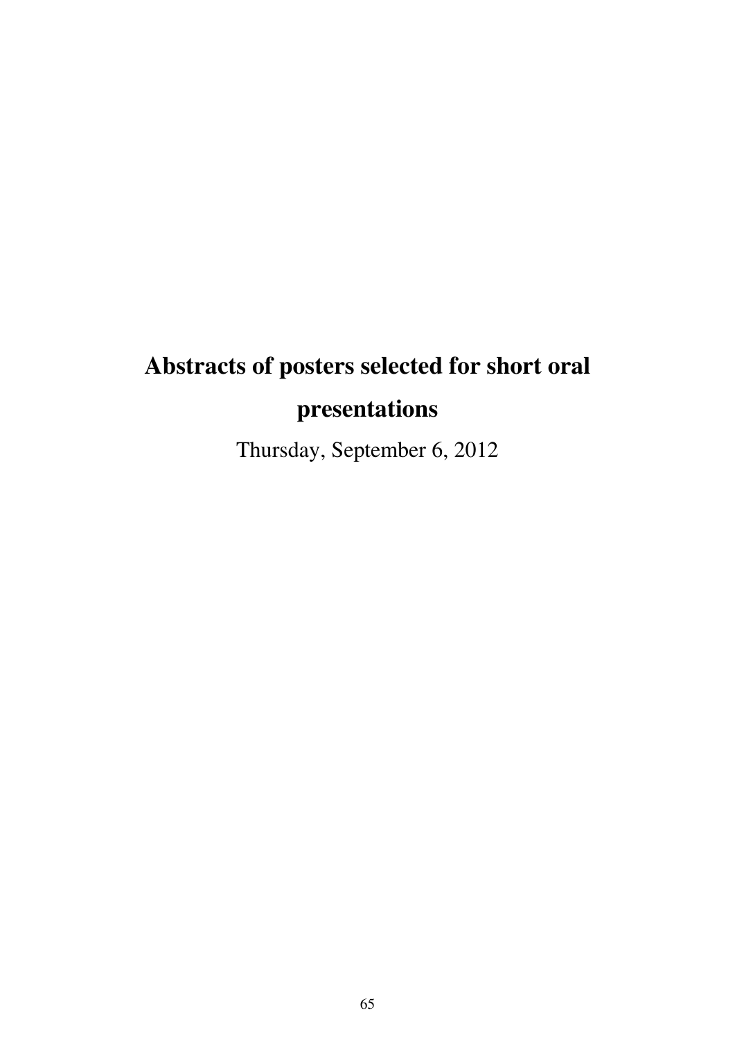# Abstracts of posters selected for short oral presentations

Thursday, September 6, 2012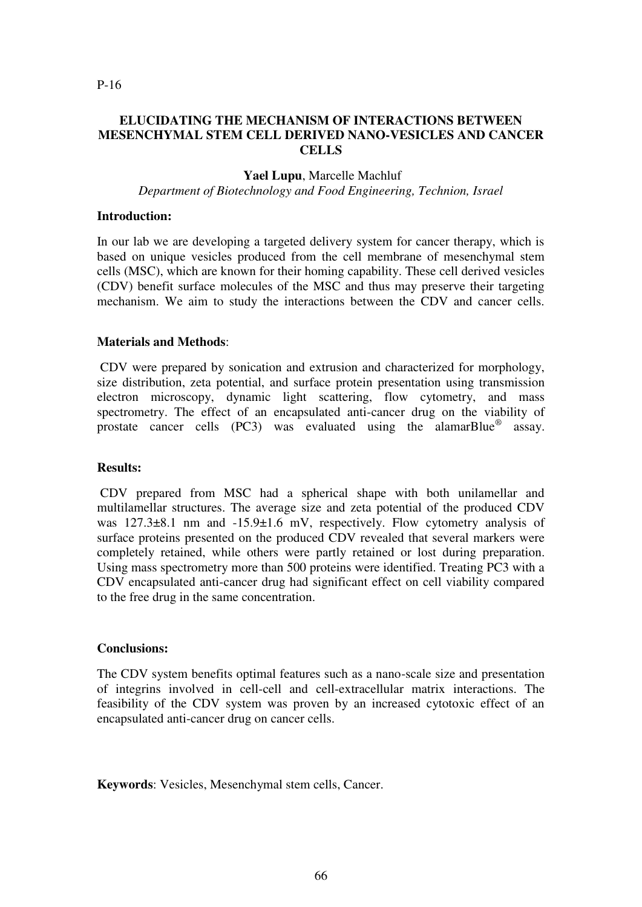P-16

# ELUCIDATING THE MECHANISM OF INTERACTIONS BETWEEN MESENCHYMAL STEM CELL DERIVED NANO-VESICLES AND CANCER CELLS

**Yael Lupu**, Marcelle Machluf

*Department of Biotechnology and Food Engineering, Technion, Israel*

## Introduction:

In our lab we are developing a targeted delivery system for cancer therapy, which is based on unique vesicles produced from the cell membrane of mesenchymal stem cells (MSC), which are known for their homing capability. These cell derived vesicles (CDV) benefit surface molecules of the MSC and thus may preserve their targeting mechanism. We aim to study the interactions between the CDV and cancer cells.

## Materials and Methods:

CDV were prepared by sonication and extrusion and characterized for morphology, size distribution, zeta potential, and surface protein presentation using transmission electron microscopy, dynamic light scattering, flow cytometry, and mass spectrometry. The effect of an encapsulated anti-cancer drug on the viability of prostate cancer cells (PC3) was evaluated using the alamarBlue® assay.

## Results:

CDV prepared from MSC had a spherical shape with both unilamellar and multilamellar structures. The average size and zeta potential of the produced CDV was 127.3±8.1 nm and -15.9±1.6 mV, respectively. Flow cytometry analysis of surface proteins presented on the produced CDV revealed that several markers were completely retained, while others were partly retained or lost during preparation. Using mass spectrometry more than 500 proteins were identified. Treating PC3 with a CDV encapsulated anti-cancer drug had significant effect on cell viability compared to the free drug in the same concentration.

## Conclusions:

The CDV system benefits optimal features such as a nano-scale size and presentation of integrins involved in cell-cell and cell-extracellular matrix interactions. The feasibility of the CDV system was proven by an increased cytotoxic effect of an encapsulated anti-cancer drug on cancer cells.

**Keywords**: Vesicles, Mesenchymal stem cells, Cancer.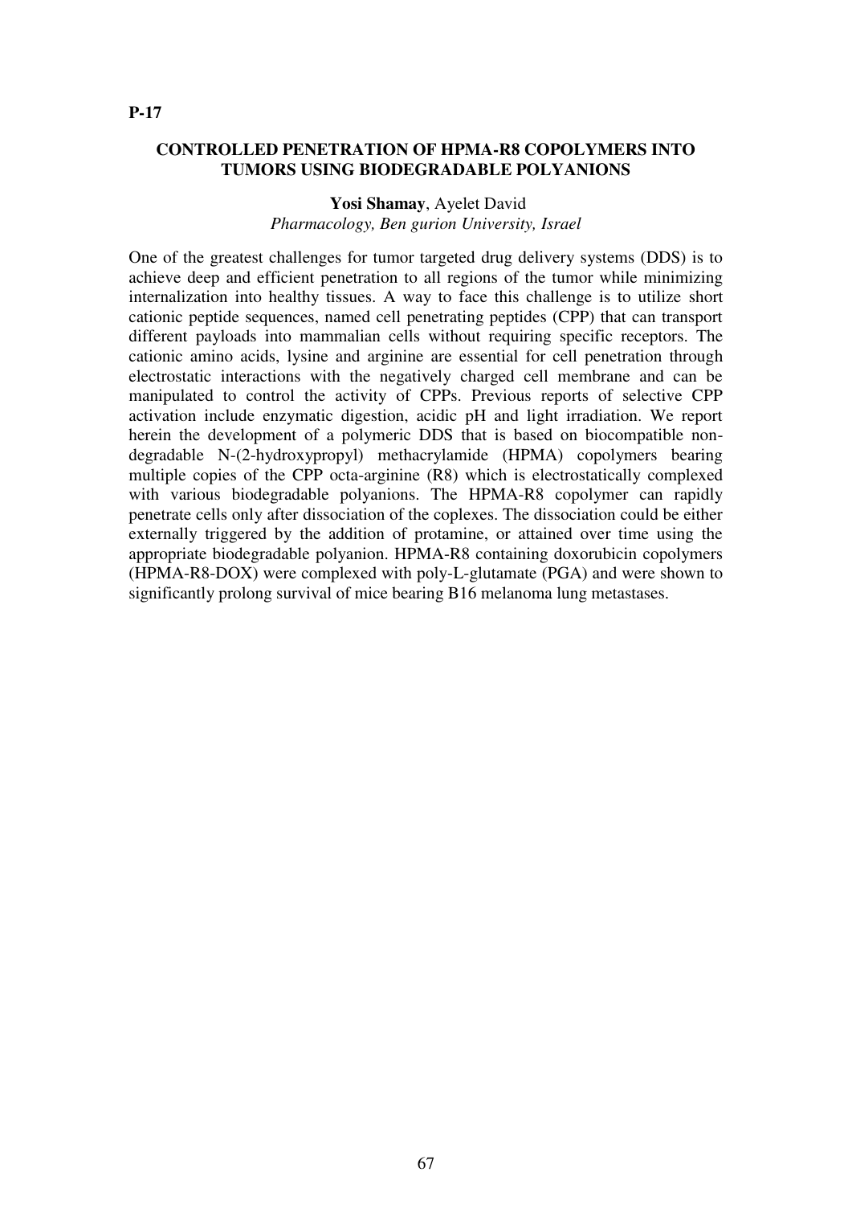**P-17**

## CONTROLLED PENETRATION OF HPMA-R8 COPOLYMERS INTO TUMORS USING BIODEGRADABLE POLYANIONS

**Yosi Shamay**, Ayelet David
*Pharmacology, Ben gurion University, Israel*

One of the greatest challenges for tumor targeted drug delivery systems (DDS) is to achieve deep and efficient penetration to all regions of the tumor while minimizing internalization into healthy tissues. A way to face this challenge is to utilize short cationic peptide sequences, named cell penetrating peptides (CPP) that can transport different payloads into mammalian cells without requiring specific receptors. The cationic amino acids, lysine and arginine are essential for cell penetration through electrostatic interactions with the negatively charged cell membrane and can be manipulated to control the activity of CPPs. Previous reports of selective CPP activation include enzymatic digestion, acidic pH and light irradiation. We report herein the development of a polymeric DDS that is based on biocompatible non-degradable N-(2-hydroxypropyl) methacrylamide (HPMA) copolymers bearing multiple copies of the CPP octa-arginine (R8) which is electrostatically complexed with various biodegradable polyanions. The HPMA-R8 copolymer can rapidly penetrate cells only after dissociation of the coplexes. The dissociation could be either externally triggered by the addition of protamine, or attained over time using the appropriate biodegradable polyanion. HPMA-R8 containing doxorubicin copolymers (HPMA-R8-DOX) were complexed with poly-L-glutamate (PGA) and were shown to significantly prolong survival of mice bearing B16 melanoma lung metastases.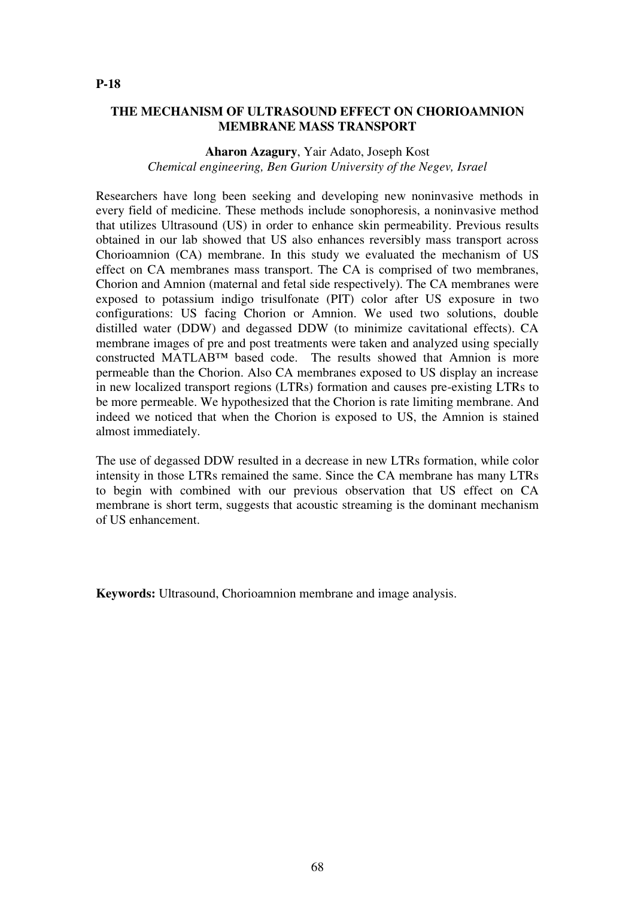**P-18**

## THE MECHANISM OF ULTRASOUND EFFECT ON CHORIOAMNION MEMBRANE MASS TRANSPORT

**Aharon Azagury**, Yair Adato, Joseph Kost
*Chemical engineering, Ben Gurion University of the Negev, Israel*

Researchers have long been seeking and developing new noninvasive methods in every field of medicine. These methods include sonophoresis, a noninvasive method that utilizes Ultrasound (US) in order to enhance skin permeability. Previous results obtained in our lab showed that US also enhances reversibly mass transport across Chorioamnion (CA) membrane. In this study we evaluated the mechanism of US effect on CA membranes mass transport. The CA is comprised of two membranes, Chorion and Amnion (maternal and fetal side respectively). The CA membranes were exposed to potassium indigo trisulfonate (PIT) color after US exposure in two configurations: US facing Chorion or Amnion. We used two solutions, double distilled water (DDW) and degassed DDW (to minimize cavitational effects). CA membrane images of pre and post treatments were taken and analyzed using specially constructed MATLAB™ based code. The results showed that Amnion is more permeable than the Chorion. Also CA membranes exposed to US display an increase in new localized transport regions (LTRs) formation and causes pre-existing LTRs to be more permeable. We hypothesized that the Chorion is rate limiting membrane. And indeed we noticed that when the Chorion is exposed to US, the Amnion is stained almost immediately.

The use of degassed DDW resulted in a decrease in new LTRs formation, while color intensity in those LTRs remained the same. Since the CA membrane has many LTRs to begin with combined with our previous observation that US effect on CA membrane is short term, suggests that acoustic streaming is the dominant mechanism of US enhancement.

**Keywords:** Ultrasound, Chorioamnion membrane and image analysis.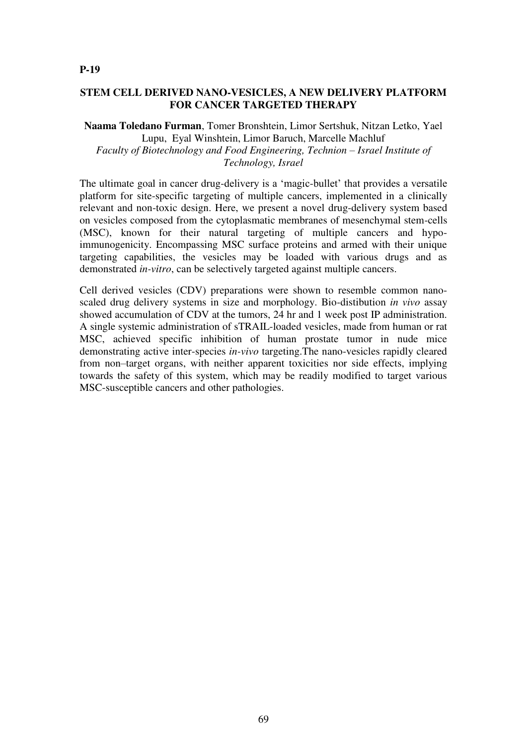**P-19**

## STEM CELL DERIVED NANO-VESICLES, A NEW DELIVERY PLATFORM FOR CANCER TARGETED THERAPY

**Naama Toledano Furman**, Tomer Bronshtein, Limor Sertshuk, Nitzan Letko, Yael Lupu, Eyal Winshtein, Limor Baruch, Marcelle Machluf

*Faculty of Biotechnology and Food Engineering, Technion – Israel Institute of Technology, Israel*

The ultimate goal in cancer drug-delivery is a 'magic-bullet' that provides a versatile platform for site-specific targeting of multiple cancers, implemented in a clinically relevant and non-toxic design. Here, we present a novel drug-delivery system based on vesicles composed from the cytoplasmatic membranes of mesenchymal stem-cells (MSC), known for their natural targeting of multiple cancers and hypo-immunogenicity. Encompassing MSC surface proteins and armed with their unique targeting capabilities, the vesicles may be loaded with various drugs and as demonstrated *in-vitro*, can be selectively targeted against multiple cancers.

Cell derived vesicles (CDV) preparations were shown to resemble common nano-scaled drug delivery systems in size and morphology. Bio-distibution *in vivo* assay showed accumulation of CDV at the tumors, 24 hr and 1 week post IP administration. A single systemic administration of sTRAIL-loaded vesicles, made from human or rat MSC, achieved specific inhibition of human prostate tumor in nude mice demonstrating active inter-species *in-vivo* targeting.The nano-vesicles rapidly cleared from non–target organs, with neither apparent toxicities nor side effects, implying towards the safety of this system, which may be readily modified to target various MSC-susceptible cancers and other pathologies.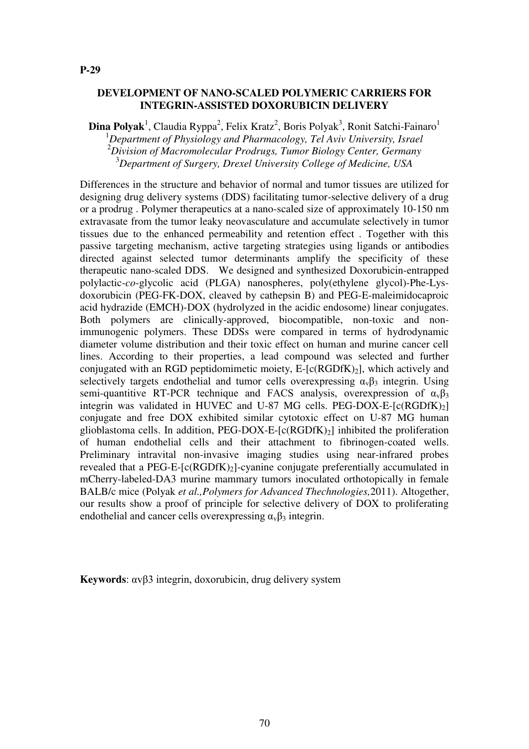**P-29**

## DEVELOPMENT OF NANO-SCALED POLYMERIC CARRIERS FOR INTEGRIN-ASSISTED DOXORUBICIN DELIVERY

**Dina Polyak**[1], Claudia Ryppa[2], Felix Kratz[2], Boris Polyak[3], Ronit Satchi-Fainaro[1]

[1]*Department of Physiology and Pharmacology, Tel Aviv University, Israel*
[2]*Division of Macromolecular Prodrugs, Tumor Biology Center, Germany*
[3]*Department of Surgery, Drexel University College of Medicine, USA*

Differences in the structure and behavior of normal and tumor tissues are utilized for designing drug delivery systems (DDS) facilitating tumor-selective delivery of a drug or a prodrug . Polymer therapeutics at a nano-scaled size of approximately 10-150 nm extravasate from the tumor leaky neovasculature and accumulate selectively in tumor tissues due to the enhanced permeability and retention effect . Together with this passive targeting mechanism, active targeting strategies using ligands or antibodies directed against selected tumor determinants amplify the specificity of these therapeutic nano-scaled DDS. We designed and synthesized Doxorubicin-entrapped polylactic-*co*-glycolic acid (PLGA) nanospheres, poly(ethylene glycol)-Phe-Lys-doxorubicin (PEG-FK-DOX, cleaved by cathepsin B) and PEG-E-maleimidocaproic acid hydrazide (EMCH)-DOX (hydrolyzed in the acidic endosome) linear conjugates. Both polymers are clinically-approved, biocompatible, non-toxic and non-immunogenic polymers. These DDSs were compared in terms of hydrodynamic diameter volume distribution and their toxic effect on human and murine cancer cell lines. According to their properties, a lead compound was selected and further conjugated with an RGD peptidomimetic moiety, E-[c(RGDfK)$_2$], which actively and selectively targets endothelial and tumor cells overexpressing $\alpha_v\beta_3$ integrin. Using semi-quantitive RT-PCR technique and FACS analysis, overexpression of $\alpha_v\beta_3$ integrin was validated in HUVEC and U-87 MG cells. PEG-DOX-E-[c(RGDfK)$_2$] conjugate and free DOX exhibited similar cytotoxic effect on U-87 MG human glioblastoma cells. In addition, PEG-DOX-E-[c(RGDfK)$_2$] inhibited the proliferation of human endothelial cells and their attachment to fibrinogen-coated wells. Preliminary intravital non-invasive imaging studies using near-infrared probes revealed that a PEG-E-[c(RGDfK)$_2$]-cyanine conjugate preferentially accumulated in mCherry-labeled-DA3 murine mammary tumors inoculated orthotopically in female BALB/c mice (Polyak *et al.,Polymers for Advanced Thechnologies,*2011). Altogether, our results show a proof of principle for selective delivery of DOX to proliferating endothelial and cancer cells overexpressing $\alpha_v\beta_3$ integrin.

**Keywords**: $\alpha v\beta 3$ integrin, doxorubicin, drug delivery system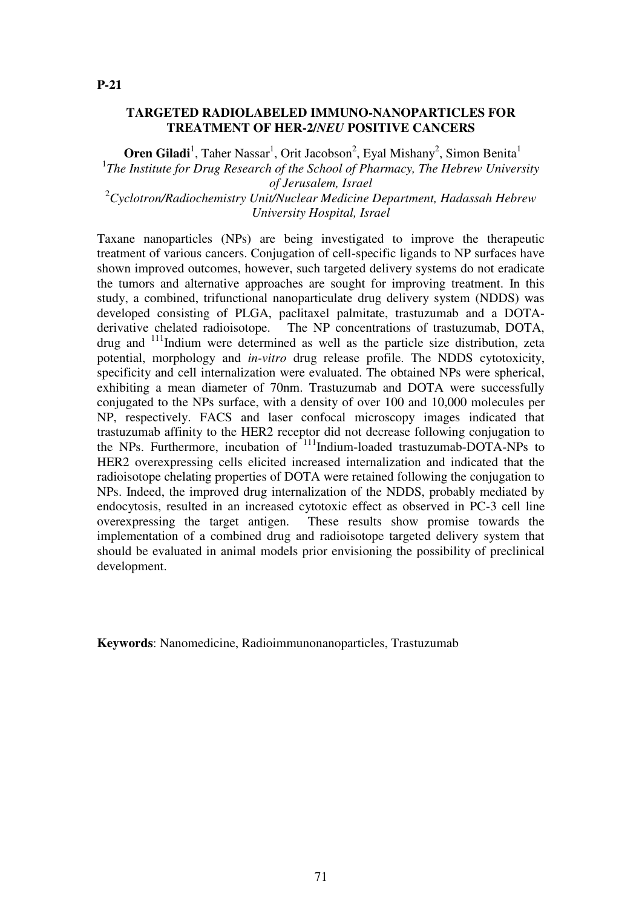**P-21**

## TARGETED RADIOLABELED IMMUNO-NANOPARTICLES FOR TREATMENT OF HER-2/*NEU* POSITIVE CANCERS

**Oren Giladi**[1], Taher Nassar[1], Orit Jacobson[2], Eyal Mishany[2], Simon Benita[1]

[1]*The Institute for Drug Research of the School of Pharmacy, The Hebrew University of Jerusalem, Israel*

[2]*Cyclotron/Radiochemistry Unit/Nuclear Medicine Department, Hadassah Hebrew University Hospital, Israel*

Taxane nanoparticles (NPs) are being investigated to improve the therapeutic treatment of various cancers. Conjugation of cell-specific ligands to NP surfaces have shown improved outcomes, however, such targeted delivery systems do not eradicate the tumors and alternative approaches are sought for improving treatment. In this study, a combined, trifunctional nanoparticulate drug delivery system (NDDS) was developed consisting of PLGA, paclitaxel palmitate, trastuzumab and a DOTA-derivative chelated radioisotope. The NP concentrations of trastuzumab, DOTA, drug and $^{111}$Indium were determined as well as the particle size distribution, zeta potential, morphology and *in-vitro* drug release profile. The NDDS cytotoxicity, specificity and cell internalization were evaluated. The obtained NPs were spherical, exhibiting a mean diameter of 70nm. Trastuzumab and DOTA were successfully conjugated to the NPs surface, with a density of over 100 and 10,000 molecules per NP, respectively. FACS and laser confocal microscopy images indicated that trastuzumab affinity to the HER2 receptor did not decrease following conjugation to the NPs. Furthermore, incubation of $^{111}$Indium-loaded trastuzumab-DOTA-NPs to HER2 overexpressing cells elicited increased internalization and indicated that the radioisotope chelating properties of DOTA were retained following the conjugation to NPs. Indeed, the improved drug internalization of the NDDS, probably mediated by endocytosis, resulted in an increased cytotoxic effect as observed in PC-3 cell line overexpressing the target antigen. These results show promise towards the implementation of a combined drug and radioisotope targeted delivery system that should be evaluated in animal models prior envisioning the possibility of preclinical development.

**Keywords**: Nanomedicine, Radioimmunonanoparticles, Trastuzumab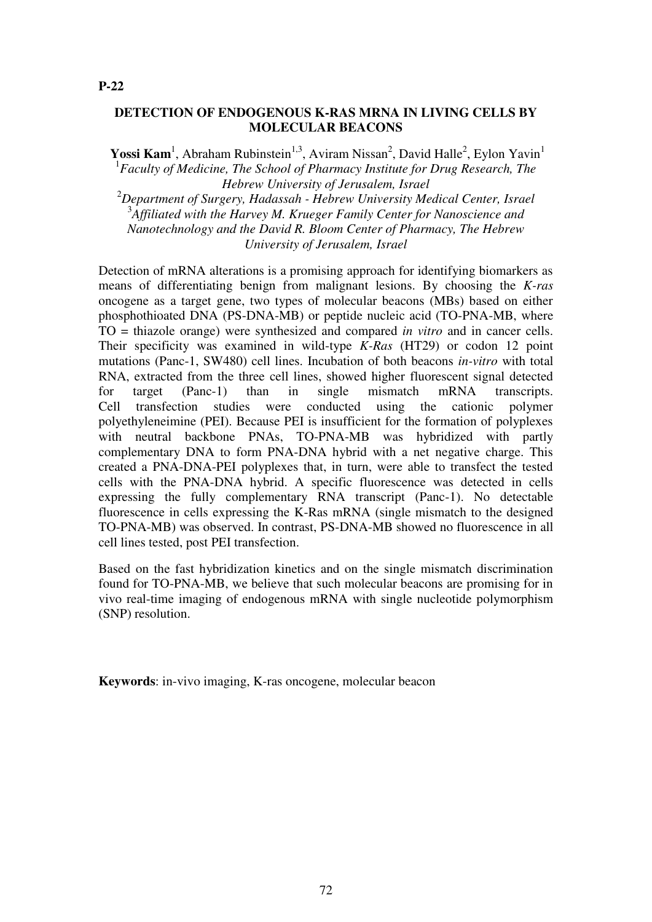**P-22**

## DETECTION OF ENDOGENOUS K-RAS MRNA IN LIVING CELLS BY MOLECULAR BEACONS

**Yossi Kam**[1], Abraham Rubinstein[1,3], Aviram Nissan[2], David Halle[2], Eylon Yavin[1]

[1]*Faculty of Medicine, The School of Pharmacy Institute for Drug Research, The Hebrew University of Jerusalem, Israel*

[2]*Department of Surgery, Hadassah - Hebrew University Medical Center, Israel*

[3]*Affiliated with the Harvey M. Krueger Family Center for Nanoscience and Nanotechnology and the David R. Bloom Center of Pharmacy, The Hebrew University of Jerusalem, Israel*

Detection of mRNA alterations is a promising approach for identifying biomarkers as means of differentiating benign from malignant lesions. By choosing the *K-ras* oncogene as a target gene, two types of molecular beacons (MBs) based on either phosphothioated DNA (PS-DNA-MB) or peptide nucleic acid (TO-PNA-MB, where TO = thiazole orange) were synthesized and compared *in vitro* and in cancer cells. Their specificity was examined in wild-type *K-Ras* (HT29) or codon 12 point mutations (Panc-1, SW480) cell lines. Incubation of both beacons *in-vitro* with total RNA, extracted from the three cell lines, showed higher fluorescent signal detected for target (Panc-1) than in single mismatch mRNA transcripts. Cell transfection studies were conducted using the cationic polymer polyethyleneimine (PEI). Because PEI is insufficient for the formation of polyplexes with neutral backbone PNAs, TO-PNA-MB was hybridized with partly complementary DNA to form PNA-DNA hybrid with a net negative charge. This created a PNA-DNA-PEI polyplexes that, in turn, were able to transfect the tested cells with the PNA-DNA hybrid. A specific fluorescence was detected in cells expressing the fully complementary RNA transcript (Panc-1). No detectable fluorescence in cells expressing the K-Ras mRNA (single mismatch to the designed TO-PNA-MB) was observed. In contrast, PS-DNA-MB showed no fluorescence in all cell lines tested, post PEI transfection.

Based on the fast hybridization kinetics and on the single mismatch discrimination found for TO-PNA-MB, we believe that such molecular beacons are promising for in vivo real-time imaging of endogenous mRNA with single nucleotide polymorphism (SNP) resolution.

**Keywords**: in-vivo imaging, K-ras oncogene, molecular beacon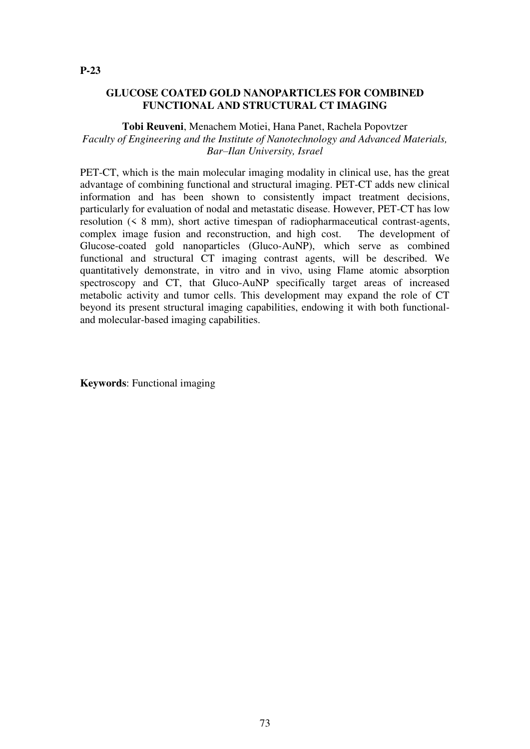**P-23**

## GLUCOSE COATED GOLD NANOPARTICLES FOR COMBINED FUNCTIONAL AND STRUCTURAL CT IMAGING

**Tobi Reuveni**, Menachem Motiei, Hana Panet, Rachela Popovtzer

*Faculty of Engineering and the Institute of Nanotechnology and Advanced Materials, Bar–Ilan University, Israel*

PET-CT, which is the main molecular imaging modality in clinical use, has the great advantage of combining functional and structural imaging. PET-CT adds new clinical information and has been shown to consistently impact treatment decisions, particularly for evaluation of nodal and metastatic disease. However, PET-CT has low resolution (< 8 mm), short active timespan of radiopharmaceutical contrast-agents, complex image fusion and reconstruction, and high cost. The development of Glucose-coated gold nanoparticles (Gluco-AuNP), which serve as combined functional and structural CT imaging contrast agents, will be described. We quantitatively demonstrate, in vitro and in vivo, using Flame atomic absorption spectroscopy and CT, that Gluco-AuNP specifically target areas of increased metabolic activity and tumor cells. This development may expand the role of CT beyond its present structural imaging capabilities, endowing it with both functional- and molecular-based imaging capabilities.

**Keywords**: Functional imaging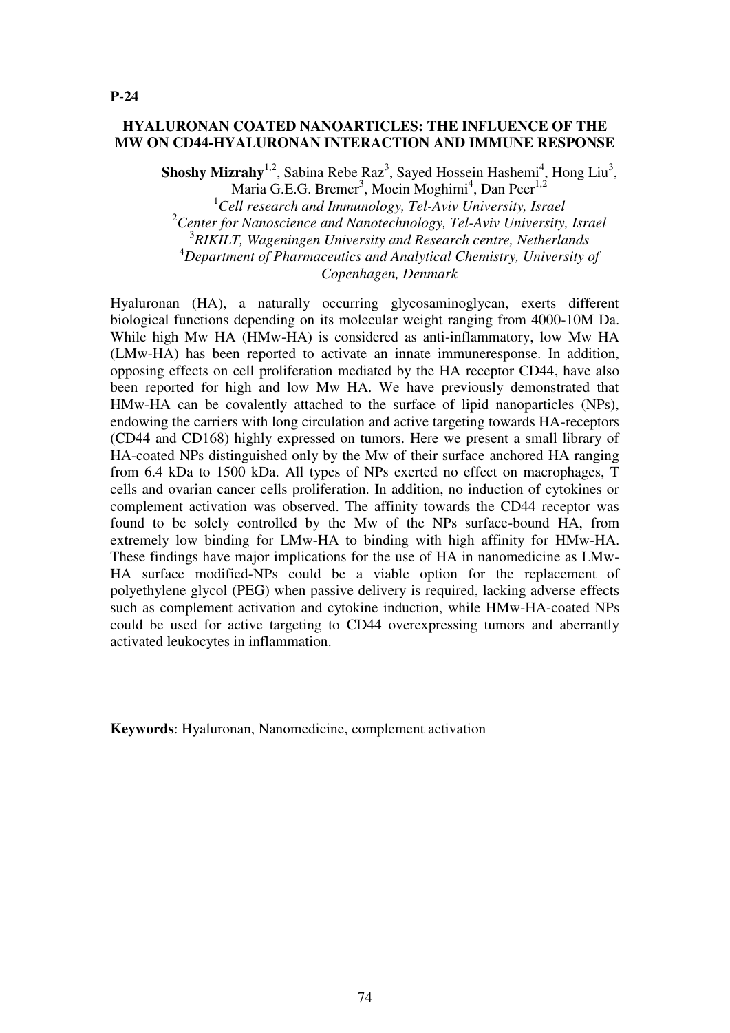**P-24**

## HYALURONAN COATED NANOARTICLES: THE INFLUENCE OF THE MW ON CD44-HYALURONAN INTERACTION AND IMMUNE RESPONSE

**Shoshy Mizrahy**[1,2], Sabina Rebe Raz[3], Sayed Hossein Hashemi[4], Hong Liu[3], Maria G.E.G. Bremer[3], Moein Moghimi[4], Dan Peer[1,2]

[1]*Cell research and Immunology, Tel-Aviv University, Israel*
[2]*Center for Nanoscience and Nanotechnology, Tel-Aviv University, Israel*
[3]*RIKILT, Wageningen University and Research centre, Netherlands*
[4]*Department of Pharmaceutics and Analytical Chemistry, University of Copenhagen, Denmark*

Hyaluronan (HA), a naturally occurring glycosaminoglycan, exerts different biological functions depending on its molecular weight ranging from 4000-10M Da. While high Mw HA (HMw-HA) is considered as anti-inflammatory, low Mw HA (LMw-HA) has been reported to activate an innate immuneresponse. In addition, opposing effects on cell proliferation mediated by the HA receptor CD44, have also been reported for high and low Mw HA. We have previously demonstrated that HMw-HA can be covalently attached to the surface of lipid nanoparticles (NPs), endowing the carriers with long circulation and active targeting towards HA-receptors (CD44 and CD168) highly expressed on tumors. Here we present a small library of HA-coated NPs distinguished only by the Mw of their surface anchored HA ranging from 6.4 kDa to 1500 kDa. All types of NPs exerted no effect on macrophages, T cells and ovarian cancer cells proliferation. In addition, no induction of cytokines or complement activation was observed. The affinity towards the CD44 receptor was found to be solely controlled by the Mw of the NPs surface-bound HA, from extremely low binding for LMw-HA to binding with high affinity for HMw-HA. These findings have major implications for the use of HA in nanomedicine as LMw-HA surface modified-NPs could be a viable option for the replacement of polyethylene glycol (PEG) when passive delivery is required, lacking adverse effects such as complement activation and cytokine induction, while HMw-HA-coated NPs could be used for active targeting to CD44 overexpressing tumors and aberrantly activated leukocytes in inflammation.

**Keywords**: Hyaluronan, Nanomedicine, complement activation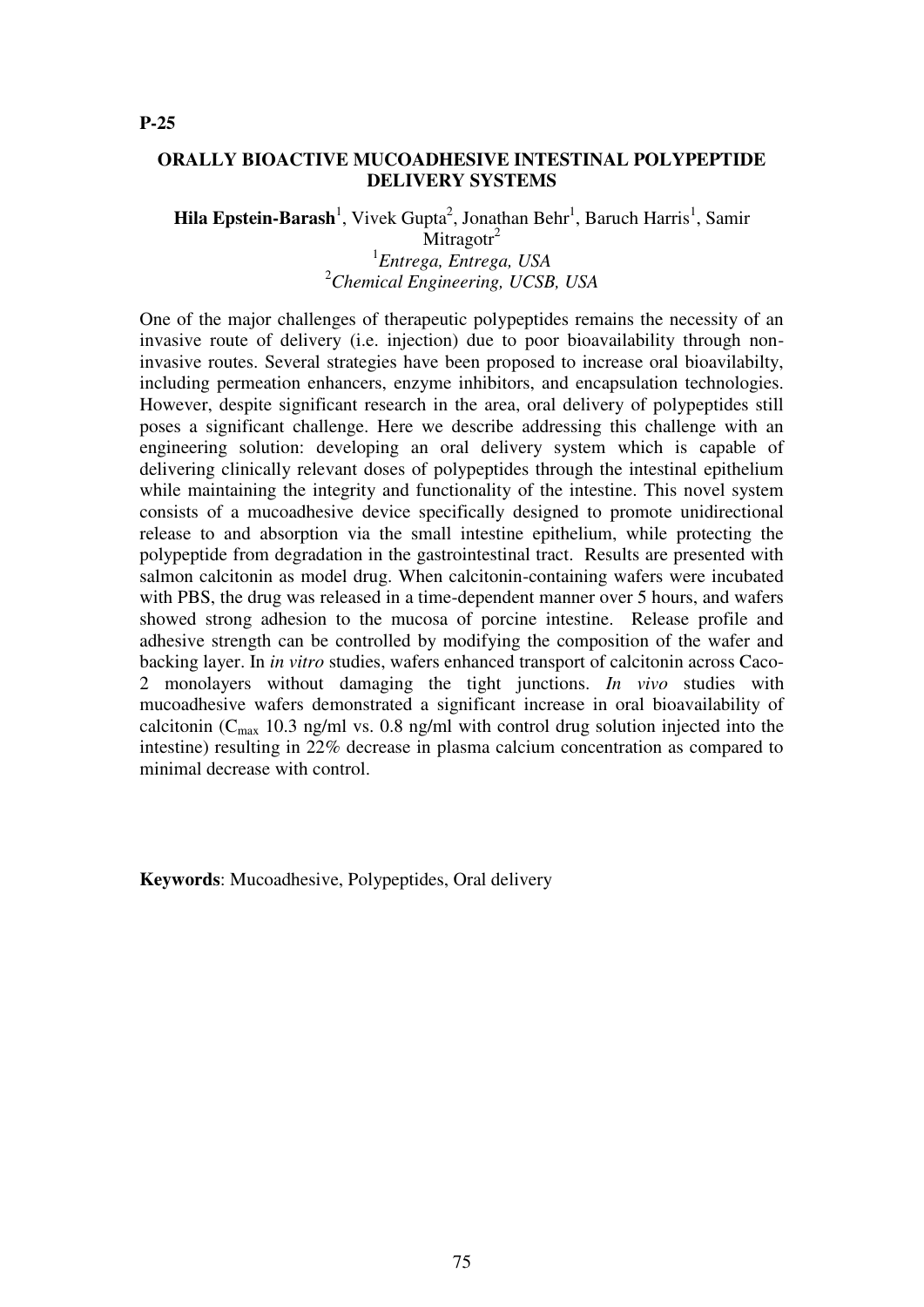**P-25**

## ORALLY BIOACTIVE MUCOADHESIVE INTESTINAL POLYPEPTIDE DELIVERY SYSTEMS

**Hila Epstein-Barash**[1], Vivek Gupta[2], Jonathan Behr[1], Baruch Harris[1], Samir Mitragotr[2]

[1]*Entrega, Entrega, USA*
[2]*Chemical Engineering, UCSB, USA*

One of the major challenges of therapeutic polypeptides remains the necessity of an invasive route of delivery (i.e. injection) due to poor bioavailability through non-invasive routes. Several strategies have been proposed to increase oral bioavilabilty, including permeation enhancers, enzyme inhibitors, and encapsulation technologies. However, despite significant research in the area, oral delivery of polypeptides still poses a significant challenge. Here we describe addressing this challenge with an engineering solution: developing an oral delivery system which is capable of delivering clinically relevant doses of polypeptides through the intestinal epithelium while maintaining the integrity and functionality of the intestine. This novel system consists of a mucoadhesive device specifically designed to promote unidirectional release to and absorption via the small intestine epithelium, while protecting the polypeptide from degradation in the gastrointestinal tract. Results are presented with salmon calcitonin as model drug. When calcitonin-containing wafers were incubated with PBS, the drug was released in a time-dependent manner over 5 hours, and wafers showed strong adhesion to the mucosa of porcine intestine. Release profile and adhesive strength can be controlled by modifying the composition of the wafer and backing layer. In *in vitro* studies, wafers enhanced transport of calcitonin across Caco-2 monolayers without damaging the tight junctions. *In vivo* studies with mucoadhesive wafers demonstrated a significant increase in oral bioavailability of calcitonin ($C_{max}$ 10.3 ng/ml vs. 0.8 ng/ml with control drug solution injected into the intestine) resulting in 22% decrease in plasma calcium concentration as compared to minimal decrease with control.

**Keywords**: Mucoadhesive, Polypeptides, Oral delivery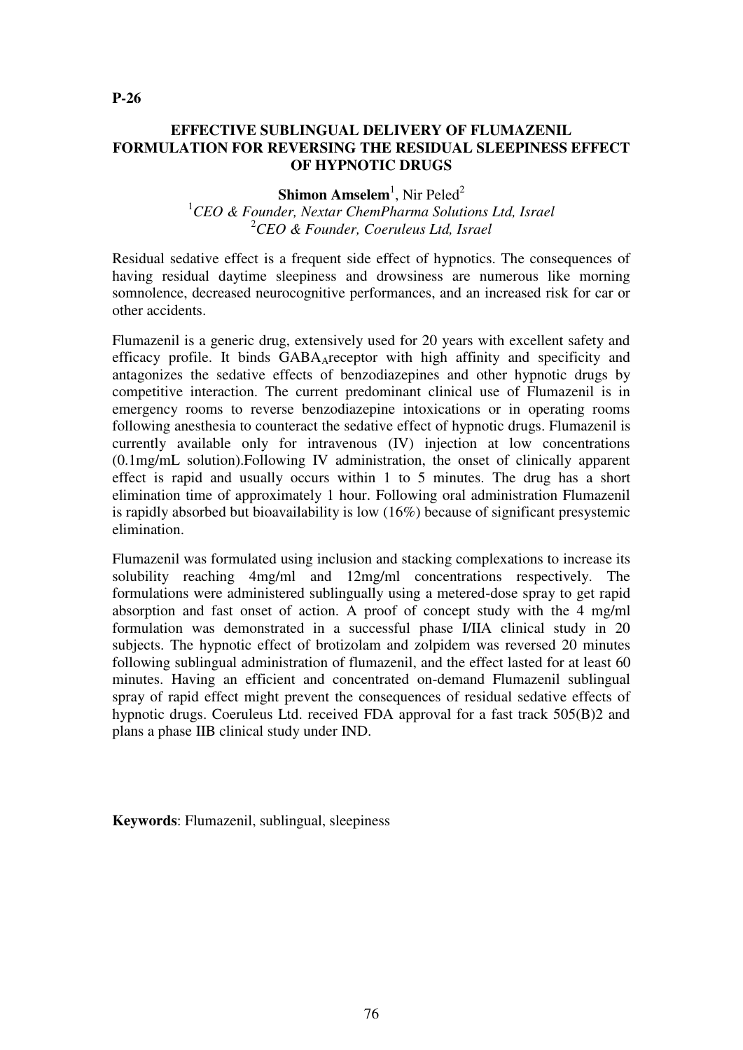**P-26**

## EFFECTIVE SUBLINGUAL DELIVERY OF FLUMAZENIL FORMULATION FOR REVERSING THE RESIDUAL SLEEPINESS EFFECT OF HYPNOTIC DRUGS

**Shimon Amselem**[1], Nir Peled[2]

[1]*CEO & Founder, Nextar ChemPharma Solutions Ltd, Israel*
[2]*CEO & Founder, Coeruleus Ltd, Israel*

Residual sedative effect is a frequent side effect of hypnotics. The consequences of having residual daytime sleepiness and drowsiness are numerous like morning somnolence, decreased neurocognitive performances, and an increased risk for car or other accidents.

Flumazenil is a generic drug, extensively used for 20 years with excellent safety and efficacy profile. It binds $GABA_A$receptor with high affinity and specificity and antagonizes the sedative effects of benzodiazepines and other hypnotic drugs by competitive interaction. The current predominant clinical use of Flumazenil is in emergency rooms to reverse benzodiazepine intoxications or in operating rooms following anesthesia to counteract the sedative effect of hypnotic drugs. Flumazenil is currently available only for intravenous (IV) injection at low concentrations (0.1mg/mL solution).Following IV administration, the onset of clinically apparent effect is rapid and usually occurs within 1 to 5 minutes. The drug has a short elimination time of approximately 1 hour. Following oral administration Flumazenil is rapidly absorbed but bioavailability is low (16%) because of significant presystemic elimination.

Flumazenil was formulated using inclusion and stacking complexations to increase its solubility reaching 4mg/ml and 12mg/ml concentrations respectively. The formulations were administered sublingually using a metered-dose spray to get rapid absorption and fast onset of action. A proof of concept study with the 4 mg/ml formulation was demonstrated in a successful phase I/IIA clinical study in 20 subjects. The hypnotic effect of brotizolam and zolpidem was reversed 20 minutes following sublingual administration of flumazenil, and the effect lasted for at least 60 minutes. Having an efficient and concentrated on-demand Flumazenil sublingual spray of rapid effect might prevent the consequences of residual sedative effects of hypnotic drugs. Coeruleus Ltd. received FDA approval for a fast track 505(B)2 and plans a phase IIB clinical study under IND.

**Keywords**: Flumazenil, sublingual, sleepiness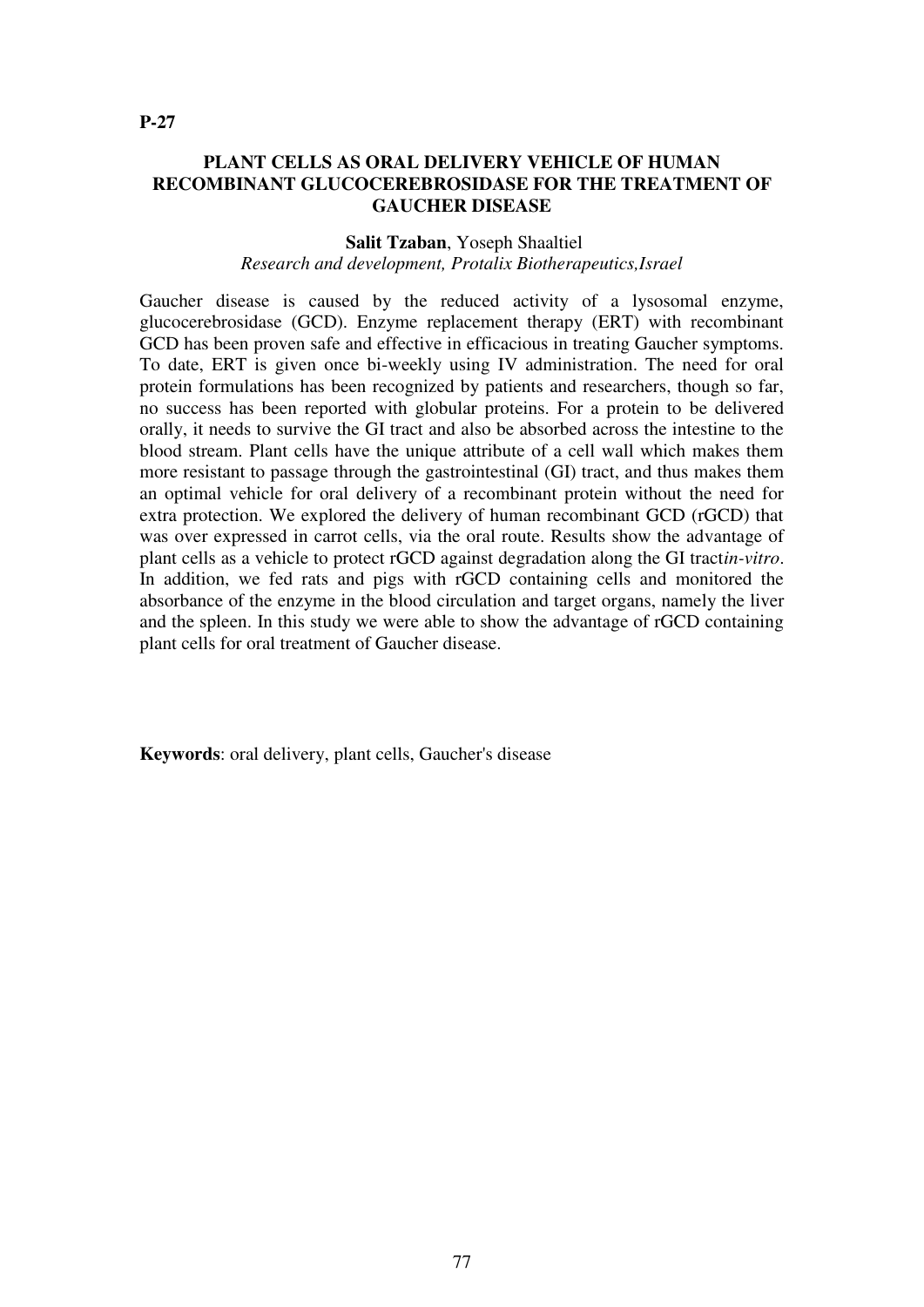**P-27**

## PLANT CELLS AS ORAL DELIVERY VEHICLE OF HUMAN RECOMBINANT GLUCOCEREBROSIDASE FOR THE TREATMENT OF GAUCHER DISEASE

**Salit Tzaban**, Yoseph Shaaltiel
*Research and development, Protalix Biotherapeutics,Israel*

Gaucher disease is caused by the reduced activity of a lysosomal enzyme, glucocerebrosidase (GCD). Enzyme replacement therapy (ERT) with recombinant GCD has been proven safe and effective in efficacious in treating Gaucher symptoms. To date, ERT is given once bi-weekly using IV administration. The need for oral protein formulations has been recognized by patients and researchers, though so far, no success has been reported with globular proteins. For a protein to be delivered orally, it needs to survive the GI tract and also be absorbed across the intestine to the blood stream. Plant cells have the unique attribute of a cell wall which makes them more resistant to passage through the gastrointestinal (GI) tract, and thus makes them an optimal vehicle for oral delivery of a recombinant protein without the need for extra protection. We explored the delivery of human recombinant GCD (rGCD) that was over expressed in carrot cells, via the oral route. Results show the advantage of plant cells as a vehicle to protect rGCD against degradation along the GI tract*in-vitro*. In addition, we fed rats and pigs with rGCD containing cells and monitored the absorbance of the enzyme in the blood circulation and target organs, namely the liver and the spleen. In this study we were able to show the advantage of rGCD containing plant cells for oral treatment of Gaucher disease.

**Keywords**: oral delivery, plant cells, Gaucher's disease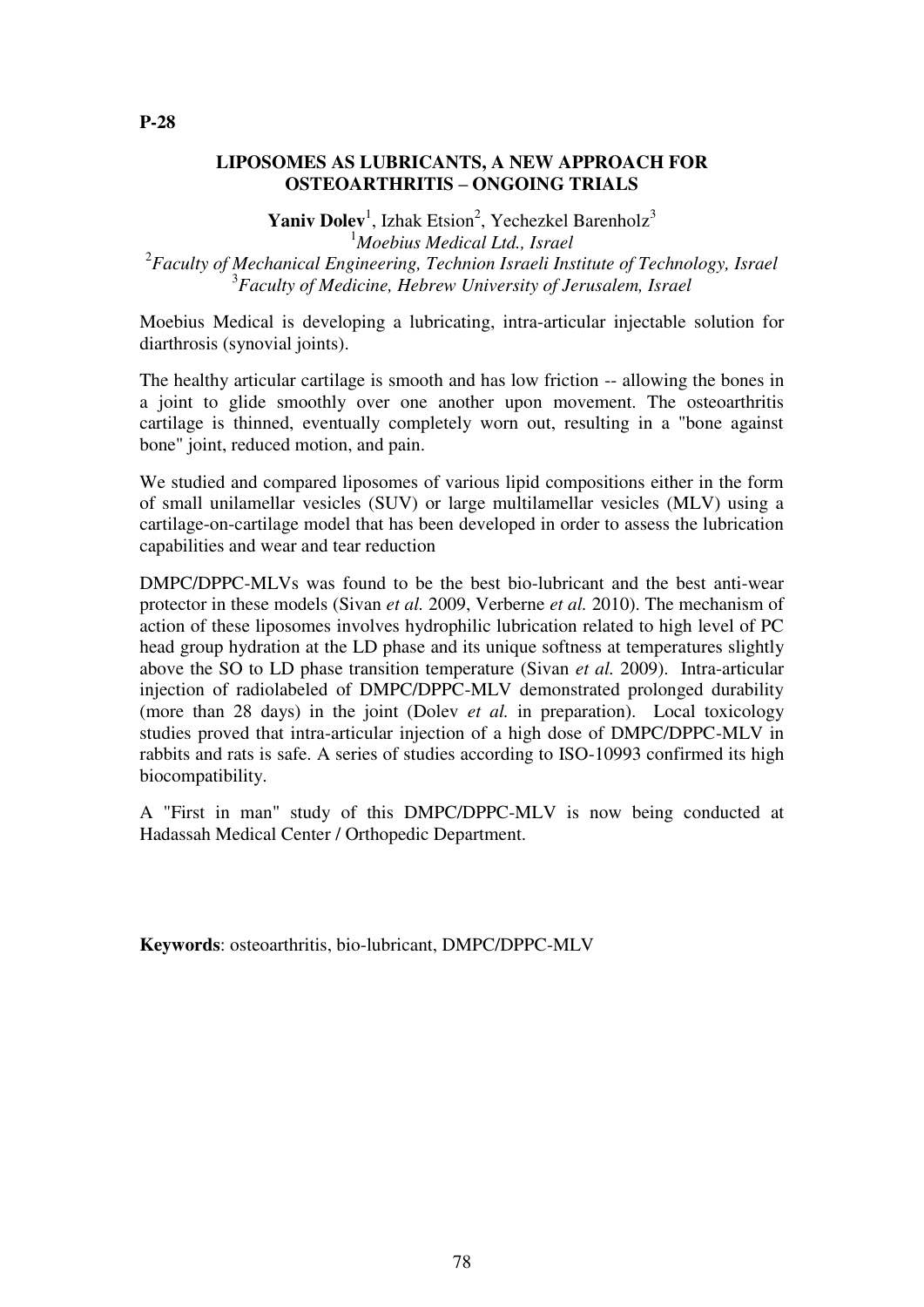**P-28**

## LIPOSOMES AS LUBRICANTS, A NEW APPROACH FOR OSTEOARTHRITIS – ONGOING TRIALS

**Yaniv Dolev**[1], Izhak Etsion[2], Yechezkel Barenholz[3]

[1]*Moebius Medical Ltd., Israel*
[2]*Faculty of Mechanical Engineering, Technion Israeli Institute of Technology, Israel*
[3]*Faculty of Medicine, Hebrew University of Jerusalem, Israel*

Moebius Medical is developing a lubricating, intra-articular injectable solution for diarthrosis (synovial joints).

The healthy articular cartilage is smooth and has low friction -- allowing the bones in a joint to glide smoothly over one another upon movement. The osteoarthritis cartilage is thinned, eventually completely worn out, resulting in a "bone against bone" joint, reduced motion, and pain.

We studied and compared liposomes of various lipid compositions either in the form of small unilamellar vesicles (SUV) or large multilamellar vesicles (MLV) using a cartilage-on-cartilage model that has been developed in order to assess the lubrication capabilities and wear and tear reduction

DMPC/DPPC-MLVs was found to be the best bio-lubricant and the best anti-wear protector in these models (Sivan *et al.* 2009, Verberne *et al.* 2010). The mechanism of action of these liposomes involves hydrophilic lubrication related to high level of PC head group hydration at the LD phase and its unique softness at temperatures slightly above the SO to LD phase transition temperature (Sivan *et al.* 2009). Intra-articular injection of radiolabeled of DMPC/DPPC-MLV demonstrated prolonged durability (more than 28 days) in the joint (Dolev *et al.* in preparation). Local toxicology studies proved that intra-articular injection of a high dose of DMPC/DPPC-MLV in rabbits and rats is safe. A series of studies according to ISO-10993 confirmed its high biocompatibility.

A "First in man" study of this DMPC/DPPC-MLV is now being conducted at Hadassah Medical Center / Orthopedic Department.

**Keywords**: osteoarthritis, bio-lubricant, DMPC/DPPC-MLV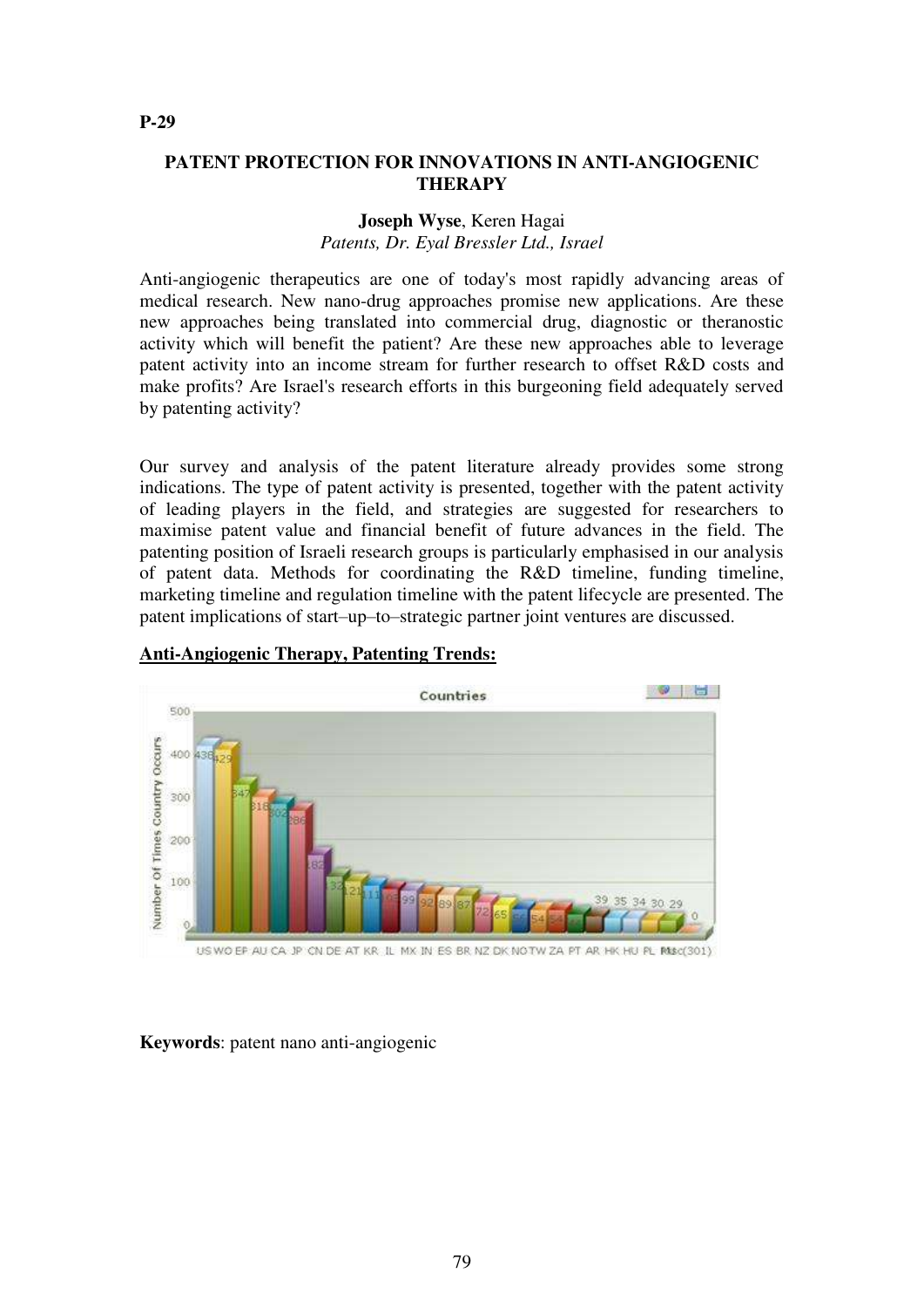P-29

## PATENT PROTECTION FOR INNOVATIONS IN ANTI-ANGIOGENIC THERAPY

**Joseph Wyse**, Keren Hagai
*Patents, Dr. Eyal Bressler Ltd., Israel*

Anti-angiogenic therapeutics are one of today's most rapidly advancing areas of medical research. New nano-drug approaches promise new applications. Are these new approaches being translated into commercial drug, diagnostic or theranostic activity which will benefit the patient? Are these new approaches able to leverage patent activity into an income stream for further research to offset R&D costs and make profits? Are Israel's research efforts in this burgeoning field adequately served by patenting activity?

Our survey and analysis of the patent literature already provides some strong indications. The type of patent activity is presented, together with the patent activity of leading players in the field, and strategies are suggested for researchers to maximise patent value and financial benefit of future advances in the field. The patenting position of Israeli research groups is particularly emphasised in our analysis of patent data. Methods for coordinating the R&D timeline, funding timeline, marketing timeline and regulation timeline with the patent lifecycle are presented. The patent implications of start–up–to–strategic partner joint ventures are discussed.

**Anti-Angiogenic Therapy, Patenting Trends:**

**Keywords**: patent nano anti-angiogenic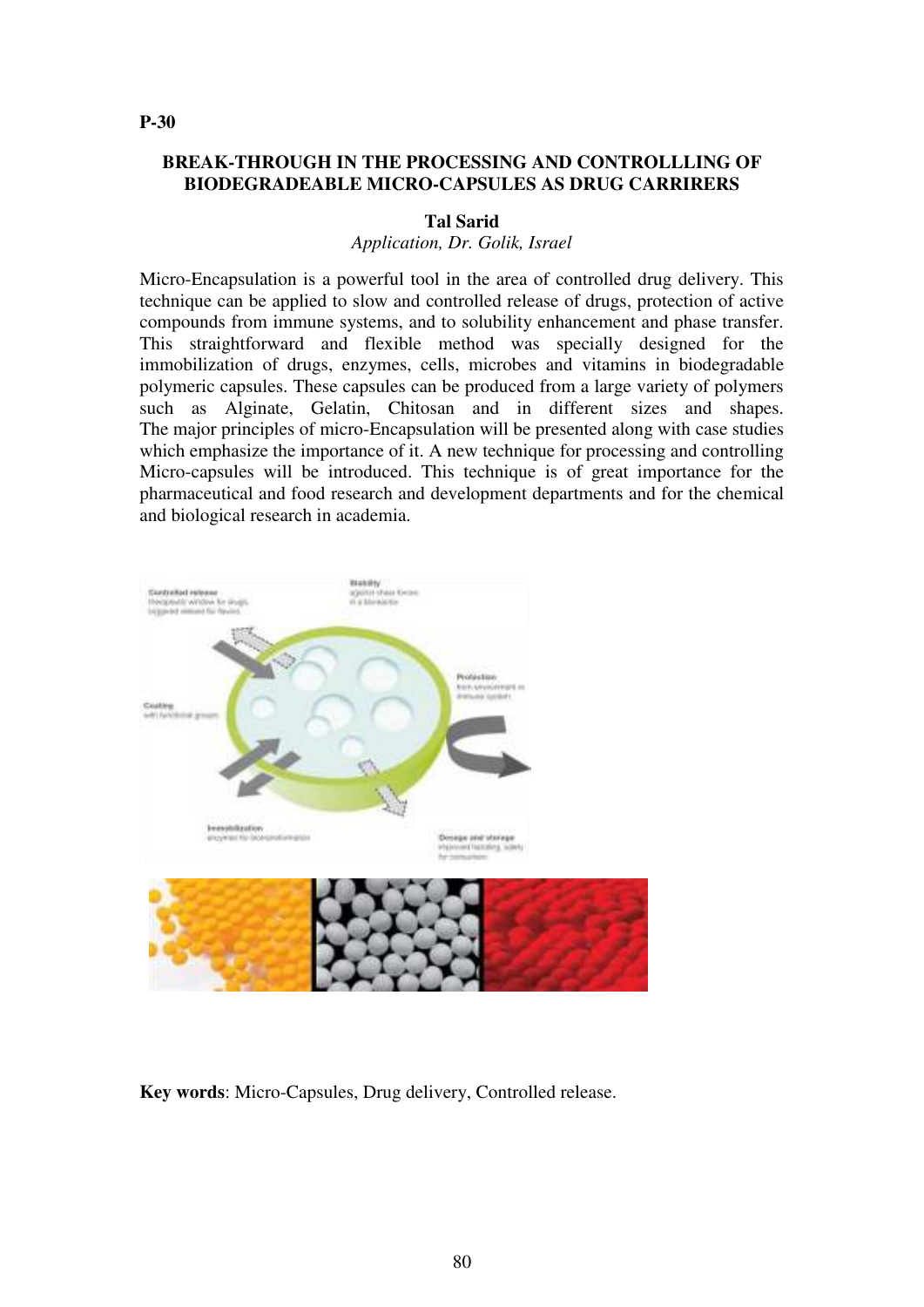P-30

## BREAK-THROUGH IN THE PROCESSING AND CONTROLLLING OF BIODEGRADEABLE MICRO-CAPSULES AS DRUG CARRIRERS

**Tal Sarid**

*Application, Dr. Golik, Israel*

Micro-Encapsulation is a powerful tool in the area of controlled drug delivery. This technique can be applied to slow and controlled release of drugs, protection of active compounds from immune systems, and to solubility enhancement and phase transfer. This straightforward and flexible method was specially designed for the immobilization of drugs, enzymes, cells, microbes and vitamins in biodegradable polymeric capsules. These capsules can be produced from a large variety of polymers such as Alginate, Gelatin, Chitosan and in different sizes and shapes. The major principles of micro-Encapsulation will be presented along with case studies which emphasize the importance of it. A new technique for processing and controlling Micro-capsules will be introduced. This technique is of great importance for the pharmaceutical and food research and development departments and for the chemical and biological research in academia.

**Key words**: Micro-Capsules, Drug delivery, Controlled release.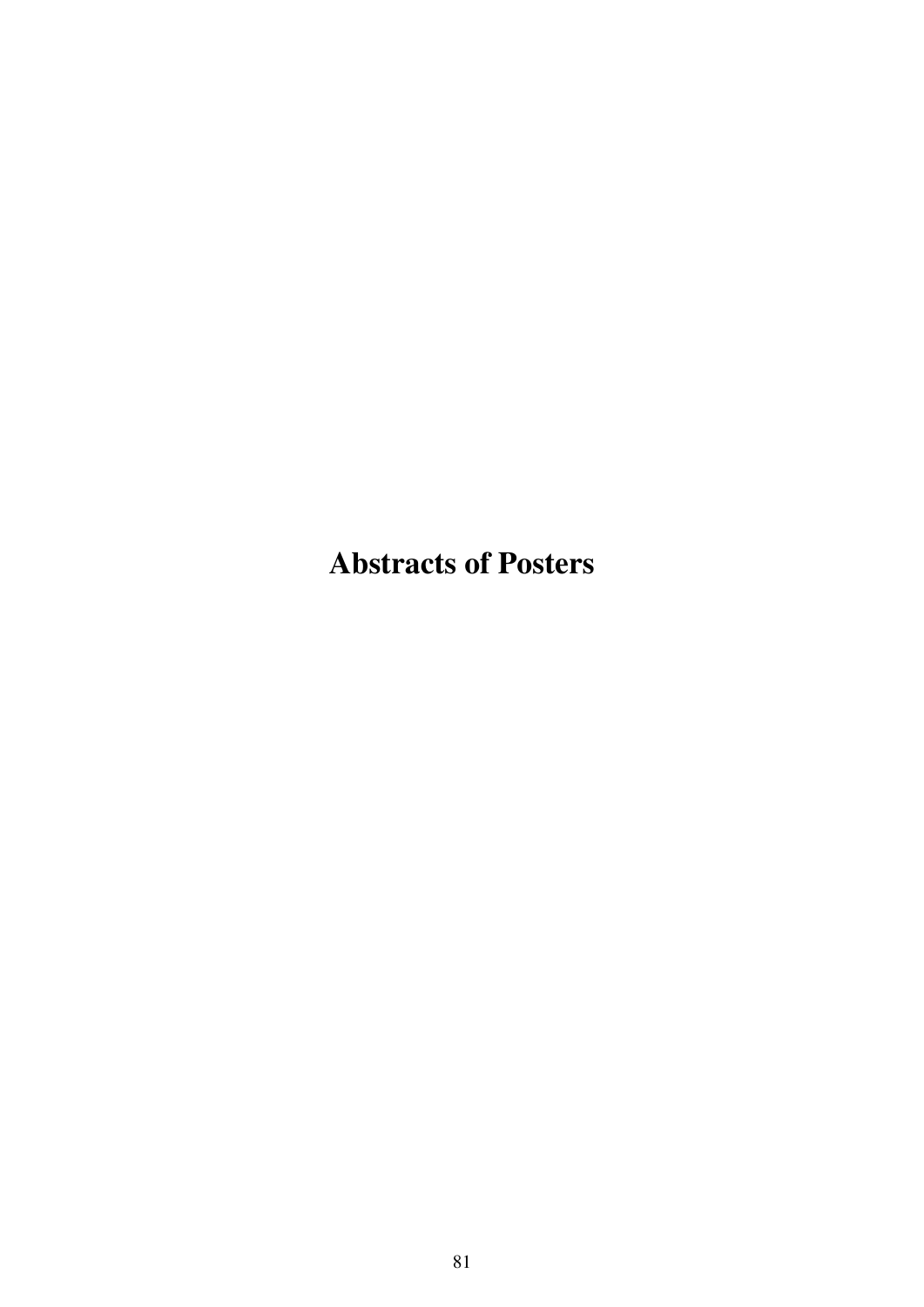# Abstracts of Posters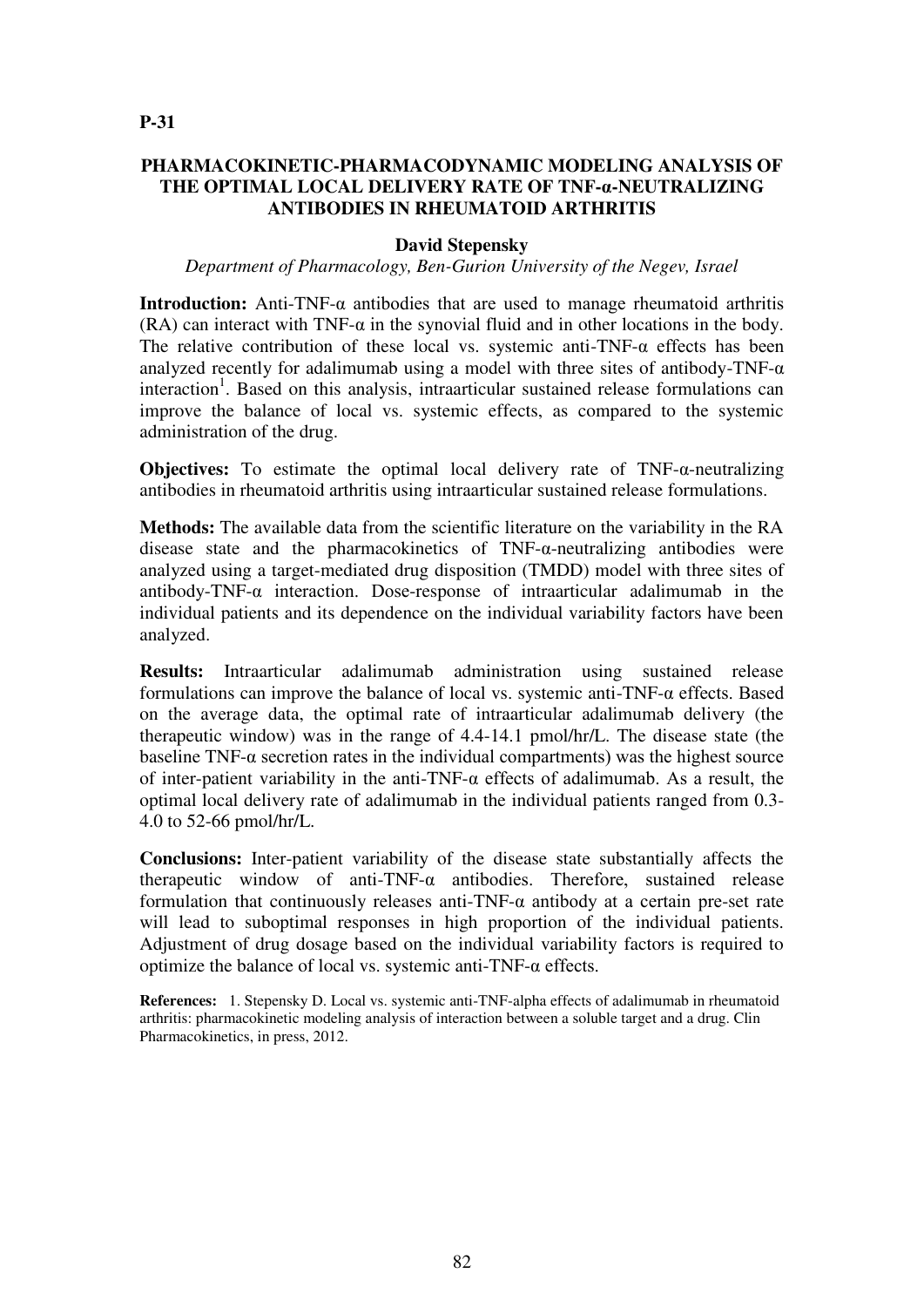**P-31**

## PHARMACOKINETIC-PHARMACODYNAMIC MODELING ANALYSIS OF THE OPTIMAL LOCAL DELIVERY RATE OF TNF-α-NEUTRALIZING ANTIBODIES IN RHEUMATOID ARTHRITIS

**David Stepensky**

*Department of Pharmacology, Ben-Gurion University of the Negev, Israel*

**Introduction:** Anti-TNF-α antibodies that are used to manage rheumatoid arthritis (RA) can interact with TNF-α in the synovial fluid and in other locations in the body. The relative contribution of these local vs. systemic anti-TNF-α effects has been analyzed recently for adalimumab using a model with three sites of antibody-TNF-α interaction[1]. Based on this analysis, intraarticular sustained release formulations can improve the balance of local vs. systemic effects, as compared to the systemic administration of the drug.

**Objectives:** To estimate the optimal local delivery rate of TNF-α-neutralizing antibodies in rheumatoid arthritis using intraarticular sustained release formulations.

**Methods:** The available data from the scientific literature on the variability in the RA disease state and the pharmacokinetics of TNF-α-neutralizing antibodies were analyzed using a target-mediated drug disposition (TMDD) model with three sites of antibody-TNF-α interaction. Dose-response of intraarticular adalimumab in the individual patients and its dependence on the individual variability factors have been analyzed.

**Results:** Intraarticular adalimumab administration using sustained release formulations can improve the balance of local vs. systemic anti-TNF-α effects. Based on the average data, the optimal rate of intraarticular adalimumab delivery (the therapeutic window) was in the range of 4.4-14.1 pmol/hr/L. The disease state (the baseline TNF-α secretion rates in the individual compartments) was the highest source of inter-patient variability in the anti-TNF-α effects of adalimumab. As a result, the optimal local delivery rate of adalimumab in the individual patients ranged from 0.3-4.0 to 52-66 pmol/hr/L.

**Conclusions:** Inter-patient variability of the disease state substantially affects the therapeutic window of anti-TNF-α antibodies. Therefore, sustained release formulation that continuously releases anti-TNF-α antibody at a certain pre-set rate will lead to suboptimal responses in high proportion of the individual patients. Adjustment of drug dosage based on the individual variability factors is required to optimize the balance of local vs. systemic anti-TNF-α effects.

**References:** 1. Stepensky D. Local vs. systemic anti-TNF-alpha effects of adalimumab in rheumatoid arthritis: pharmacokinetic modeling analysis of interaction between a soluble target and a drug. Clin Pharmacokinetics, in press, 2012.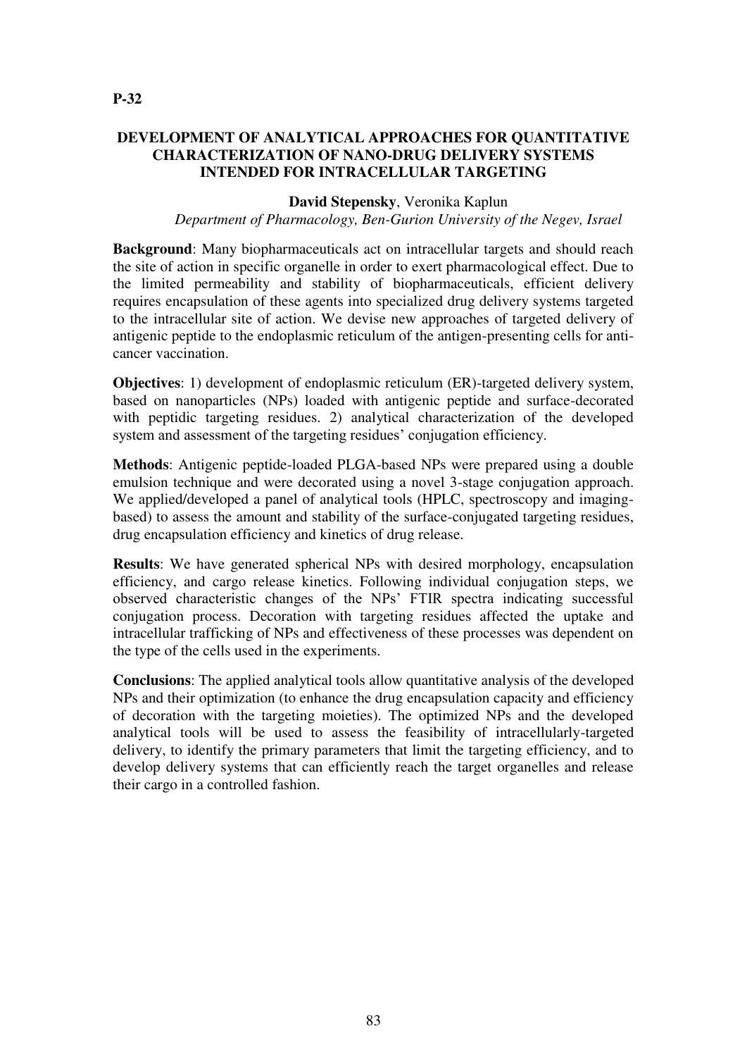**P-32**

## DEVELOPMENT OF ANALYTICAL APPROACHES FOR QUANTITATIVE CHARACTERIZATION OF NANO-DRUG DELIVERY SYSTEMS INTENDED FOR INTRACELLULAR TARGETING

**David Stepensky**, Veronika Kaplun

*Department of Pharmacology, Ben-Gurion University of the Negev, Israel*

**Background**: Many biopharmaceuticals act on intracellular targets and should reach the site of action in specific organelle in order to exert pharmacological effect. Due to the limited permeability and stability of biopharmaceuticals, efficient delivery requires encapsulation of these agents into specialized drug delivery systems targeted to the intracellular site of action. We devise new approaches of targeted delivery of antigenic peptide to the endoplasmic reticulum of the antigen-presenting cells for anti-cancer vaccination.

**Objectives**: 1) development of endoplasmic reticulum (ER)-targeted delivery system, based on nanoparticles (NPs) loaded with antigenic peptide and surface-decorated with peptidic targeting residues. 2) analytical characterization of the developed system and assessment of the targeting residues' conjugation efficiency.

**Methods**: Antigenic peptide-loaded PLGA-based NPs were prepared using a double emulsion technique and were decorated using a novel 3-stage conjugation approach. We applied/developed a panel of analytical tools (HPLC, spectroscopy and imaging-based) to assess the amount and stability of the surface-conjugated targeting residues, drug encapsulation efficiency and kinetics of drug release.

**Results**: We have generated spherical NPs with desired morphology, encapsulation efficiency, and cargo release kinetics. Following individual conjugation steps, we observed characteristic changes of the NPs' FTIR spectra indicating successful conjugation process. Decoration with targeting residues affected the uptake and intracellular trafficking of NPs and effectiveness of these processes was dependent on the type of the cells used in the experiments.

**Conclusions**: The applied analytical tools allow quantitative analysis of the developed NPs and their optimization (to enhance the drug encapsulation capacity and efficiency of decoration with the targeting moieties). The optimized NPs and the developed analytical tools will be used to assess the feasibility of intracellularly-targeted delivery, to identify the primary parameters that limit the targeting efficiency, and to develop delivery systems that can efficiently reach the target organelles and release their cargo in a controlled fashion.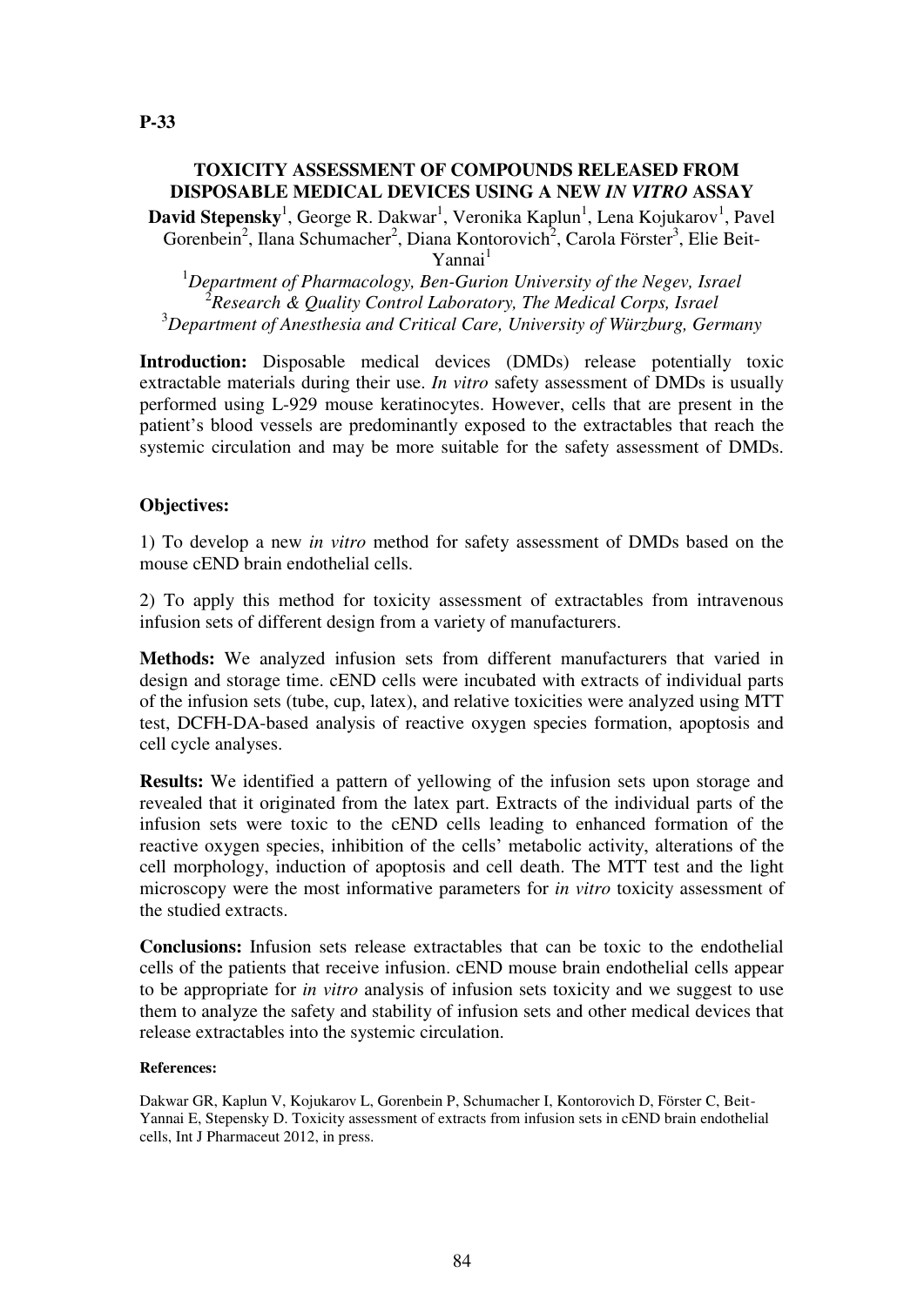**P-33**

## TOXICITY ASSESSMENT OF COMPOUNDS RELEASED FROM DISPOSABLE MEDICAL DEVICES USING A NEW *IN VITRO* ASSAY

**David Stepensky**[1], George R. Dakwar[1], Veronika Kaplun[1], Lena Kojukarov[1], Pavel Gorenbein[2], Ilana Schumacher[2], Diana Kontorovich[2], Carola Förster[3], Elie Beit-Yannai[1]

[1]*Department of Pharmacology, Ben-Gurion University of the Negev, Israel*
[2]*Research & Quality Control Laboratory, The Medical Corps, Israel*
[3]*Department of Anesthesia and Critical Care, University of Würzburg, Germany*

**Introduction:** Disposable medical devices (DMDs) release potentially toxic extractable materials during their use. *In vitro* safety assessment of DMDs is usually performed using L-929 mouse keratinocytes. However, cells that are present in the patient's blood vessels are predominantly exposed to the extractables that reach the systemic circulation and may be more suitable for the safety assessment of DMDs.

**Objectives:**

1) To develop a new *in vitro* method for safety assessment of DMDs based on the mouse cEND brain endothelial cells.

2) To apply this method for toxicity assessment of extractables from intravenous infusion sets of different design from a variety of manufacturers.

**Methods:** We analyzed infusion sets from different manufacturers that varied in design and storage time. cEND cells were incubated with extracts of individual parts of the infusion sets (tube, cup, latex), and relative toxicities were analyzed using MTT test, DCFH-DA-based analysis of reactive oxygen species formation, apoptosis and cell cycle analyses.

**Results:** We identified a pattern of yellowing of the infusion sets upon storage and revealed that it originated from the latex part. Extracts of the individual parts of the infusion sets were toxic to the cEND cells leading to enhanced formation of the reactive oxygen species, inhibition of the cells' metabolic activity, alterations of the cell morphology, induction of apoptosis and cell death. The MTT test and the light microscopy were the most informative parameters for *in vitro* toxicity assessment of the studied extracts.

**Conclusions:** Infusion sets release extractables that can be toxic to the endothelial cells of the patients that receive infusion. cEND mouse brain endothelial cells appear to be appropriate for *in vitro* analysis of infusion sets toxicity and we suggest to use them to analyze the safety and stability of infusion sets and other medical devices that release extractables into the systemic circulation.

**References:**

Dakwar GR, Kaplun V, Kojukarov L, Gorenbein P, Schumacher I, Kontorovich D, Förster C, Beit-Yannai E, Stepensky D. Toxicity assessment of extracts from infusion sets in cEND brain endothelial cells, Int J Pharmaceut 2012, in press.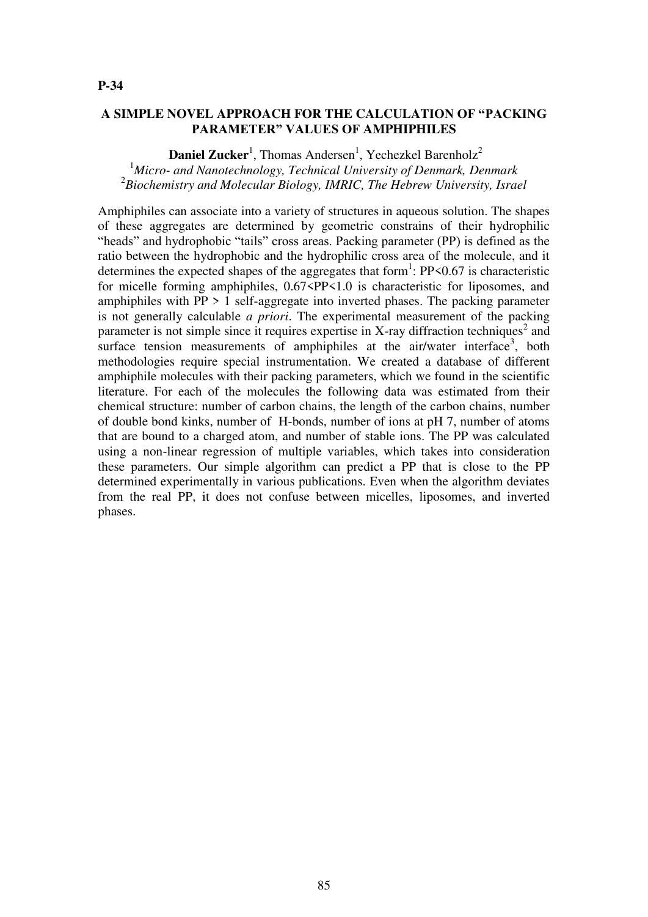**P-34**

### A SIMPLE NOVEL APPROACH FOR THE CALCULATION OF "PACKING PARAMETER" VALUES OF AMPHIPHILES

**Daniel Zucker**[1], Thomas Andersen[1], Yechezkel Barenholz[2]

[1]*Micro- and Nanotechnology, Technical University of Denmark, Denmark*
[2]*Biochemistry and Molecular Biology, IMRIC, The Hebrew University, Israel*

Amphiphiles can associate into a variety of structures in aqueous solution. The shapes of these aggregates are determined by geometric constrains of their hydrophilic "heads" and hydrophobic "tails" cross areas. Packing parameter (PP) is defined as the ratio between the hydrophobic and the hydrophilic cross area of the molecule, and it determines the expected shapes of the aggregates that form[1]: $PP<0.67$ is characteristic for micelle forming amphiphiles, $0.67<PP<1.0$ is characteristic for liposomes, and amphiphiles with $PP > 1$ self-aggregate into inverted phases. The packing parameter is not generally calculable *a priori*. The experimental measurement of the packing parameter is not simple since it requires expertise in X-ray diffraction techniques[2] and surface tension measurements of amphiphiles at the air/water interface[3], both methodologies require special instrumentation. We created a database of different amphiphile molecules with their packing parameters, which we found in the scientific literature. For each of the molecules the following data was estimated from their chemical structure: number of carbon chains, the length of the carbon chains, number of double bond kinks, number of H-bonds, number of ions at pH 7, number of atoms that are bound to a charged atom, and number of stable ions. The PP was calculated using a non-linear regression of multiple variables, which takes into consideration these parameters. Our simple algorithm can predict a PP that is close to the PP determined experimentally in various publications. Even when the algorithm deviates from the real PP, it does not confuse between micelles, liposomes, and inverted phases.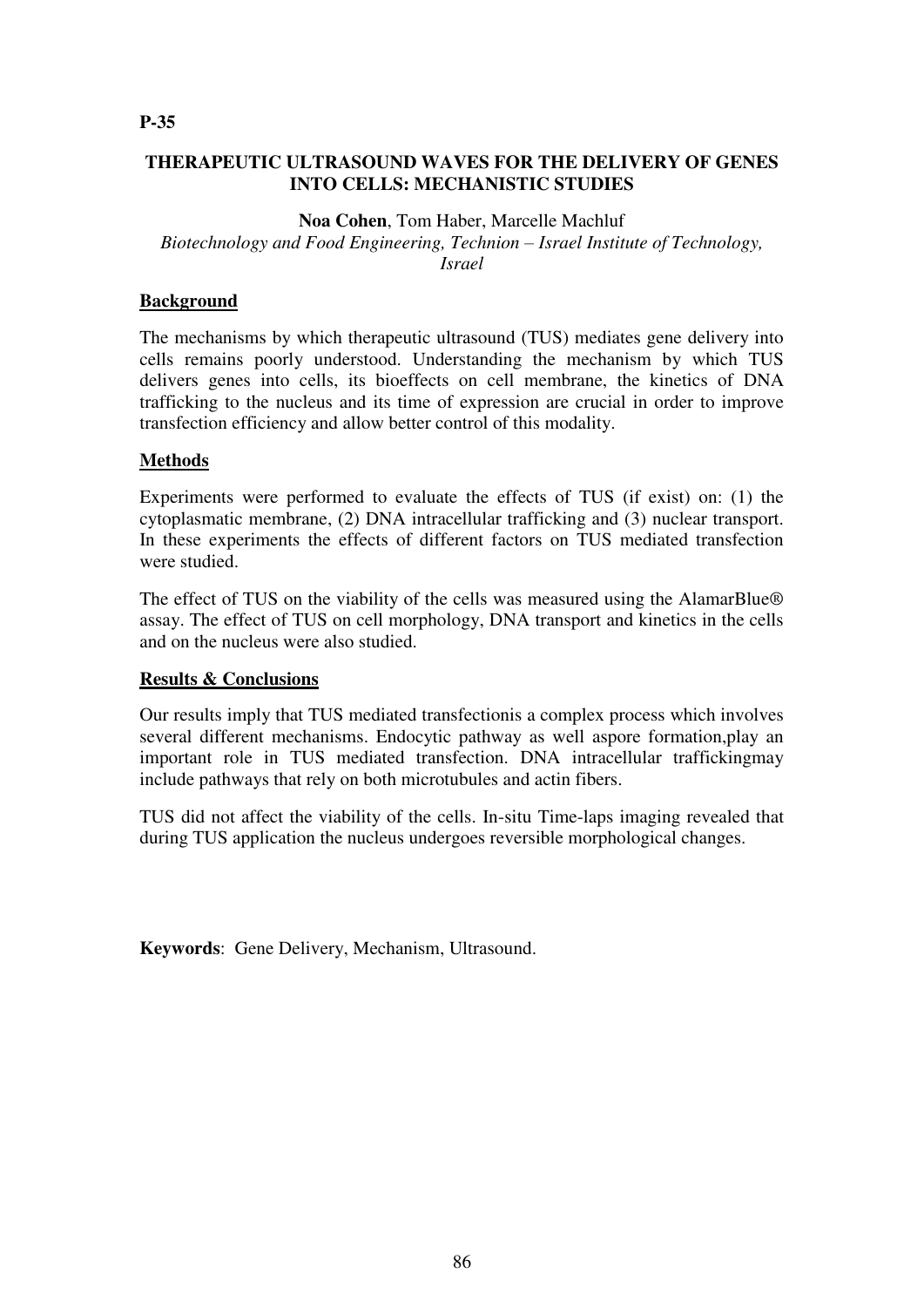**P-35**

## THERAPEUTIC ULTRASOUND WAVES FOR THE DELIVERY OF GENES INTO CELLS: MECHANISTIC STUDIES

**Noa Cohen**, Tom Haber, Marcelle Machluf

*Biotechnology and Food Engineering, Technion – Israel Institute of Technology, Israel*

### Background

The mechanisms by which therapeutic ultrasound (TUS) mediates gene delivery into cells remains poorly understood. Understanding the mechanism by which TUS delivers genes into cells, its bioeffects on cell membrane, the kinetics of DNA trafficking to the nucleus and its time of expression are crucial in order to improve transfection efficiency and allow better control of this modality.

### Methods

Experiments were performed to evaluate the effects of TUS (if exist) on: (1) the cytoplasmatic membrane, (2) DNA intracellular trafficking and (3) nuclear transport. In these experiments the effects of different factors on TUS mediated transfection were studied.

The effect of TUS on the viability of the cells was measured using the AlamarBlue® assay. The effect of TUS on cell morphology, DNA transport and kinetics in the cells and on the nucleus were also studied.

### Results & Conclusions

Our results imply that TUS mediated transfectionis a complex process which involves several different mechanisms. Endocytic pathway as well aspore formation,play an important role in TUS mediated transfection. DNA intracellular traffickingmay include pathways that rely on both microtubules and actin fibers.

TUS did not affect the viability of the cells. In-situ Time-laps imaging revealed that during TUS application the nucleus undergoes reversible morphological changes.

**Keywords**: Gene Delivery, Mechanism, Ultrasound.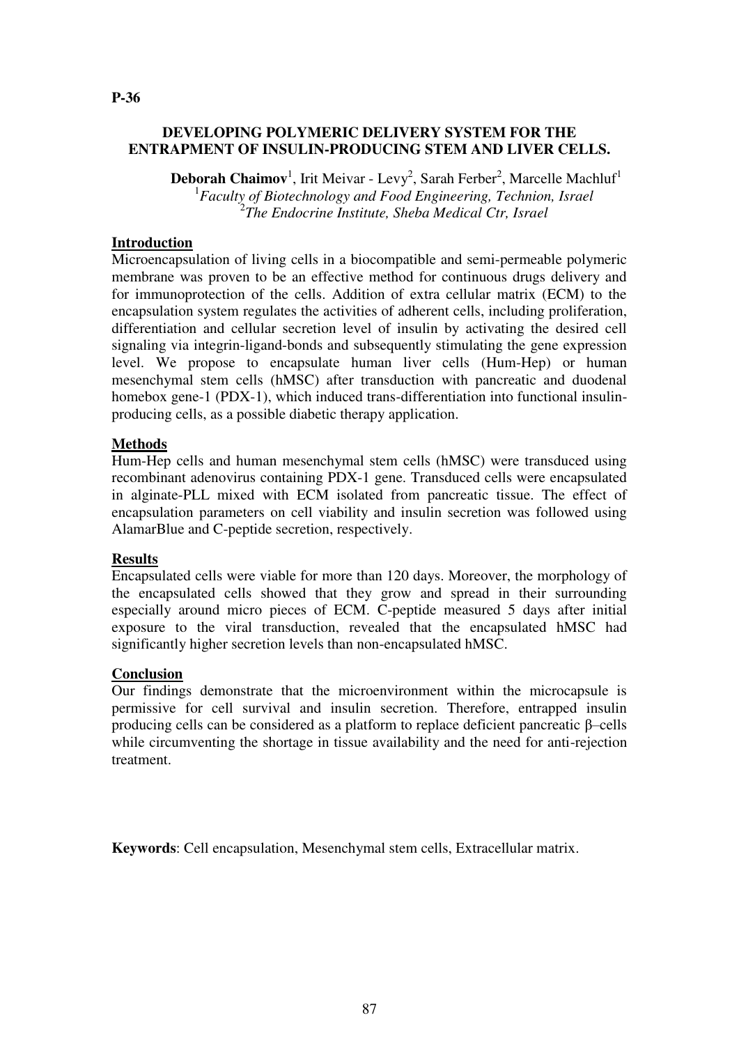**P-36**

## DEVELOPING POLYMERIC DELIVERY SYSTEM FOR THE ENTRAPMENT OF INSULIN-PRODUCING STEM AND LIVER CELLS.

**Deborah Chaimov**[1], Irit Meivar - Levy[2], Sarah Ferber[2], Marcelle Machluf[1]
[1]*Faculty of Biotechnology and Food Engineering, Technion, Israel*
[2]*The Endocrine Institute, Sheba Medical Ctr, Israel*

### Introduction

Microencapsulation of living cells in a biocompatible and semi-permeable polymeric membrane was proven to be an effective method for continuous drugs delivery and for immunoprotection of the cells. Addition of extra cellular matrix (ECM) to the encapsulation system regulates the activities of adherent cells, including proliferation, differentiation and cellular secretion level of insulin by activating the desired cell signaling via integrin-ligand-bonds and subsequently stimulating the gene expression level. We propose to encapsulate human liver cells (Hum-Hep) or human mesenchymal stem cells (hMSC) after transduction with pancreatic and duodenal homebox gene-1 (PDX-1), which induced trans-differentiation into functional insulin-producing cells, as a possible diabetic therapy application.

### Methods

Hum-Hep cells and human mesenchymal stem cells (hMSC) were transduced using recombinant adenovirus containing PDX-1 gene. Transduced cells were encapsulated in alginate-PLL mixed with ECM isolated from pancreatic tissue. The effect of encapsulation parameters on cell viability and insulin secretion was followed using AlamarBlue and C-peptide secretion, respectively.

### Results

Encapsulated cells were viable for more than 120 days. Moreover, the morphology of the encapsulated cells showed that they grow and spread in their surrounding especially around micro pieces of ECM. C-peptide measured 5 days after initial exposure to the viral transduction, revealed that the encapsulated hMSC had significantly higher secretion levels than non-encapsulated hMSC.

### Conclusion

Our findings demonstrate that the microenvironment within the microcapsule is permissive for cell survival and insulin secretion. Therefore, entrapped insulin producing cells can be considered as a platform to replace deficient pancreatic β–cells while circumventing the shortage in tissue availability and the need for anti-rejection treatment.

**Keywords**: Cell encapsulation, Mesenchymal stem cells, Extracellular matrix.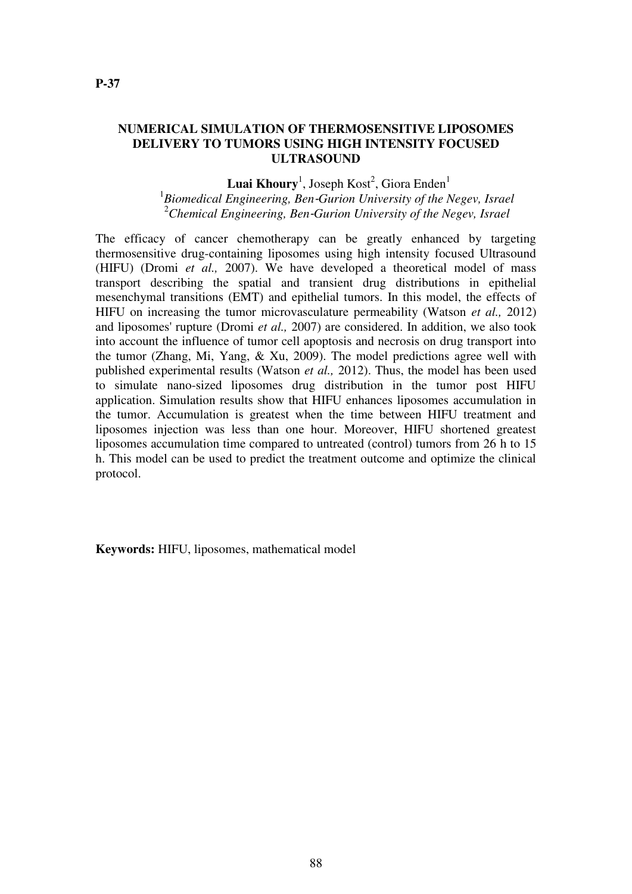**P-37**

## NUMERICAL SIMULATION OF THERMOSENSITIVE LIPOSOMES DELIVERY TO TUMORS USING HIGH INTENSITY FOCUSED ULTRASOUND

**Luai Khoury**[1], Joseph Kost[2], Giora Enden[1]

[1]*Biomedical Engineering, Ben-Gurion University of the Negev, Israel*
[2]*Chemical Engineering, Ben-Gurion University of the Negev, Israel*

The efficacy of cancer chemotherapy can be greatly enhanced by targeting thermosensitive drug-containing liposomes using high intensity focused Ultrasound (HIFU) (Dromi *et al.,* 2007). We have developed a theoretical model of mass transport describing the spatial and transient drug distributions in epithelial mesenchymal transitions (EMT) and epithelial tumors. In this model, the effects of HIFU on increasing the tumor microvasculature permeability (Watson *et al.,* 2012) and liposomes' rupture (Dromi *et al.,* 2007) are considered. In addition, we also took into account the influence of tumor cell apoptosis and necrosis on drug transport into the tumor (Zhang, Mi, Yang, & Xu, 2009). The model predictions agree well with published experimental results (Watson *et al.,* 2012). Thus, the model has been used to simulate nano-sized liposomes drug distribution in the tumor post HIFU application. Simulation results show that HIFU enhances liposomes accumulation in the tumor. Accumulation is greatest when the time between HIFU treatment and liposomes injection was less than one hour. Moreover, HIFU shortened greatest liposomes accumulation time compared to untreated (control) tumors from 26 h to 15 h. This model can be used to predict the treatment outcome and optimize the clinical protocol.

**Keywords:** HIFU, liposomes, mathematical model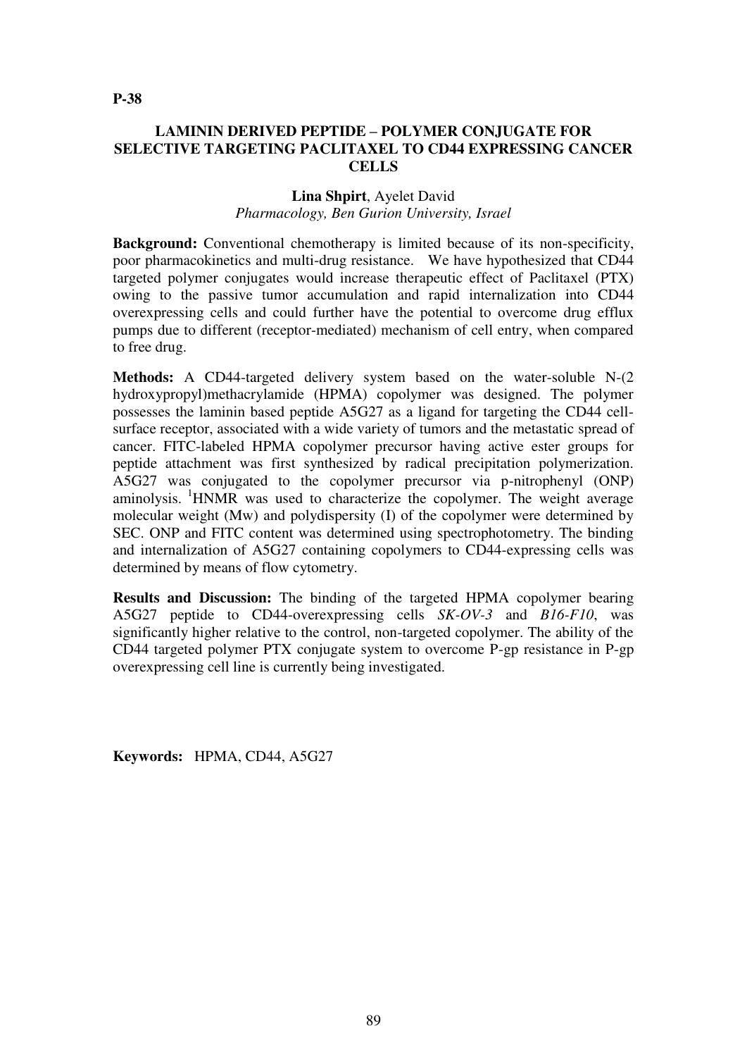**P-38**

## LAMININ DERIVED PEPTIDE – POLYMER CONJUGATE FOR SELECTIVE TARGETING PACLITAXEL TO CD44 EXPRESSING CANCER CELLS

**Lina Shpirt**, Ayelet David
*Pharmacology, Ben Gurion University, Israel*

**Background:** Conventional chemotherapy is limited because of its non-specificity, poor pharmacokinetics and multi-drug resistance. We have hypothesized that CD44 targeted polymer conjugates would increase therapeutic effect of Paclitaxel (PTX) owing to the passive tumor accumulation and rapid internalization into CD44 overexpressing cells and could further have the potential to overcome drug efflux pumps due to different (receptor-mediated) mechanism of cell entry, when compared to free drug.

**Methods:** A CD44-targeted delivery system based on the water-soluble N-(2 hydroxypropyl)methacrylamide (HPMA) copolymer was designed. The polymer possesses the laminin based peptide A5G27 as a ligand for targeting the CD44 cell-surface receptor, associated with a wide variety of tumors and the metastatic spread of cancer. FITC-labeled HPMA copolymer precursor having active ester groups for peptide attachment was first synthesized by radical precipitation polymerization. A5G27 was conjugated to the copolymer precursor via p-nitrophenyl (ONP) aminolysis. $^{1}$HNMR was used to characterize the copolymer. The weight average molecular weight (Mw) and polydispersity (I) of the copolymer were determined by SEC. ONP and FITC content was determined using spectrophotometry. The binding and internalization of A5G27 containing copolymers to CD44-expressing cells was determined by means of flow cytometry.

**Results and Discussion:** The binding of the targeted HPMA copolymer bearing A5G27 peptide to CD44-overexpressing cells *SK-OV-3* and *B16-F10*, was significantly higher relative to the control, non-targeted copolymer. The ability of the CD44 targeted polymer PTX conjugate system to overcome P-gp resistance in P-gp overexpressing cell line is currently being investigated.

**Keywords:** HPMA, CD44, A5G27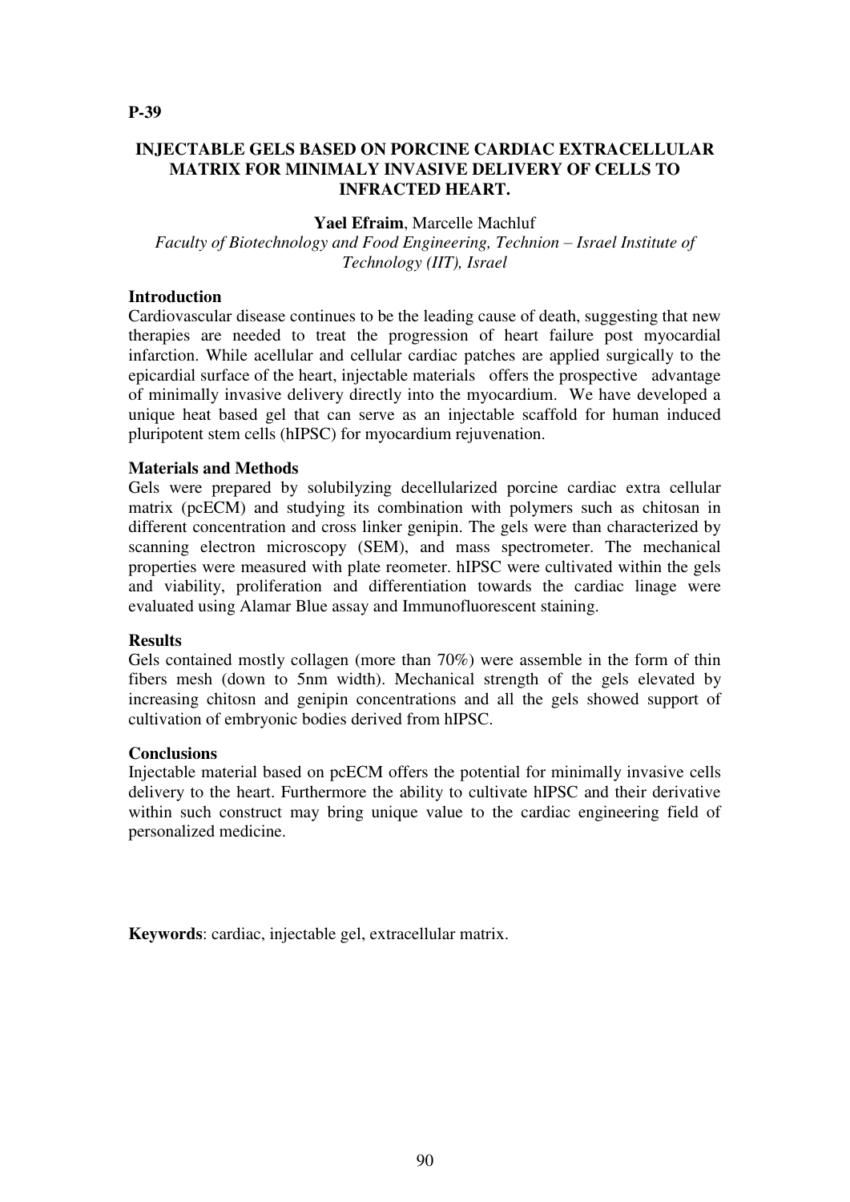**P-39**

# INJECTABLE GELS BASED ON PORCINE CARDIAC EXTRACELLULAR MATRIX FOR MINIMALY INVASIVE DELIVERY OF CELLS TO INFRACTED HEART.

**Yael Efraim**, Marcelle Machluf

*Faculty of Biotechnology and Food Engineering, Technion – Israel Institute of Technology (IIT), Israel*

**Introduction**

Cardiovascular disease continues to be the leading cause of death, suggesting that new therapies are needed to treat the progression of heart failure post myocardial infarction. While acellular and cellular cardiac patches are applied surgically to the epicardial surface of the heart, injectable materials offers the prospective advantage of minimally invasive delivery directly into the myocardium. We have developed a unique heat based gel that can serve as an injectable scaffold for human induced pluripotent stem cells (hIPSC) for myocardium rejuvenation.

**Materials and Methods**

Gels were prepared by solubilyzing decellularized porcine cardiac extra cellular matrix (pcECM) and studying its combination with polymers such as chitosan in different concentration and cross linker genipin. The gels were than characterized by scanning electron microscopy (SEM), and mass spectrometer. The mechanical properties were measured with plate reometer. hIPSC were cultivated within the gels and viability, proliferation and differentiation towards the cardiac linage were evaluated using Alamar Blue assay and Immunofluorescent staining.

**Results**

Gels contained mostly collagen (more than 70%) were assemble in the form of thin fibers mesh (down to 5nm width). Mechanical strength of the gels elevated by increasing chitosn and genipin concentrations and all the gels showed support of cultivation of embryonic bodies derived from hIPSC.

**Conclusions**

Injectable material based on pcECM offers the potential for minimally invasive cells delivery to the heart. Furthermore the ability to cultivate hIPSC and their derivative within such construct may bring unique value to the cardiac engineering field of personalized medicine.

**Keywords**: cardiac, injectable gel, extracellular matrix.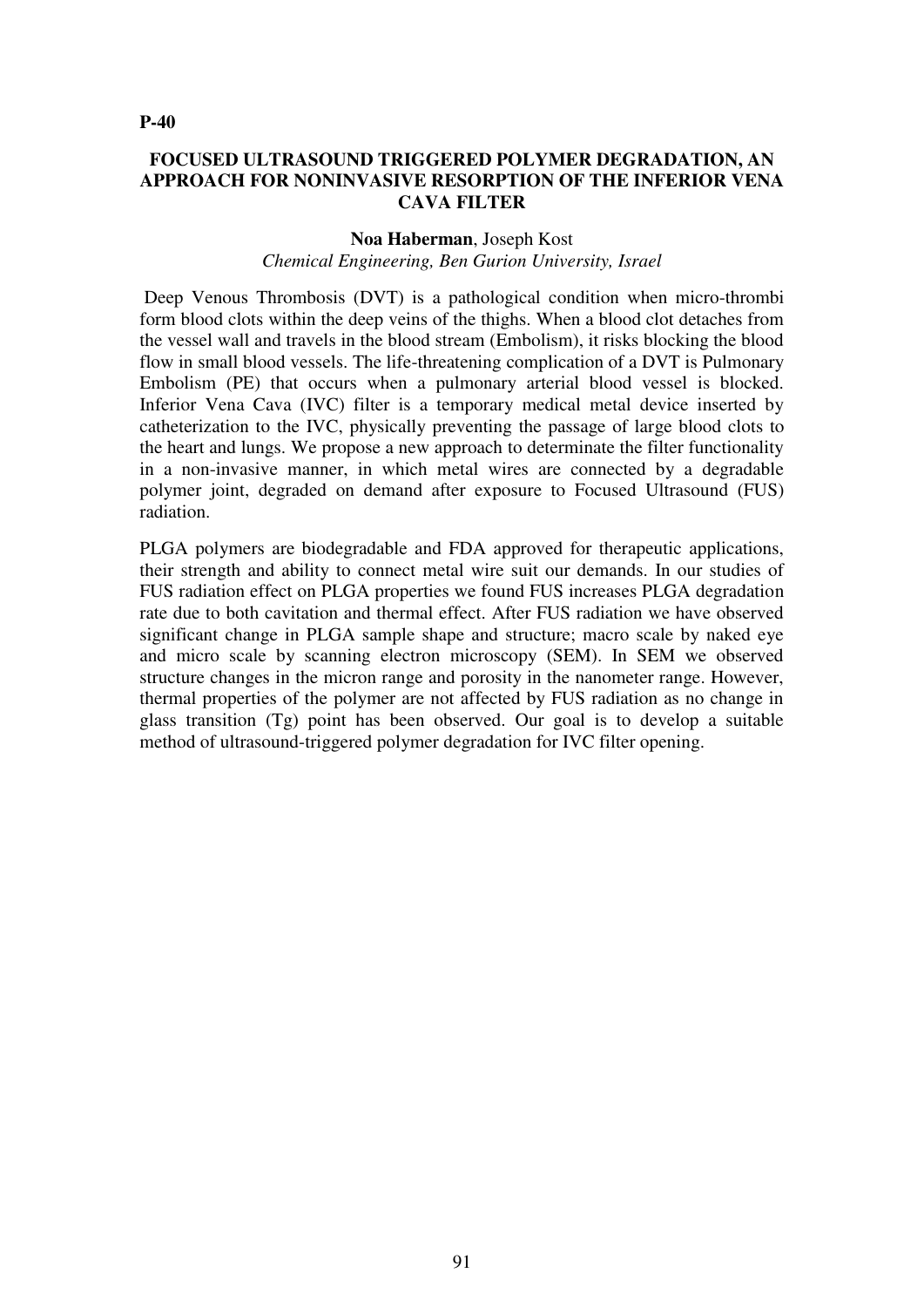**P-40**

# FOCUSED ULTRASOUND TRIGGERED POLYMER DEGRADATION, AN APPROACH FOR NONINVASIVE RESORPTION OF THE INFERIOR VENA CAVA FILTER

**Noa Haberman**, Joseph Kost

*Chemical Engineering, Ben Gurion University, Israel*

Deep Venous Thrombosis (DVT) is a pathological condition when micro-thrombi form blood clots within the deep veins of the thighs. When a blood clot detaches from the vessel wall and travels in the blood stream (Embolism), it risks blocking the blood flow in small blood vessels. The life-threatening complication of a DVT is Pulmonary Embolism (PE) that occurs when a pulmonary arterial blood vessel is blocked. Inferior Vena Cava (IVC) filter is a temporary medical metal device inserted by catheterization to the IVC, physically preventing the passage of large blood clots to the heart and lungs. We propose a new approach to determinate the filter functionality in a non-invasive manner, in which metal wires are connected by a degradable polymer joint, degraded on demand after exposure to Focused Ultrasound (FUS) radiation.

PLGA polymers are biodegradable and FDA approved for therapeutic applications, their strength and ability to connect metal wire suit our demands. In our studies of FUS radiation effect on PLGA properties we found FUS increases PLGA degradation rate due to both cavitation and thermal effect. After FUS radiation we have observed significant change in PLGA sample shape and structure; macro scale by naked eye and micro scale by scanning electron microscopy (SEM). In SEM we observed structure changes in the micron range and porosity in the nanometer range. However, thermal properties of the polymer are not affected by FUS radiation as no change in glass transition (Tg) point has been observed. Our goal is to develop a suitable method of ultrasound-triggered polymer degradation for IVC filter opening.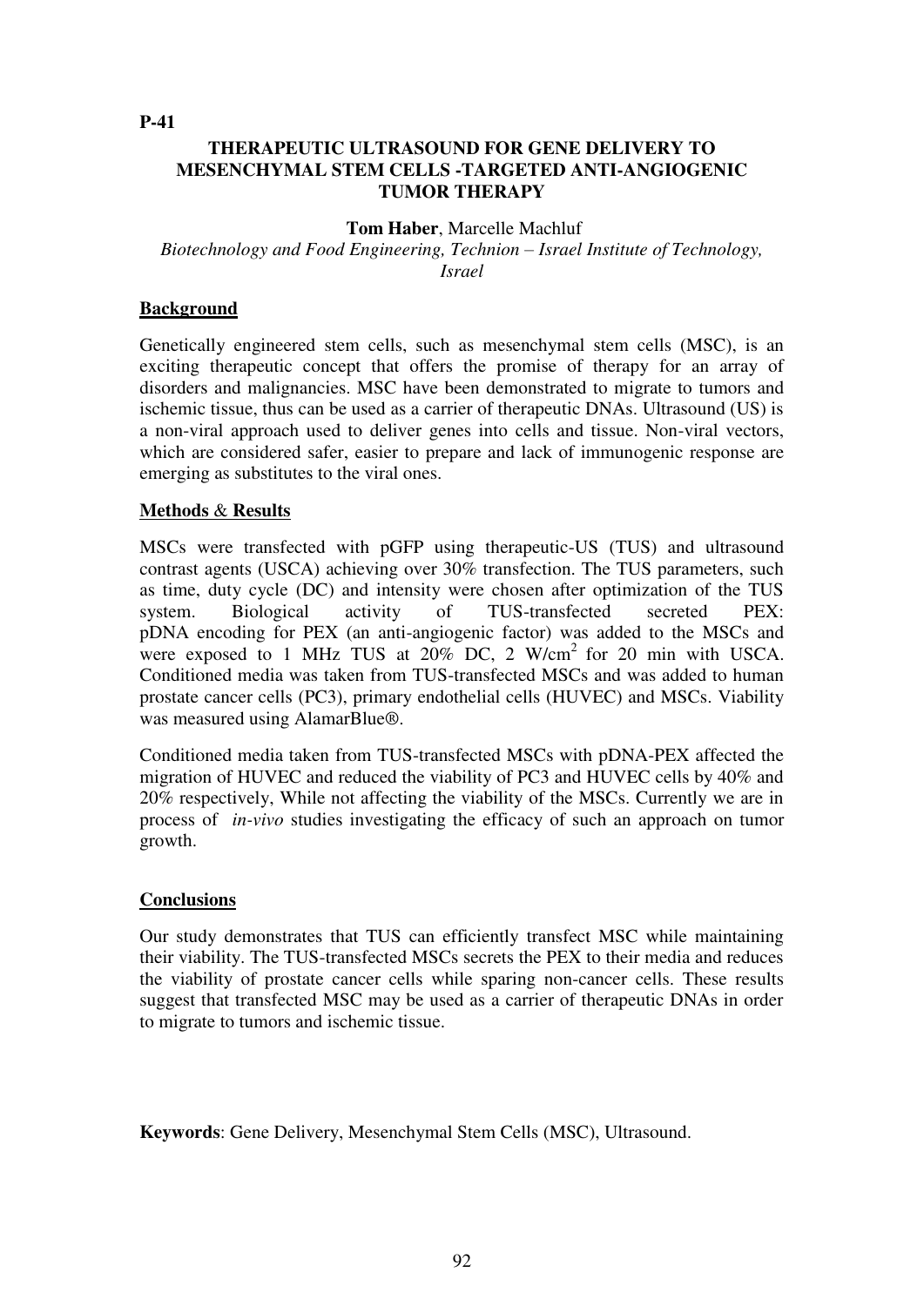**P-41**

# THERAPEUTIC ULTRASOUND FOR GENE DELIVERY TO MESENCHYMAL STEM CELLS -TARGETED ANTI-ANGIOGENIC TUMOR THERAPY

**Tom Haber**, Marcelle Machluf

*Biotechnology and Food Engineering, Technion – Israel Institute of Technology, Israel*

## Background

Genetically engineered stem cells, such as mesenchymal stem cells (MSC), is an exciting therapeutic concept that offers the promise of therapy for an array of disorders and malignancies. MSC have been demonstrated to migrate to tumors and ischemic tissue, thus can be used as a carrier of therapeutic DNAs. Ultrasound (US) is a non-viral approach used to deliver genes into cells and tissue. Non-viral vectors, which are considered safer, easier to prepare and lack of immunogenic response are emerging as substitutes to the viral ones.

## Methods & Results

MSCs were transfected with pGFP using therapeutic-US (TUS) and ultrasound contrast agents (USCA) achieving over 30% transfection. The TUS parameters, such as time, duty cycle (DC) and intensity were chosen after optimization of the TUS system. Biological activity of TUS-transfected secreted PEX: pDNA encoding for PEX (an anti-angiogenic factor) was added to the MSCs and were exposed to 1 MHz TUS at 20% DC, 2 W/cm$^2$ for 20 min with USCA. Conditioned media was taken from TUS-transfected MSCs and was added to human prostate cancer cells (PC3), primary endothelial cells (HUVEC) and MSCs. Viability was measured using AlamarBlue®.

Conditioned media taken from TUS-transfected MSCs with pDNA-PEX affected the migration of HUVEC and reduced the viability of PC3 and HUVEC cells by 40% and 20% respectively, While not affecting the viability of the MSCs. Currently we are in process of *in-vivo* studies investigating the efficacy of such an approach on tumor growth.

## Conclusions

Our study demonstrates that TUS can efficiently transfect MSC while maintaining their viability. The TUS-transfected MSCs secrets the PEX to their media and reduces the viability of prostate cancer cells while sparing non-cancer cells. These results suggest that transfected MSC may be used as a carrier of therapeutic DNAs in order to migrate to tumors and ischemic tissue.

**Keywords**: Gene Delivery, Mesenchymal Stem Cells (MSC), Ultrasound.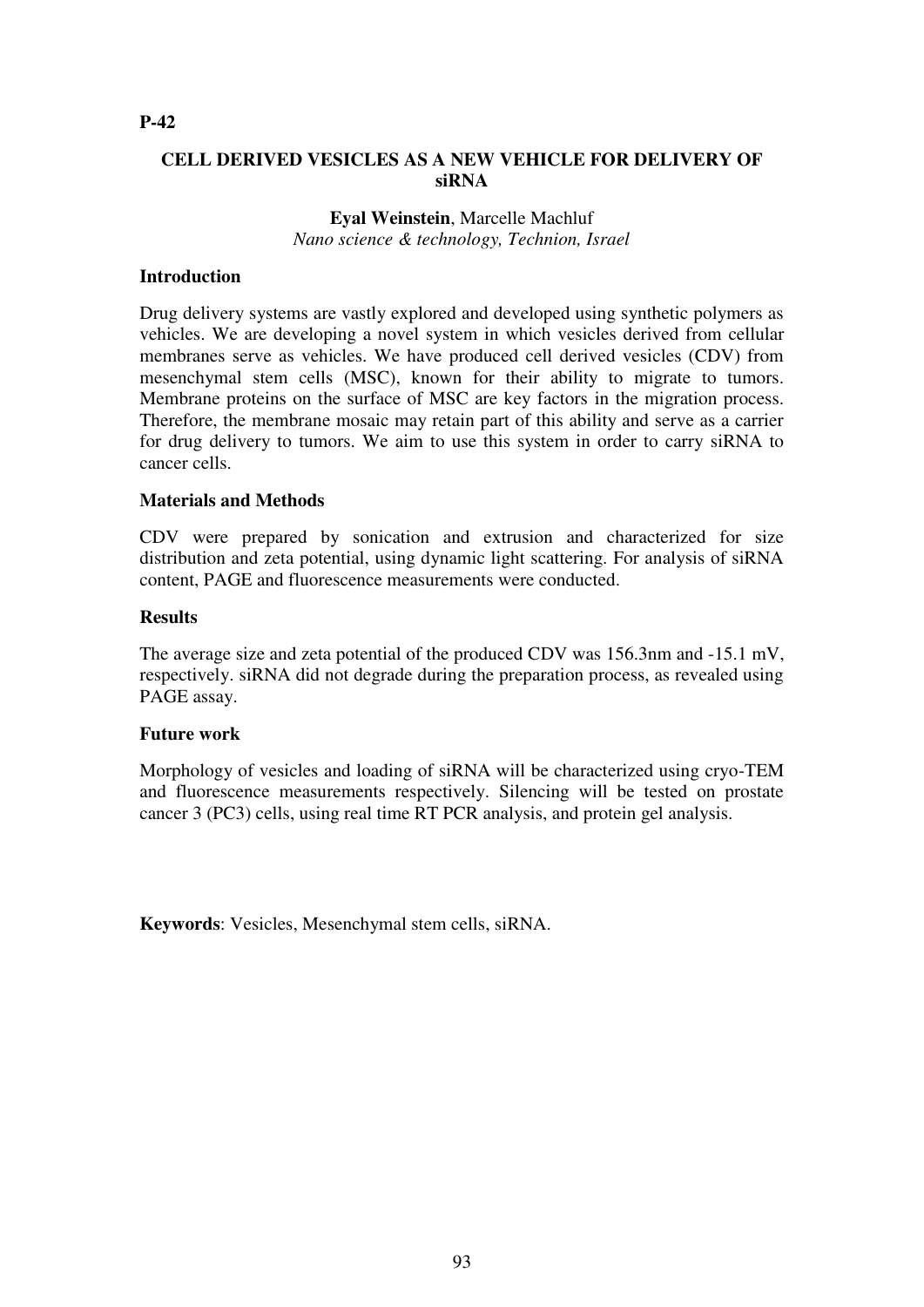**P-42**

# CELL DERIVED VESICLES AS A NEW VEHICLE FOR DELIVERY OF siRNA

**Eyal Weinstein**, Marcelle Machluf
*Nano science & technology, Technion, Israel*

## Introduction

Drug delivery systems are vastly explored and developed using synthetic polymers as vehicles. We are developing a novel system in which vesicles derived from cellular membranes serve as vehicles. We have produced cell derived vesicles (CDV) from mesenchymal stem cells (MSC), known for their ability to migrate to tumors. Membrane proteins on the surface of MSC are key factors in the migration process. Therefore, the membrane mosaic may retain part of this ability and serve as a carrier for drug delivery to tumors. We aim to use this system in order to carry siRNA to cancer cells.

## Materials and Methods

CDV were prepared by sonication and extrusion and characterized for size distribution and zeta potential, using dynamic light scattering. For analysis of siRNA content, PAGE and fluorescence measurements were conducted.

## Results

The average size and zeta potential of the produced CDV was 156.3nm and -15.1 mV, respectively. siRNA did not degrade during the preparation process, as revealed using PAGE assay.

## Future work

Morphology of vesicles and loading of siRNA will be characterized using cryo-TEM and fluorescence measurements respectively. Silencing will be tested on prostate cancer 3 (PC3) cells, using real time RT PCR analysis, and protein gel analysis.

**Keywords**: Vesicles, Mesenchymal stem cells, siRNA.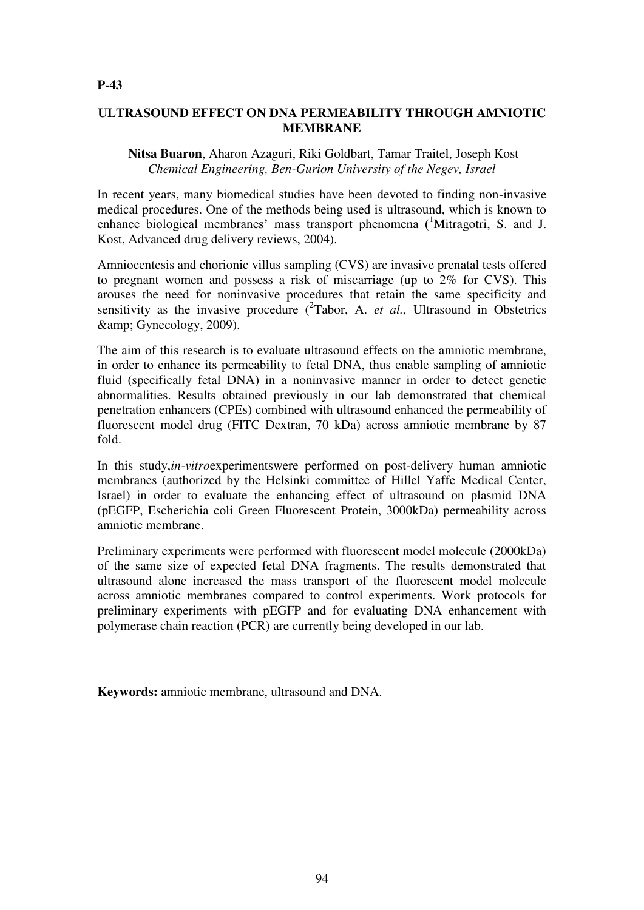**P-43**

## ULTRASOUND EFFECT ON DNA PERMEABILITY THROUGH AMNIOTIC MEMBRANE

**Nitsa Buaron**, Aharon Azaguri, Riki Goldbart, Tamar Traitel, Joseph Kost
*Chemical Engineering, Ben-Gurion University of the Negev, Israel*

In recent years, many biomedical studies have been devoted to finding non-invasive medical procedures. One of the methods being used is ultrasound, which is known to enhance biological membranes' mass transport phenomena ([1]Mitragotri, S. and J. Kost, Advanced drug delivery reviews, 2004).

Amniocentesis and chorionic villus sampling (CVS) are invasive prenatal tests offered to pregnant women and possess a risk of miscarriage (up to 2% for CVS). This arouses the need for noninvasive procedures that retain the same specificity and sensitivity as the invasive procedure ([2]Tabor, A. *et al.,* Ultrasound in Obstetrics &amp; Gynecology, 2009).

The aim of this research is to evaluate ultrasound effects on the amniotic membrane, in order to enhance its permeability to fetal DNA, thus enable sampling of amniotic fluid (specifically fetal DNA) in a noninvasive manner in order to detect genetic abnormalities. Results obtained previously in our lab demonstrated that chemical penetration enhancers (CPEs) combined with ultrasound enhanced the permeability of fluorescent model drug (FITC Dextran, 70 kDa) across amniotic membrane by 87 fold.

In this study,*in-vitro*experimentswere performed on post-delivery human amniotic membranes (authorized by the Helsinki committee of Hillel Yaffe Medical Center, Israel) in order to evaluate the enhancing effect of ultrasound on plasmid DNA (pEGFP, Escherichia coli Green Fluorescent Protein, 3000kDa) permeability across amniotic membrane.

Preliminary experiments were performed with fluorescent model molecule (2000kDa) of the same size of expected fetal DNA fragments. The results demonstrated that ultrasound alone increased the mass transport of the fluorescent model molecule across amniotic membranes compared to control experiments. Work protocols for preliminary experiments with pEGFP and for evaluating DNA enhancement with polymerase chain reaction (PCR) are currently being developed in our lab.

**Keywords:** amniotic membrane, ultrasound and DNA.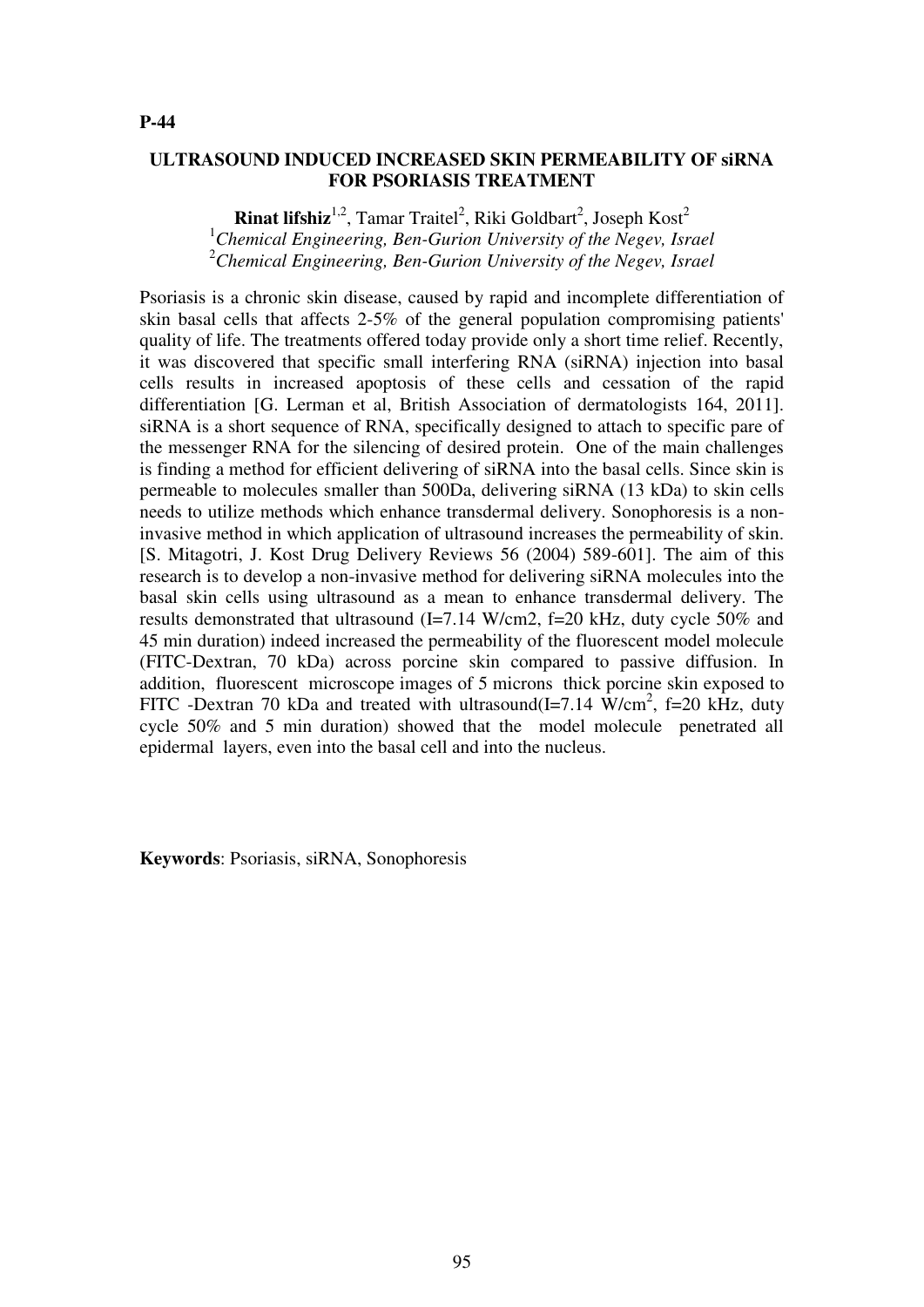**P-44**

## ULTRASOUND INDUCED INCREASED SKIN PERMEABILITY OF siRNA FOR PSORIASIS TREATMENT

**Rinat lifshiz**[1,2], Tamar Traitel[2], Riki Goldbart[2], Joseph Kost[2]

[1]*Chemical Engineering, Ben-Gurion University of the Negev, Israel*
[2]*Chemical Engineering, Ben-Gurion University of the Negev, Israel*

Psoriasis is a chronic skin disease, caused by rapid and incomplete differentiation of skin basal cells that affects 2-5% of the general population compromising patients' quality of life. The treatments offered today provide only a short time relief. Recently, it was discovered that specific small interfering RNA (siRNA) injection into basal cells results in increased apoptosis of these cells and cessation of the rapid differentiation [G. Lerman et al, British Association of dermatologists 164, 2011]. siRNA is a short sequence of RNA, specifically designed to attach to specific pare of the messenger RNA for the silencing of desired protein. One of the main challenges is finding a method for efficient delivering of siRNA into the basal cells. Since skin is permeable to molecules smaller than 500Da, delivering siRNA (13 kDa) to skin cells needs to utilize methods which enhance transdermal delivery. Sonophoresis is a non-invasive method in which application of ultrasound increases the permeability of skin. [S. Mitagotri, J. Kost Drug Delivery Reviews 56 (2004) 589-601]. The aim of this research is to develop a non-invasive method for delivering siRNA molecules into the basal skin cells using ultrasound as a mean to enhance transdermal delivery. The results demonstrated that ultrasound (I=7.14 W/cm2, f=20 kHz, duty cycle 50% and 45 min duration) indeed increased the permeability of the fluorescent model molecule (FITC-Dextran, 70 kDa) across porcine skin compared to passive diffusion. In addition, fluorescent microscope images of 5 microns thick porcine skin exposed to FITC -Dextran 70 kDa and treated with ultrasound(I=7.14 $W/cm^2$, f=20 kHz, duty cycle 50% and 5 min duration) showed that the model molecule penetrated all epidermal layers, even into the basal cell and into the nucleus.

**Keywords**: Psoriasis, siRNA, Sonophoresis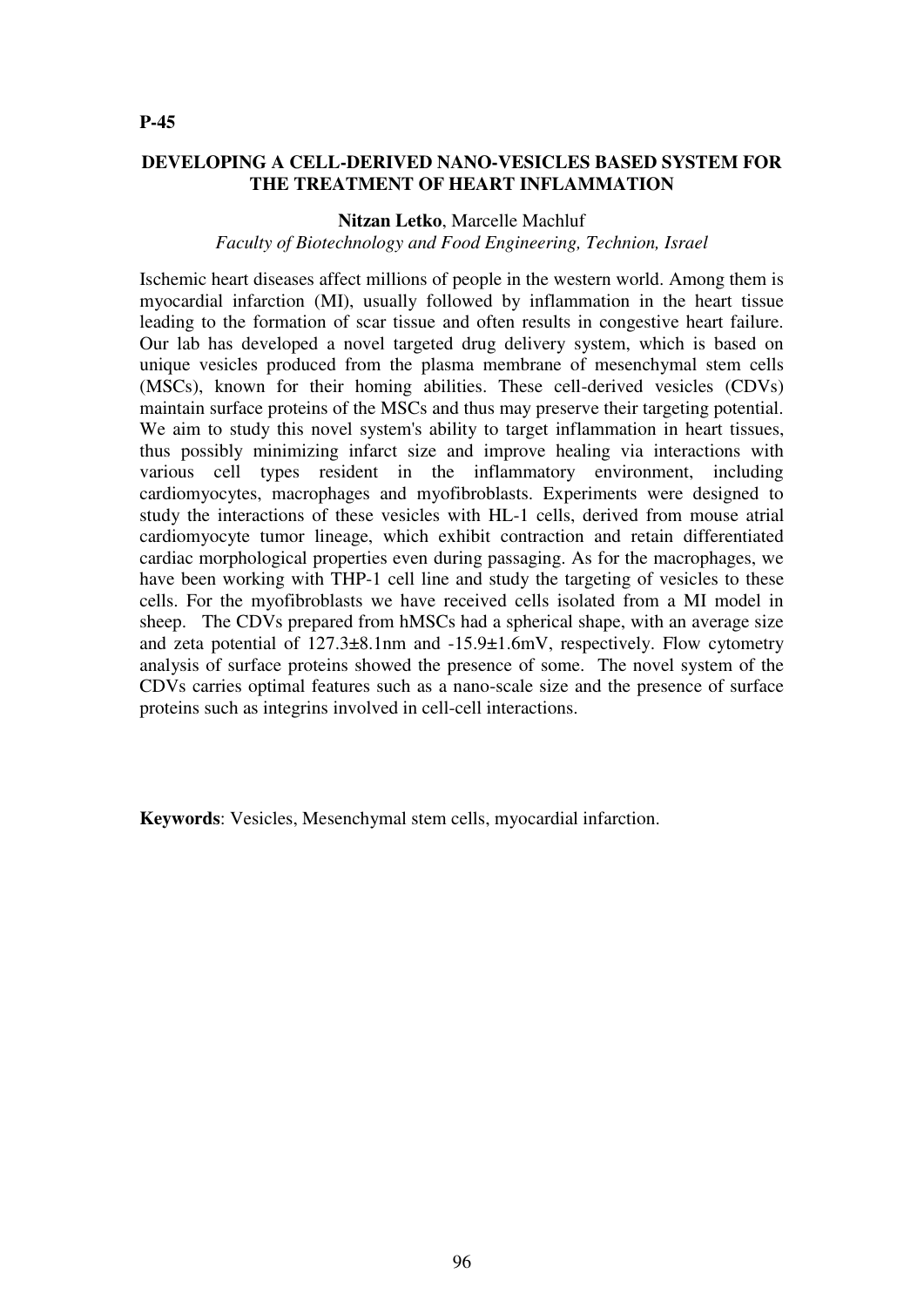**P-45**

## DEVELOPING A CELL-DERIVED NANO-VESICLES BASED SYSTEM FOR THE TREATMENT OF HEART INFLAMMATION

**Nitzan Letko**, Marcelle Machluf

*Faculty of Biotechnology and Food Engineering, Technion, Israel*

Ischemic heart diseases affect millions of people in the western world. Among them is myocardial infarction (MI), usually followed by inflammation in the heart tissue leading to the formation of scar tissue and often results in congestive heart failure. Our lab has developed a novel targeted drug delivery system, which is based on unique vesicles produced from the plasma membrane of mesenchymal stem cells (MSCs), known for their homing abilities. These cell-derived vesicles (CDVs) maintain surface proteins of the MSCs and thus may preserve their targeting potential. We aim to study this novel system's ability to target inflammation in heart tissues, thus possibly minimizing infarct size and improve healing via interactions with various cell types resident in the inflammatory environment, including cardiomyocytes, macrophages and myofibroblasts. Experiments were designed to study the interactions of these vesicles with HL-1 cells, derived from mouse atrial cardiomyocyte tumor lineage, which exhibit contraction and retain differentiated cardiac morphological properties even during passaging. As for the macrophages, we have been working with THP-1 cell line and study the targeting of vesicles to these cells. For the myofibroblasts we have received cells isolated from a MI model in sheep. The CDVs prepared from hMSCs had a spherical shape, with an average size and zeta potential of 127.3±8.1nm and -15.9±1.6mV, respectively. Flow cytometry analysis of surface proteins showed the presence of some. The novel system of the CDVs carries optimal features such as a nano-scale size and the presence of surface proteins such as integrins involved in cell-cell interactions.

**Keywords**: Vesicles, Mesenchymal stem cells, myocardial infarction.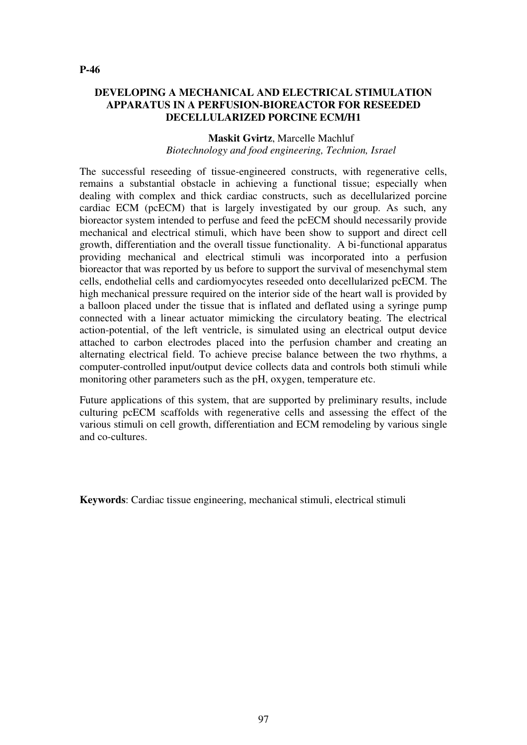**P-46**

## DEVELOPING A MECHANICAL AND ELECTRICAL STIMULATION APPARATUS IN A PERFUSION-BIOREACTOR FOR RESEEDED DECELLULARIZED PORCINE ECM/H1

**Maskit Gvirtz**, Marcelle Machluf

*Biotechnology and food engineering, Technion, Israel*

The successful reseeding of tissue-engineered constructs, with regenerative cells, remains a substantial obstacle in achieving a functional tissue; especially when dealing with complex and thick cardiac constructs, such as decellularized porcine cardiac ECM (pcECM) that is largely investigated by our group. As such, any bioreactor system intended to perfuse and feed the pcECM should necessarily provide mechanical and electrical stimuli, which have been show to support and direct cell growth, differentiation and the overall tissue functionality. A bi-functional apparatus providing mechanical and electrical stimuli was incorporated into a perfusion bioreactor that was reported by us before to support the survival of mesenchymal stem cells, endothelial cells and cardiomyocytes reseeded onto decellularized pcECM. The high mechanical pressure required on the interior side of the heart wall is provided by a balloon placed under the tissue that is inflated and deflated using a syringe pump connected with a linear actuator mimicking the circulatory beating. The electrical action-potential, of the left ventricle, is simulated using an electrical output device attached to carbon electrodes placed into the perfusion chamber and creating an alternating electrical field. To achieve precise balance between the two rhythms, a computer-controlled input/output device collects data and controls both stimuli while monitoring other parameters such as the pH, oxygen, temperature etc.

Future applications of this system, that are supported by preliminary results, include culturing pcECM scaffolds with regenerative cells and assessing the effect of the various stimuli on cell growth, differentiation and ECM remodeling by various single and co-cultures.

**Keywords**: Cardiac tissue engineering, mechanical stimuli, electrical stimuli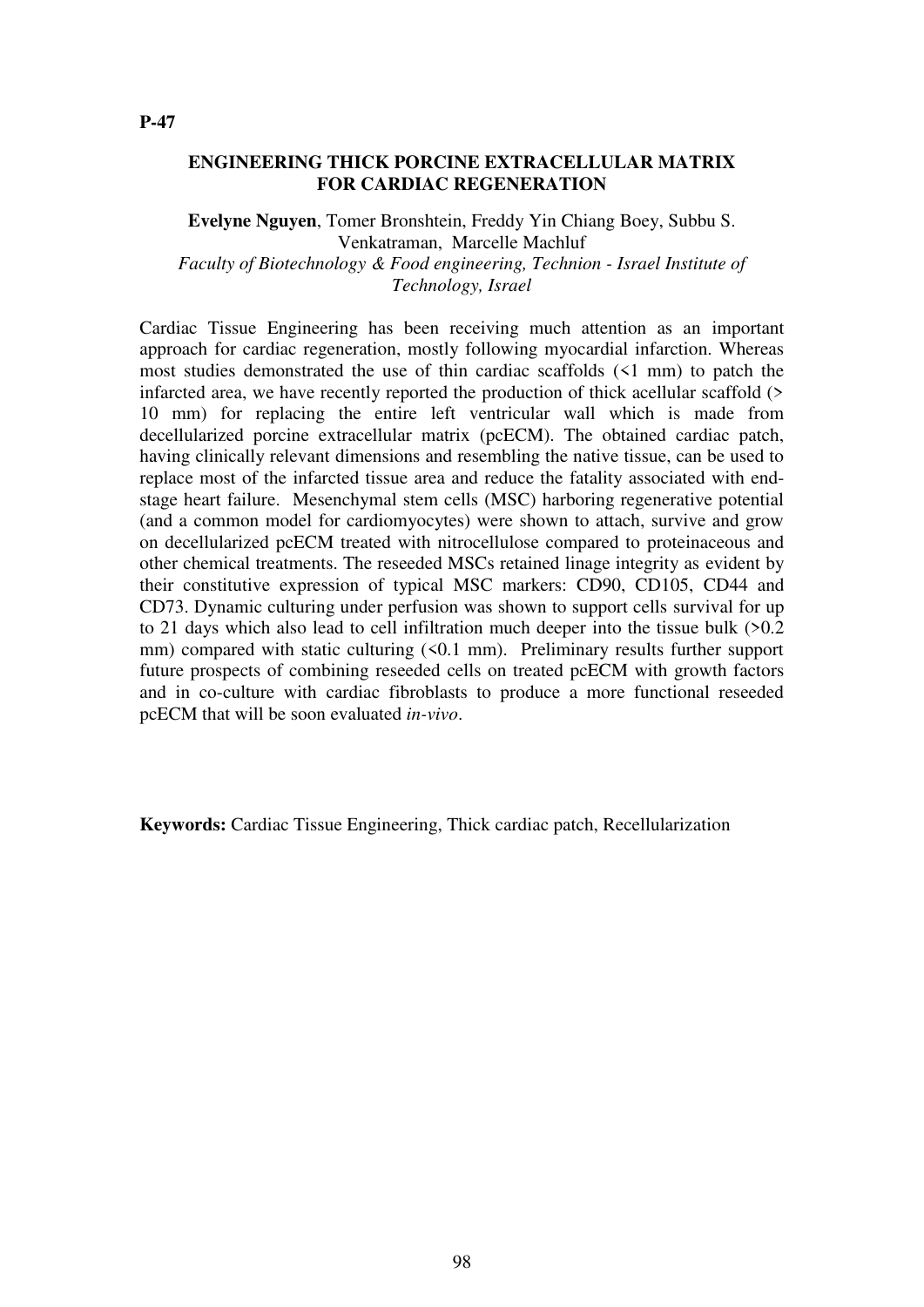**P-47**

## ENGINEERING THICK PORCINE EXTRACELLULAR MATRIX FOR CARDIAC REGENERATION

**Evelyne Nguyen**, Tomer Bronshtein, Freddy Yin Chiang Boey, Subbu S. Venkatraman, Marcelle Machluf

*Faculty of Biotechnology & Food engineering, Technion - Israel Institute of Technology, Israel*

Cardiac Tissue Engineering has been receiving much attention as an important approach for cardiac regeneration, mostly following myocardial infarction. Whereas most studies demonstrated the use of thin cardiac scaffolds (<1 mm) to patch the infarcted area, we have recently reported the production of thick acellular scaffold (> 10 mm) for replacing the entire left ventricular wall which is made from decellularized porcine extracellular matrix (pcECM). The obtained cardiac patch, having clinically relevant dimensions and resembling the native tissue, can be used to replace most of the infarcted tissue area and reduce the fatality associated with end-stage heart failure. Mesenchymal stem cells (MSC) harboring regenerative potential (and a common model for cardiomyocytes) were shown to attach, survive and grow on decellularized pcECM treated with nitrocellulose compared to proteinaceous and other chemical treatments. The reseeded MSCs retained linage integrity as evident by their constitutive expression of typical MSC markers: CD90, CD105, CD44 and CD73. Dynamic culturing under perfusion was shown to support cells survival for up to 21 days which also lead to cell infiltration much deeper into the tissue bulk (>0.2 mm) compared with static culturing (<0.1 mm). Preliminary results further support future prospects of combining reseeded cells on treated pcECM with growth factors and in co-culture with cardiac fibroblasts to produce a more functional reseeded pcECM that will be soon evaluated *in-vivo*.

**Keywords:** Cardiac Tissue Engineering, Thick cardiac patch, Recellularization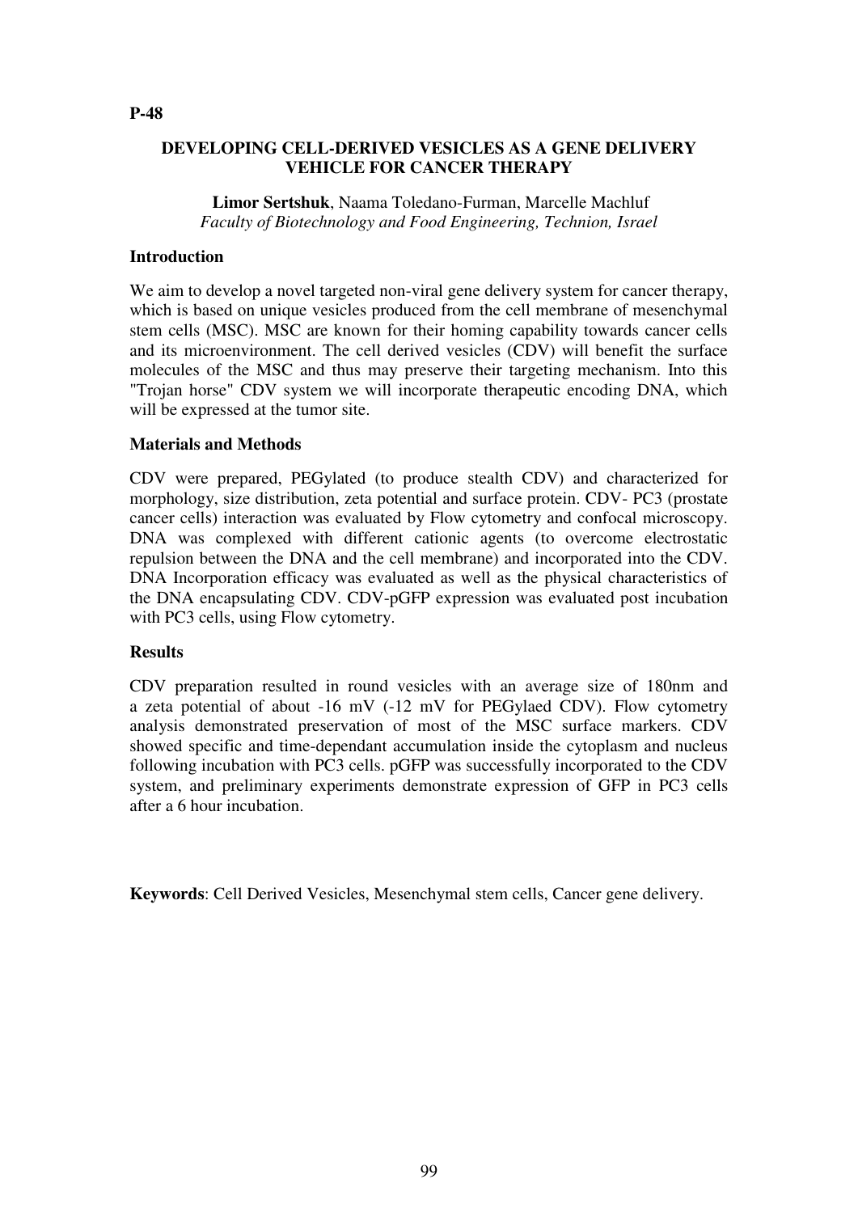**P-48**

# DEVELOPING CELL-DERIVED VESICLES AS A GENE DELIVERY VEHICLE FOR CANCER THERAPY

**Limor Sertshuk**, Naama Toledano-Furman, Marcelle Machluf
*Faculty of Biotechnology and Food Engineering, Technion, Israel*

## Introduction

We aim to develop a novel targeted non-viral gene delivery system for cancer therapy, which is based on unique vesicles produced from the cell membrane of mesenchymal stem cells (MSC). MSC are known for their homing capability towards cancer cells and its microenvironment. The cell derived vesicles (CDV) will benefit the surface molecules of the MSC and thus may preserve their targeting mechanism. Into this "Trojan horse" CDV system we will incorporate therapeutic encoding DNA, which will be expressed at the tumor site.

## Materials and Methods

CDV were prepared, PEGylated (to produce stealth CDV) and characterized for morphology, size distribution, zeta potential and surface protein. CDV- PC3 (prostate cancer cells) interaction was evaluated by Flow cytometry and confocal microscopy. DNA was complexed with different cationic agents (to overcome electrostatic repulsion between the DNA and the cell membrane) and incorporated into the CDV. DNA Incorporation efficacy was evaluated as well as the physical characteristics of the DNA encapsulating CDV. CDV-pGFP expression was evaluated post incubation with PC3 cells, using Flow cytometry.

## Results

CDV preparation resulted in round vesicles with an average size of 180nm and a zeta potential of about -16 mV (-12 mV for PEGylaed CDV). Flow cytometry analysis demonstrated preservation of most of the MSC surface markers. CDV showed specific and time-dependant accumulation inside the cytoplasm and nucleus following incubation with PC3 cells. pGFP was successfully incorporated to the CDV system, and preliminary experiments demonstrate expression of GFP in PC3 cells after a 6 hour incubation.

**Keywords**: Cell Derived Vesicles, Mesenchymal stem cells, Cancer gene delivery.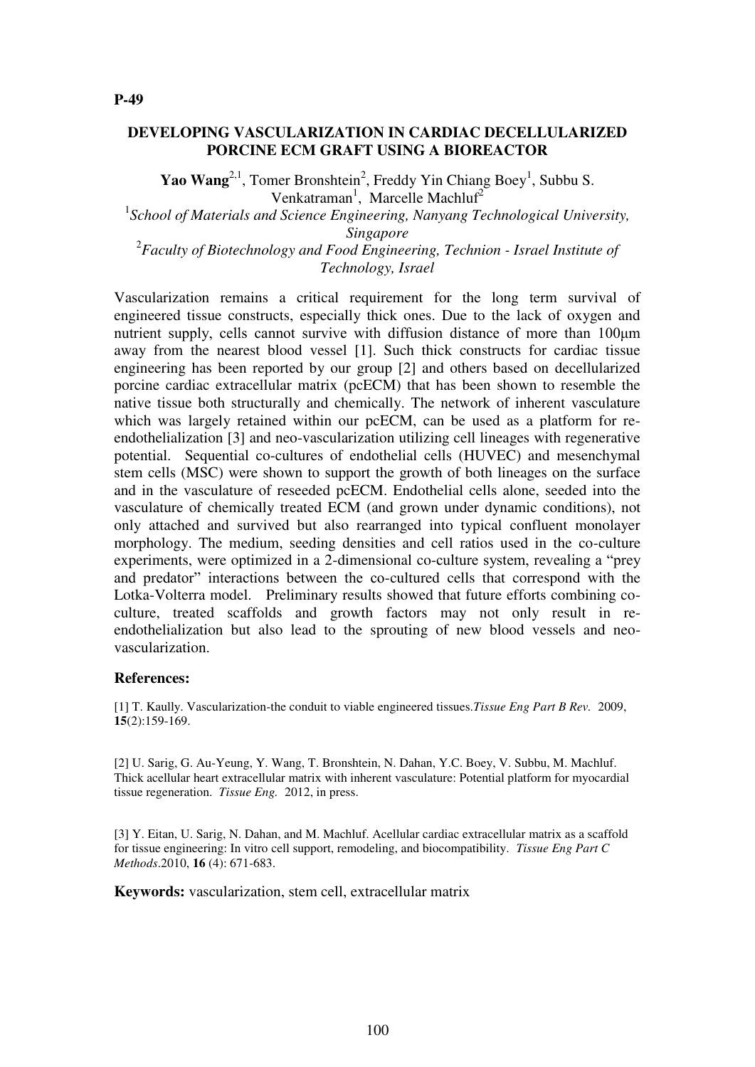**P-49**

## DEVELOPING VASCULARIZATION IN CARDIAC DECELLULARIZED PORCINE ECM GRAFT USING A BIOREACTOR

**Yao Wang**[2,1], Tomer Bronshtein[2], Freddy Yin Chiang Boey[1], Subbu S. Venkatraman[1], Marcelle Machluf[2]

[1]*School of Materials and Science Engineering, Nanyang Technological University, Singapore*

[2]*Faculty of Biotechnology and Food Engineering, Technion - Israel Institute of Technology, Israel*

Vascularization remains a critical requirement for the long term survival of engineered tissue constructs, especially thick ones. Due to the lack of oxygen and nutrient supply, cells cannot survive with diffusion distance of more than 100µm away from the nearest blood vessel [1]. Such thick constructs for cardiac tissue engineering has been reported by our group [2] and others based on decellularized porcine cardiac extracellular matrix (pcECM) that has been shown to resemble the native tissue both structurally and chemically. The network of inherent vasculature which was largely retained within our pcECM, can be used as a platform for re-endothelialization [3] and neo-vascularization utilizing cell lineages with regenerative potential. Sequential co-cultures of endothelial cells (HUVEC) and mesenchymal stem cells (MSC) were shown to support the growth of both lineages on the surface and in the vasculature of reseeded pcECM. Endothelial cells alone, seeded into the vasculature of chemically treated ECM (and grown under dynamic conditions), not only attached and survived but also rearranged into typical confluent monolayer morphology. The medium, seeding densities and cell ratios used in the co-culture experiments, were optimized in a 2-dimensional co-culture system, revealing a "prey and predator" interactions between the co-cultured cells that correspond with the Lotka-Volterra model. Preliminary results showed that future efforts combining co-culture, treated scaffolds and growth factors may not only result in re-endothelialization but also lead to the sprouting of new blood vessels and neo-vascularization.

### References:

[1] T. Kaully. Vascularization-the conduit to viable engineered tissues.*Tissue Eng Part B Rev.* 2009, **15**(2):159-169.

[2] U. Sarig, G. Au-Yeung, Y. Wang, T. Bronshtein, N. Dahan, Y.C. Boey, V. Subbu, M. Machluf. Thick acellular heart extracellular matrix with inherent vasculature: Potential platform for myocardial tissue regeneration. *Tissue Eng.* 2012, in press.

[3] Y. Eitan, U. Sarig, N. Dahan, and M. Machluf. Acellular cardiac extracellular matrix as a scaffold for tissue engineering: In vitro cell support, remodeling, and biocompatibility. *Tissue Eng Part C Methods*.2010, **16** (4): 671-683.

**Keywords:** vascularization, stem cell, extracellular matrix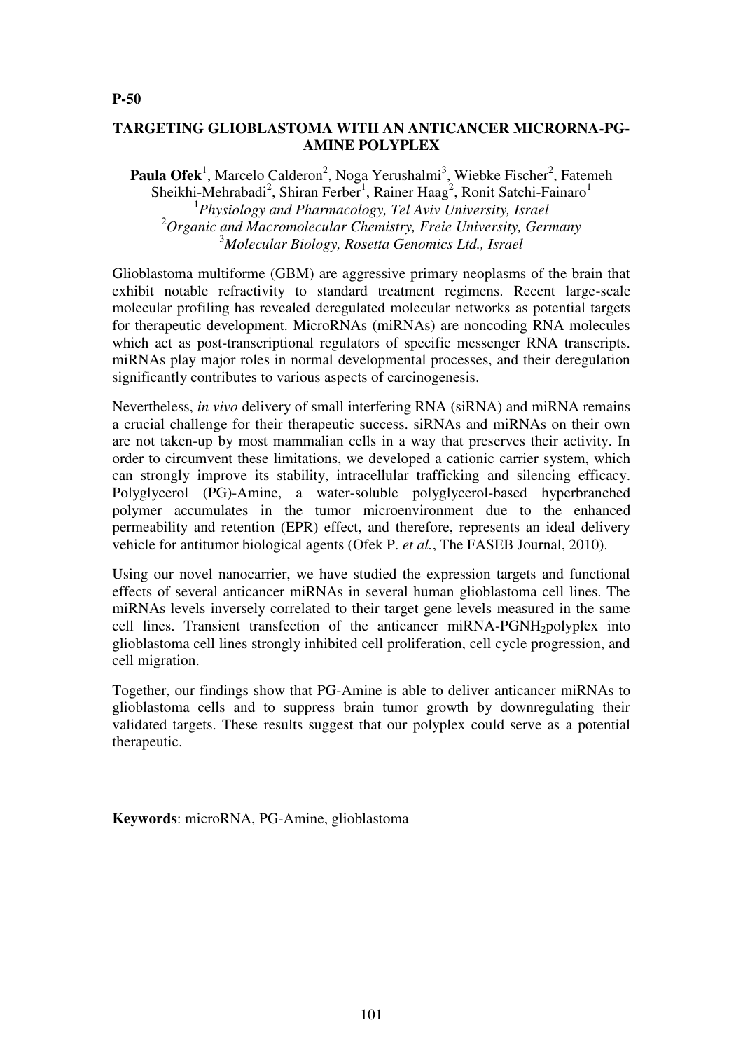**P-50**

## TARGETING GLIOBLASTOMA WITH AN ANTICANCER MICRORNA-PG-AMINE POLYPLEX

**Paula Ofek**[1], Marcelo Calderon[2], Noga Yerushalmi[3], Wiebke Fischer[2], Fatemeh Sheikhi-Mehrabadi[2], Shiran Ferber[1], Rainer Haag[2], Ronit Satchi-Fainaro[1]

[1]*Physiology and Pharmacology, Tel Aviv University, Israel*
[2]*Organic and Macromolecular Chemistry, Freie University, Germany*
[3]*Molecular Biology, Rosetta Genomics Ltd., Israel*

Glioblastoma multiforme (GBM) are aggressive primary neoplasms of the brain that exhibit notable refractivity to standard treatment regimens. Recent large-scale molecular profiling has revealed deregulated molecular networks as potential targets for therapeutic development. MicroRNAs (miRNAs) are noncoding RNA molecules which act as post-transcriptional regulators of specific messenger RNA transcripts. miRNAs play major roles in normal developmental processes, and their deregulation significantly contributes to various aspects of carcinogenesis.

Nevertheless, *in vivo* delivery of small interfering RNA (siRNA) and miRNA remains a crucial challenge for their therapeutic success. siRNAs and miRNAs on their own are not taken-up by most mammalian cells in a way that preserves their activity. In order to circumvent these limitations, we developed a cationic carrier system, which can strongly improve its stability, intracellular trafficking and silencing efficacy. Polyglycerol (PG)-Amine, a water-soluble polyglycerol-based hyperbranched polymer accumulates in the tumor microenvironment due to the enhanced permeability and retention (EPR) effect, and therefore, represents an ideal delivery vehicle for antitumor biological agents (Ofek P. *et al.*, The FASEB Journal, 2010).

Using our novel nanocarrier, we have studied the expression targets and functional effects of several anticancer miRNAs in several human glioblastoma cell lines. The miRNAs levels inversely correlated to their target gene levels measured in the same cell lines. Transient transfection of the anticancer miRNA-PG$NH_2$polyplex into glioblastoma cell lines strongly inhibited cell proliferation, cell cycle progression, and cell migration.

Together, our findings show that PG-Amine is able to deliver anticancer miRNAs to glioblastoma cells and to suppress brain tumor growth by downregulating their validated targets. These results suggest that our polyplex could serve as a potential therapeutic.

**Keywords**: microRNA, PG-Amine, glioblastoma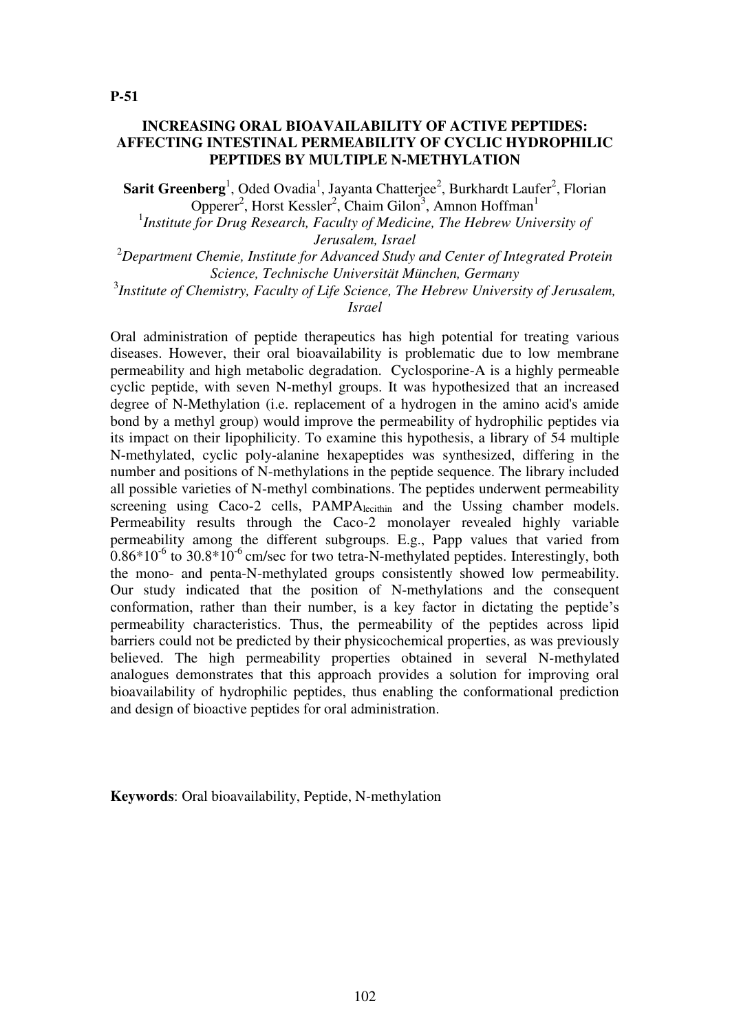**P-51**

## INCREASING ORAL BIOAVAILABILITY OF ACTIVE PEPTIDES: AFFECTING INTESTINAL PERMEABILITY OF CYCLIC HYDROPHILIC PEPTIDES BY MULTIPLE N-METHYLATION

**Sarit Greenberg**[1], Oded Ovadia[1], Jayanta Chatterjee[2], Burkhardt Laufer[2], Florian Opperer[2], Horst Kessler[2], Chaim Gilon[3], Amnon Hoffman[1]

[1]*Institute for Drug Research, Faculty of Medicine, The Hebrew University of Jerusalem, Israel*

[2]*Department Chemie, Institute for Advanced Study and Center of Integrated Protein Science, Technische Universität München, Germany*

[3]*Institute of Chemistry, Faculty of Life Science, The Hebrew University of Jerusalem, Israel*

Oral administration of peptide therapeutics has high potential for treating various diseases. However, their oral bioavailability is problematic due to low membrane permeability and high metabolic degradation. Cyclosporine-A is a highly permeable cyclic peptide, with seven N-methyl groups. It was hypothesized that an increased degree of N-Methylation (i.e. replacement of a hydrogen in the amino acid's amide bond by a methyl group) would improve the permeability of hydrophilic peptides via its impact on their lipophilicity. To examine this hypothesis, a library of 54 multiple N-methylated, cyclic poly-alanine hexapeptides was synthesized, differing in the number and positions of N-methylations in the peptide sequence. The library included all possible varieties of N-methyl combinations. The peptides underwent permeability screening using Caco-2 cells, $PAMPA_{lecithin}$ and the Ussing chamber models. Permeability results through the Caco-2 monolayer revealed highly variable permeability among the different subgroups. E.g., Papp values that varied from $0.86*10^{-6}$ to $30.8*10^{-6}$ cm/sec for two tetra-N-methylated peptides. Interestingly, both the mono- and penta-N-methylated groups consistently showed low permeability. Our study indicated that the position of N-methylations and the consequent conformation, rather than their number, is a key factor in dictating the peptide's permeability characteristics. Thus, the permeability of the peptides across lipid barriers could not be predicted by their physicochemical properties, as was previously believed. The high permeability properties obtained in several N-methylated analogues demonstrates that this approach provides a solution for improving oral bioavailability of hydrophilic peptides, thus enabling the conformational prediction and design of bioactive peptides for oral administration.

**Keywords**: Oral bioavailability, Peptide, N-methylation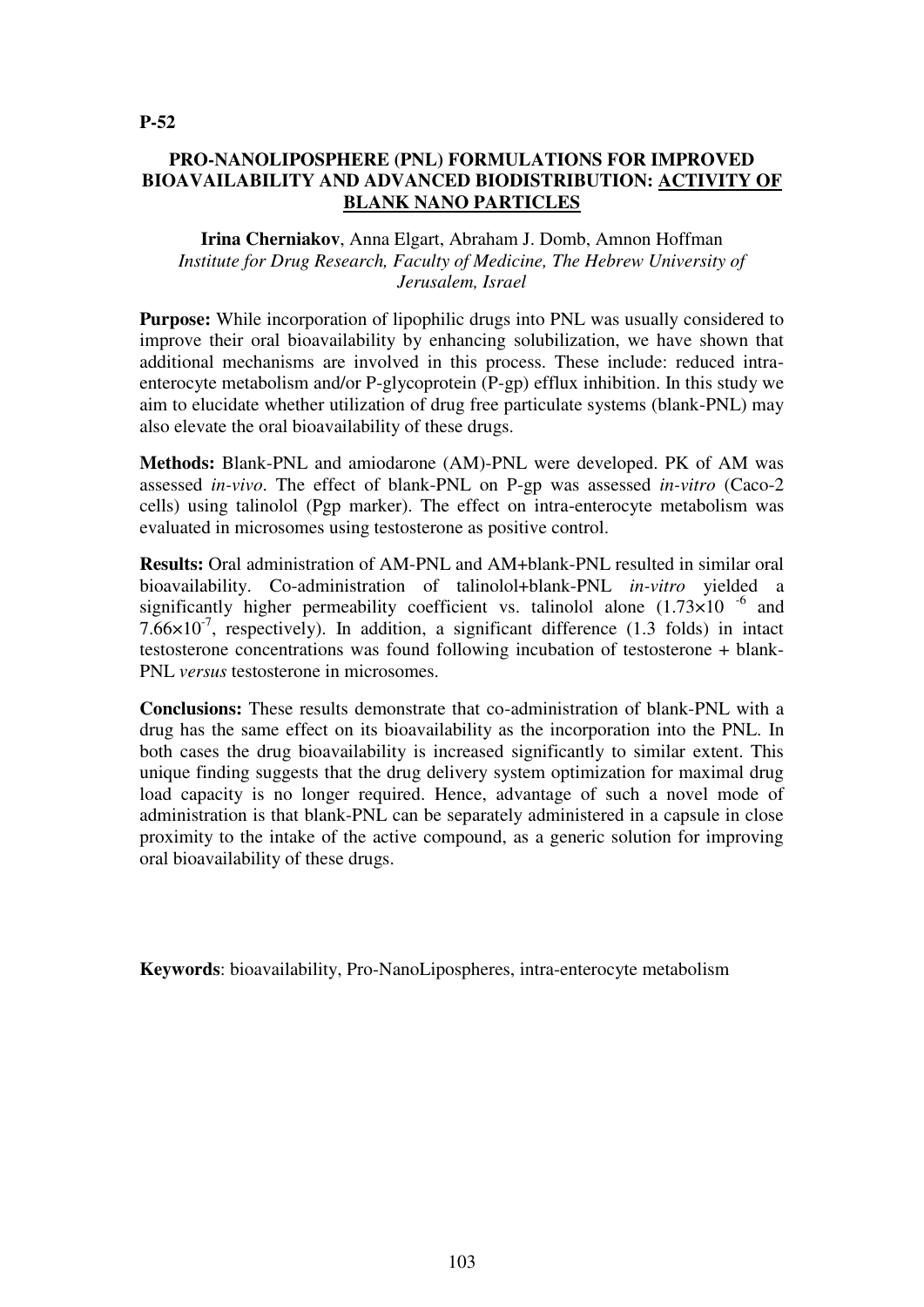**P-52**

## PRO-NANOLIPOSPHERE (PNL) FORMULATIONS FOR IMPROVED BIOAVAILABILITY AND ADVANCED BIODISTRIBUTION: ACTIVITY OF BLANK NANO PARTICLES

**Irina Cherniakov**, Anna Elgart, Abraham J. Domb, Amnon Hoffman
*Institute for Drug Research, Faculty of Medicine, The Hebrew University of Jerusalem, Israel*

**Purpose:** While incorporation of lipophilic drugs into PNL was usually considered to improve their oral bioavailability by enhancing solubilization, we have shown that additional mechanisms are involved in this process. These include: reduced intra-enterocyte metabolism and/or P-glycoprotein (P-gp) efflux inhibition. In this study we aim to elucidate whether utilization of drug free particulate systems (blank-PNL) may also elevate the oral bioavailability of these drugs.

**Methods:** Blank-PNL and amiodarone (AM)-PNL were developed. PK of AM was assessed *in-vivo*. The effect of blank-PNL on P-gp was assessed *in-vitro* (Caco-2 cells) using talinolol (Pgp marker). The effect on intra-enterocyte metabolism was evaluated in microsomes using testosterone as positive control.

**Results:** Oral administration of AM-PNL and AM+blank-PNL resulted in similar oral bioavailability. Co-administration of talinolol+blank-PNL *in-vitro* yielded a significantly higher permeability coefficient vs. talinolol alone ($1.73\times10^{-6}$ and $7.66\times10^{-7}$, respectively). In addition, a significant difference (1.3 folds) in intact testosterone concentrations was found following incubation of testosterone + blank-PNL *versus* testosterone in microsomes.

**Conclusions:** These results demonstrate that co-administration of blank-PNL with a drug has the same effect on its bioavailability as the incorporation into the PNL. In both cases the drug bioavailability is increased significantly to similar extent. This unique finding suggests that the drug delivery system optimization for maximal drug load capacity is no longer required. Hence, advantage of such a novel mode of administration is that blank-PNL can be separately administered in a capsule in close proximity to the intake of the active compound, as a generic solution for improving oral bioavailability of these drugs.

**Keywords**: bioavailability, Pro-NanoLipospheres, intra-enterocyte metabolism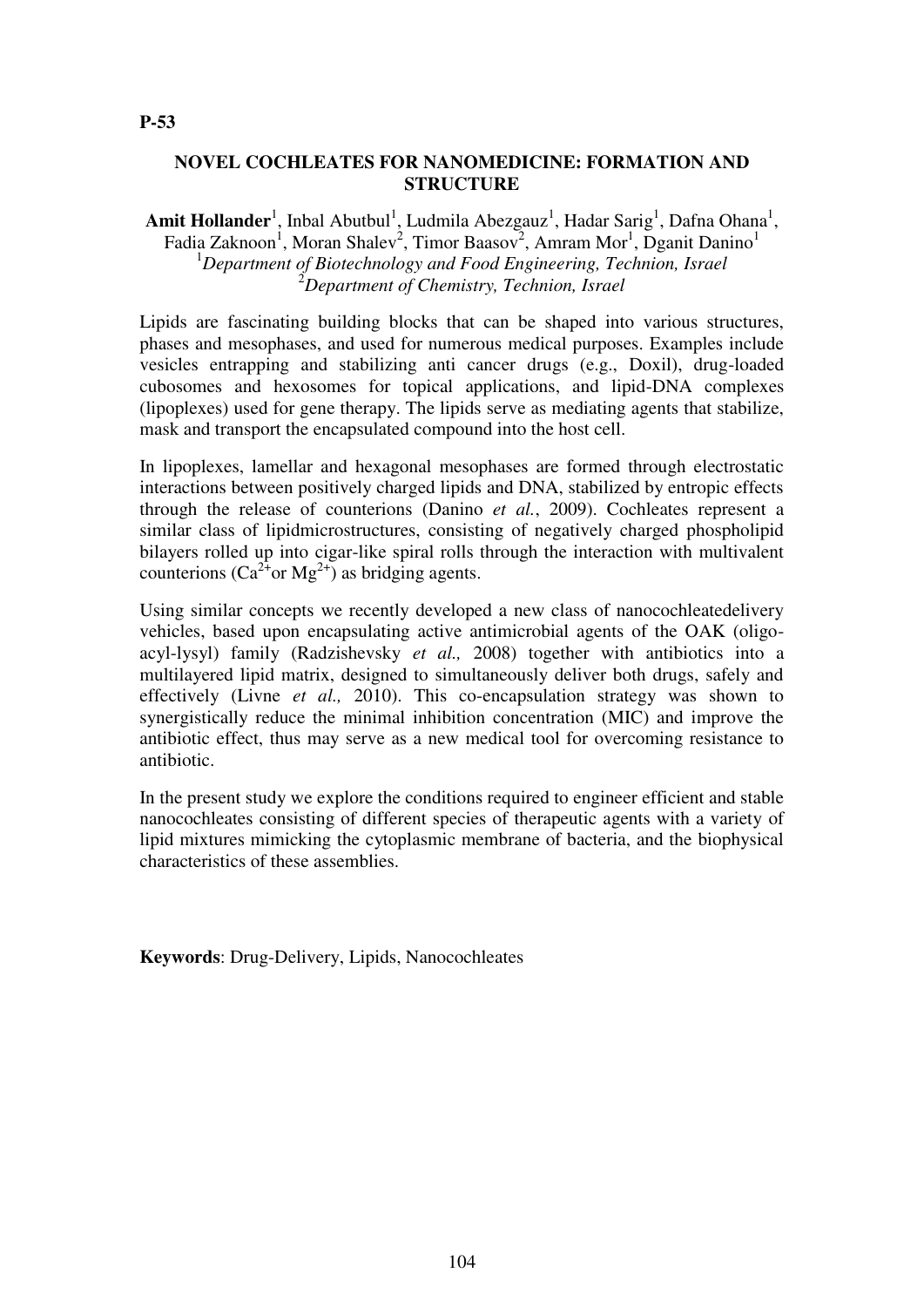P-53

## NOVEL COCHLEATES FOR NANOMEDICINE: FORMATION AND STRUCTURE

**Amit Hollander**[1], Inbal Abutbul[1], Ludmila Abezgauz[1], Hadar Sarig[1], Dafna Ohana[1], Fadia Zaknoon[1], Moran Shalev[2], Timor Baasov[2], Amram Mor[1], Dganit Danino[1]

[1]*Department of Biotechnology and Food Engineering, Technion, Israel*
[2]*Department of Chemistry, Technion, Israel*

Lipids are fascinating building blocks that can be shaped into various structures, phases and mesophases, and used for numerous medical purposes. Examples include vesicles entrapping and stabilizing anti cancer drugs (e.g., Doxil), drug-loaded cubosomes and hexosomes for topical applications, and lipid-DNA complexes (lipoplexes) used for gene therapy. The lipids serve as mediating agents that stabilize, mask and transport the encapsulated compound into the host cell.

In lipoplexes, lamellar and hexagonal mesophases are formed through electrostatic interactions between positively charged lipids and DNA, stabilized by entropic effects through the release of counterions (Danino *et al.*, 2009). Cochleates represent a similar class of lipidmicrostructures, consisting of negatively charged phospholipid bilayers rolled up into cigar-like spiral rolls through the interaction with multivalent counterions ($Ca^{2+}$or $Mg^{2+}$) as bridging agents.

Using similar concepts we recently developed a new class of nanocochleatedelivery vehicles, based upon encapsulating active antimicrobial agents of the OAK (oligo-acyl-lysyl) family (Radzishevsky *et al.,* 2008) together with antibiotics into a multilayered lipid matrix, designed to simultaneously deliver both drugs, safely and effectively (Livne *et al.,* 2010). This co-encapsulation strategy was shown to synergistically reduce the minimal inhibition concentration (MIC) and improve the antibiotic effect, thus may serve as a new medical tool for overcoming resistance to antibiotic.

In the present study we explore the conditions required to engineer efficient and stable nanocochleates consisting of different species of therapeutic agents with a variety of lipid mixtures mimicking the cytoplasmic membrane of bacteria, and the biophysical characteristics of these assemblies.

**Keywords**: Drug-Delivery, Lipids, Nanocochleates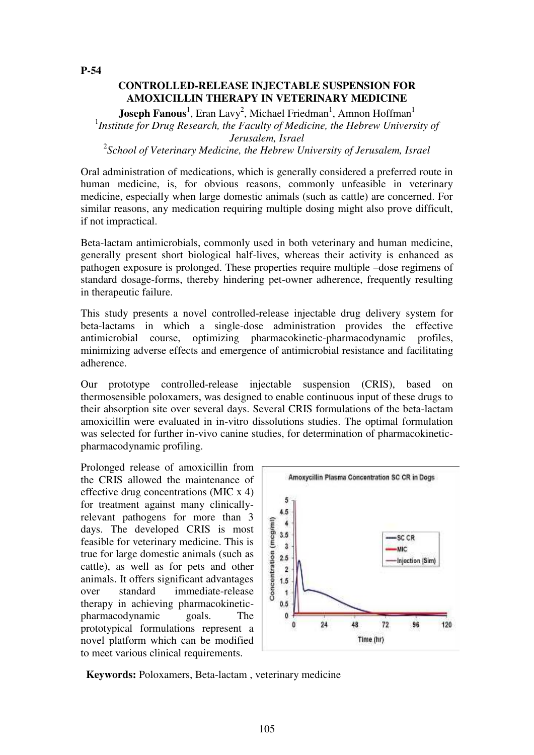**P-54**

## CONTROLLED-RELEASE INJECTABLE SUSPENSION FOR AMOXICILLIN THERAPY IN VETERINARY MEDICINE

**Joseph Fanous**[1], Eran Lavy[2], Michael Friedman[1], Amnon Hoffman[1]

[1]*Institute for Drug Research, the Faculty of Medicine, the Hebrew University of Jerusalem, Israel*

[2]*School of Veterinary Medicine, the Hebrew University of Jerusalem, Israel*

Oral administration of medications, which is generally considered a preferred route in human medicine, is, for obvious reasons, commonly unfeasible in veterinary medicine, especially when large domestic animals (such as cattle) are concerned. For similar reasons, any medication requiring multiple dosing might also prove difficult, if not impractical.

Beta-lactam antimicrobials, commonly used in both veterinary and human medicine, generally present short biological half-lives, whereas their activity is enhanced as pathogen exposure is prolonged. These properties require multiple –dose regimens of standard dosage-forms, thereby hindering pet-owner adherence, frequently resulting in therapeutic failure.

This study presents a novel controlled-release injectable drug delivery system for beta-lactams in which a single-dose administration provides the effective antimicrobial course, optimizing pharmacokinetic-pharmacodynamic profiles, minimizing adverse effects and emergence of antimicrobial resistance and facilitating adherence.

Our prototype controlled-release injectable suspension (CRIS), based on thermosensible poloxamers, was designed to enable continuous input of these drugs to their absorption site over several days. Several CRIS formulations of the beta-lactam amoxicillin were evaluated in in-vitro dissolutions studies. The optimal formulation was selected for further in-vivo canine studies, for determination of pharmacokinetic-pharmacodynamic profiling.

Prolonged release of amoxicillin from the CRIS allowed the maintenance of effective drug concentrations (MIC x 4) for treatment against many clinically-relevant pathogens for more than 3 days. The developed CRIS is most feasible for veterinary medicine. This is true for large domestic animals (such as cattle), as well as for pets and other animals. It offers significant advantages over standard immediate-release therapy in achieving pharmacokinetic-pharmacodynamic goals. The prototypical formulations represent a novel platform which can be modified to meet various clinical requirements.

**Keywords:** Poloxamers, Beta-lactam , veterinary medicine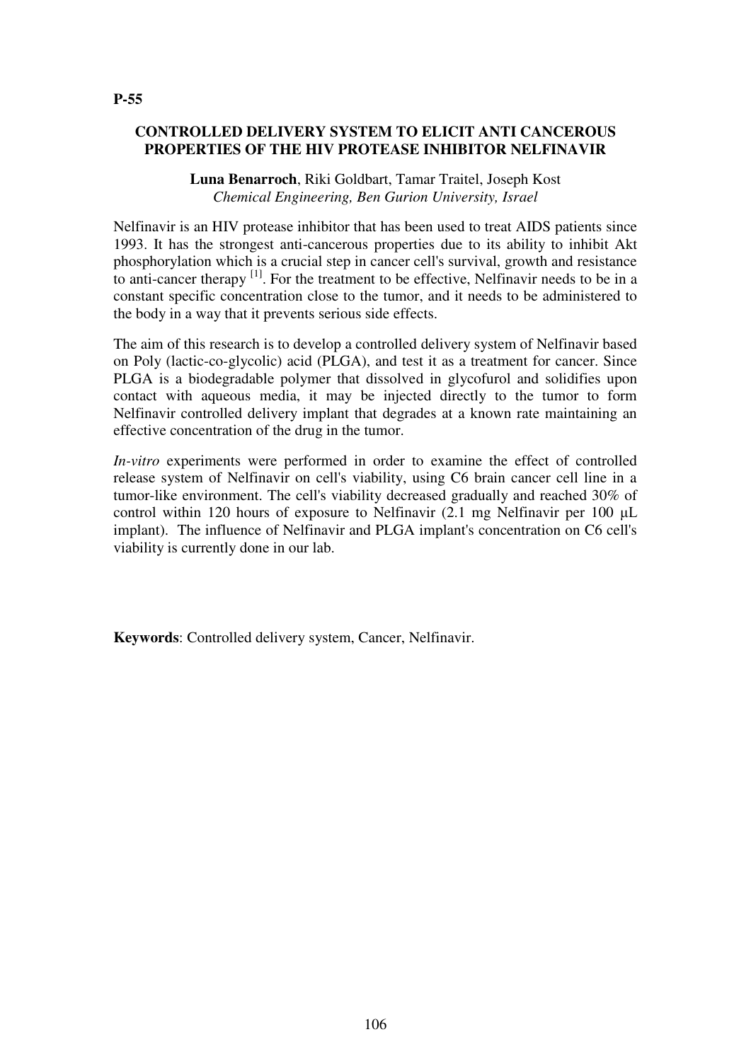**P-55**

## CONTROLLED DELIVERY SYSTEM TO ELICIT ANTI CANCEROUS PROPERTIES OF THE HIV PROTEASE INHIBITOR NELFINAVIR

**Luna Benarroch**, Riki Goldbart, Tamar Traitel, Joseph Kost
*Chemical Engineering, Ben Gurion University, Israel*

Nelfinavir is an HIV protease inhibitor that has been used to treat AIDS patients since 1993. It has the strongest anti-cancerous properties due to its ability to inhibit Akt phosphorylation which is a crucial step in cancer cell's survival, growth and resistance to anti-cancer therapy [1]. For the treatment to be effective, Nelfinavir needs to be in a constant specific concentration close to the tumor, and it needs to be administered to the body in a way that it prevents serious side effects.

The aim of this research is to develop a controlled delivery system of Nelfinavir based on Poly (lactic-co-glycolic) acid (PLGA), and test it as a treatment for cancer. Since PLGA is a biodegradable polymer that dissolved in glycofurol and solidifies upon contact with aqueous media, it may be injected directly to the tumor to form Nelfinavir controlled delivery implant that degrades at a known rate maintaining an effective concentration of the drug in the tumor.

*In-vitro* experiments were performed in order to examine the effect of controlled release system of Nelfinavir on cell's viability, using C6 brain cancer cell line in a tumor-like environment. The cell's viability decreased gradually and reached 30% of control within 120 hours of exposure to Nelfinavir (2.1 mg Nelfinavir per 100 µL implant). The influence of Nelfinavir and PLGA implant's concentration on C6 cell's viability is currently done in our lab.

**Keywords**: Controlled delivery system, Cancer, Nelfinavir.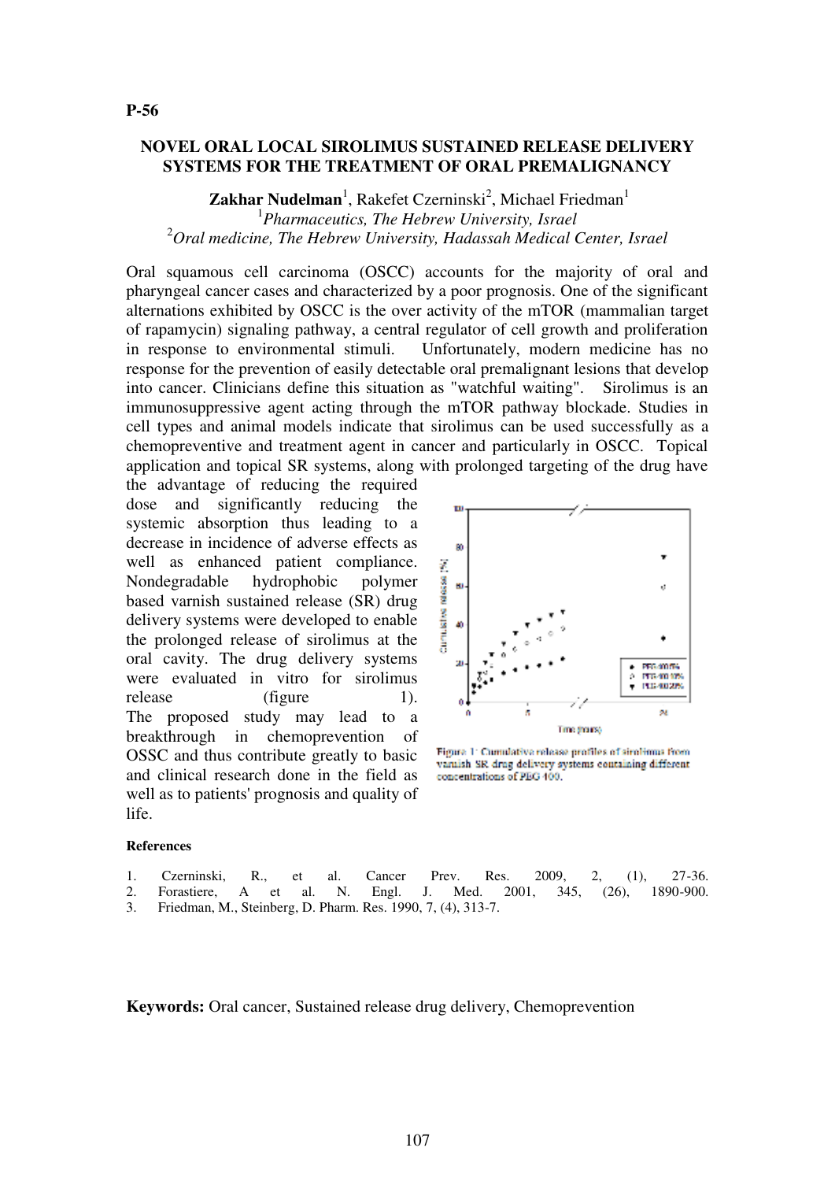**P-56**

## NOVEL ORAL LOCAL SIROLIMUS SUSTAINED RELEASE DELIVERY SYSTEMS FOR THE TREATMENT OF ORAL PREMALIGNANCY

**Zakhar Nudelman**[1], Rakefet Czerninski[2], Michael Friedman[1]

[1]*Pharmaceutics, The Hebrew University, Israel*

[2]*Oral medicine, The Hebrew University, Hadassah Medical Center, Israel*

Oral squamous cell carcinoma (OSCC) accounts for the majority of oral and pharyngeal cancer cases and characterized by a poor prognosis. One of the significant alternations exhibited by OSCC is the over activity of the mTOR (mammalian target of rapamycin) signaling pathway, a central regulator of cell growth and proliferation in response to environmental stimuli. Unfortunately, modern medicine has no response for the prevention of easily detectable oral premalignant lesions that develop into cancer. Clinicians define this situation as "watchful waiting". Sirolimus is an immunosuppressive agent acting through the mTOR pathway blockade. Studies in cell types and animal models indicate that sirolimus can be used successfully as a chemopreventive and treatment agent in cancer and particularly in OSCC. Topical application and topical SR systems, along with prolonged targeting of the drug have the advantage of reducing the required dose and significantly reducing the systemic absorption thus leading to a decrease in incidence of adverse effects as well as enhanced patient compliance. Nondegradable hydrophobic polymer based varnish sustained release (SR) drug delivery systems were developed to enable the prolonged release of sirolimus at the oral cavity. The drug delivery systems were evaluated in vitro for sirolimus release (figure 1). The proposed study may lead to a breakthrough in chemoprevention of OSSC and thus contribute greatly to basic and clinical research done in the field as well as to patients' prognosis and quality of life.

Figure 1: Cumulative release profiles of sirolimus from varnish SR drug delivery systems containing different concentrations of PEG 400.

### References

1. Czerninski, R., et al. Cancer Prev. Res. 2009, 2, (1), 27-36.
2. Forastiere, A et al. N. Engl. J. Med. 2001, 345, (26), 1890-900.
3. Friedman, M., Steinberg, D. Pharm. Res. 1990, 7, (4), 313-7.

**Keywords:** Oral cancer, Sustained release drug delivery, Chemoprevention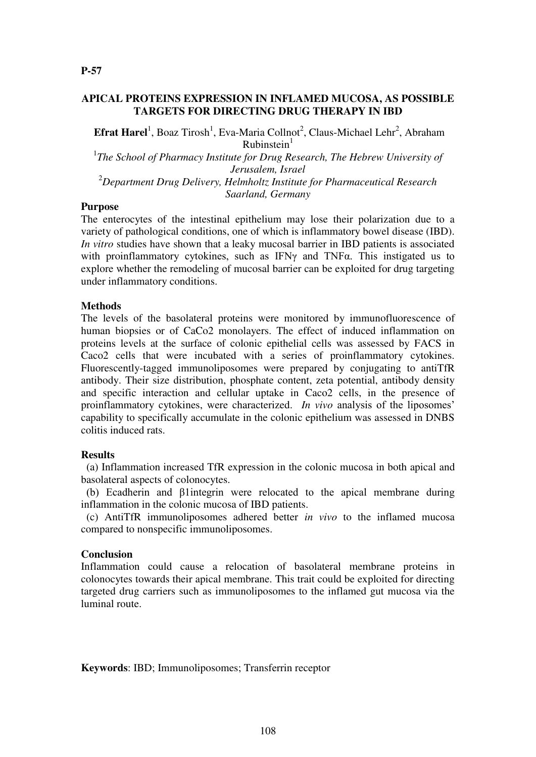**P-57**

## APICAL PROTEINS EXPRESSION IN INFLAMED MUCOSA, AS POSSIBLE TARGETS FOR DIRECTING DRUG THERAPY IN IBD

**Efrat Harel**[1], Boaz Tirosh[1], Eva-Maria Collnot[2], Claus-Michael Lehr[2], Abraham Rubinstein[1]

[1]*The School of Pharmacy Institute for Drug Research, The Hebrew University of Jerusalem, Israel*

[2]*Department Drug Delivery, Helmholtz Institute for Pharmaceutical Research Saarland, Germany*

**Purpose**

The enterocytes of the intestinal epithelium may lose their polarization due to a variety of pathological conditions, one of which is inflammatory bowel disease (IBD). *In vitro* studies have shown that a leaky mucosal barrier in IBD patients is associated with proinflammatory cytokines, such as IFNγ and TNFα. This instigated us to explore whether the remodeling of mucosal barrier can be exploited for drug targeting under inflammatory conditions.

**Methods**

The levels of the basolateral proteins were monitored by immunofluorescence of human biopsies or of CaCo2 monolayers. The effect of induced inflammation on proteins levels at the surface of colonic epithelial cells was assessed by FACS in Caco2 cells that were incubated with a series of proinflammatory cytokines. Fluorescently-tagged immunoliposomes were prepared by conjugating to antiTfR antibody. Their size distribution, phosphate content, zeta potential, antibody density and specific interaction and cellular uptake in Caco2 cells, in the presence of proinflammatory cytokines, were characterized. *In vivo* analysis of the liposomes' capability to specifically accumulate in the colonic epithelium was assessed in DNBS colitis induced rats.

**Results**

(a) Inflammation increased TfR expression in the colonic mucosa in both apical and basolateral aspects of colonocytes.

(b) Ecadherin and β1integrin were relocated to the apical membrane during inflammation in the colonic mucosa of IBD patients.

(c) AntiTfR immunoliposomes adhered better *in vivo* to the inflamed mucosa compared to nonspecific immunoliposomes.

**Conclusion**

Inflammation could cause a relocation of basolateral membrane proteins in colonocytes towards their apical membrane. This trait could be exploited for directing targeted drug carriers such as immunoliposomes to the inflamed gut mucosa via the luminal route.

**Keywords**: IBD; Immunoliposomes; Transferrin receptor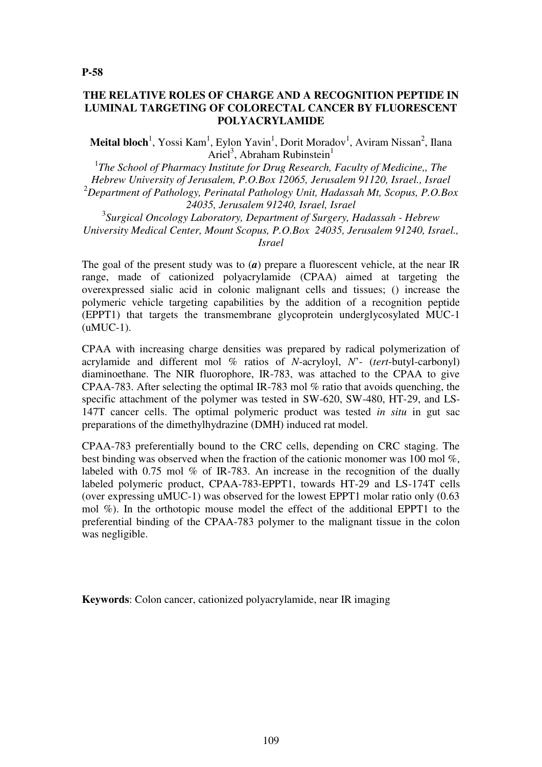**P-58**

# THE RELATIVE ROLES OF CHARGE AND A RECOGNITION PEPTIDE IN LUMINAL TARGETING OF COLORECTAL CANCER BY FLUORESCENT POLYACRYLAMIDE

**Meital bloch**[1], Yossi Kam[1], Eylon Yavin[1], Dorit Moradov[1], Aviram Nissan[2], Ilana Ariel[3], Abraham Rubinstein[1]

[1]*The School of Pharmacy Institute for Drug Research, Faculty of Medicine,, The Hebrew University of Jerusalem, P.O.Box 12065, Jerusalem 91120, Israel., Israel*
[2]*Department of Pathology, Perinatal Pathology Unit, Hadassah Mt, Scopus, P.O.Box 24035, Jerusalem 91240, Israel, Israel*
[3]*Surgical Oncology Laboratory, Department of Surgery, Hadassah - Hebrew University Medical Center, Mount Scopus, P.O.Box 24035, Jerusalem 91240, Israel., Israel*

The goal of the present study was to (***a***) prepare a fluorescent vehicle, at the near IR range, made of cationized polyacrylamide (CPAA) aimed at targeting the overexpressed sialic acid in colonic malignant cells and tissues; () increase the polymeric vehicle targeting capabilities by the addition of a recognition peptide (EPPT1) that targets the transmembrane glycoprotein underglycosylated MUC-1 (uMUC-1).

CPAA with increasing charge densities was prepared by radical polymerization of acrylamide and different mol % ratios of *N*-acryloyl, *N*'- (*tert*-butyl-carbonyl) diaminoethane. The NIR fluorophore, IR-783, was attached to the CPAA to give CPAA-783. After selecting the optimal IR-783 mol % ratio that avoids quenching, the specific attachment of the polymer was tested in SW-620, SW-480, HT-29, and LS-147T cancer cells. The optimal polymeric product was tested *in situ* in gut sac preparations of the dimethylhydrazine (DMH) induced rat model.

CPAA-783 preferentially bound to the CRC cells, depending on CRC staging. The best binding was observed when the fraction of the cationic monomer was 100 mol %, labeled with 0.75 mol % of IR-783. An increase in the recognition of the dually labeled polymeric product, CPAA-783-EPPT1, towards HT-29 and LS-174T cells (over expressing uMUC-1) was observed for the lowest EPPT1 molar ratio only (0.63 mol %). In the orthotopic mouse model the effect of the additional EPPT1 to the preferential binding of the CPAA-783 polymer to the malignant tissue in the colon was negligible.

**Keywords**: Colon cancer, cationized polyacrylamide, near IR imaging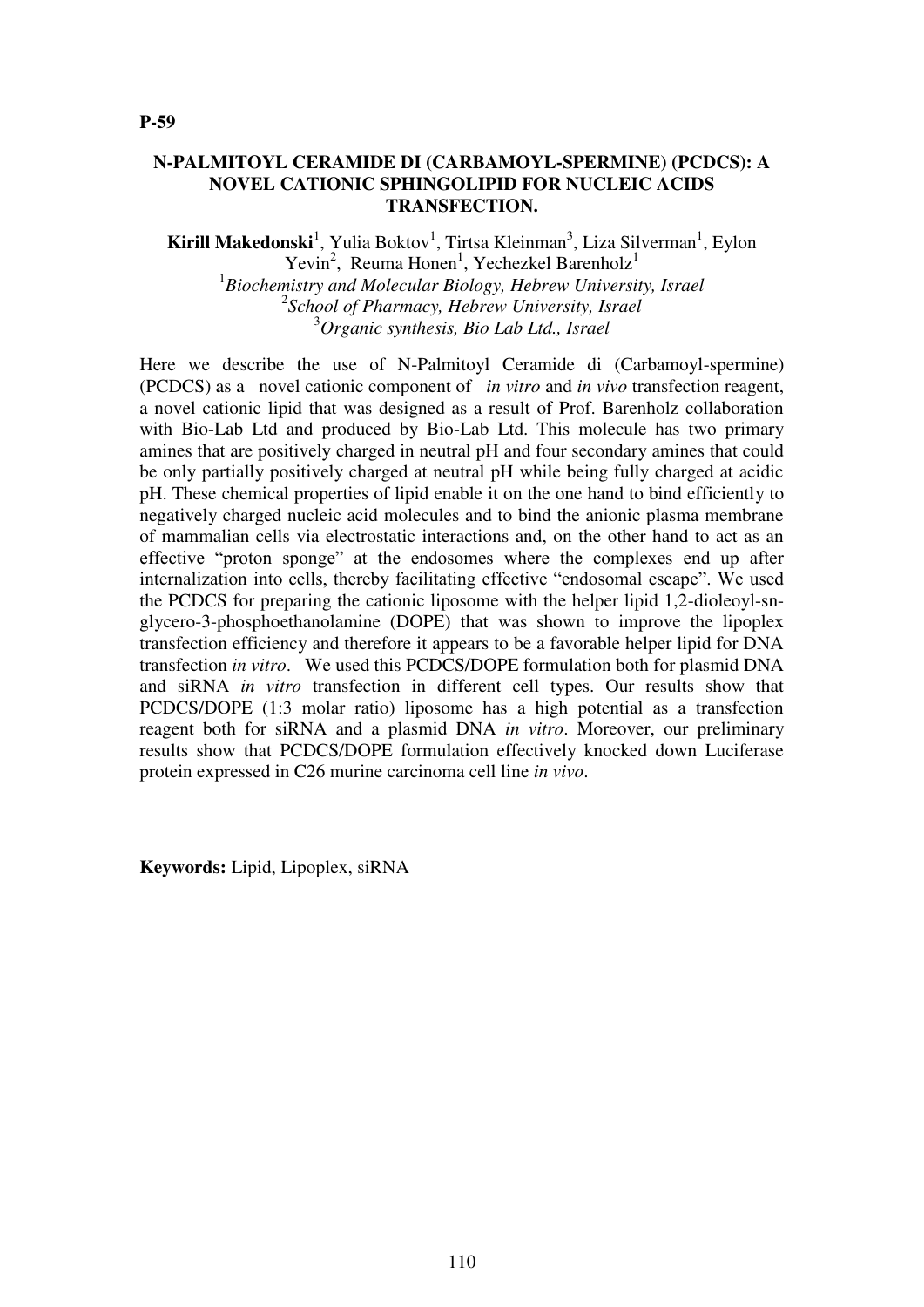**P-59**

## N-PALMITOYL CERAMIDE DI (CARBAMOYL-SPERMINE) (PCDCS): A NOVEL CATIONIC SPHINGOLIPID FOR NUCLEIC ACIDS TRANSFECTION.

**Kirill Makedonski**[1], Yulia Boktov[1], Tirtsa Kleinman[3], Liza Silverman[1], Eylon Yevin[2], Reuma Honen[1], Yechezkel Barenholz[1]

[1]*Biochemistry and Molecular Biology, Hebrew University, Israel*
[2]*School of Pharmacy, Hebrew University, Israel*
[3]*Organic synthesis, Bio Lab Ltd., Israel*

Here we describe the use of N-Palmitoyl Ceramide di (Carbamoyl-spermine) (PCDCS) as a novel cationic component of *in vitro* and *in vivo* transfection reagent, a novel cationic lipid that was designed as a result of Prof. Barenholz collaboration with Bio-Lab Ltd and produced by Bio-Lab Ltd. This molecule has two primary amines that are positively charged in neutral pH and four secondary amines that could be only partially positively charged at neutral pH while being fully charged at acidic pH. These chemical properties of lipid enable it on the one hand to bind efficiently to negatively charged nucleic acid molecules and to bind the anionic plasma membrane of mammalian cells via electrostatic interactions and, on the other hand to act as an effective "proton sponge" at the endosomes where the complexes end up after internalization into cells, thereby facilitating effective "endosomal escape". We used the PCDCS for preparing the cationic liposome with the helper lipid 1,2-dioleoyl-sn-glycero-3-phosphoethanolamine (DOPE) that was shown to improve the lipoplex transfection efficiency and therefore it appears to be a favorable helper lipid for DNA transfection *in vitro*. We used this PCDCS/DOPE formulation both for plasmid DNA and siRNA *in vitro* transfection in different cell types. Our results show that PCDCS/DOPE (1:3 molar ratio) liposome has a high potential as a transfection reagent both for siRNA and a plasmid DNA *in vitro*. Moreover, our preliminary results show that PCDCS/DOPE formulation effectively knocked down Luciferase protein expressed in C26 murine carcinoma cell line *in vivo*.

**Keywords:** Lipid, Lipoplex, siRNA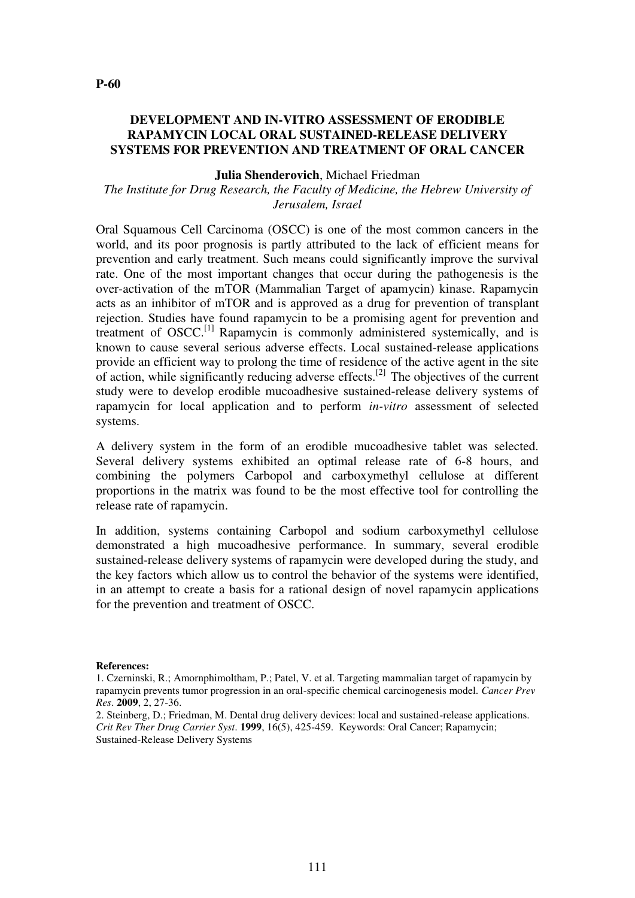**P-60**

# DEVELOPMENT AND IN-VITRO ASSESSMENT OF ERODIBLE RAPAMYCIN LOCAL ORAL SUSTAINED-RELEASE DELIVERY SYSTEMS FOR PREVENTION AND TREATMENT OF ORAL CANCER

**Julia Shenderovich**, Michael Friedman

*The Institute for Drug Research, the Faculty of Medicine, the Hebrew University of Jerusalem, Israel*

Oral Squamous Cell Carcinoma (OSCC) is one of the most common cancers in the world, and its poor prognosis is partly attributed to the lack of efficient means for prevention and early treatment. Such means could significantly improve the survival rate. One of the most important changes that occur during the pathogenesis is the over-activation of the mTOR (Mammalian Target of apamycin) kinase. Rapamycin acts as an inhibitor of mTOR and is approved as a drug for prevention of transplant rejection. Studies have found rapamycin to be a promising agent for prevention and treatment of OSCC.[1] Rapamycin is commonly administered systemically, and is known to cause several serious adverse effects. Local sustained-release applications provide an efficient way to prolong the time of residence of the active agent in the site of action, while significantly reducing adverse effects.[2] The objectives of the current study were to develop erodible mucoadhesive sustained-release delivery systems of rapamycin for local application and to perform *in-vitro* assessment of selected systems.

A delivery system in the form of an erodible mucoadhesive tablet was selected. Several delivery systems exhibited an optimal release rate of 6-8 hours, and combining the polymers Carbopol and carboxymethyl cellulose at different proportions in the matrix was found to be the most effective tool for controlling the release rate of rapamycin.

In addition, systems containing Carbopol and sodium carboxymethyl cellulose demonstrated a high mucoadhesive performance. In summary, several erodible sustained-release delivery systems of rapamycin were developed during the study, and the key factors which allow us to control the behavior of the systems were identified, in an attempt to create a basis for a rational design of novel rapamycin applications for the prevention and treatment of OSCC.

**References:**

1. Czerninski, R.; Amornphimoltham, P.; Patel, V. et al. Targeting mammalian target of rapamycin by rapamycin prevents tumor progression in an oral-specific chemical carcinogenesis model. *Cancer Prev Res*. **2009**, 2, 27-36.
2. Steinberg, D.; Friedman, M. Dental drug delivery devices: local and sustained-release applications. *Crit Rev Ther Drug Carrier Syst*. **1999**, 16(5), 425-459. Keywords: Oral Cancer; Rapamycin; Sustained-Release Delivery Systems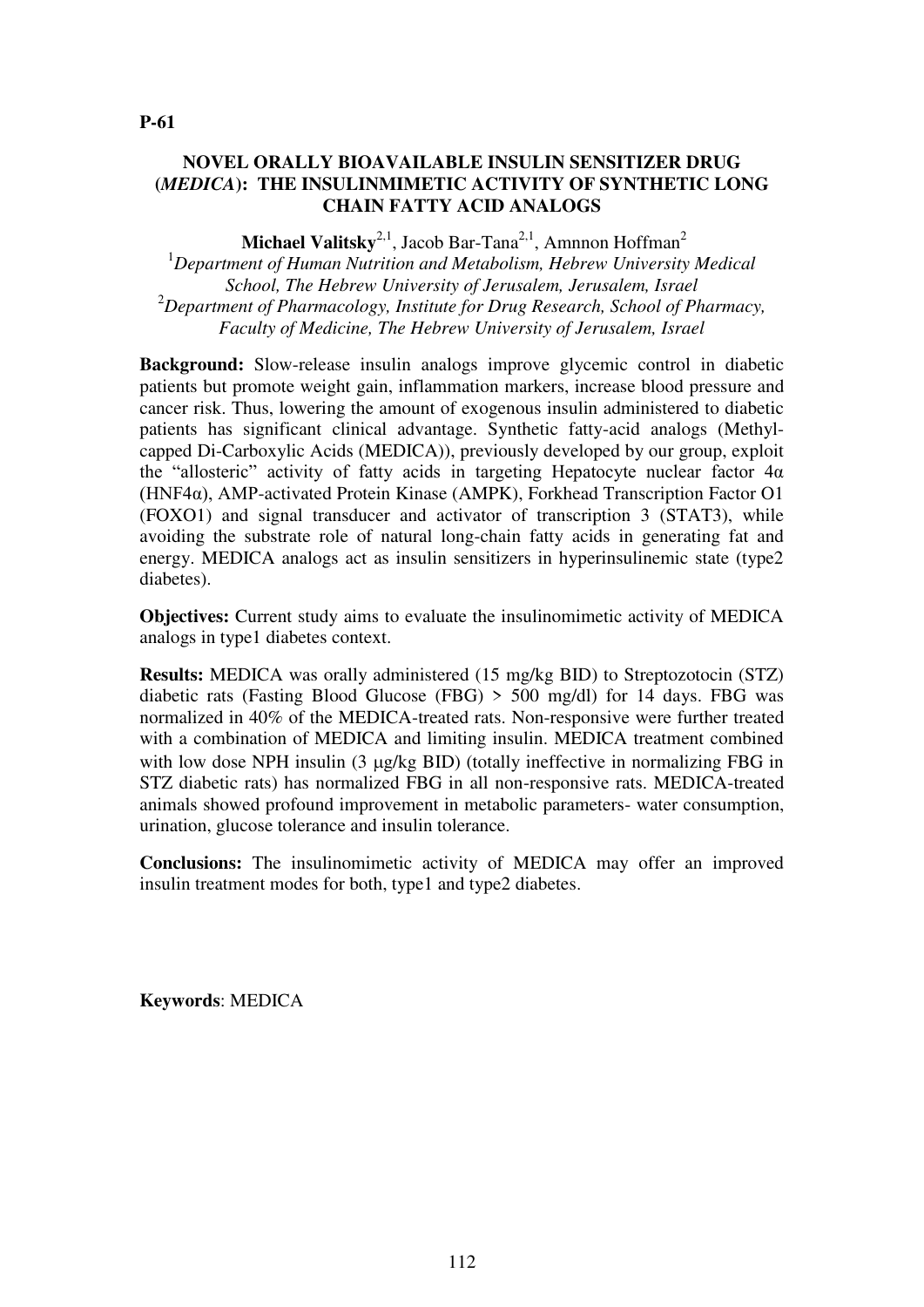**P-61**

## NOVEL ORALLY BIOAVAILABLE INSULIN SENSITIZER DRUG (*MEDICA*): THE INSULINMIMETIC ACTIVITY OF SYNTHETIC LONG CHAIN FATTY ACID ANALOGS

**Michael Valitsky**[2,1], Jacob Bar-Tana[2,1], Amnnon Hoffman[2]

[1]*Department of Human Nutrition and Metabolism, Hebrew University Medical School, The Hebrew University of Jerusalem, Jerusalem, Israel*

[2]*Department of Pharmacology, Institute for Drug Research, School of Pharmacy, Faculty of Medicine, The Hebrew University of Jerusalem, Israel*

**Background:** Slow-release insulin analogs improve glycemic control in diabetic patients but promote weight gain, inflammation markers, increase blood pressure and cancer risk. Thus, lowering the amount of exogenous insulin administered to diabetic patients has significant clinical advantage. Synthetic fatty-acid analogs (Methyl-capped Di-Carboxylic Acids (MEDICA)), previously developed by our group, exploit the "allosteric" activity of fatty acids in targeting Hepatocyte nuclear factor 4α (HNF4α), AMP-activated Protein Kinase (AMPK), Forkhead Transcription Factor O1 (FOXO1) and signal transducer and activator of transcription 3 (STAT3), while avoiding the substrate role of natural long-chain fatty acids in generating fat and energy. MEDICA analogs act as insulin sensitizers in hyperinsulinemic state (type2 diabetes).

**Objectives:** Current study aims to evaluate the insulinomimetic activity of MEDICA analogs in type1 diabetes context.

**Results:** MEDICA was orally administered (15 mg/kg BID) to Streptozotocin (STZ) diabetic rats (Fasting Blood Glucose (FBG) > 500 mg/dl) for 14 days. FBG was normalized in 40% of the MEDICA-treated rats. Non-responsive were further treated with a combination of MEDICA and limiting insulin. MEDICA treatment combined with low dose NPH insulin (3 μg/kg BID) (totally ineffective in normalizing FBG in STZ diabetic rats) has normalized FBG in all non-responsive rats. MEDICA-treated animals showed profound improvement in metabolic parameters- water consumption, urination, glucose tolerance and insulin tolerance.

**Conclusions:** The insulinomimetic activity of MEDICA may offer an improved insulin treatment modes for both, type1 and type2 diabetes.

**Keywords**: MEDICA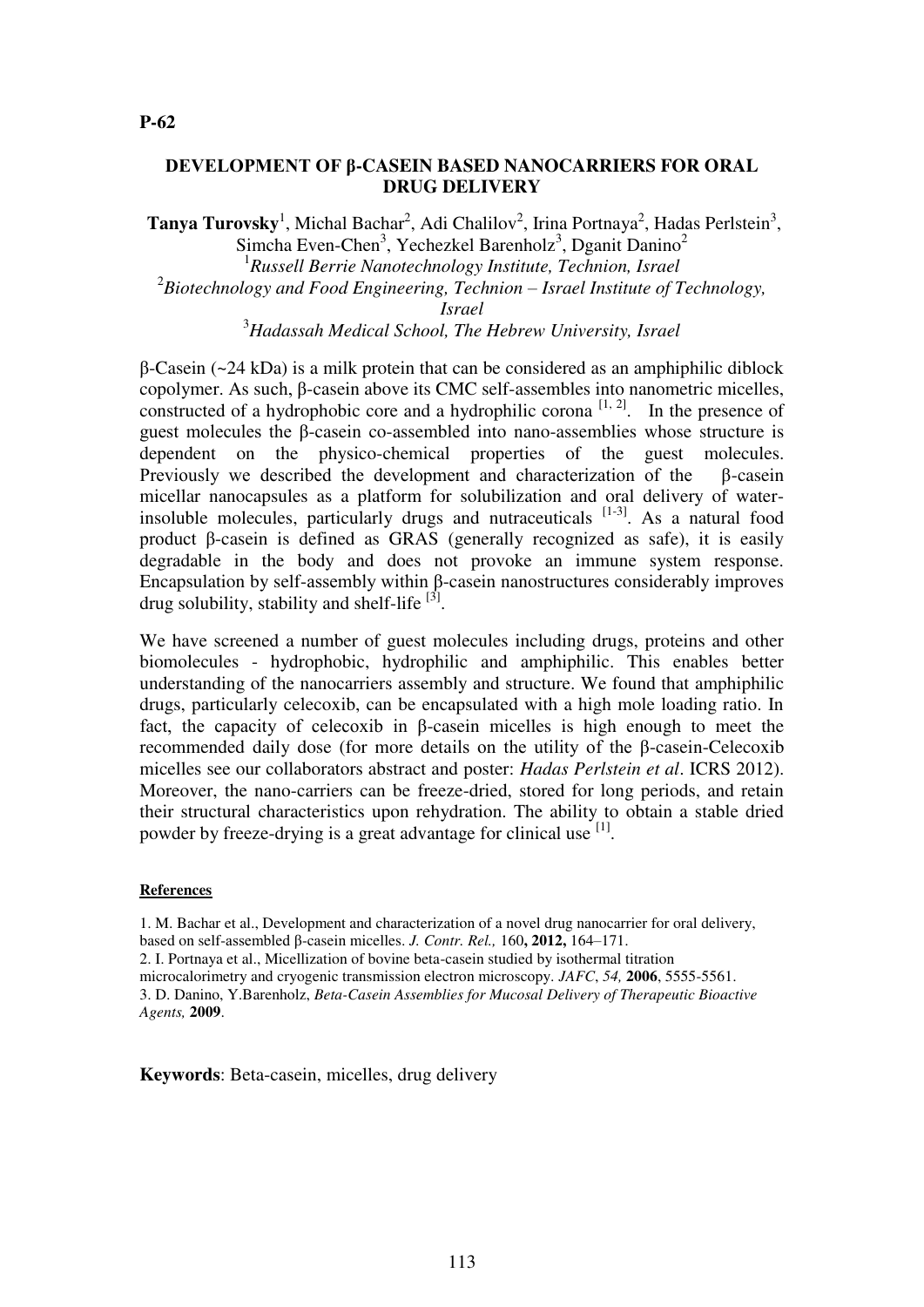**P-62**

## DEVELOPMENT OF β-CASEIN BASED NANOCARRIERS FOR ORAL DRUG DELIVERY

**Tanya Turovsky**[1], Michal Bachar[2], Adi Chalilov[2], Irina Portnaya[2], Hadas Perlstein[3], Simcha Even-Chen[3], Yechezkel Barenholz[3], Dganit Danino[2]

[1]*Russell Berrie Nanotechnology Institute, Technion, Israel*
[2]*Biotechnology and Food Engineering, Technion – Israel Institute of Technology, Israel*
[3]*Hadassah Medical School, The Hebrew University, Israel*

β-Casein (~24 kDa) is a milk protein that can be considered as an amphiphilic diblock copolymer. As such, β-casein above its CMC self-assembles into nanometric micelles, constructed of a hydrophobic core and a hydrophilic corona [1, 2]. In the presence of guest molecules the β-casein co-assembled into nano-assemblies whose structure is dependent on the physico-chemical properties of the guest molecules. Previously we described the development and characterization of the β-casein micellar nanocapsules as a platform for solubilization and oral delivery of water-insoluble molecules, particularly drugs and nutraceuticals [1-3]. As a natural food product β-casein is defined as GRAS (generally recognized as safe), it is easily degradable in the body and does not provoke an immune system response. Encapsulation by self-assembly within β-casein nanostructures considerably improves drug solubility, stability and shelf-life [3].

We have screened a number of guest molecules including drugs, proteins and other biomolecules - hydrophobic, hydrophilic and amphiphilic. This enables better understanding of the nanocarriers assembly and structure. We found that amphiphilic drugs, particularly celecoxib, can be encapsulated with a high mole loading ratio. In fact, the capacity of celecoxib in β-casein micelles is high enough to meet the recommended daily dose (for more details on the utility of the β-casein-Celecoxib micelles see our collaborators abstract and poster: *Hadas Perlstein et al*. ICRS 2012). Moreover, the nano-carriers can be freeze-dried, stored for long periods, and retain their structural characteristics upon rehydration. The ability to obtain a stable dried powder by freeze-drying is a great advantage for clinical use [1].

**References**

1. M. Bachar et al., Development and characterization of a novel drug nanocarrier for oral delivery, based on self-assembled β-casein micelles. *J. Contr. Rel.,* 160**, 2012,** 164–171.
2. I. Portnaya et al., Micellization of bovine beta-casein studied by isothermal titration microcalorimetry and cryogenic transmission electron microscopy. *JAFC*, *54,* **2006**, 5555-5561.
3. D. Danino, Y.Barenholz, *Beta-Casein Assemblies for Mucosal Delivery of Therapeutic Bioactive Agents,* **2009**.

**Keywords**: Beta-casein, micelles, drug delivery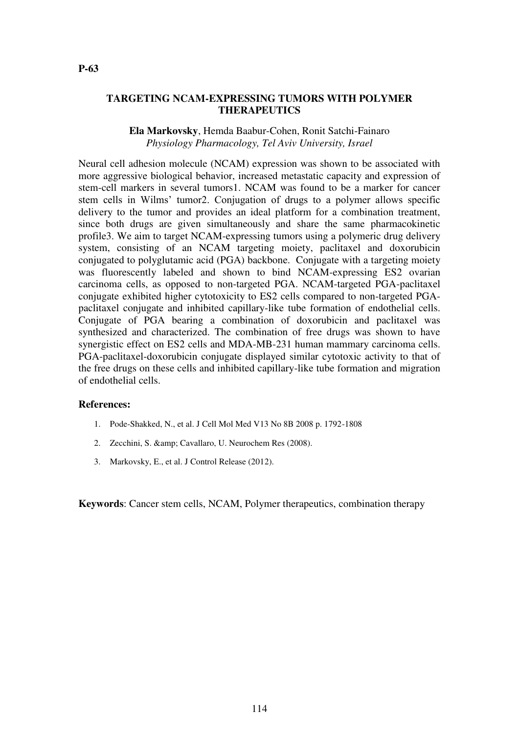**P-63**

## TARGETING NCAM-EXPRESSING TUMORS WITH POLYMER THERAPEUTICS

**Ela Markovsky**, Hemda Baabur-Cohen, Ronit Satchi-Fainaro
*Physiology Pharmacology, Tel Aviv University, Israel*

Neural cell adhesion molecule (NCAM) expression was shown to be associated with more aggressive biological behavior, increased metastatic capacity and expression of stem-cell markers in several tumors1. NCAM was found to be a marker for cancer stem cells in Wilms' tumor2. Conjugation of drugs to a polymer allows specific delivery to the tumor and provides an ideal platform for a combination treatment, since both drugs are given simultaneously and share the same pharmacokinetic profile3. We aim to target NCAM-expressing tumors using a polymeric drug delivery system, consisting of an NCAM targeting moiety, paclitaxel and doxorubicin conjugated to polyglutamic acid (PGA) backbone. Conjugate with a targeting moiety was fluorescently labeled and shown to bind NCAM-expressing ES2 ovarian carcinoma cells, as opposed to non-targeted PGA. NCAM-targeted PGA-paclitaxel conjugate exhibited higher cytotoxicity to ES2 cells compared to non-targeted PGA-paclitaxel conjugate and inhibited capillary-like tube formation of endothelial cells. Conjugate of PGA bearing a combination of doxorubicin and paclitaxel was synthesized and characterized. The combination of free drugs was shown to have synergistic effect on ES2 cells and MDA-MB-231 human mammary carcinoma cells. PGA-paclitaxel-doxorubicin conjugate displayed similar cytotoxic activity to that of the free drugs on these cells and inhibited capillary-like tube formation and migration of endothelial cells.

**References:**

1. Pode-Shakked, N., et al. J Cell Mol Med V13 No 8B 2008 p. 1792-1808
2. Zecchini, S. &amp; Cavallaro, U. Neurochem Res (2008).
3. Markovsky, E., et al. J Control Release (2012).

**Keywords**: Cancer stem cells, NCAM, Polymer therapeutics, combination therapy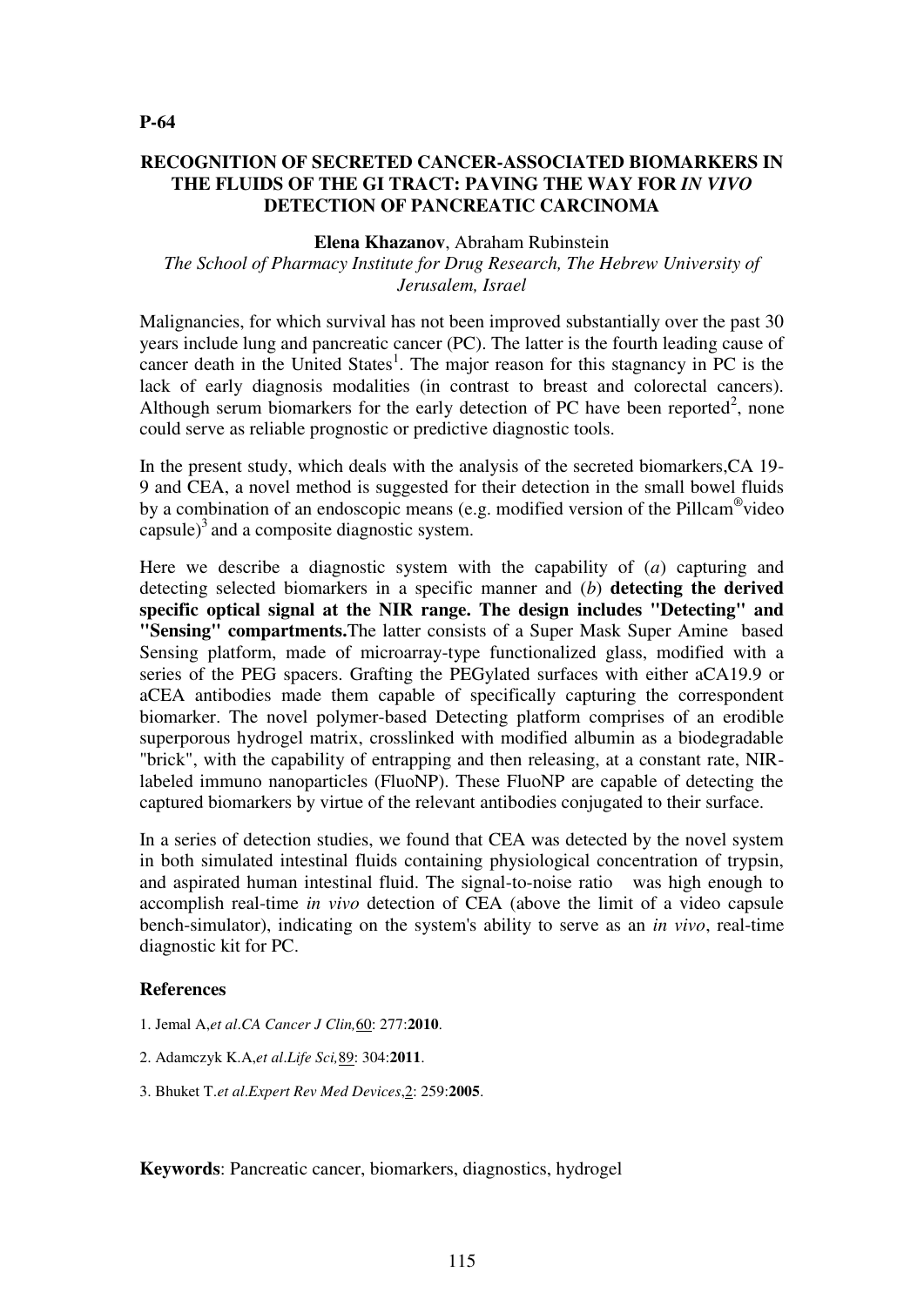**P-64**

# RECOGNITION OF SECRETED CANCER-ASSOCIATED BIOMARKERS IN THE FLUIDS OF THE GI TRACT: PAVING THE WAY FOR *IN VIVO* DETECTION OF PANCREATIC CARCINOMA

**Elena Khazanov**, Abraham Rubinstein

*The School of Pharmacy Institute for Drug Research, The Hebrew University of Jerusalem, Israel*

Malignancies, for which survival has not been improved substantially over the past 30 years include lung and pancreatic cancer (PC). The latter is the fourth leading cause of cancer death in the United States[1]. The major reason for this stagnancy in PC is the lack of early diagnosis modalities (in contrast to breast and colorectal cancers). Although serum biomarkers for the early detection of PC have been reported[2], none could serve as reliable prognostic or predictive diagnostic tools.

In the present study, which deals with the analysis of the secreted biomarkers,CA 19-9 and CEA, a novel method is suggested for their detection in the small bowel fluids by a combination of an endoscopic means (e.g. modified version of the Pillcam®video capsule)[3] and a composite diagnostic system.

Here we describe a diagnostic system with the capability of (*a*) capturing and detecting selected biomarkers in a specific manner and (*b*) **detecting the derived specific optical signal at the NIR range. The design includes "Detecting" and "Sensing" compartments.**The latter consists of a Super Mask Super Amine based Sensing platform, made of microarray-type functionalized glass, modified with a series of the PEG spacers. Grafting the PEGylated surfaces with either aCA19.9 or aCEA antibodies made them capable of specifically capturing the correspondent biomarker. The novel polymer-based Detecting platform comprises of an erodible superporous hydrogel matrix, crosslinked with modified albumin as a biodegradable "brick", with the capability of entrapping and then releasing, at a constant rate, NIR-labeled immuno nanoparticles (FluoNP). These FluoNP are capable of detecting the captured biomarkers by virtue of the relevant antibodies conjugated to their surface.

In a series of detection studies, we found that CEA was detected by the novel system in both simulated intestinal fluids containing physiological concentration of trypsin, and aspirated human intestinal fluid. The signal-to-noise ratio was high enough to accomplish real-time *in vivo* detection of CEA (above the limit of a video capsule bench-simulator), indicating on the system's ability to serve as an *in vivo*, real-time diagnostic kit for PC.

## References

1. Jemal A,*et al*.*CA Cancer J Clin,*60: 277:**2010**.
2. Adamczyk K.A,*et al*.*Life Sci,*89: 304:**2011**.
3. Bhuket T.*et al*.*Expert Rev Med Devices*,2: 259:**2005**.

**Keywords**: Pancreatic cancer, biomarkers, diagnostics, hydrogel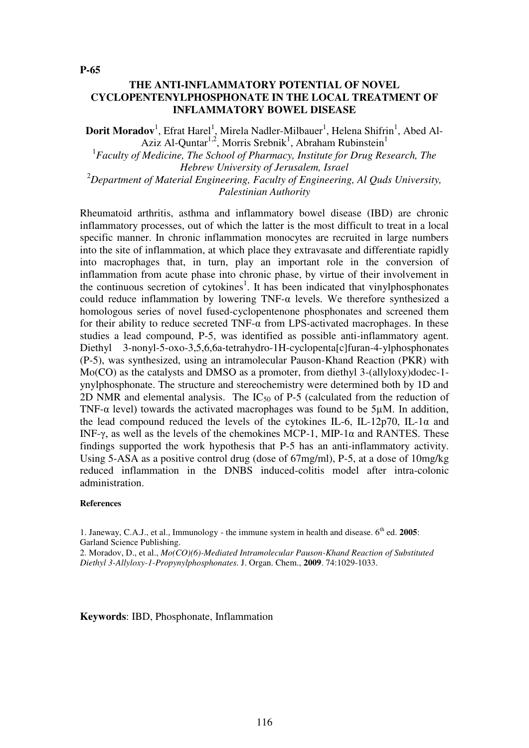**P-65**

## THE ANTI-INFLAMMATORY POTENTIAL OF NOVEL CYCLOPENTENYLPHOSPHONATE IN THE LOCAL TREATMENT OF INFLAMMATORY BOWEL DISEASE

**Dorit Moradov**[1], Efrat Harel[1], Mirela Nadler-Milbauer[1], Helena Shifrin[1], Abed Al-Aziz Al-Quntar[1,2], Morris Srebnik[1], Abraham Rubinstein[1]

[1]*Faculty of Medicine, The School of Pharmacy, Institute for Drug Research, The Hebrew University of Jerusalem, Israel*

[2]*Department of Material Engineering, Faculty of Engineering, Al Quds University, Palestinian Authority*

Rheumatoid arthritis, asthma and inflammatory bowel disease (IBD) are chronic inflammatory processes, out of which the latter is the most difficult to treat in a local specific manner. In chronic inflammation monocytes are recruited in large numbers into the site of inflammation, at which place they extravasate and differentiate rapidly into macrophages that, in turn, play an important role in the conversion of inflammation from acute phase into chronic phase, by virtue of their involvement in the continuous secretion of cytokines[1]. It has been indicated that vinylphosphonates could reduce inflammation by lowering TNF-α levels. We therefore synthesized a homologous series of novel fused-cyclopentenone phosphonates and screened them for their ability to reduce secreted TNF-α from LPS-activated macrophages. In these studies a lead compound, P-5, was identified as possible anti-inflammatory agent. Diethyl 3-nonyl-5-oxo-3,5,6,6a-tetrahydro-1H-cyclopenta[c]furan-4-ylphosphonates (P-5), was synthesized, using an intramolecular Pauson-Khand Reaction (PKR) with Mo(CO) as the catalysts and DMSO as a promoter, from diethyl 3-(allyloxy)dodec-1-ynylphosphonate. The structure and stereochemistry were determined both by 1D and 2D NMR and elemental analysis. The $IC_{50}$ of P-5 (calculated from the reduction of TNF-α level) towards the activated macrophages was found to be 5μM. In addition, the lead compound reduced the levels of the cytokines IL-6, IL-12p70, IL-1α and INF-γ, as well as the levels of the chemokines MCP-1, MIP-1α and RANTES. These findings supported the work hypothesis that P-5 has an anti-inflammatory activity. Using 5-ASA as a positive control drug (dose of 67mg/ml), P-5, at a dose of 10mg/kg reduced inflammation in the DNBS induced-colitis model after intra-colonic administration.

#### References

1. Janeway, C.A.J., et al., Immunology - the immune system in health and disease. 6th ed. **2005**: Garland Science Publishing.
2. Moradov, D., et al., *Mo(CO)(6)-Mediated Intramolecular Pauson-Khand Reaction of Substituted Diethyl 3-Allyloxy-1-Propynylphosphonates.* J. Organ. Chem., **2009**. 74:1029-1033.

**Keywords**: IBD, Phosphonate, Inflammation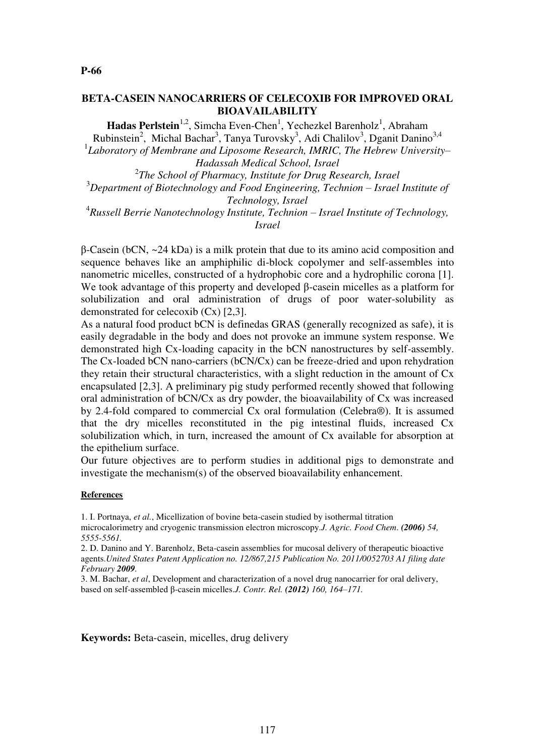**P-66**

## BETA-CASEIN NANOCARRIERS OF CELECOXIB FOR IMPROVED ORAL BIOAVAILABILITY

**Hadas Perlstein**[1,2], Simcha Even-Chen[1], Yechezkel Barenholz[1], Abraham Rubinstein[2], Michal Bachar[3], Tanya Turovsky[3], Adi Chalilov[3], Dganit Danino[3,4]

[1]*Laboratory of Membrane and Liposome Research, IMRIC, The Hebrew University–Hadassah Medical School, Israel*

[2]*The School of Pharmacy, Institute for Drug Research, Israel*

[3]*Department of Biotechnology and Food Engineering, Technion – Israel Institute of Technology, Israel*

[4]*Russell Berrie Nanotechnology Institute, Technion – Israel Institute of Technology, Israel*

β-Casein (bCN, ~24 kDa) is a milk protein that due to its amino acid composition and sequence behaves like an amphiphilic di-block copolymer and self-assembles into nanometric micelles, constructed of a hydrophobic core and a hydrophilic corona [1]. We took advantage of this property and developed β-casein micelles as a platform for solubilization and oral administration of drugs of poor water-solubility as demonstrated for celecoxib (Cx) [2,3].

As a natural food product bCN is definedas GRAS (generally recognized as safe), it is easily degradable in the body and does not provoke an immune system response. We demonstrated high Cx-loading capacity in the bCN nanostructures by self-assembly. The Cx-loaded bCN nano-carriers (bCN/Cx) can be freeze-dried and upon rehydration they retain their structural characteristics, with a slight reduction in the amount of Cx encapsulated [2,3]. A preliminary pig study performed recently showed that following oral administration of bCN/Cx as dry powder, the bioavailability of Cx was increased by 2.4-fold compared to commercial Cx oral formulation (Celebra®). It is assumed that the dry micelles reconstituted in the pig intestinal fluids, increased Cx solubilization which, in turn, increased the amount of Cx available for absorption at the epithelium surface.

Our future objectives are to perform studies in additional pigs to demonstrate and investigate the mechanism(s) of the observed bioavailability enhancement.

**References**

1. I. Portnaya, *et al.*, Micellization of bovine beta-casein studied by isothermal titration microcalorimetry and cryogenic transmission electron microscopy.*J. Agric. Food Chem*. ***(2006)*** *54, 5555-5561.*
2. D. Danino and Y. Barenholz, Beta-casein assemblies for mucosal delivery of therapeutic bioactive agents.*United States Patent Application no. 12/867,215 Publication No. 2011/0052703 A1 filing date February* ***2009****.*
3. M. Bachar, *et al*, Development and characterization of a novel drug nanocarrier for oral delivery, based on self-assembled β-casein micelles.*J. Contr. Rel.* ***(2012)*** *160, 164–171.*

**Keywords:** Beta-casein, micelles, drug delivery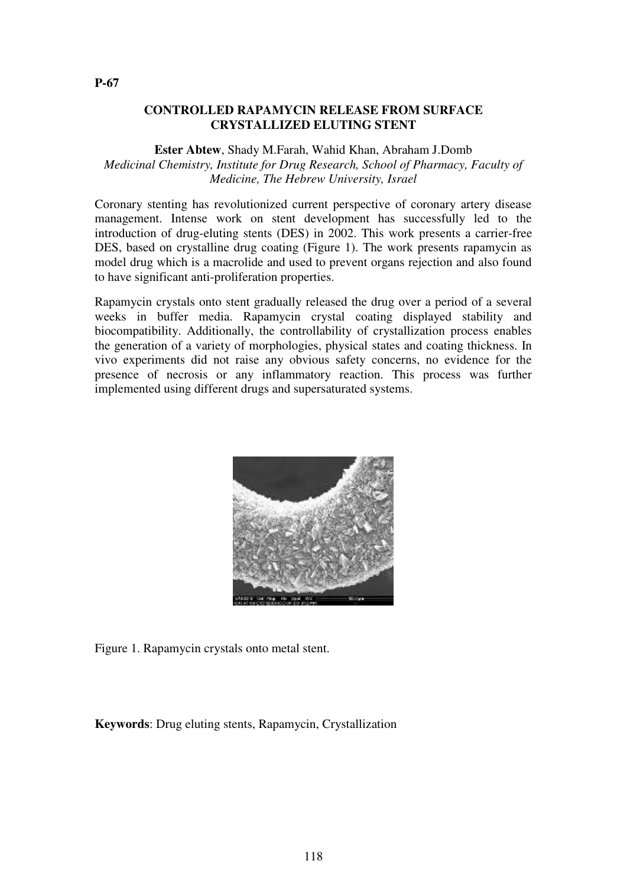**P-67**

## CONTROLLED RAPAMYCIN RELEASE FROM SURFACE CRYSTALLIZED ELUTING STENT

**Ester Abtew**, Shady M.Farah, Wahid Khan, Abraham J.Domb
*Medicinal Chemistry, Institute for Drug Research, School of Pharmacy, Faculty of Medicine, The Hebrew University, Israel*

Coronary stenting has revolutionized current perspective of coronary artery disease management. Intense work on stent development has successfully led to the introduction of drug-eluting stents (DES) in 2002. This work presents a carrier-free DES, based on crystalline drug coating (Figure 1). The work presents rapamycin as model drug which is a macrolide and used to prevent organs rejection and also found to have significant anti-proliferation properties.

Rapamycin crystals onto stent gradually released the drug over a period of a several weeks in buffer media. Rapamycin crystal coating displayed stability and biocompatibility. Additionally, the controllability of crystallization process enables the generation of a variety of morphologies, physical states and coating thickness. In vivo experiments did not raise any obvious safety concerns, no evidence for the presence of necrosis or any inflammatory reaction. This process was further implemented using different drugs and supersaturated systems.

Figure 1. Rapamycin crystals onto metal stent.

**Keywords**: Drug eluting stents, Rapamycin, Crystallization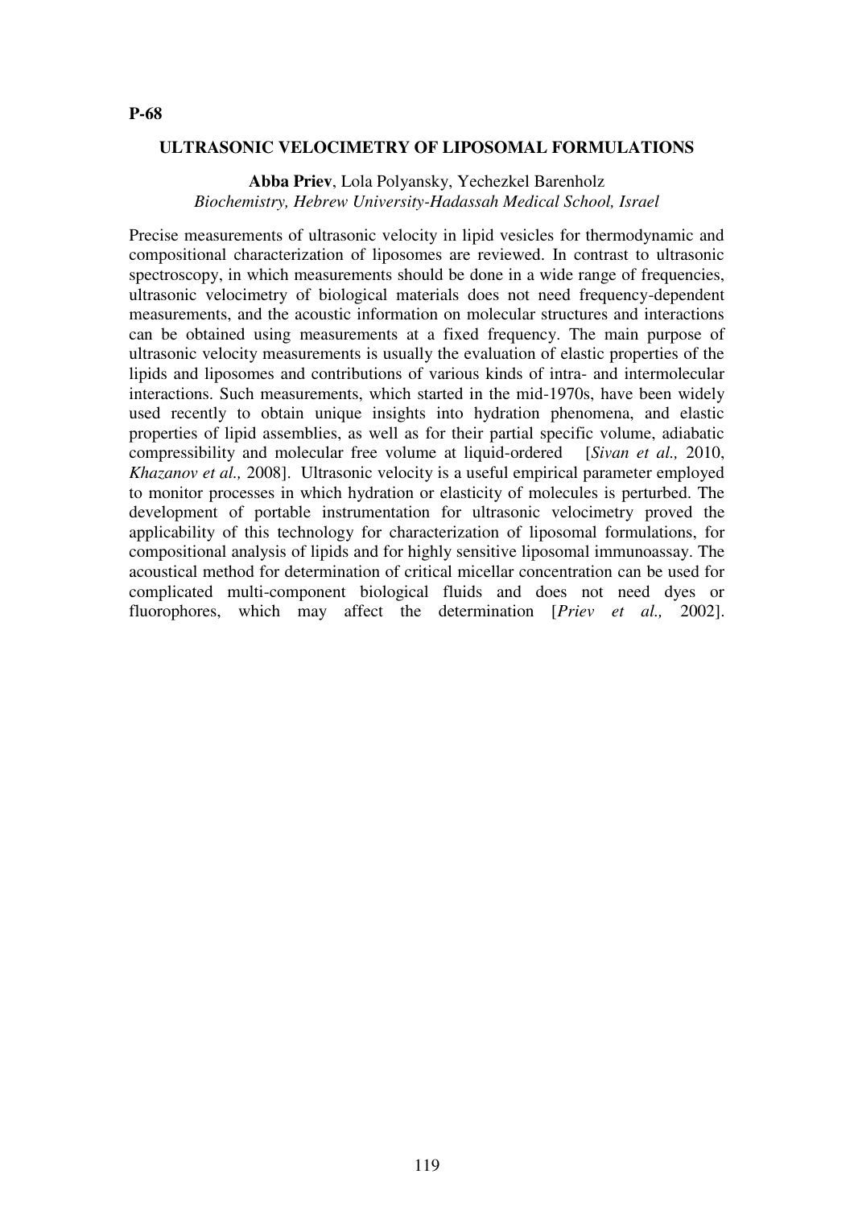**P-68**

## ULTRASONIC VELOCIMETRY OF LIPOSOMAL FORMULATIONS

**Abba Priev**, Lola Polyansky, Yechezkel Barenholz
*Biochemistry, Hebrew University-Hadassah Medical School, Israel*

Precise measurements of ultrasonic velocity in lipid vesicles for thermodynamic and compositional characterization of liposomes are reviewed. In contrast to ultrasonic spectroscopy, in which measurements should be done in a wide range of frequencies, ultrasonic velocimetry of biological materials does not need frequency-dependent measurements, and the acoustic information on molecular structures and interactions can be obtained using measurements at a fixed frequency. The main purpose of ultrasonic velocity measurements is usually the evaluation of elastic properties of the lipids and liposomes and contributions of various kinds of intra- and intermolecular interactions. Such measurements, which started in the mid-1970s, have been widely used recently to obtain unique insights into hydration phenomena, and elastic properties of lipid assemblies, as well as for their partial specific volume, adiabatic compressibility and molecular free volume at liquid-ordered [*Sivan et al.,* 2010, *Khazanov et al.,* 2008]. Ultrasonic velocity is a useful empirical parameter employed to monitor processes in which hydration or elasticity of molecules is perturbed. The development of portable instrumentation for ultrasonic velocimetry proved the applicability of this technology for characterization of liposomal formulations, for compositional analysis of lipids and for highly sensitive liposomal immunoassay. The acoustical method for determination of critical micellar concentration can be used for complicated multi-component biological fluids and does not need dyes or fluorophores, which may affect the determination [*Priev et al.,* 2002].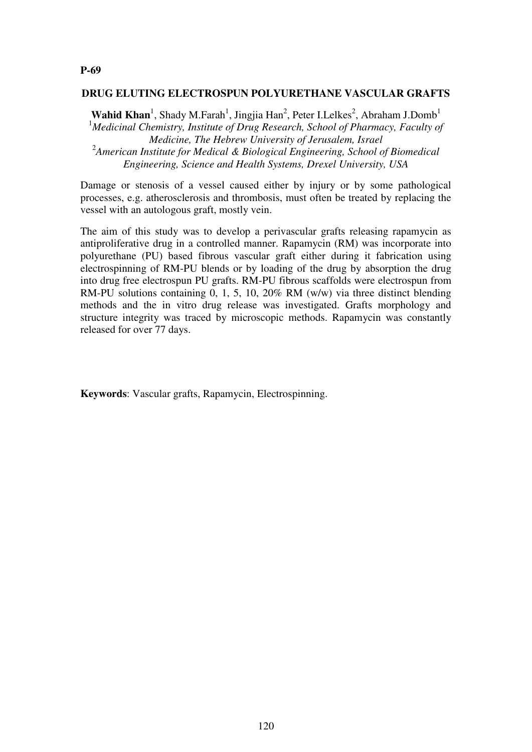**P-69**

## DRUG ELUTING ELECTROSPUN POLYURETHANE VASCULAR GRAFTS

**Wahid Khan**[1], Shady M.Farah[1], Jingjia Han[2], Peter I.Lelkes[2], Abraham J.Domb[1]

[1]*Medicinal Chemistry, Institute of Drug Research, School of Pharmacy, Faculty of Medicine, The Hebrew University of Jerusalem, Israel*

[2]*American Institute for Medical & Biological Engineering, School of Biomedical Engineering, Science and Health Systems, Drexel University, USA*

Damage or stenosis of a vessel caused either by injury or by some pathological processes, e.g. atherosclerosis and thrombosis, must often be treated by replacing the vessel with an autologous graft, mostly vein.

The aim of this study was to develop a perivascular grafts releasing rapamycin as antiproliferative drug in a controlled manner. Rapamycin (RM) was incorporate into polyurethane (PU) based fibrous vascular graft either during it fabrication using electrospinning of RM-PU blends or by loading of the drug by absorption the drug into drug free electrospun PU grafts. RM-PU fibrous scaffolds were electrospun from RM-PU solutions containing 0, 1, 5, 10, 20% RM (w/w) via three distinct blending methods and the in vitro drug release was investigated. Grafts morphology and structure integrity was traced by microscopic methods. Rapamycin was constantly released for over 77 days.

**Keywords**: Vascular grafts, Rapamycin, Electrospinning.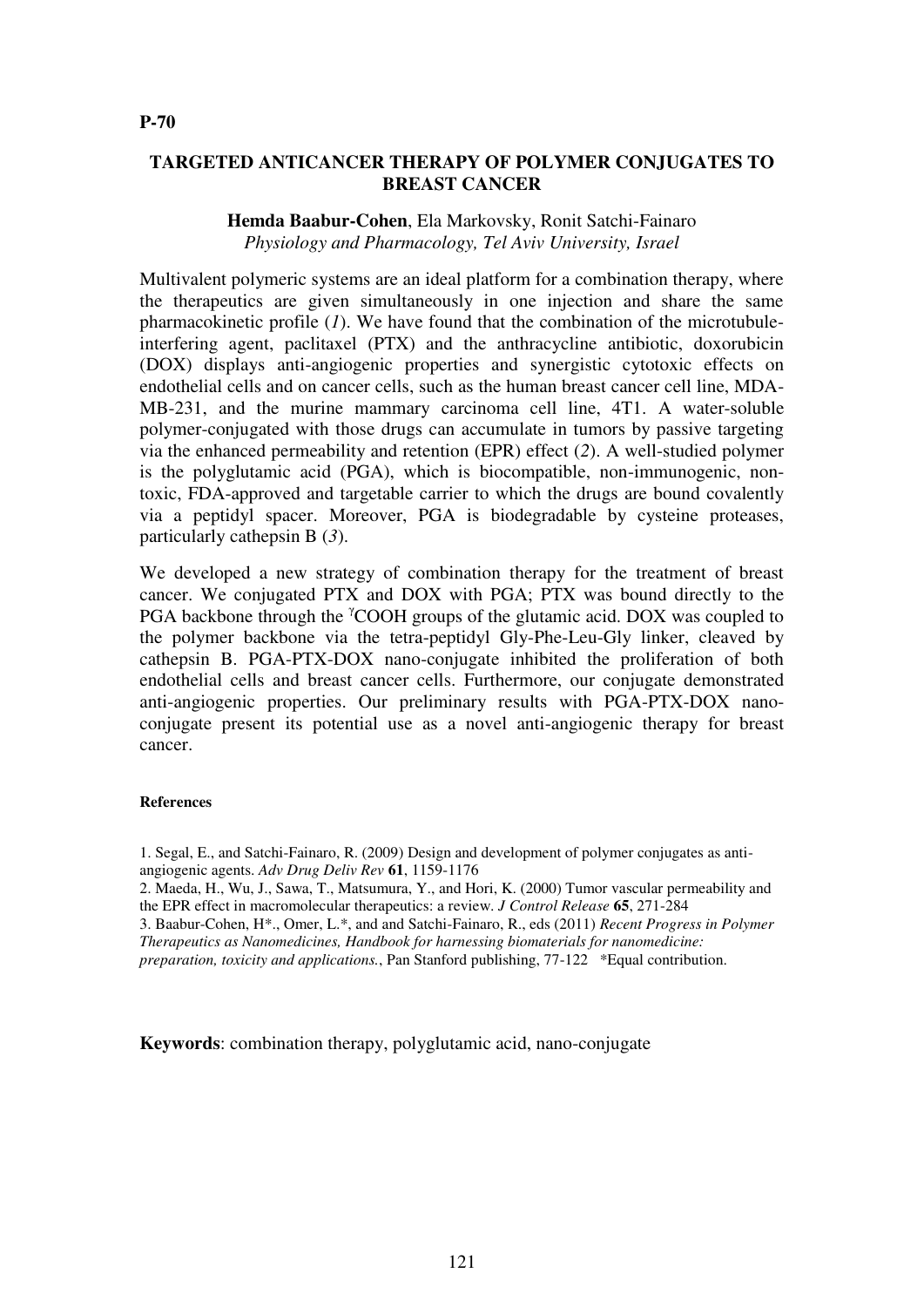**P-70**

## TARGETED ANTICANCER THERAPY OF POLYMER CONJUGATES TO BREAST CANCER

**Hemda Baabur-Cohen**, Ela Markovsky, Ronit Satchi-Fainaro
*Physiology and Pharmacology, Tel Aviv University, Israel*

Multivalent polymeric systems are an ideal platform for a combination therapy, where the therapeutics are given simultaneously in one injection and share the same pharmacokinetic profile (*1*). We have found that the combination of the microtubule-interfering agent, paclitaxel (PTX) and the anthracycline antibiotic, doxorubicin (DOX) displays anti-angiogenic properties and synergistic cytotoxic effects on endothelial cells and on cancer cells, such as the human breast cancer cell line, MDA-MB-231, and the murine mammary carcinoma cell line, 4T1. A water-soluble polymer-conjugated with those drugs can accumulate in tumors by passive targeting via the enhanced permeability and retention (EPR) effect (*2*). A well-studied polymer is the polyglutamic acid (PGA), which is biocompatible, non-immunogenic, non-toxic, FDA-approved and targetable carrier to which the drugs are bound covalently via a peptidyl spacer. Moreover, PGA is biodegradable by cysteine proteases, particularly cathepsin B (*3*).

We developed a new strategy of combination therapy for the treatment of breast cancer. We conjugated PTX and DOX with PGA; PTX was bound directly to the PGA backbone through the $^{\gamma}$COOH groups of the glutamic acid. DOX was coupled to the polymer backbone via the tetra-peptidyl Gly-Phe-Leu-Gly linker, cleaved by cathepsin B. PGA-PTX-DOX nano-conjugate inhibited the proliferation of both endothelial cells and breast cancer cells. Furthermore, our conjugate demonstrated anti-angiogenic properties. Our preliminary results with PGA-PTX-DOX nano-conjugate present its potential use as a novel anti-angiogenic therapy for breast cancer.

#### References

1. Segal, E., and Satchi-Fainaro, R. (2009) Design and development of polymer conjugates as anti-angiogenic agents. *Adv Drug Deliv Rev* **61**, 1159-1176
2. Maeda, H., Wu, J., Sawa, T., Matsumura, Y., and Hori, K. (2000) Tumor vascular permeability and the EPR effect in macromolecular therapeutics: a review. *J Control Release* **65**, 271-284
3. Baabur-Cohen, H*., Omer, L.*, and and Satchi-Fainaro, R., eds (2011) *Recent Progress in Polymer Therapeutics as Nanomedicines, Handbook for harnessing biomaterials for nanomedicine: preparation, toxicity and applications.*, Pan Stanford publishing, 77-122 *Equal contribution.

**Keywords**: combination therapy, polyglutamic acid, nano-conjugate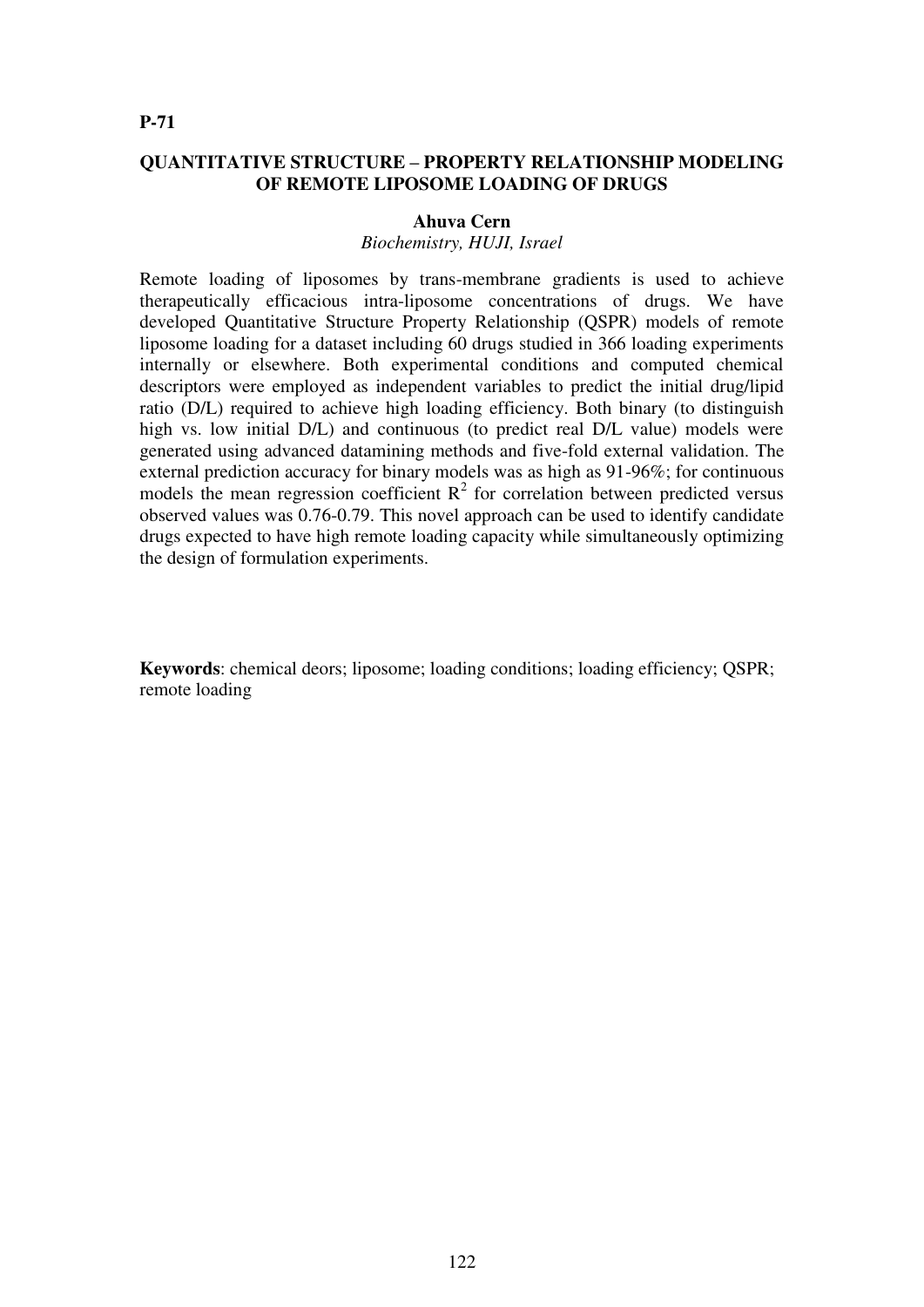**P-71**

## QUANTITATIVE STRUCTURE – PROPERTY RELATIONSHIP MODELING OF REMOTE LIPOSOME LOADING OF DRUGS

**Ahuva Cern**

*Biochemistry, HUJI, Israel*

Remote loading of liposomes by trans-membrane gradients is used to achieve therapeutically efficacious intra-liposome concentrations of drugs. We have developed Quantitative Structure Property Relationship (QSPR) models of remote liposome loading for a dataset including 60 drugs studied in 366 loading experiments internally or elsewhere. Both experimental conditions and computed chemical descriptors were employed as independent variables to predict the initial drug/lipid ratio (D/L) required to achieve high loading efficiency. Both binary (to distinguish high vs. low initial D/L) and continuous (to predict real D/L value) models were generated using advanced datamining methods and five-fold external validation. The external prediction accuracy for binary models was as high as 91-96%; for continuous models the mean regression coefficient $R^2$ for correlation between predicted versus observed values was 0.76-0.79. This novel approach can be used to identify candidate drugs expected to have high remote loading capacity while simultaneously optimizing the design of formulation experiments.

**Keywords**: chemical deors; liposome; loading conditions; loading efficiency; QSPR; remote loading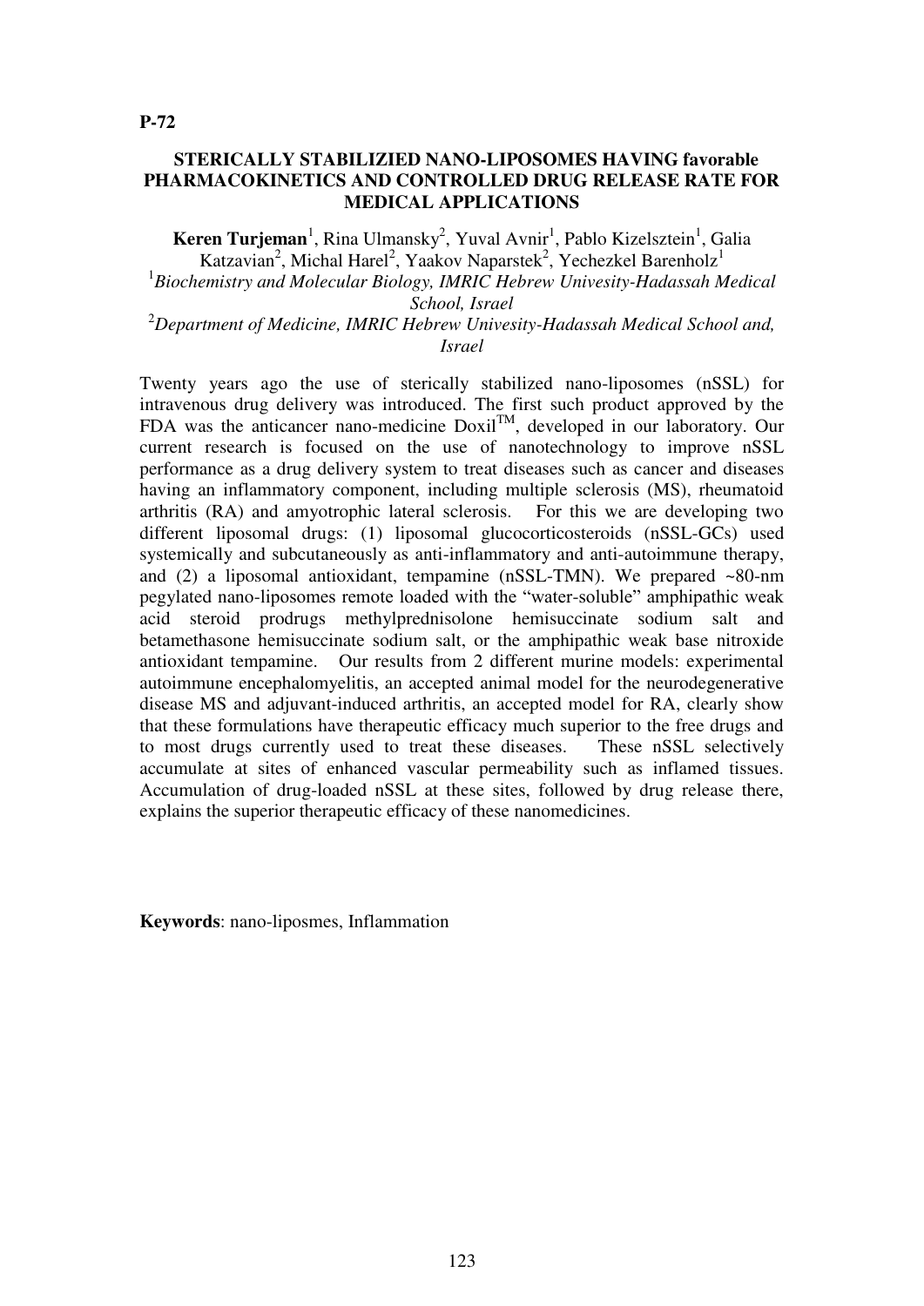**P-72**

## STERICALLY STABILIZIED NANO-LIPOSOMES HAVING favorable PHARMACOKINETICS AND CONTROLLED DRUG RELEASE RATE FOR MEDICAL APPLICATIONS

**Keren Turjeman**[1], Rina Ulmansky[2], Yuval Avnir[1], Pablo Kizelsztein[1], Galia Katzavian[2], Michal Harel[2], Yaakov Naparstek[2], Yechezkel Barenholz[1]

[1]*Biochemistry and Molecular Biology, IMRIC Hebrew Univesity-Hadassah Medical School, Israel*

[2]*Department of Medicine, IMRIC Hebrew Univesity-Hadassah Medical School and, Israel*

Twenty years ago the use of sterically stabilized nano-liposomes (nSSL) for intravenous drug delivery was introduced. The first such product approved by the FDA was the anticancer nano-medicine Doxil$^{TM}$, developed in our laboratory. Our current research is focused on the use of nanotechnology to improve nSSL performance as a drug delivery system to treat diseases such as cancer and diseases having an inflammatory component, including multiple sclerosis (MS), rheumatoid arthritis (RA) and amyotrophic lateral sclerosis. For this we are developing two different liposomal drugs: (1) liposomal glucocorticosteroids (nSSL-GCs) used systemically and subcutaneously as anti-inflammatory and anti-autoimmune therapy, and (2) a liposomal antioxidant, tempamine (nSSL-TMN). We prepared ~80-nm pegylated nano-liposomes remote loaded with the "water-soluble" amphipathic weak acid steroid prodrugs methylprednisolone hemisuccinate sodium salt and betamethasone hemisuccinate sodium salt, or the amphipathic weak base nitroxide antioxidant tempamine. Our results from 2 different murine models: experimental autoimmune encephalomyelitis, an accepted animal model for the neurodegenerative disease MS and adjuvant-induced arthritis, an accepted model for RA, clearly show that these formulations have therapeutic efficacy much superior to the free drugs and to most drugs currently used to treat these diseases. These nSSL selectively accumulate at sites of enhanced vascular permeability such as inflamed tissues. Accumulation of drug-loaded nSSL at these sites, followed by drug release there, explains the superior therapeutic efficacy of these nanomedicines.

**Keywords**: nano-liposmes, Inflammation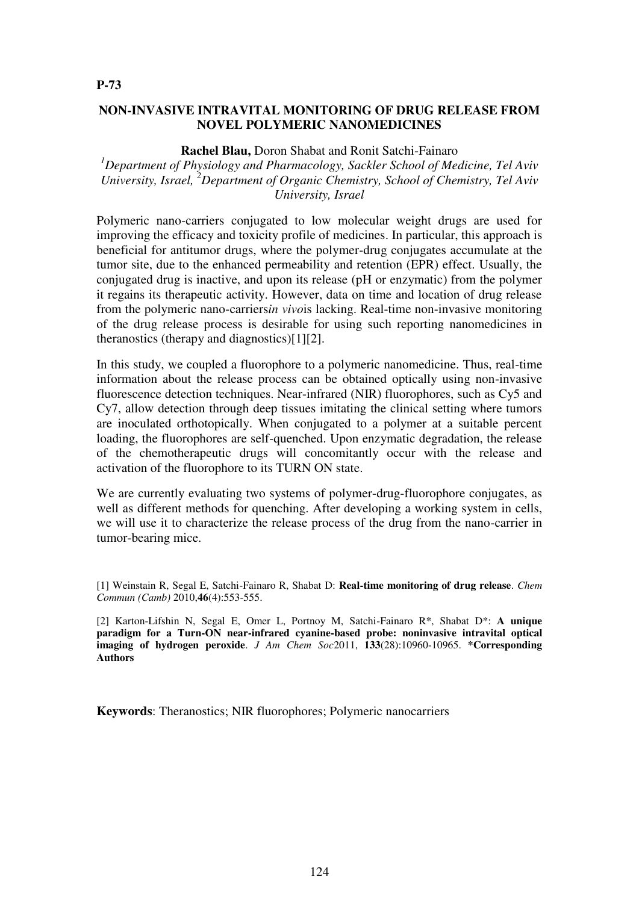**P-73**

## NON-INVASIVE INTRAVITAL MONITORING OF DRUG RELEASE FROM NOVEL POLYMERIC NANOMEDICINES

**Rachel Blau,** Doron Shabat and Ronit Satchi-Fainaro

*[1]Department of Physiology and Pharmacology, Sackler School of Medicine, Tel Aviv University, Israel, [2]Department of Organic Chemistry, School of Chemistry, Tel Aviv University, Israel*

Polymeric nano-carriers conjugated to low molecular weight drugs are used for improving the efficacy and toxicity profile of medicines. In particular, this approach is beneficial for antitumor drugs, where the polymer-drug conjugates accumulate at the tumor site, due to the enhanced permeability and retention (EPR) effect. Usually, the conjugated drug is inactive, and upon its release (pH or enzymatic) from the polymer it regains its therapeutic activity. However, data on time and location of drug release from the polymeric nano-carriers*in vivo*is lacking. Real-time non-invasive monitoring of the drug release process is desirable for using such reporting nanomedicines in theranostics (therapy and diagnostics)[1][2].

In this study, we coupled a fluorophore to a polymeric nanomedicine. Thus, real-time information about the release process can be obtained optically using non-invasive fluorescence detection techniques. Near-infrared (NIR) fluorophores, such as Cy5 and Cy7, allow detection through deep tissues imitating the clinical setting where tumors are inoculated orthotopically. When conjugated to a polymer at a suitable percent loading, the fluorophores are self-quenched. Upon enzymatic degradation, the release of the chemotherapeutic drugs will concomitantly occur with the release and activation of the fluorophore to its TURN ON state.

We are currently evaluating two systems of polymer-drug-fluorophore conjugates, as well as different methods for quenching. After developing a working system in cells, we will use it to characterize the release process of the drug from the nano-carrier in tumor-bearing mice.

[1] Weinstain R, Segal E, Satchi-Fainaro R, Shabat D: **Real-time monitoring of drug release**. *Chem Commun (Camb)* 2010,**46**(4):553-555.

[2] Karton-Lifshin N, Segal E, Omer L, Portnoy M, Satchi-Fainaro R*, Shabat D*: **A unique paradigm for a Turn-ON near-infrared cyanine-based probe: noninvasive intravital optical imaging of hydrogen peroxide**. *J Am Chem Soc*2011, **133**(28):10960-10965. **\*Corresponding Authors**

**Keywords**: Theranostics; NIR fluorophores; Polymeric nanocarriers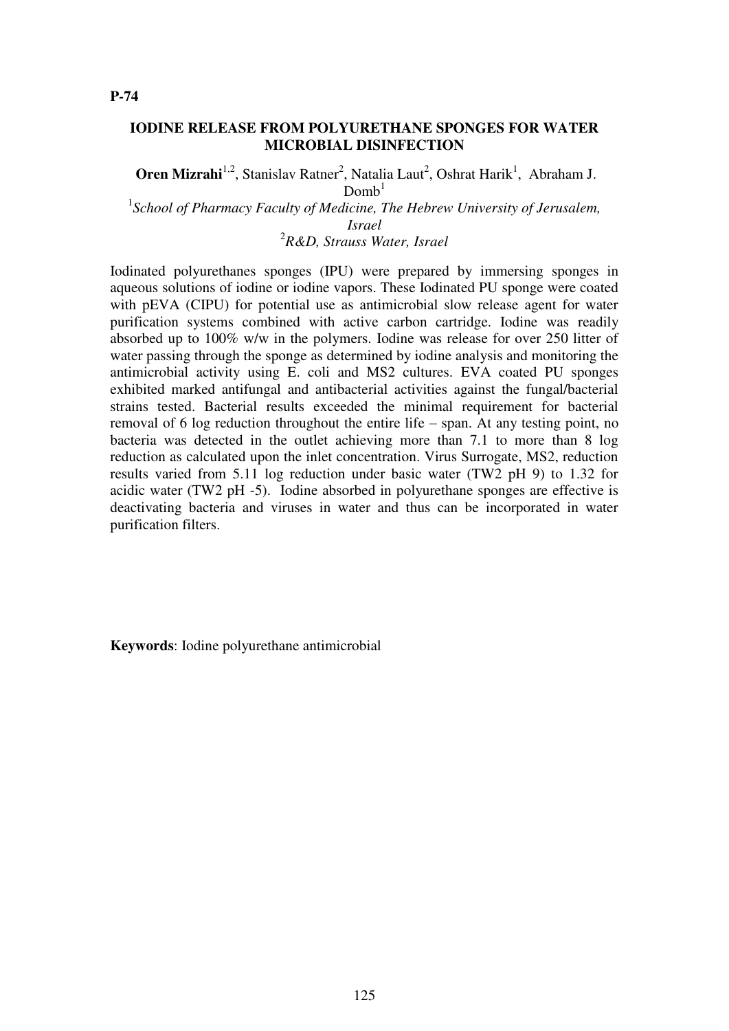**P-74**

## IODINE RELEASE FROM POLYURETHANE SPONGES FOR WATER MICROBIAL DISINFECTION

**Oren Mizrahi**[1,2], Stanislav Ratner[2], Natalia Laut[2], Oshrat Harik[1], Abraham J. Domb[1]

[1]*School of Pharmacy Faculty of Medicine, The Hebrew University of Jerusalem, Israel*

[2]*R&D, Strauss Water, Israel*

Iodinated polyurethanes sponges (IPU) were prepared by immersing sponges in aqueous solutions of iodine or iodine vapors. These Iodinated PU sponge were coated with pEVA (CIPU) for potential use as antimicrobial slow release agent for water purification systems combined with active carbon cartridge. Iodine was readily absorbed up to 100% w/w in the polymers. Iodine was release for over 250 litter of water passing through the sponge as determined by iodine analysis and monitoring the antimicrobial activity using E. coli and MS2 cultures. EVA coated PU sponges exhibited marked antifungal and antibacterial activities against the fungal/bacterial strains tested. Bacterial results exceeded the minimal requirement for bacterial removal of 6 log reduction throughout the entire life – span. At any testing point, no bacteria was detected in the outlet achieving more than 7.1 to more than 8 log reduction as calculated upon the inlet concentration. Virus Surrogate, MS2, reduction results varied from 5.11 log reduction under basic water (TW2 pH 9) to 1.32 for acidic water (TW2 pH -5). Iodine absorbed in polyurethane sponges are effective is deactivating bacteria and viruses in water and thus can be incorporated in water purification filters.

**Keywords**: Iodine polyurethane antimicrobial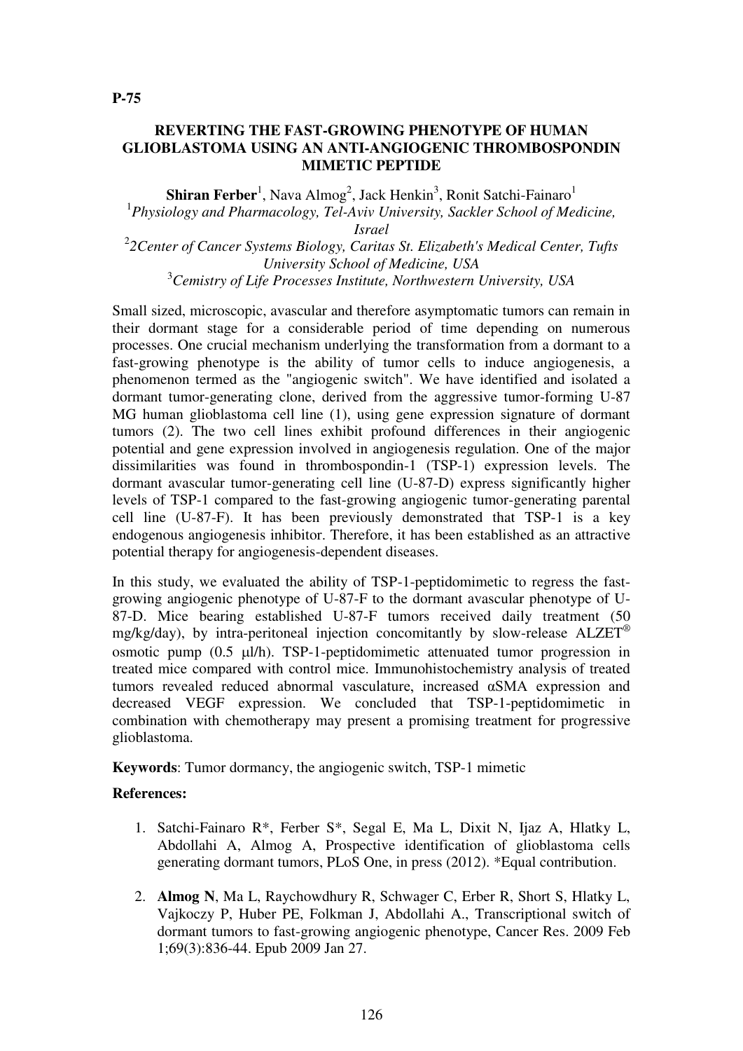**P-75**

## REVERTING THE FAST-GROWING PHENOTYPE OF HUMAN GLIOBLASTOMA USING AN ANTI-ANGIOGENIC THROMBOSPONDIN MIMETIC PEPTIDE

**Shiran Ferber**[1], Nava Almog[2], Jack Henkin[3], Ronit Satchi-Fainaro[1]

[1]*Physiology and Pharmacology, Tel-Aviv University, Sackler School of Medicine, Israel*

[2]*2Center of Cancer Systems Biology, Caritas St. Elizabeth's Medical Center, Tufts University School of Medicine, USA*

[3]*Cemistry of Life Processes Institute, Northwestern University, USA*

Small sized, microscopic, avascular and therefore asymptomatic tumors can remain in their dormant stage for a considerable period of time depending on numerous processes. One crucial mechanism underlying the transformation from a dormant to a fast-growing phenotype is the ability of tumor cells to induce angiogenesis, a phenomenon termed as the "angiogenic switch". We have identified and isolated a dormant tumor-generating clone, derived from the aggressive tumor-forming U-87 MG human glioblastoma cell line (1), using gene expression signature of dormant tumors (2). The two cell lines exhibit profound differences in their angiogenic potential and gene expression involved in angiogenesis regulation. One of the major dissimilarities was found in thrombospondin-1 (TSP-1) expression levels. The dormant avascular tumor-generating cell line (U-87-D) express significantly higher levels of TSP-1 compared to the fast-growing angiogenic tumor-generating parental cell line (U-87-F). It has been previously demonstrated that TSP-1 is a key endogenous angiogenesis inhibitor. Therefore, it has been established as an attractive potential therapy for angiogenesis-dependent diseases.

In this study, we evaluated the ability of TSP-1-peptidomimetic to regress the fast-growing angiogenic phenotype of U-87-F to the dormant avascular phenotype of U-87-D. Mice bearing established U-87-F tumors received daily treatment (50 mg/kg/day), by intra-peritoneal injection concomitantly by slow-release ALZET® osmotic pump (0.5 μl/h). TSP-1-peptidomimetic attenuated tumor progression in treated mice compared with control mice. Immunohistochemistry analysis of treated tumors revealed reduced abnormal vasculature, increased αSMA expression and decreased VEGF expression. We concluded that TSP-1-peptidomimetic in combination with chemotherapy may present a promising treatment for progressive glioblastoma.

**Keywords**: Tumor dormancy, the angiogenic switch, TSP-1 mimetic

**References:**

1. Satchi-Fainaro R*, Ferber S*, Segal E, Ma L, Dixit N, Ijaz A, Hlatky L, Abdollahi A, Almog A, Prospective identification of glioblastoma cells generating dormant tumors, PLoS One, in press (2012). *Equal contribution.
2. **Almog N**, Ma L, Raychowdhury R, Schwager C, Erber R, Short S, Hlatky L, Vajkoczy P, Huber PE, Folkman J, Abdollahi A., Transcriptional switch of dormant tumors to fast-growing angiogenic phenotype, Cancer Res. 2009 Feb 1;69(3):836-44. Epub 2009 Jan 27.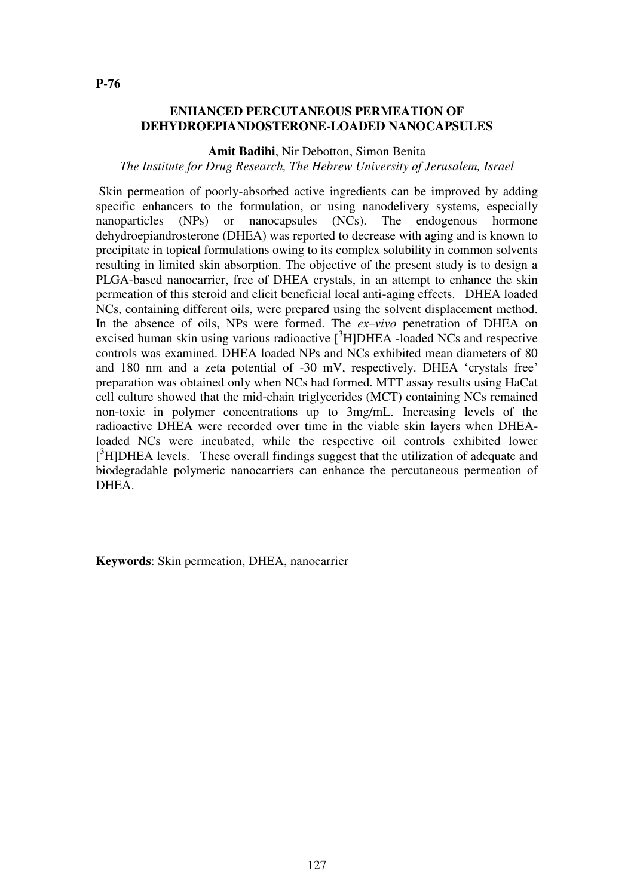**P-76**

## ENHANCED PERCUTANEOUS PERMEATION OF DEHYDROEPIANDOSTERONE-LOADED NANOCAPSULES

**Amit Badihi**, Nir Debotton, Simon Benita

*The Institute for Drug Research, The Hebrew University of Jerusalem, Israel*

Skin permeation of poorly-absorbed active ingredients can be improved by adding specific enhancers to the formulation, or using nanodelivery systems, especially nanoparticles (NPs) or nanocapsules (NCs). The endogenous hormone dehydroepiandrosterone (DHEA) was reported to decrease with aging and is known to precipitate in topical formulations owing to its complex solubility in common solvents resulting in limited skin absorption. The objective of the present study is to design a PLGA-based nanocarrier, free of DHEA crystals, in an attempt to enhance the skin permeation of this steroid and elicit beneficial local anti-aging effects. DHEA loaded NCs, containing different oils, were prepared using the solvent displacement method. In the absence of oils, NPs were formed. The *ex–vivo* penetration of DHEA on excised human skin using various radioactive [$^3$H]DHEA -loaded NCs and respective controls was examined. DHEA loaded NPs and NCs exhibited mean diameters of 80 and 180 nm and a zeta potential of -30 mV, respectively. DHEA 'crystals free' preparation was obtained only when NCs had formed. MTT assay results using HaCat cell culture showed that the mid-chain triglycerides (MCT) containing NCs remained non-toxic in polymer concentrations up to 3mg/mL. Increasing levels of the radioactive DHEA were recorded over time in the viable skin layers when DHEA-loaded NCs were incubated, while the respective oil controls exhibited lower [$^3$H]DHEA levels. These overall findings suggest that the utilization of adequate and biodegradable polymeric nanocarriers can enhance the percutaneous permeation of DHEA.

**Keywords**: Skin permeation, DHEA, nanocarrier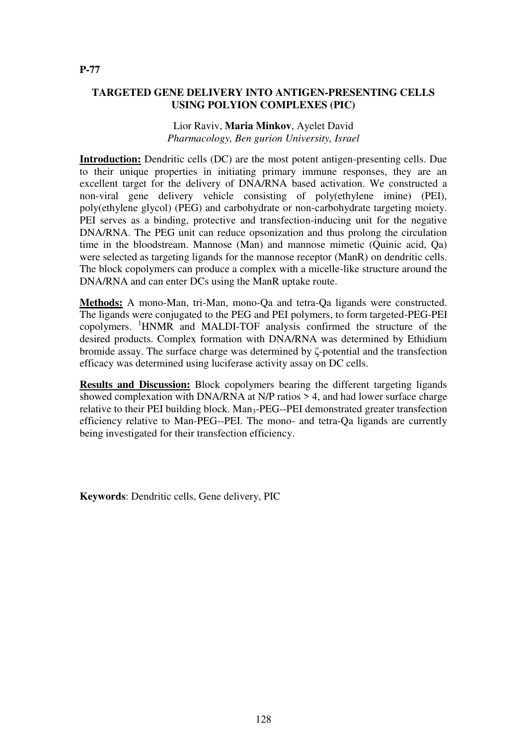**P-77**

## TARGETED GENE DELIVERY INTO ANTIGEN-PRESENTING CELLS USING POLYION COMPLEXES (PIC)

Lior Raviv, **Maria Minkov**, Ayelet David
*Pharmacology, Ben gurion University, Israel*

**Introduction:** Dendritic cells (DC) are the most potent antigen-presenting cells. Due to their unique properties in initiating primary immune responses, they are an excellent target for the delivery of DNA/RNA based activation. We constructed a non-viral gene delivery vehicle consisting of poly(ethylene imine) (PEI), poly(ethylene glycol) (PEG) and carbohydrate or non-carbohydrate targeting moiety. PEI serves as a binding, protective and transfection-inducing unit for the negative DNA/RNA. The PEG unit can reduce opsonization and thus prolong the circulation time in the bloodstream. Mannose (Man) and mannose mimetic (Quinic acid, Qa) were selected as targeting ligands for the mannose receptor (ManR) on dendritic cells. The block copolymers can produce a complex with a micelle-like structure around the DNA/RNA and can enter DCs using the ManR uptake route.

**Methods:** A mono-Man, tri-Man, mono-Qa and tetra-Qa ligands were constructed. The ligands were conjugated to the PEG and PEI polymers, to form targeted-PEG-PEI copolymers. $^{1}$HNMR and MALDI-TOF analysis confirmed the structure of the desired products. Complex formation with DNA/RNA was determined by Ethidium bromide assay. The surface charge was determined by $\zeta$-potential and the transfection efficacy was determined using luciferase activity assay on DC cells.

**Results and Discussion:** Block copolymers bearing the different targeting ligands showed complexation with DNA/RNA at N/P ratios > 4, and had lower surface charge relative to their PEI building block. $Man_3$-PEG--PEI demonstrated greater transfection efficiency relative to Man-PEG--PEI. The mono- and tetra-Qa ligands are currently being investigated for their transfection efficiency.

**Keywords**: Dendritic cells, Gene delivery, PIC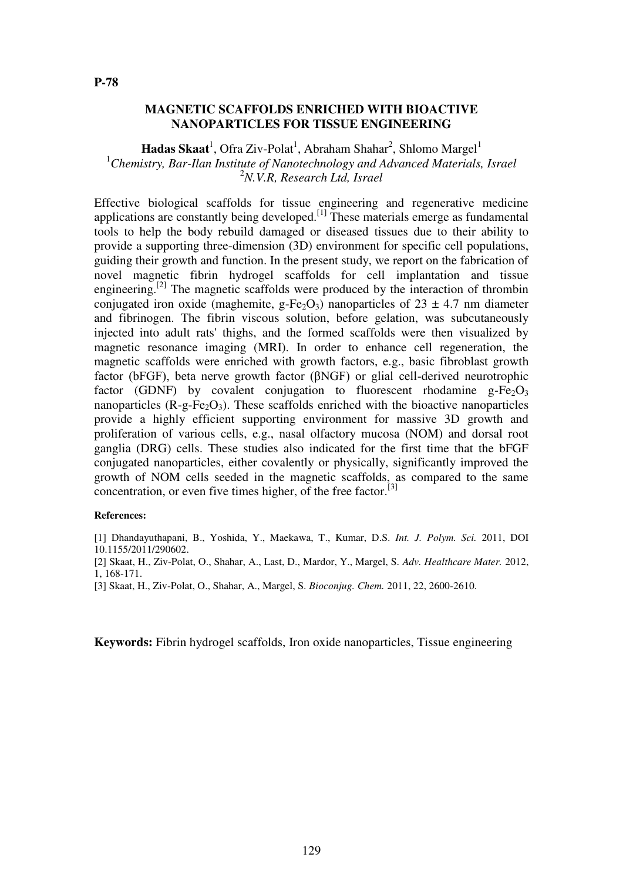**P-78**

## MAGNETIC SCAFFOLDS ENRICHED WITH BIOACTIVE NANOPARTICLES FOR TISSUE ENGINEERING

**Hadas Skaat**[1], Ofra Ziv-Polat[1], Abraham Shahar[2], Shlomo Margel[1]

[1]*Chemistry, Bar-Ilan Institute of Nanotechnology and Advanced Materials, Israel*
[2]*N.V.R, Research Ltd, Israel*

Effective biological scaffolds for tissue engineering and regenerative medicine applications are constantly being developed.[1] These materials emerge as fundamental tools to help the body rebuild damaged or diseased tissues due to their ability to provide a supporting three-dimension (3D) environment for specific cell populations, guiding their growth and function. In the present study, we report on the fabrication of novel magnetic fibrin hydrogel scaffolds for cell implantation and tissue engineering.[2] The magnetic scaffolds were produced by the interaction of thrombin conjugated iron oxide (maghemite, g-$Fe_2O_3$) nanoparticles of $23 \pm 4.7$ nm diameter and fibrinogen. The fibrin viscous solution, before gelation, was subcutaneously injected into adult rats' thighs, and the formed scaffolds were then visualized by magnetic resonance imaging (MRI). In order to enhance cell regeneration, the magnetic scaffolds were enriched with growth factors, e.g., basic fibroblast growth factor (bFGF), beta nerve growth factor (βNGF) or glial cell-derived neurotrophic factor (GDNF) by covalent conjugation to fluorescent rhodamine g-$Fe_2O_3$ nanoparticles (R-g-$Fe_2O_3$). These scaffolds enriched with the bioactive nanoparticles provide a highly efficient supporting environment for massive 3D growth and proliferation of various cells, e.g., nasal olfactory mucosa (NOM) and dorsal root ganglia (DRG) cells. These studies also indicated for the first time that the bFGF conjugated nanoparticles, either covalently or physically, significantly improved the growth of NOM cells seeded in the magnetic scaffolds, as compared to the same concentration, or even five times higher, of the free factor.[3]

**References:**

[1] Dhandayuthapani, B., Yoshida, Y., Maekawa, T., Kumar, D.S. *Int. J. Polym. Sci.* 2011, DOI 10.1155/2011/290602.

[2] Skaat, H., Ziv-Polat, O., Shahar, A., Last, D., Mardor, Y., Margel, S. *Adv. Healthcare Mater.* 2012, 1, 168-171.

[3] Skaat, H., Ziv-Polat, O., Shahar, A., Margel, S. *Bioconjug. Chem.* 2011, 22, 2600-2610.

**Keywords:** Fibrin hydrogel scaffolds, Iron oxide nanoparticles, Tissue engineering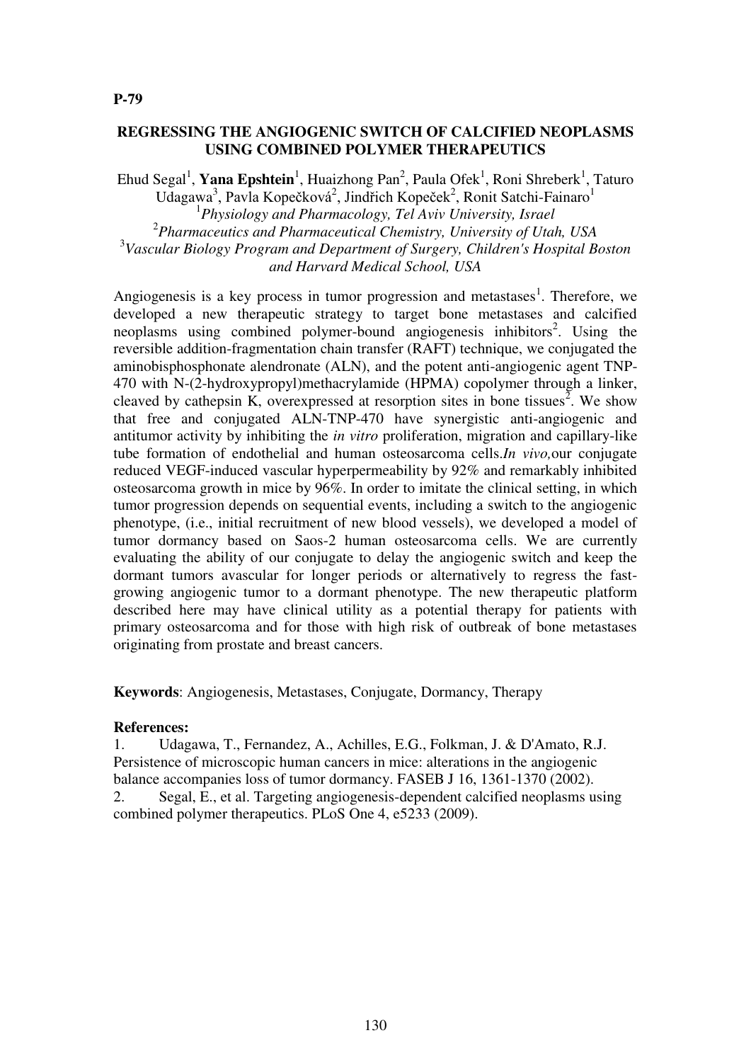**P-79**

## REGRESSING THE ANGIOGENIC SWITCH OF CALCIFIED NEOPLASMS USING COMBINED POLYMER THERAPEUTICS

Ehud Segal[1], **Yana Epshtein**[1], Huaizhong Pan[2], Paula Ofek[1], Roni Shreberk[1], Taturo Udagawa[3], Pavla Kopečková[2], Jindřich Kopeček[2], Ronit Satchi-Fainaro[1]

[1]*Physiology and Pharmacology, Tel Aviv University, Israel*
[2]*Pharmaceutics and Pharmaceutical Chemistry, University of Utah, USA*
[3]*Vascular Biology Program and Department of Surgery, Children's Hospital Boston and Harvard Medical School, USA*

Angiogenesis is a key process in tumor progression and metastases[1]. Therefore, we developed a new therapeutic strategy to target bone metastases and calcified neoplasms using combined polymer-bound angiogenesis inhibitors[2]. Using the reversible addition-fragmentation chain transfer (RAFT) technique, we conjugated the aminobisphosphonate alendronate (ALN), and the potent anti-angiogenic agent TNP-470 with N-(2-hydroxypropyl)methacrylamide (HPMA) copolymer through a linker, cleaved by cathepsin K, overexpressed at resorption sites in bone tissues[2]. We show that free and conjugated ALN-TNP-470 have synergistic anti-angiogenic and antitumor activity by inhibiting the *in vitro* proliferation, migration and capillary-like tube formation of endothelial and human osteosarcoma cells.*In vivo,*our conjugate reduced VEGF-induced vascular hyperpermeability by 92% and remarkably inhibited osteosarcoma growth in mice by 96%. In order to imitate the clinical setting, in which tumor progression depends on sequential events, including a switch to the angiogenic phenotype, (i.e., initial recruitment of new blood vessels), we developed a model of tumor dormancy based on Saos-2 human osteosarcoma cells. We are currently evaluating the ability of our conjugate to delay the angiogenic switch and keep the dormant tumors avascular for longer periods or alternatively to regress the fast-growing angiogenic tumor to a dormant phenotype. The new therapeutic platform described here may have clinical utility as a potential therapy for patients with primary osteosarcoma and for those with high risk of outbreak of bone metastases originating from prostate and breast cancers.

**Keywords**: Angiogenesis, Metastases, Conjugate, Dormancy, Therapy

**References:**

1. Udagawa, T., Fernandez, A., Achilles, E.G., Folkman, J. & D'Amato, R.J. Persistence of microscopic human cancers in mice: alterations in the angiogenic balance accompanies loss of tumor dormancy. FASEB J 16, 1361-1370 (2002).
2. Segal, E., et al. Targeting angiogenesis-dependent calcified neoplasms using combined polymer therapeutics. PLoS One 4, e5233 (2009).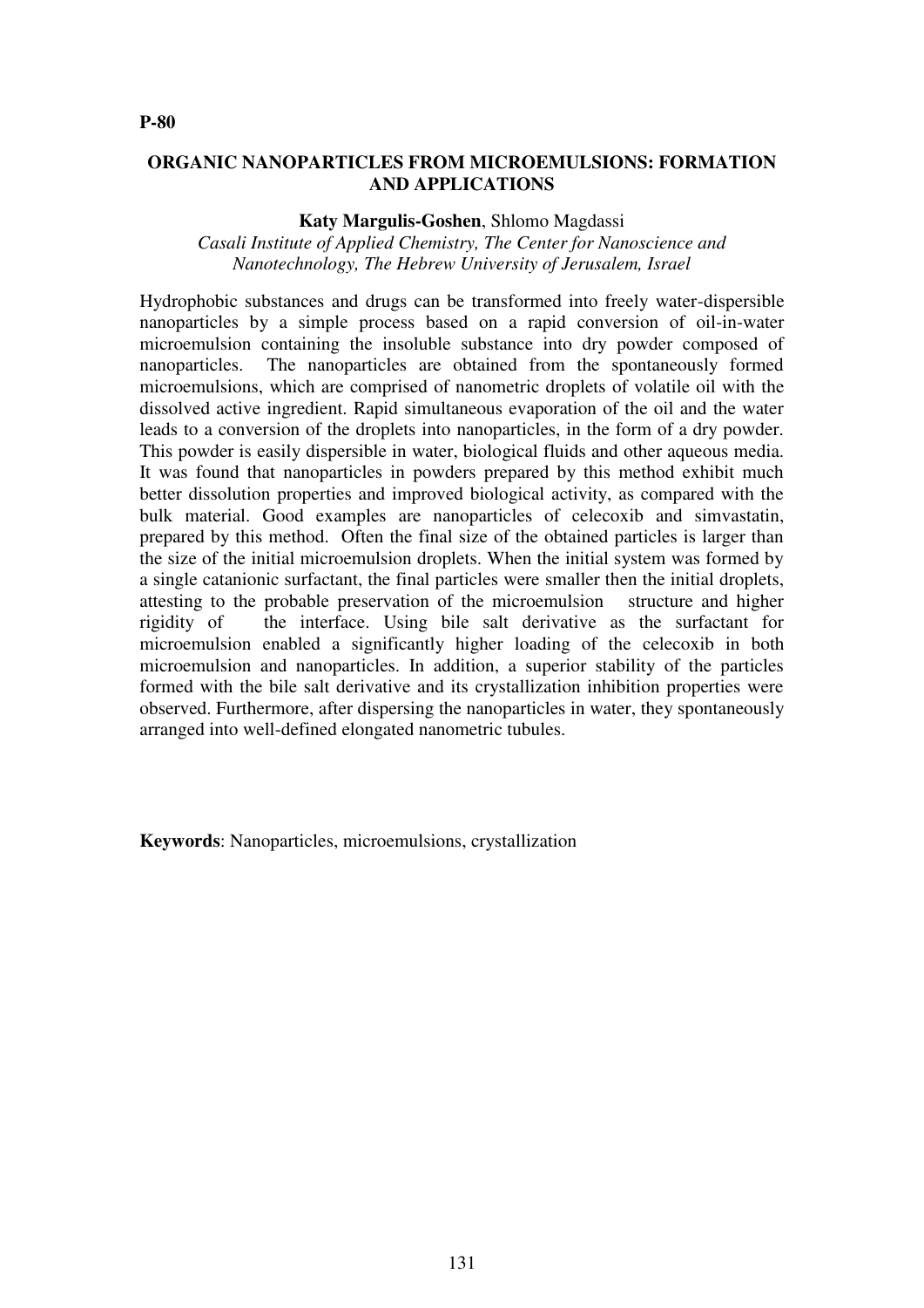**P-80**

## ORGANIC NANOPARTICLES FROM MICROEMULSIONS: FORMATION AND APPLICATIONS

**Katy Margulis-Goshen**, Shlomo Magdassi

*Casali Institute of Applied Chemistry, The Center for Nanoscience and Nanotechnology, The Hebrew University of Jerusalem, Israel*

Hydrophobic substances and drugs can be transformed into freely water-dispersible nanoparticles by a simple process based on a rapid conversion of oil-in-water microemulsion containing the insoluble substance into dry powder composed of nanoparticles. The nanoparticles are obtained from the spontaneously formed microemulsions, which are comprised of nanometric droplets of volatile oil with the dissolved active ingredient. Rapid simultaneous evaporation of the oil and the water leads to a conversion of the droplets into nanoparticles, in the form of a dry powder. This powder is easily dispersible in water, biological fluids and other aqueous media. It was found that nanoparticles in powders prepared by this method exhibit much better dissolution properties and improved biological activity, as compared with the bulk material. Good examples are nanoparticles of celecoxib and simvastatin, prepared by this method. Often the final size of the obtained particles is larger than the size of the initial microemulsion droplets. When the initial system was formed by a single catanionic surfactant, the final particles were smaller then the initial droplets, attesting to the probable preservation of the microemulsion structure and higher rigidity of the interface. Using bile salt derivative as the surfactant for microemulsion enabled a significantly higher loading of the celecoxib in both microemulsion and nanoparticles. In addition, a superior stability of the particles formed with the bile salt derivative and its crystallization inhibition properties were observed. Furthermore, after dispersing the nanoparticles in water, they spontaneously arranged into well-defined elongated nanometric tubules.

**Keywords**: Nanoparticles, microemulsions, crystallization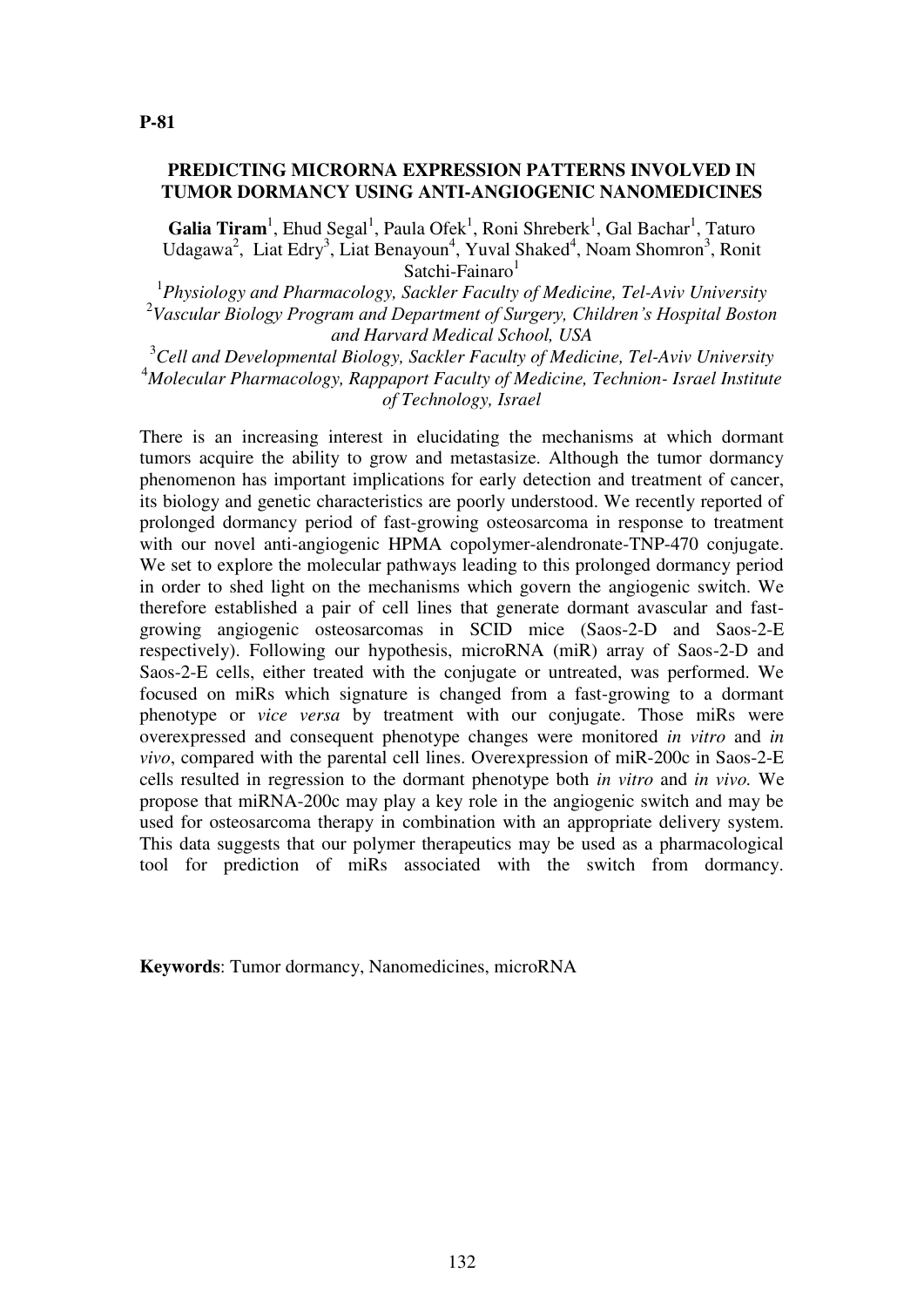**P-81**

## PREDICTING MICRORNA EXPRESSION PATTERNS INVOLVED IN TUMOR DORMANCY USING ANTI-ANGIOGENIC NANOMEDICINES

**Galia Tiram**[1], Ehud Segal[1], Paula Ofek[1], Roni Shreberk[1], Gal Bachar[1], Taturo Udagawa[2], Liat Edry[3], Liat Benayoun[4], Yuval Shaked[4], Noam Shomron[3], Ronit Satchi-Fainaro[1]

[1]*Physiology and Pharmacology, Sackler Faculty of Medicine, Tel-Aviv University*
[2]*Vascular Biology Program and Department of Surgery, Children's Hospital Boston and Harvard Medical School, USA*
[3]*Cell and Developmental Biology, Sackler Faculty of Medicine, Tel-Aviv University*
[4]*Molecular Pharmacology, Rappaport Faculty of Medicine, Technion- Israel Institute of Technology, Israel*

There is an increasing interest in elucidating the mechanisms at which dormant tumors acquire the ability to grow and metastasize. Although the tumor dormancy phenomenon has important implications for early detection and treatment of cancer, its biology and genetic characteristics are poorly understood. We recently reported of prolonged dormancy period of fast-growing osteosarcoma in response to treatment with our novel anti-angiogenic HPMA copolymer-alendronate-TNP-470 conjugate. We set to explore the molecular pathways leading to this prolonged dormancy period in order to shed light on the mechanisms which govern the angiogenic switch. We therefore established a pair of cell lines that generate dormant avascular and fast-growing angiogenic osteosarcomas in SCID mice (Saos-2-D and Saos-2-E respectively). Following our hypothesis, microRNA (miR) array of Saos-2-D and Saos-2-E cells, either treated with the conjugate or untreated, was performed. We focused on miRs which signature is changed from a fast-growing to a dormant phenotype or *vice versa* by treatment with our conjugate. Those miRs were overexpressed and consequent phenotype changes were monitored *in vitro* and *in vivo*, compared with the parental cell lines. Overexpression of miR-200c in Saos-2-E cells resulted in regression to the dormant phenotype both *in vitro* and *in vivo*. We propose that miRNA-200c may play a key role in the angiogenic switch and may be used for osteosarcoma therapy in combination with an appropriate delivery system. This data suggests that our polymer therapeutics may be used as a pharmacological tool for prediction of miRs associated with the switch from dormancy.

**Keywords**: Tumor dormancy, Nanomedicines, microRNA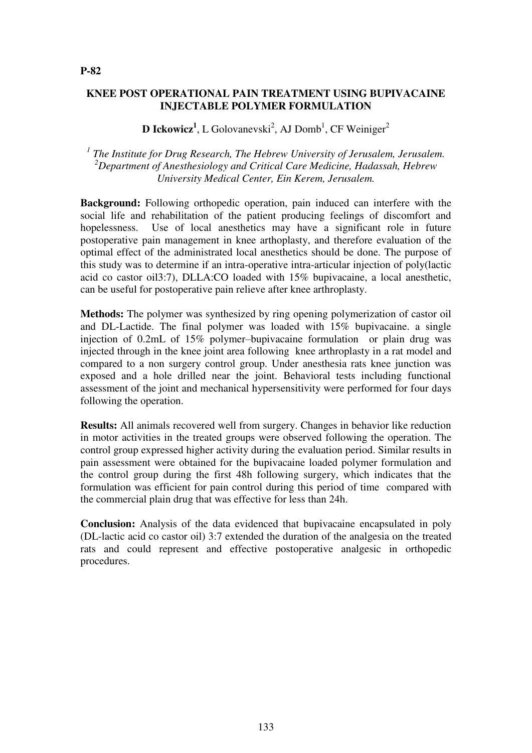**P-82**

## KNEE POST OPERATIONAL PAIN TREATMENT USING BUPIVACAINE INJECTABLE POLYMER FORMULATION

**D Ickowicz[1]**, L Golovanevski[2], AJ Domb[1], CF Weiniger[2]

*[1] The Institute for Drug Research, The Hebrew University of Jerusalem, Jerusalem.*
*[2]Department of Anesthesiology and Critical Care Medicine, Hadassah, Hebrew University Medical Center, Ein Kerem, Jerusalem.*

**Background:** Following orthopedic operation, pain induced can interfere with the social life and rehabilitation of the patient producing feelings of discomfort and hopelessness. Use of local anesthetics may have a significant role in future postoperative pain management in knee arthoplasty, and therefore evaluation of the optimal effect of the administrated local anesthetics should be done. The purpose of this study was to determine if an intra-operative intra-articular injection of poly(lactic acid co castor oil3:7), DLLA:CO loaded with 15% bupivacaine, a local anesthetic, can be useful for postoperative pain relieve after knee arthroplasty.

**Methods:** The polymer was synthesized by ring opening polymerization of castor oil and DL-Lactide. The final polymer was loaded with 15% bupivacaine. a single injection of 0.2mL of 15% polymer–bupivacaine formulation or plain drug was injected through in the knee joint area following knee arthroplasty in a rat model and compared to a non surgery control group. Under anesthesia rats knee junction was exposed and a hole drilled near the joint. Behavioral tests including functional assessment of the joint and mechanical hypersensitivity were performed for four days following the operation.

**Results:** All animals recovered well from surgery. Changes in behavior like reduction in motor activities in the treated groups were observed following the operation. The control group expressed higher activity during the evaluation period. Similar results in pain assessment were obtained for the bupivacaine loaded polymer formulation and the control group during the first 48h following surgery, which indicates that the formulation was efficient for pain control during this period of time compared with the commercial plain drug that was effective for less than 24h.

**Conclusion:** Analysis of the data evidenced that bupivacaine encapsulated in poly (DL-lactic acid co castor oil) 3:7 extended the duration of the analgesia on the treated rats and could represent and effective postoperative analgesic in orthopedic procedures.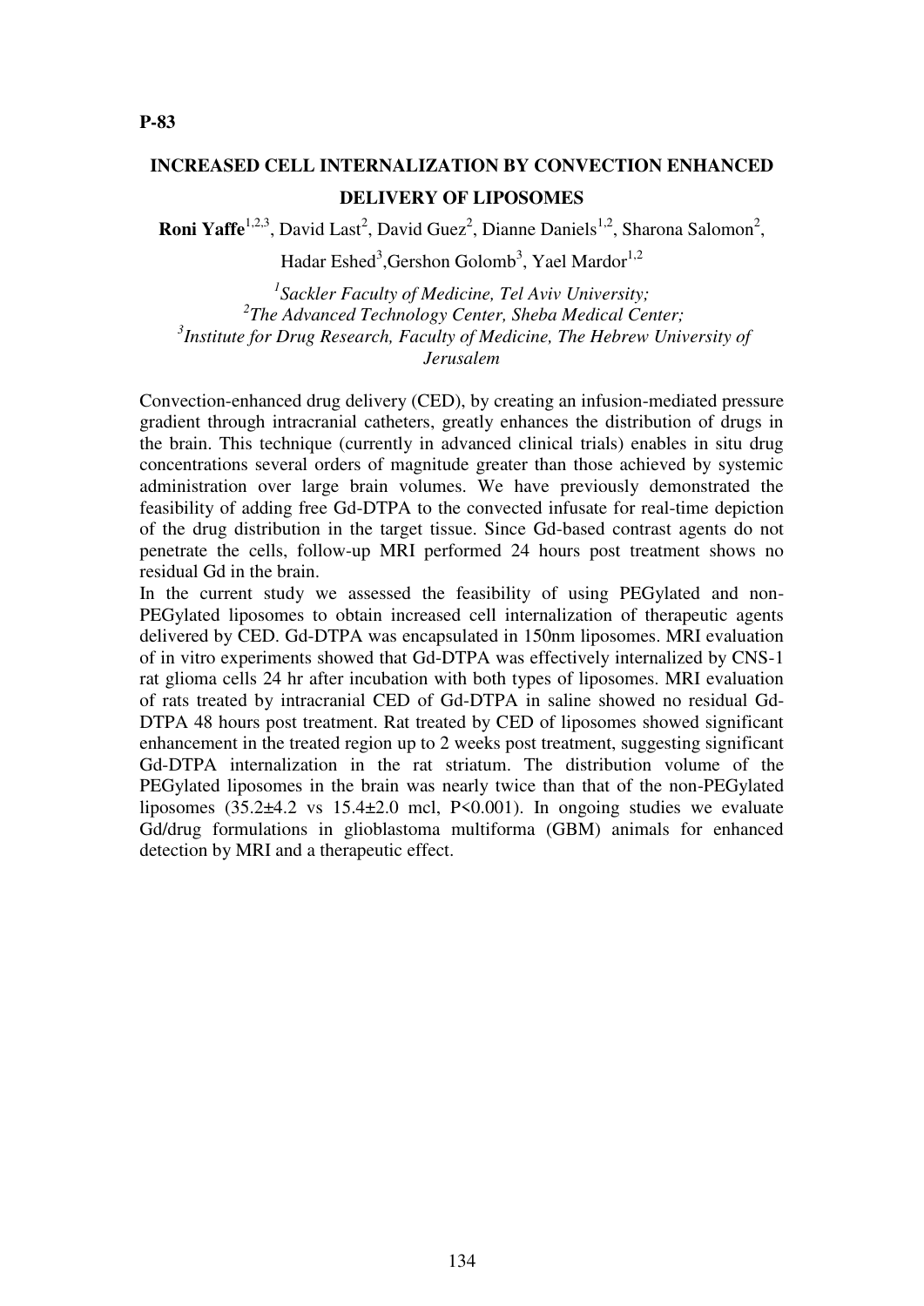**P-83**

## INCREASED CELL INTERNALIZATION BY CONVECTION ENHANCED DELIVERY OF LIPOSOMES

**Roni Yaffe**[1,2,3], David Last[2], David Guez[2], Dianne Daniels[1,2], Sharona Salomon[2], Hadar Eshed[3], Gershon Golomb[3], Yael Mardor[1,2]

[1]*Sackler Faculty of Medicine, Tel Aviv University;*
[2]*The Advanced Technology Center, Sheba Medical Center;*
[3]*Institute for Drug Research, Faculty of Medicine, The Hebrew University of Jerusalem*

Convection-enhanced drug delivery (CED), by creating an infusion-mediated pressure gradient through intracranial catheters, greatly enhances the distribution of drugs in the brain. This technique (currently in advanced clinical trials) enables in situ drug concentrations several orders of magnitude greater than those achieved by systemic administration over large brain volumes. We have previously demonstrated the feasibility of adding free Gd-DTPA to the convected infusate for real-time depiction of the drug distribution in the target tissue. Since Gd-based contrast agents do not penetrate the cells, follow-up MRI performed 24 hours post treatment shows no residual Gd in the brain.

In the current study we assessed the feasibility of using PEGylated and non-PEGylated liposomes to obtain increased cell internalization of therapeutic agents delivered by CED. Gd-DTPA was encapsulated in 150nm liposomes. MRI evaluation of in vitro experiments showed that Gd-DTPA was effectively internalized by CNS-1 rat glioma cells 24 hr after incubation with both types of liposomes. MRI evaluation of rats treated by intracranial CED of Gd-DTPA in saline showed no residual Gd-DTPA 48 hours post treatment. Rat treated by CED of liposomes showed significant enhancement in the treated region up to 2 weeks post treatment, suggesting significant Gd-DTPA internalization in the rat striatum. The distribution volume of the PEGylated liposomes in the brain was nearly twice than that of the non-PEGylated liposomes ($35.2\pm4.2$ vs $15.4\pm2.0$ mcl, $P<0.001$). In ongoing studies we evaluate Gd/drug formulations in glioblastoma multiforma (GBM) animals for enhanced detection by MRI and a therapeutic effect.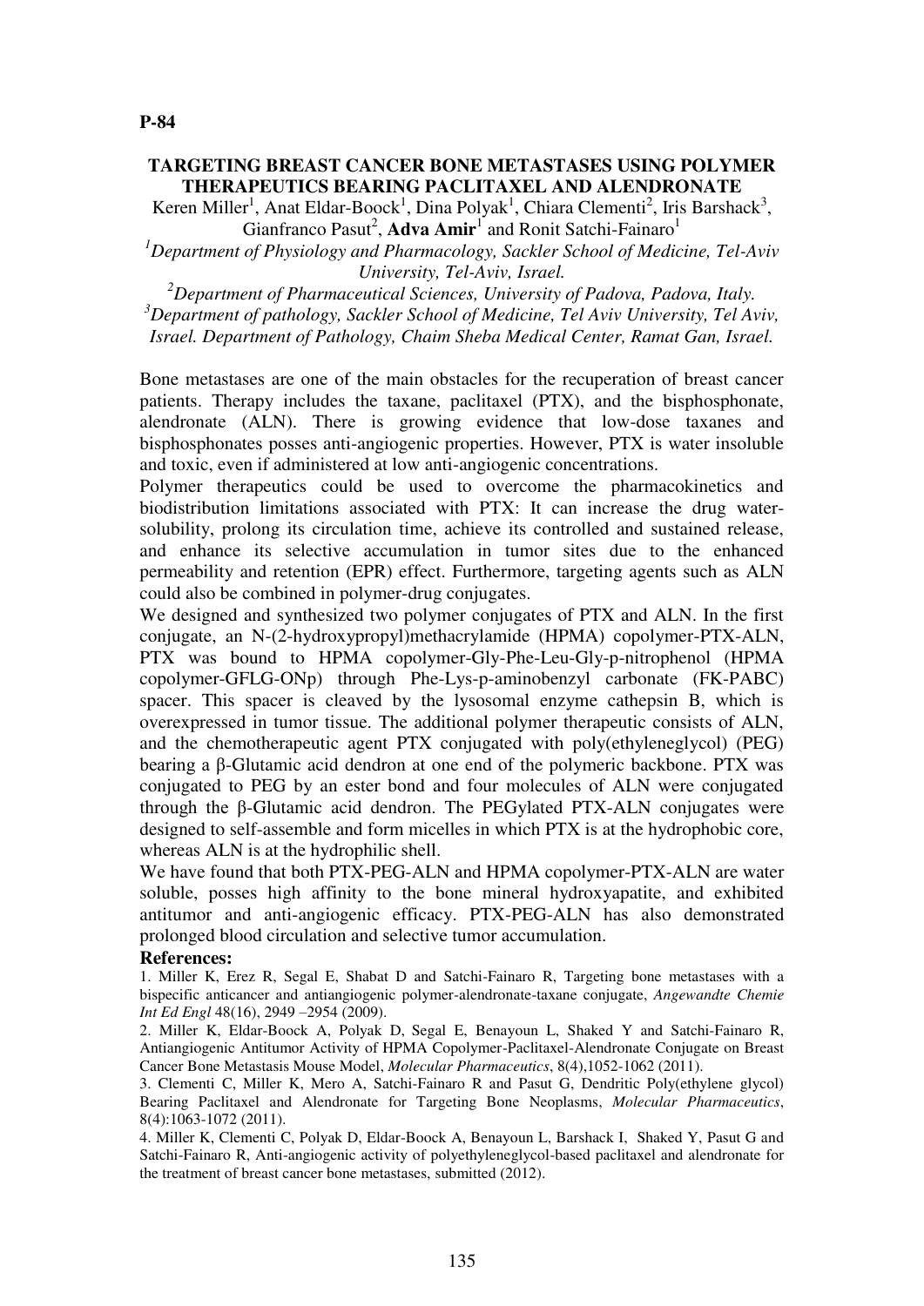**P-84**

## TARGETING BREAST CANCER BONE METASTASES USING POLYMER THERAPEUTICS BEARING PACLITAXEL AND ALENDRONATE

Keren Miller[1], Anat Eldar-Boock[1], Dina Polyak[1], Chiara Clementi[2], Iris Barshack[3], Gianfranco Pasut[2], **Adva Amir**[1] and Ronit Satchi-Fainaro[1]

[1]*Department of Physiology and Pharmacology, Sackler School of Medicine, Tel-Aviv University, Tel-Aviv, Israel.*

[2]*Department of Pharmaceutical Sciences, University of Padova, Padova, Italy.*

[3]*Department of pathology, Sackler School of Medicine, Tel Aviv University, Tel Aviv, Israel. Department of Pathology, Chaim Sheba Medical Center, Ramat Gan, Israel.*

Bone metastases are one of the main obstacles for the recuperation of breast cancer patients. Therapy includes the taxane, paclitaxel (PTX), and the bisphosphonate, alendronate (ALN). There is growing evidence that low-dose taxanes and bisphosphonates posses anti-angiogenic properties. However, PTX is water insoluble and toxic, even if administered at low anti-angiogenic concentrations.

Polymer therapeutics could be used to overcome the pharmacokinetics and biodistribution limitations associated with PTX: It can increase the drug water-solubility, prolong its circulation time, achieve its controlled and sustained release, and enhance its selective accumulation in tumor sites due to the enhanced permeability and retention (EPR) effect. Furthermore, targeting agents such as ALN could also be combined in polymer-drug conjugates.

We designed and synthesized two polymer conjugates of PTX and ALN. In the first conjugate, an N-(2-hydroxypropyl)methacrylamide (HPMA) copolymer-PTX-ALN, PTX was bound to HPMA copolymer-Gly-Phe-Leu-Gly-p-nitrophenol (HPMA copolymer-GFLG-ONp) through Phe-Lys-p-aminobenzyl carbonate (FK-PABC) spacer. This spacer is cleaved by the lysosomal enzyme cathepsin B, which is overexpressed in tumor tissue. The additional polymer therapeutic consists of ALN, and the chemotherapeutic agent PTX conjugated with poly(ethyleneglycol) (PEG) bearing a β-Glutamic acid dendron at one end of the polymeric backbone. PTX was conjugated to PEG by an ester bond and four molecules of ALN were conjugated through the β-Glutamic acid dendron. The PEGylated PTX-ALN conjugates were designed to self-assemble and form micelles in which PTX is at the hydrophobic core, whereas ALN is at the hydrophilic shell.

We have found that both PTX-PEG-ALN and HPMA copolymer-PTX-ALN are water soluble, posses high affinity to the bone mineral hydroxyapatite, and exhibited antitumor and anti-angiogenic efficacy. PTX-PEG-ALN has also demonstrated prolonged blood circulation and selective tumor accumulation.

**References:**

1. Miller K, Erez R, Segal E, Shabat D and Satchi-Fainaro R, Targeting bone metastases with a bispecific anticancer and antiangiogenic polymer-alendronate-taxane conjugate, *Angewandte Chemie Int Ed Engl* 48(16), 2949 –2954 (2009).
2. Miller K, Eldar-Boock A, Polyak D, Segal E, Benayoun L, Shaked Y and Satchi-Fainaro R, Antiangiogenic Antitumor Activity of HPMA Copolymer-Paclitaxel-Alendronate Conjugate on Breast Cancer Bone Metastasis Mouse Model, *Molecular Pharmaceutics*, 8(4),1052-1062 (2011).
3. Clementi C, Miller K, Mero A, Satchi-Fainaro R and Pasut G, Dendritic Poly(ethylene glycol) Bearing Paclitaxel and Alendronate for Targeting Bone Neoplasms, *Molecular Pharmaceutics*, 8(4):1063-1072 (2011).
4. Miller K, Clementi C, Polyak D, Eldar-Boock A, Benayoun L, Barshack I, Shaked Y, Pasut G and Satchi-Fainaro R, Anti-angiogenic activity of polyethyleneglycol-based paclitaxel and alendronate for the treatment of breast cancer bone metastases, submitted (2012).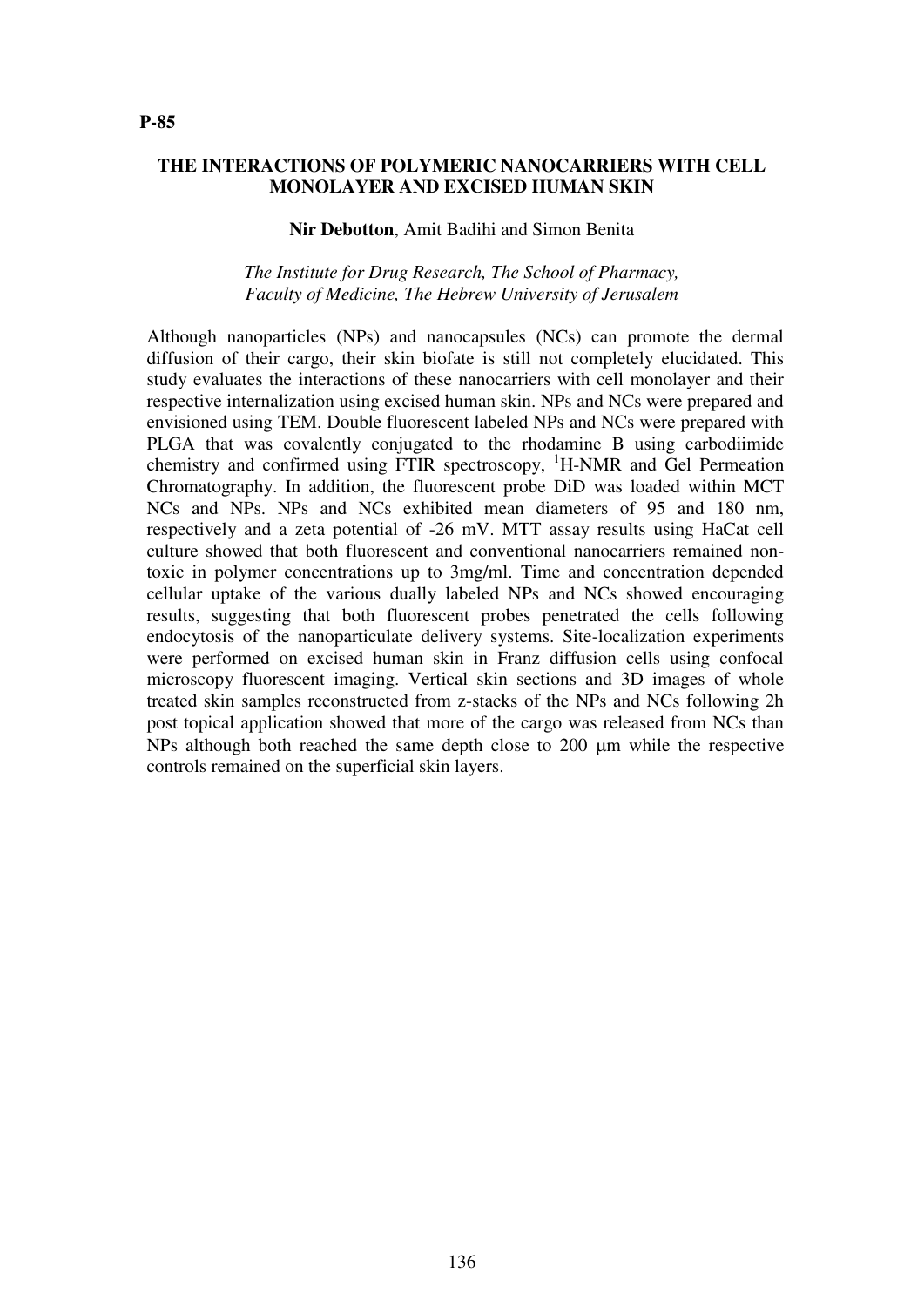**P-85**

## THE INTERACTIONS OF POLYMERIC NANOCARRIERS WITH CELL MONOLAYER AND EXCISED HUMAN SKIN

**Nir Debotton**, Amit Badihi and Simon Benita

*The Institute for Drug Research, The School of Pharmacy, Faculty of Medicine, The Hebrew University of Jerusalem*

Although nanoparticles (NPs) and nanocapsules (NCs) can promote the dermal diffusion of their cargo, their skin biofate is still not completely elucidated. This study evaluates the interactions of these nanocarriers with cell monolayer and their respective internalization using excised human skin. NPs and NCs were prepared and envisioned using TEM. Double fluorescent labeled NPs and NCs were prepared with PLGA that was covalently conjugated to the rhodamine B using carbodiimide chemistry and confirmed using FTIR spectroscopy, $^{1}$H-NMR and Gel Permeation Chromatography. In addition, the fluorescent probe DiD was loaded within MCT NCs and NPs. NPs and NCs exhibited mean diameters of 95 and 180 nm, respectively and a zeta potential of -26 mV. MTT assay results using HaCat cell culture showed that both fluorescent and conventional nanocarriers remained non-toxic in polymer concentrations up to 3mg/ml. Time and concentration depended cellular uptake of the various dually labeled NPs and NCs showed encouraging results, suggesting that both fluorescent probes penetrated the cells following endocytosis of the nanoparticulate delivery systems. Site-localization experiments were performed on excised human skin in Franz diffusion cells using confocal microscopy fluorescent imaging. Vertical skin sections and 3D images of whole treated skin samples reconstructed from z-stacks of the NPs and NCs following 2h post topical application showed that more of the cargo was released from NCs than NPs although both reached the same depth close to 200 μm while the respective controls remained on the superficial skin layers.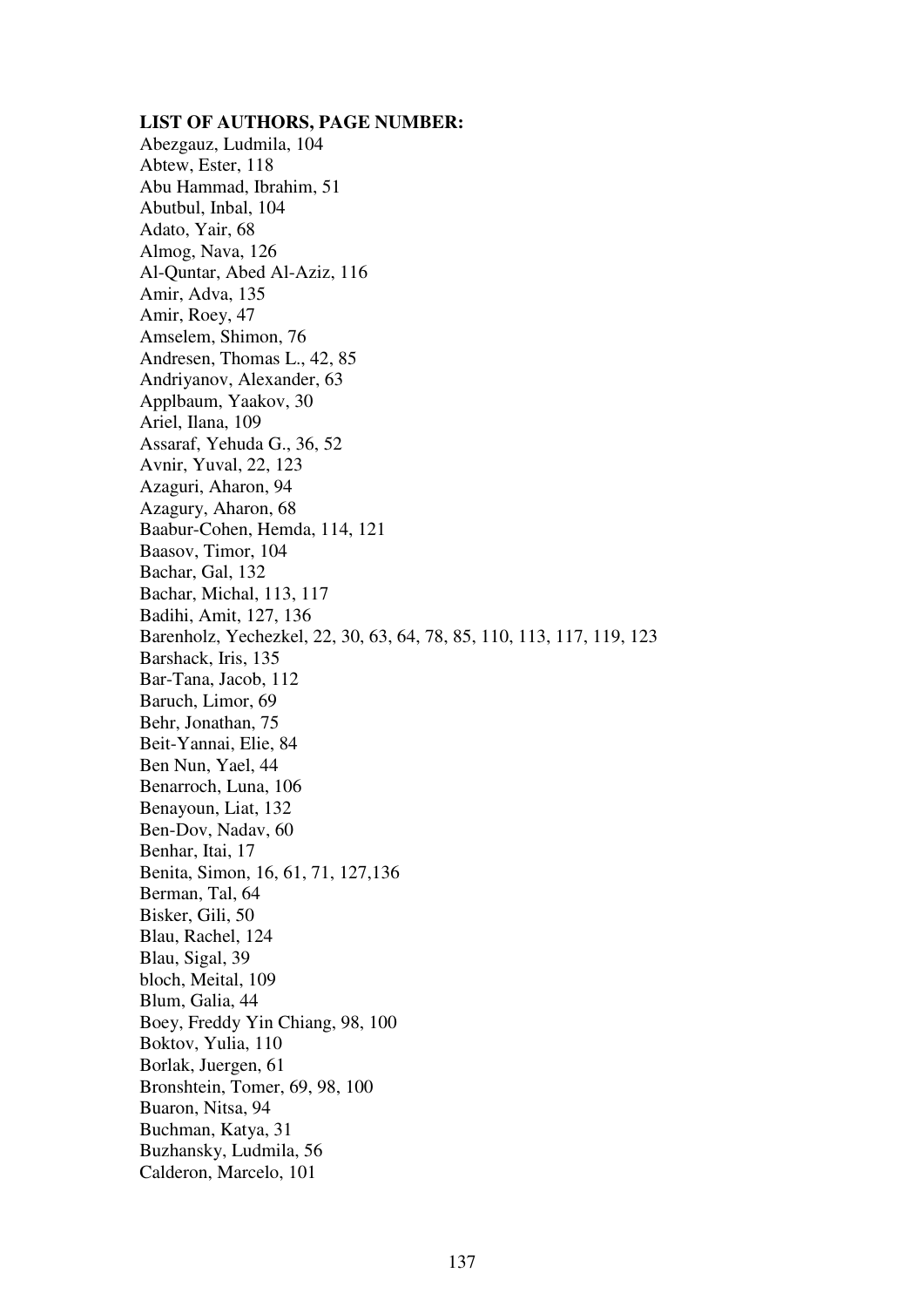**LIST OF AUTHORS, PAGE NUMBER:**

Abezgauz, Ludmila, 104
Abtew, Ester, 118
Abu Hammad, Ibrahim, 51
Abutbul, Inbal, 104
Adato, Yair, 68
Almog, Nava, 126
Al-Quntar, Abed Al-Aziz, 116
Amir, Adva, 135
Amir, Roey, 47
Amselem, Shimon, 76
Andresen, Thomas L., 42, 85
Andriyanov, Alexander, 63
Applbaum, Yaakov, 30
Ariel, Ilana, 109
Assaraf, Yehuda G., 36, 52
Avnir, Yuval, 22, 123
Azaguri, Aharon, 94
Azagury, Aharon, 68
Baabur-Cohen, Hemda, 114, 121
Baasov, Timor, 104
Bachar, Gal, 132
Bachar, Michal, 113, 117
Badihi, Amit, 127, 136
Barenholz, Yechezkel, 22, 30, 63, 64, 78, 85, 110, 113, 117, 119, 123
Barshack, Iris, 135
Bar-Tana, Jacob, 112
Baruch, Limor, 69
Behr, Jonathan, 75
Beit-Yannai, Elie, 84
Ben Nun, Yael, 44
Benarroch, Luna, 106
Benayoun, Liat, 132
Ben-Dov, Nadav, 60
Benhar, Itai, 17
Benita, Simon, 16, 61, 71, 127,136
Berman, Tal, 64
Bisker, Gili, 50
Blau, Rachel, 124
Blau, Sigal, 39
bloch, Meital, 109
Blum, Galia, 44
Boey, Freddy Yin Chiang, 98, 100
Boktov, Yulia, 110
Borlak, Juergen, 61
Bronshtein, Tomer, 69, 98, 100
Buaron, Nitsa, 94
Buchman, Katya, 31
Buzhansky, Ludmila, 56
Calderon, Marcelo, 101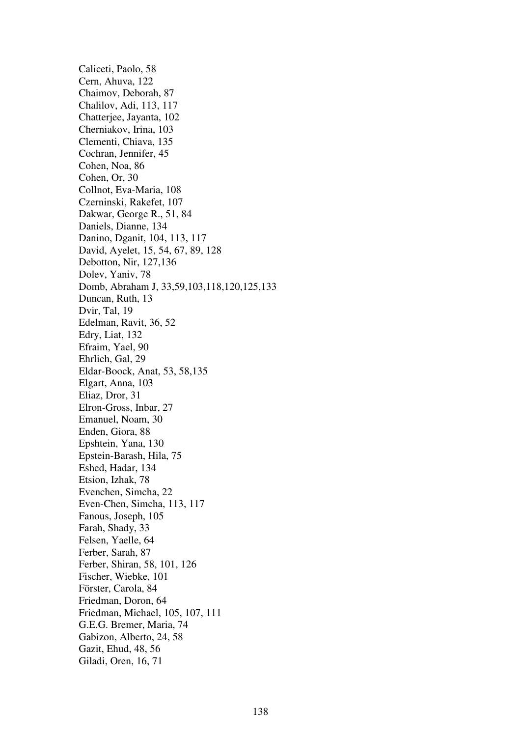Caliceti, Paolo, 58
Cern, Ahuva, 122
Chaimov, Deborah, 87
Chalilov, Adi, 113, 117
Chatterjee, Jayanta, 102
Cherniakov, Irina, 103
Clementi, Chiava, 135
Cochran, Jennifer, 45
Cohen, Noa, 86
Cohen, Or, 30
Collnot, Eva-Maria, 108
Czerninski, Rakefet, 107
Dakwar, George R., 51, 84
Daniels, Dianne, 134
Danino, Dganit, 104, 113, 117
David, Ayelet, 15, 54, 67, 89, 128
Debotton, Nir, 127,136
Dolev, Yaniv, 78
Domb, Abraham J, 33,59,103,118,120,125,133
Duncan, Ruth, 13
Dvir, Tal, 19
Edelman, Ravit, 36, 52
Edry, Liat, 132
Efraim, Yael, 90
Ehrlich, Gal, 29
Eldar-Boock, Anat, 53, 58,135
Elgart, Anna, 103
Eliaz, Dror, 31
Elron-Gross, Inbar, 27
Emanuel, Noam, 30
Enden, Giora, 88
Epshtein, Yana, 130
Epstein-Barash, Hila, 75
Eshed, Hadar, 134
Etsion, Izhak, 78
Evenchen, Simcha, 22
Even-Chen, Simcha, 113, 117
Fanous, Joseph, 105
Farah, Shady, 33
Felsen, Yaelle, 64
Ferber, Sarah, 87
Ferber, Shiran, 58, 101, 126
Fischer, Wiebke, 101
Förster, Carola, 84
Friedman, Doron, 64
Friedman, Michael, 105, 107, 111
G.E.G. Bremer, Maria, 74
Gabizon, Alberto, 24, 58
Gazit, Ehud, 48, 56
Giladi, Oren, 16, 71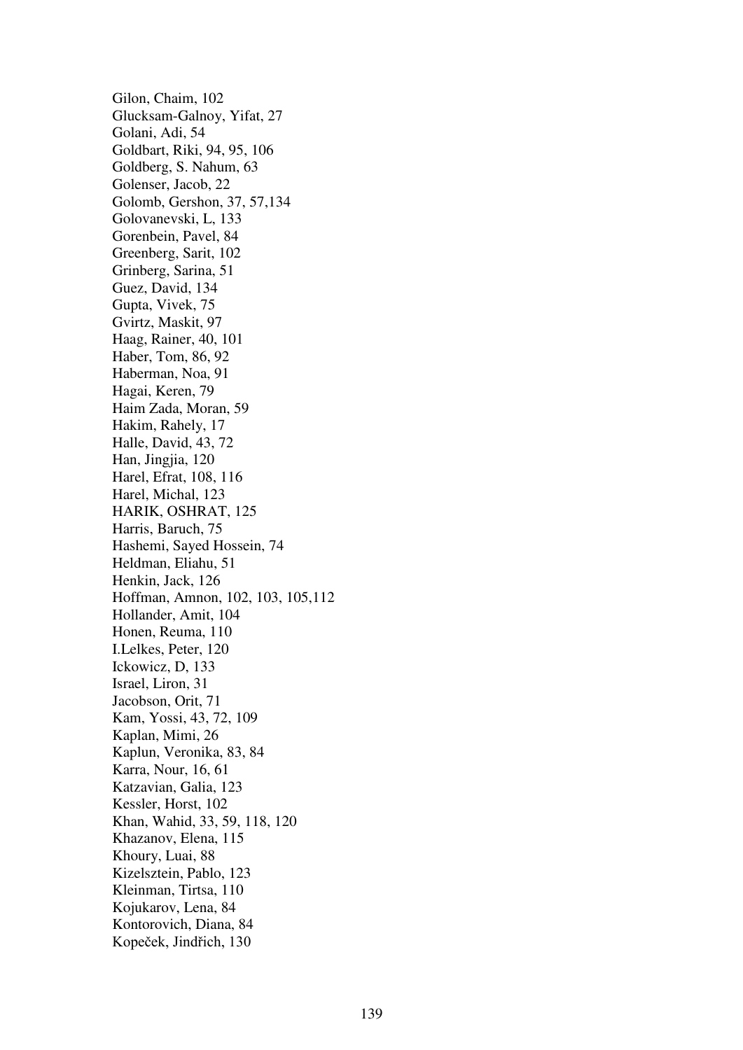Gilon, Chaim, 102
Glucksam-Galnoy, Yifat, 27
Golani, Adi, 54
Goldbart, Riki, 94, 95, 106
Goldberg, S. Nahum, 63
Golenser, Jacob, 22
Golomb, Gershon, 37, 57,134
Golovanevski, L, 133
Gorenbein, Pavel, 84
Greenberg, Sarit, 102
Grinberg, Sarina, 51
Guez, David, 134
Gupta, Vivek, 75
Gvirtz, Maskit, 97
Haag, Rainer, 40, 101
Haber, Tom, 86, 92
Haberman, Noa, 91
Hagai, Keren, 79
Haim Zada, Moran, 59
Hakim, Rahely, 17
Halle, David, 43, 72
Han, Jingjia, 120
Harel, Efrat, 108, 116
Harel, Michal, 123
HARIK, OSHRAT, 125
Harris, Baruch, 75
Hashemi, Sayed Hossein, 74
Heldman, Eliahu, 51
Henkin, Jack, 126
Hoffman, Amnon, 102, 103, 105,112
Hollander, Amit, 104
Honen, Reuma, 110
I.Lelkes, Peter, 120
Ickowicz, D, 133
Israel, Liron, 31
Jacobson, Orit, 71
Kam, Yossi, 43, 72, 109
Kaplan, Mimi, 26
Kaplun, Veronika, 83, 84
Karra, Nour, 16, 61
Katzavian, Galia, 123
Kessler, Horst, 102
Khan, Wahid, 33, 59, 118, 120
Khazanov, Elena, 115
Khoury, Luai, 88
Kizelsztein, Pablo, 123
Kleinman, Tirtsa, 110
Kojukarov, Lena, 84
Kontorovich, Diana, 84
Kopeček, Jindřich, 130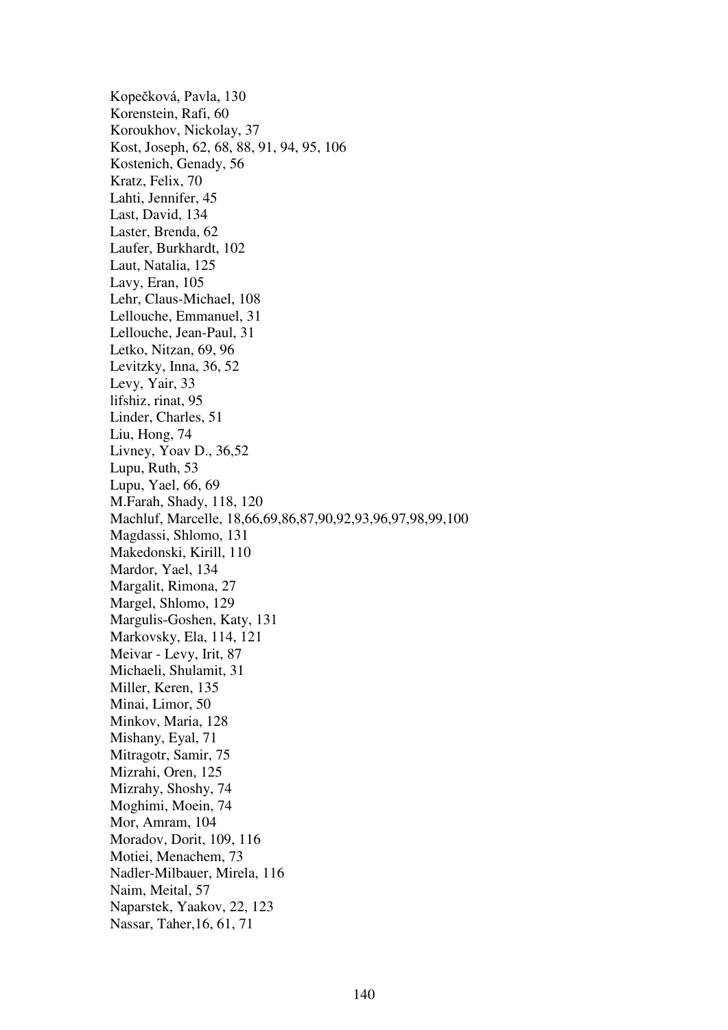Kopečková, Pavla, 130
Korenstein, Rafi, 60
Koroukhov, Nickolay, 37
Kost, Joseph, 62, 68, 88, 91, 94, 95, 106
Kostenich, Genady, 56
Kratz, Felix, 70
Lahti, Jennifer, 45
Last, David, 134
Laster, Brenda, 62
Laufer, Burkhardt, 102
Laut, Natalia, 125
Lavy, Eran, 105
Lehr, Claus-Michael, 108
Lellouche, Emmanuel, 31
Lellouche, Jean-Paul, 31
Letko, Nitzan, 69, 96
Levitzky, Inna, 36, 52
Levy, Yair, 33
lifshiz, rinat, 95
Linder, Charles, 51
Liu, Hong, 74
Livney, Yoav D., 36,52
Lupu, Ruth, 53
Lupu, Yael, 66, 69
M.Farah, Shady, 118, 120
Machluf, Marcelle, 18,66,69,86,87,90,92,93,96,97,98,99,100
Magdassi, Shlomo, 131
Makedonski, Kirill, 110
Mardor, Yael, 134
Margalit, Rimona, 27
Margel, Shlomo, 129
Margulis-Goshen, Katy, 131
Markovsky, Ela, 114, 121
Meivar - Levy, Irit, 87
Michaeli, Shulamit, 31
Miller, Keren, 135
Minai, Limor, 50
Minkov, Maria, 128
Mishany, Eyal, 71
Mitragotr, Samir, 75
Mizrahi, Oren, 125
Mizrahy, Shoshy, 74
Moghimi, Moein, 74
Mor, Amram, 104
Moradov, Dorit, 109, 116
Motiei, Menachem, 73
Nadler-Milbauer, Mirela, 116
Naim, Meital, 57
Naparstek, Yaakov, 22, 123
Nassar, Taher,16, 61, 71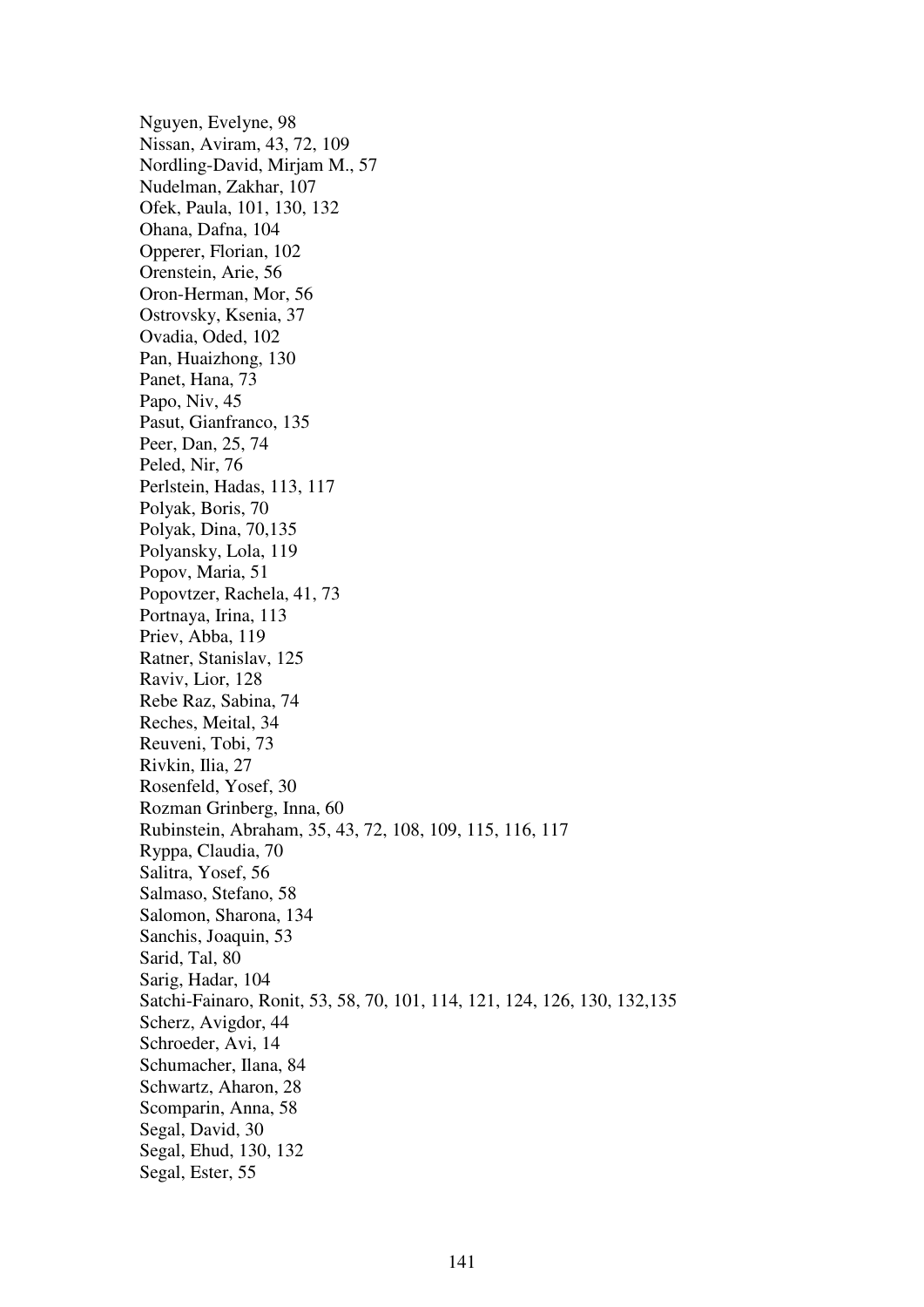Nguyen, Evelyne, 98
Nissan, Aviram, 43, 72, 109
Nordling-David, Mirjam M., 57
Nudelman, Zakhar, 107
Ofek, Paula, 101, 130, 132
Ohana, Dafna, 104
Opperer, Florian, 102
Orenstein, Arie, 56
Oron-Herman, Mor, 56
Ostrovsky, Ksenia, 37
Ovadia, Oded, 102
Pan, Huaizhong, 130
Panet, Hana, 73
Papo, Niv, 45
Pasut, Gianfranco, 135
Peer, Dan, 25, 74
Peled, Nir, 76
Perlstein, Hadas, 113, 117
Polyak, Boris, 70
Polyak, Dina, 70,135
Polyansky, Lola, 119
Popov, Maria, 51
Popovtzer, Rachela, 41, 73
Portnaya, Irina, 113
Priev, Abba, 119
Ratner, Stanislav, 125
Raviv, Lior, 128
Rebe Raz, Sabina, 74
Reches, Meital, 34
Reuveni, Tobi, 73
Rivkin, Ilia, 27
Rosenfeld, Yosef, 30
Rozman Grinberg, Inna, 60
Rubinstein, Abraham, 35, 43, 72, 108, 109, 115, 116, 117
Ryppa, Claudia, 70
Salitra, Yosef, 56
Salmaso, Stefano, 58
Salomon, Sharona, 134
Sanchis, Joaquin, 53
Sarid, Tal, 80
Sarig, Hadar, 104
Satchi-Fainaro, Ronit, 53, 58, 70, 101, 114, 121, 124, 126, 130, 132,135
Scherz, Avigdor, 44
Schroeder, Avi, 14
Schumacher, Ilana, 84
Schwartz, Aharon, 28
Scomparin, Anna, 58
Segal, David, 30
Segal, Ehud, 130, 132
Segal, Ester, 55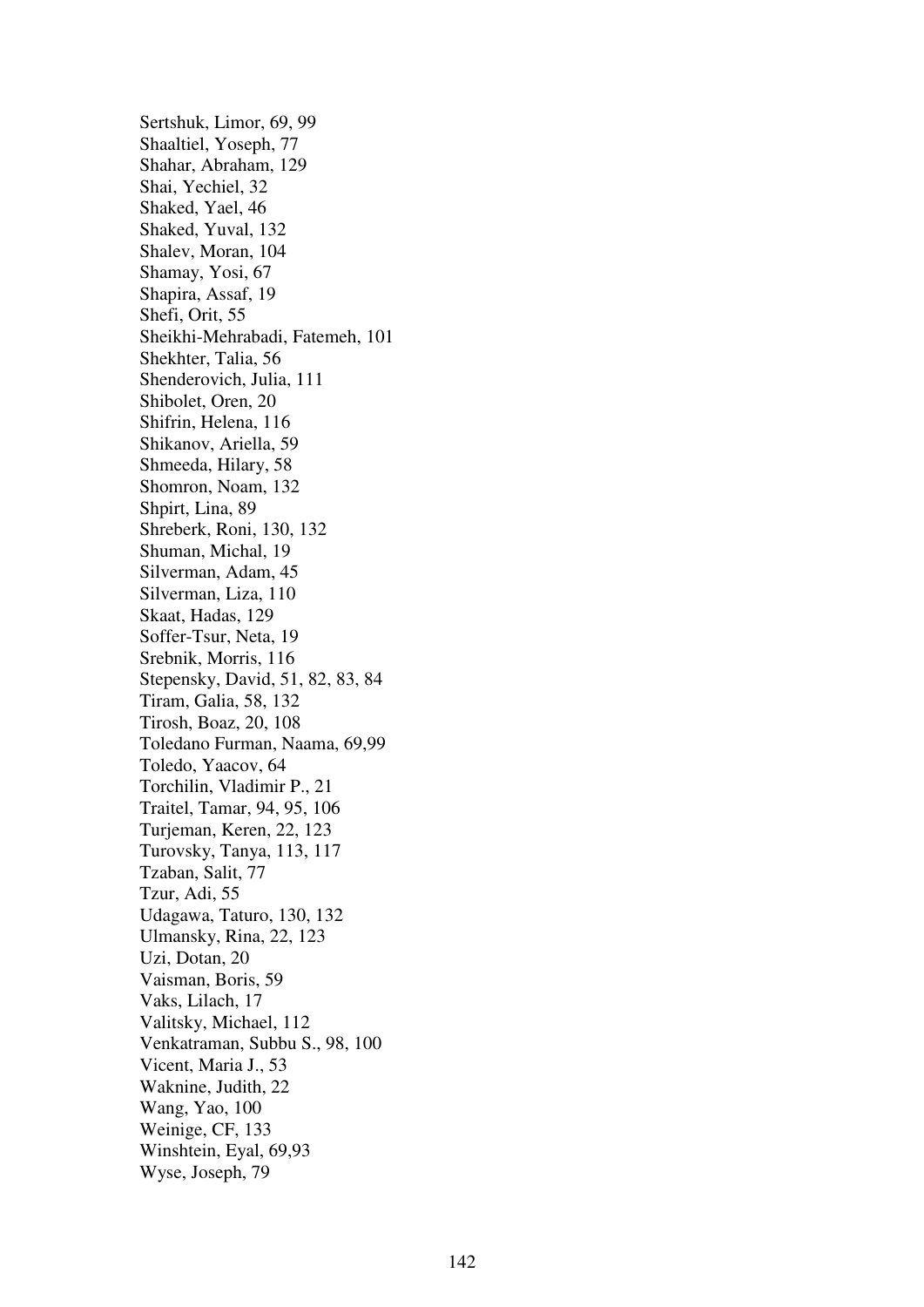Sertshuk, Limor, 69, 99
Shaaltiel, Yoseph, 77
Shahar, Abraham, 129
Shai, Yechiel, 32
Shaked, Yael, 46
Shaked, Yuval, 132
Shalev, Moran, 104
Shamay, Yosi, 67
Shapira, Assaf, 19
Shefi, Orit, 55
Sheikhi-Mehrabadi, Fatemeh, 101
Shekhter, Talia, 56
Shenderovich, Julia, 111
Shibolet, Oren, 20
Shifrin, Helena, 116
Shikanov, Ariella, 59
Shmeeda, Hilary, 58
Shomron, Noam, 132
Shpirt, Lina, 89
Shreberk, Roni, 130, 132
Shuman, Michal, 19
Silverman, Adam, 45
Silverman, Liza, 110
Skaat, Hadas, 129
Soffer-Tsur, Neta, 19
Srebnik, Morris, 116
Stepensky, David, 51, 82, 83, 84
Tiram, Galia, 58, 132
Tirosh, Boaz, 20, 108
Toledano Furman, Naama, 69,99
Toledo, Yaacov, 64
Torchilin, Vladimir P., 21
Traitel, Tamar, 94, 95, 106
Turjeman, Keren, 22, 123
Turovsky, Tanya, 113, 117
Tzaban, Salit, 77
Tzur, Adi, 55
Udagawa, Taturo, 130, 132
Ulmansky, Rina, 22, 123
Uzi, Dotan, 20
Vaisman, Boris, 59
Vaks, Lilach, 17
Valitsky, Michael, 112
Venkatraman, Subbu S., 98, 100
Vicent, Maria J., 53
Waknine, Judith, 22
Wang, Yao, 100
Weinige, CF, 133
Winshtein, Eyal, 69,93
Wyse, Joseph, 79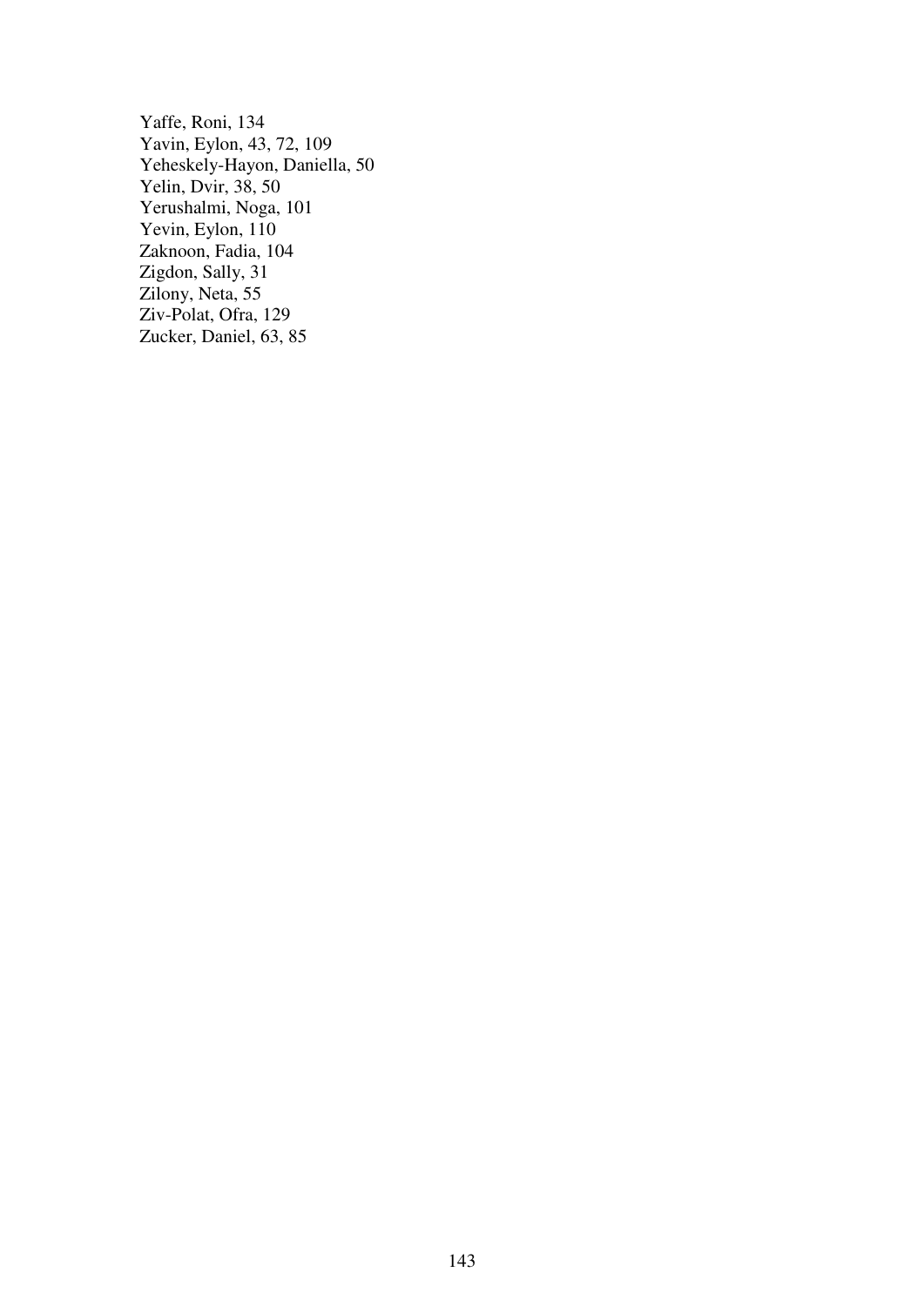Yaffe, Roni, 134
Yavin, Eylon, 43, 72, 109
Yeheskely-Hayon, Daniella, 50
Yelin, Dvir, 38, 50
Yerushalmi, Noga, 101
Yevin, Eylon, 110
Zaknoon, Fadia, 104
Zigdon, Sally, 31
Zilony, Neta, 55
Ziv-Polat, Ofra, 129
Zucker, Daniel, 63, 85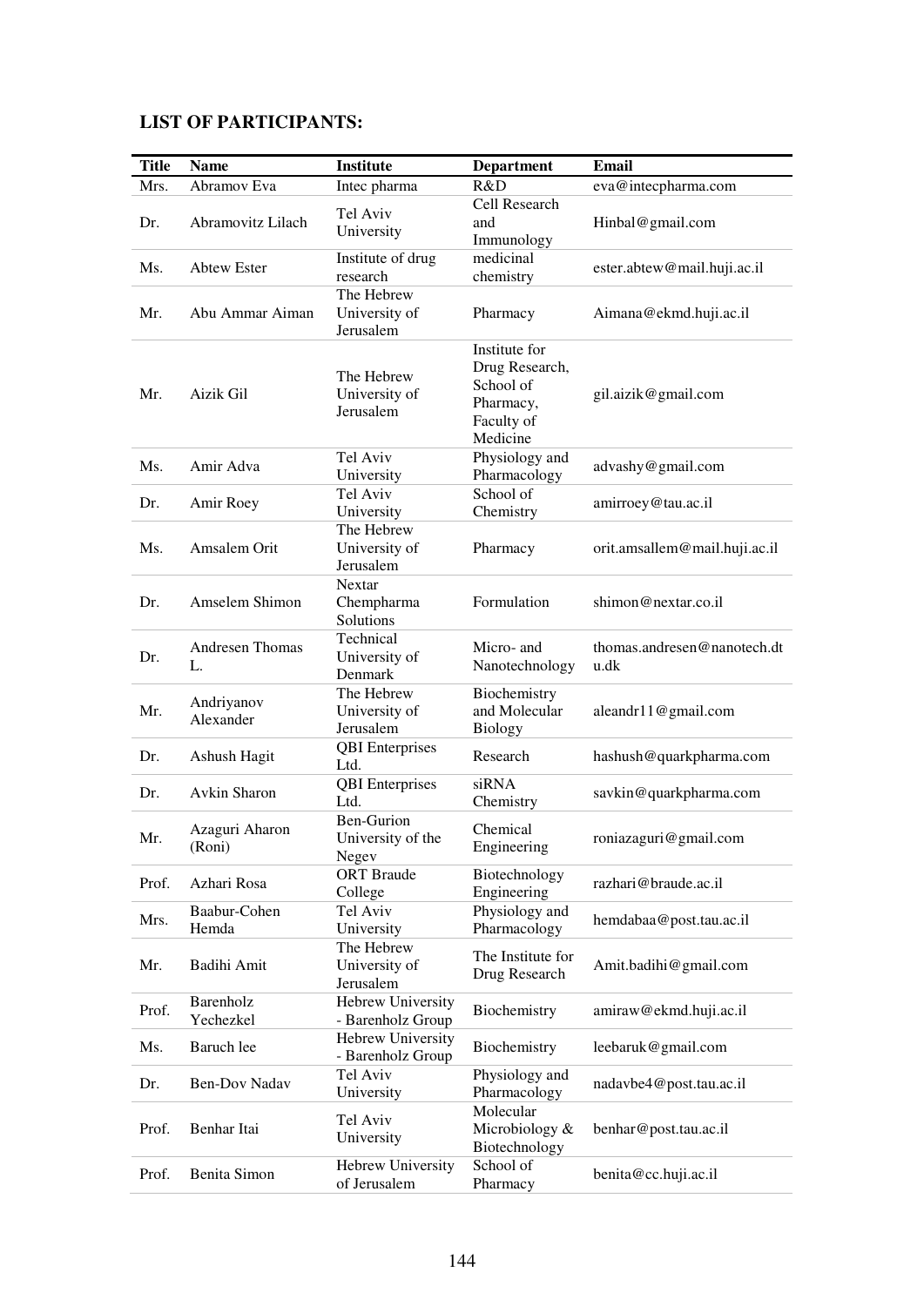## LIST OF PARTICIPANTS:

| Title | Name | Institute | Department | Email |
|---|---|---|---|---|
| Mrs. | Abramov Eva | Intec pharma | R&D | eva@intecpharma.com |
| Dr. | Abramovitz Lilach | Tel Aviv University | Cell Research and Immunology | Hinbal@gmail.com |
| Ms. | Abtew Ester | Institute of drug research | medicinal chemistry | ester.abtew@mail.huji.ac.il |
| Mr. | Abu Ammar Aiman | The Hebrew University of Jerusalem | Pharmacy | Aimana@ekmd.huji.ac.il |
| Mr. | Aizik Gil | The Hebrew University of Jerusalem | Institute for Drug Research, School of Pharmacy, Faculty of Medicine | gil.aizik@gmail.com |
| Ms. | Amir Adva | Tel Aviv University | Physiology and Pharmacology | advashy@gmail.com |
| Dr. | Amir Roey | Tel Aviv University | School of Chemistry | amirroey@tau.ac.il |
| Ms. | Amsalem Orit | The Hebrew University of Jerusalem | Pharmacy | orit.amsallem@mail.huji.ac.il |
| Dr. | Amselem Shimon | Nextar Chempharma Solutions | Formulation | shimon@nextar.co.il |
| Dr. | Andresen Thomas L. | Technical University of Denmark | Micro- and Nanotechnology | thomas.andresen@nanotech.dtu.dk |
| Mr. | Andriyanov Alexander | The Hebrew University of Jerusalem | Biochemistry and Molecular Biology | aleandr11@gmail.com |
| Dr. | Ashush Hagit | QBI Enterprises Ltd. | Research | hashush@quarkpharma.com |
| Dr. | Avkin Sharon | QBI Enterprises Ltd. | siRNA Chemistry | savkin@quarkpharma.com |
| Mr. | Azaguri Aharon (Roni) | Ben-Gurion University of the Negev | Chemical Engineering | roniazaguri@gmail.com |
| Prof. | Azhari Rosa | ORT Braude College | Biotechnology Engineering | razhari@braude.ac.il |
| Mrs. | Baabur-Cohen Hemda | Tel Aviv University | Physiology and Pharmacology | hemdabaa@post.tau.ac.il |
| Mr. | Badihi Amit | The Hebrew University of Jerusalem | The Institute for Drug Research | Amit.badihi@gmail.com |
| Prof. | Barenholz Yechezkel | Hebrew University - Barenholz Group | Biochemistry | amiraw@ekmd.huji.ac.il |
| Ms. | Baruch lee | Hebrew University - Barenholz Group | Biochemistry | leebaruk@gmail.com |
| Dr. | Ben-Dov Nadav | Tel Aviv University | Physiology and Pharmacology | nadavbe4@post.tau.ac.il |
| Prof. | Benhar Itai | Tel Aviv University | Molecular Microbiology & Biotechnology | benhar@post.tau.ac.il |
| Prof. | Benita Simon | Hebrew University of Jerusalem | School of Pharmacy | benita@cc.huji.ac.il |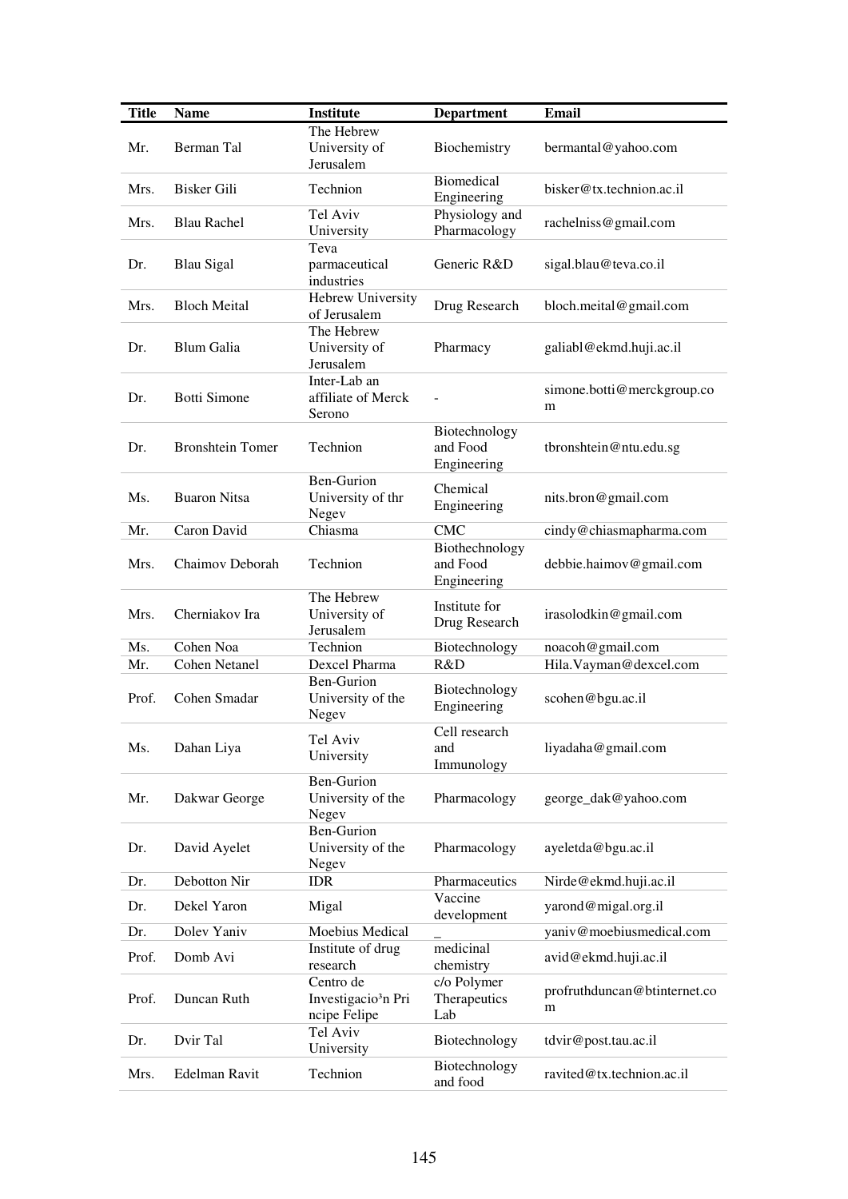| Title | Name | Institute | Department | Email |
|---|---|---|---|---|
| Mr. | Berman Tal | The Hebrew University of Jerusalem | Biochemistry | bermantal@yahoo.com |
| Mrs. | Bisker Gili | Technion | Biomedical Engineering | bisker@tx.technion.ac.il |
| Mrs. | Blau Rachel | Tel Aviv University | Physiology and Pharmacology | rachelniss@gmail.com |
| Dr. | Blau Sigal | Teva parmaceutical industries | Generic R&D | sigal.blau@teva.co.il |
| Mrs. | Bloch Meital | Hebrew University of Jerusalem | Drug Research | bloch.meital@gmail.com |
| Dr. | Blum Galia | The Hebrew University of Jerusalem | Pharmacy | galiabl@ekmd.huji.ac.il |
| Dr. | Botti Simone | Inter-Lab an affiliate of Merck Serono | - | simone.botti@merckgroup.com |
| Dr. | Bronshtein Tomer | Technion | Biotechnology and Food Engineering | tbronshtein@ntu.edu.sg |
| Ms. | Buaron Nitsa | Ben-Gurion University of thr Negev | Chemical Engineering | nits.bron@gmail.com |
| Mr. | Caron David | Chiasma | CMC | cindy@chiasmapharma.com |
| Mrs. | Chaimov Deborah | Technion | Biothechnology and Food Engineering | debbie.haimov@gmail.com |
| Mrs. | Cherniakov Ira | The Hebrew University of Jerusalem | Institute for Drug Research | irasolodkin@gmail.com |
| Ms. | Cohen Noa | Technion | Biotechnology | noacoh@gmail.com |
| Mr. | Cohen Netanel | Dexcel Pharma | R&D | Hila.Vayman@dexcel.com |
| Prof. | Cohen Smadar | Ben-Gurion University of the Negev | Biotechnology Engineering | scohen@bgu.ac.il |
| Ms. | Dahan Liya | Tel Aviv University | Cell research and Immunology | liyadaha@gmail.com |
| Mr. | Dakwar George | Ben-Gurion University of the Negev | Pharmacology | george_dak@yahoo.com |
| Dr. | David Ayelet | Ben-Gurion University of the Negev | Pharmacology | ayeletda@bgu.ac.il |
| Dr. | Debotton Nir | IDR | Pharmaceutics | Nirde@ekmd.huji.ac.il |
| Dr. | Dekel Yaron | Migal | Vaccine development | yarond@migal.org.il |
| Dr. | Dolev Yaniv | Moebius Medical | _ | yaniv@moebiusmedical.com |
| Prof. | Domb Avi | Institute of drug research | medicinal chemistry | avid@ekmd.huji.ac.il |
| Prof. | Duncan Ruth | Centro de Investigacio³n Principe Felipe | c/o Polymer Therapeutics Lab | profruthduncan@btinternet.com |
| Dr. | Dvir Tal | Tel Aviv University | Biotechnology | tdvir@post.tau.ac.il |
| Mrs. | Edelman Ravit | Technion | Biotechnology and food | ravited@tx.technion.ac.il |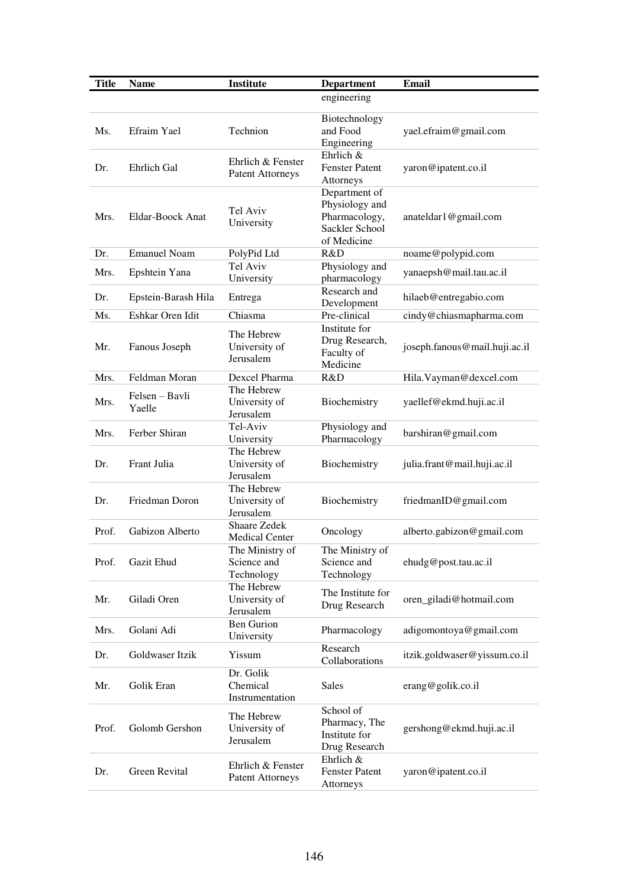| Title | Name | Institute | Department | Email |
|---|---|---|---|---|
| | | | engineering | |
| Ms. | Efraim Yael | Technion | Biotechnology and Food Engineering | yael.efraim@gmail.com |
| Dr. | Ehrlich Gal | Ehrlich & Fenster Patent Attorneys | Ehrlich & Fenster Patent Attorneys | yaron@ipatent.co.il |
| Mrs. | Eldar-Boock Anat | Tel Aviv University | Department of Physiology and Pharmacology, Sackler School of Medicine | anateldar1@gmail.com |
| Dr. | Emanuel Noam | PolyPid Ltd | R&D | noame@polypid.com |
| Mrs. | Epshtein Yana | Tel Aviv University | Physiology and pharmacology | yanaepsh@mail.tau.ac.il |
| Dr. | Epstein-Barash Hila | Entrega | Research and Development | hilaeb@entregabio.com |
| Ms. | Eshkar Oren Idit | Chiasma | Pre-clinical | cindy@chiasmapharma.com |
| Mr. | Fanous Joseph | The Hebrew University of Jerusalem | Institute for Drug Research, Faculty of Medicine | joseph.fanous@mail.huji.ac.il |
| Mrs. | Feldman Moran | Dexcel Pharma | R&D | Hila.Vayman@dexcel.com |
| Mrs. | Felsen – Bavli Yaelle | The Hebrew University of Jerusalem | Biochemistry | yaellef@ekmd.huji.ac.il |
| Mrs. | Ferber Shiran | Tel-Aviv University | Physiology and Pharmacology | barshiran@gmail.com |
| Dr. | Frant Julia | The Hebrew University of Jerusalem | Biochemistry | julia.frant@mail.huji.ac.il |
| Dr. | Friedman Doron | The Hebrew University of Jerusalem | Biochemistry | friedmanID@gmail.com |
| Prof. | Gabizon Alberto | Shaare Zedek Medical Center | Oncology | alberto.gabizon@gmail.com |
| Prof. | Gazit Ehud | The Ministry of Science and Technology | The Ministry of Science and Technology | ehudg@post.tau.ac.il |
| Mr. | Giladi Oren | The Hebrew University of Jerusalem | The Institute for Drug Research | oren_giladi@hotmail.com |
| Mrs. | Golani Adi | Ben Gurion University | Pharmacology | adigomontoya@gmail.com |
| Dr. | Goldwaser Itzik | Yissum | Research Collaborations | itzik.goldwaser@yissum.co.il |
| Mr. | Golik Eran | Dr. Golik Chemical Instrumentation | Sales | erang@golik.co.il |
| Prof. | Golomb Gershon | The Hebrew University of Jerusalem | School of Pharmacy, The Institute for Drug Research | gershong@ekmd.huji.ac.il |
| Dr. | Green Revital | Ehrlich & Fenster Patent Attorneys | Ehrlich & Fenster Patent Attorneys | yaron@ipatent.co.il |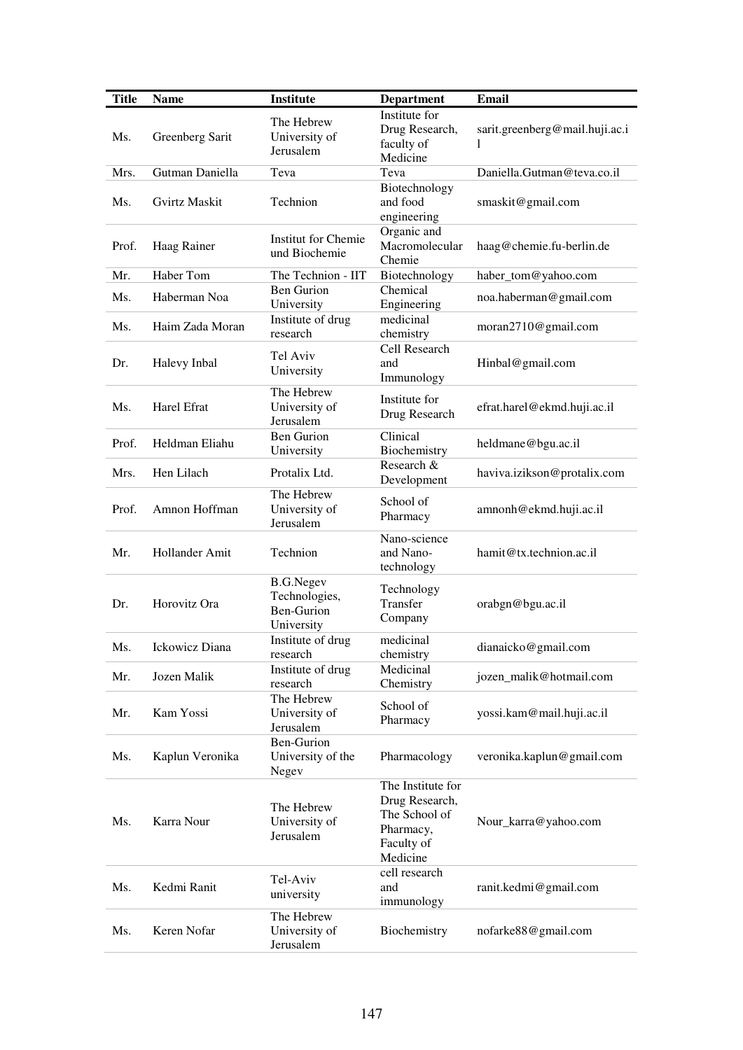| Title | Name | Institute | Department | Email |
| --- | --- | --- | --- | --- |
| Ms. | Greenberg Sarit | The Hebrew University of Jerusalem | Institute for Drug Research, faculty of Medicine | sarit.greenberg@mail.huji.ac.il |
| Mrs. | Gutman Daniella | Teva | Teva | Daniella.Gutman@teva.co.il |
| Ms. | Gvirtz Maskit | Technion | Biotechnology and food engineering | smaskit@gmail.com |
| Prof. | Haag Rainer | Institut for Chemie und Biochemie | Organic and Macromolecular Chemie | haag@chemie.fu-berlin.de |
| Mr. | Haber Tom | The Technion - IIT | Biotechnology | haber_tom@yahoo.com |
| Ms. | Haberman Noa | Ben Gurion University | Chemical Engineering | noa.haberman@gmail.com |
| Ms. | Haim Zada Moran | Institute of drug research | medicinal chemistry | moran2710@gmail.com |
| Dr. | Halevy Inbal | Tel Aviv University | Cell Research and Immunology | Hinbal@gmail.com |
| Ms. | Harel Efrat | The Hebrew University of Jerusalem | Institute for Drug Research | efrat.harel@ekmd.huji.ac.il |
| Prof. | Heldman Eliahu | Ben Gurion University | Clinical Biochemistry | heldmane@bgu.ac.il |
| Mrs. | Hen Lilach | Protalix Ltd. | Research & Development | haviva.izikson@protalix.com |
| Prof. | Amnon Hoffman | The Hebrew University of Jerusalem | School of Pharmacy | amnonh@ekmd.huji.ac.il |
| Mr. | Hollander Amit | Technion | Nano-science and Nano-technology | hamit@tx.technion.ac.il |
| Dr. | Horovitz Ora | B.G.Negev Technologies, Ben-Gurion University | Technology Transfer Company | orabgn@bgu.ac.il |
| Ms. | Ickowicz Diana | Institute of drug research | medicinal chemistry | dianaicko@gmail.com |
| Mr. | Jozen Malik | Institute of drug research | Medicinal Chemistry | jozen_malik@hotmail.com |
| Mr. | Kam Yossi | The Hebrew University of Jerusalem | School of Pharmacy | yossi.kam@mail.huji.ac.il |
| Ms. | Kaplun Veronika | Ben-Gurion University of the Negev | Pharmacology | veronika.kaplun@gmail.com |
| Ms. | Karra Nour | The Hebrew University of Jerusalem | The Institute for Drug Research, The School of Pharmacy, Faculty of Medicine | Nour_karra@yahoo.com |
| Ms. | Kedmi Ranit | Tel-Aviv university | cell research and immunology | ranit.kedmi@gmail.com |
| Ms. | Keren Nofar | The Hebrew University of Jerusalem | Biochemistry | nofarke88@gmail.com |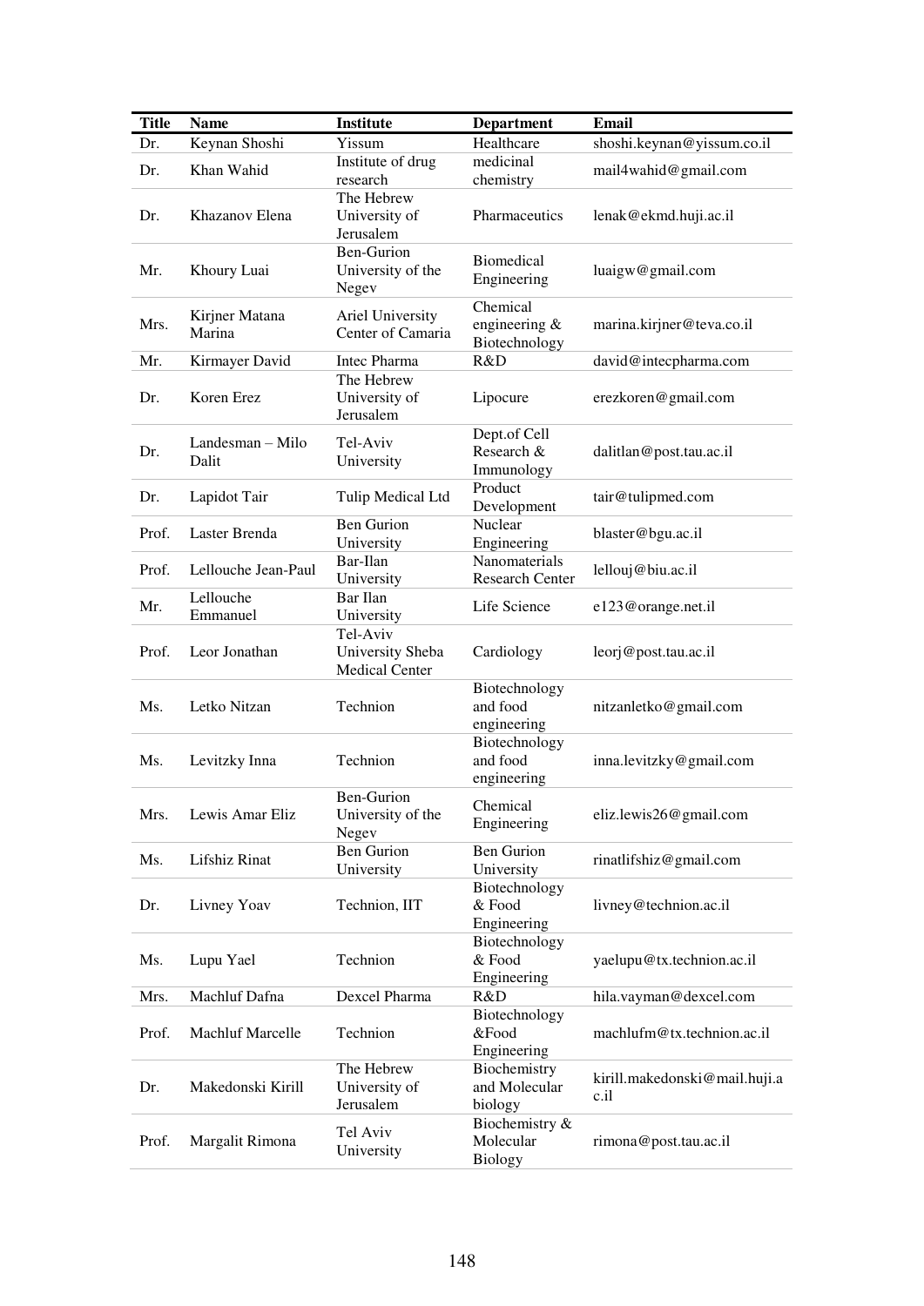| Title | Name | Institute | Department | Email |
|---|---|---|---|---|
| Dr. | Keynan Shoshi | Yissum | Healthcare | shoshi.keynan@yissum.co.il |
| Dr. | Khan Wahid | Institute of drug research | medicinal chemistry | mail4wahid@gmail.com |
| Dr. | Khazanov Elena | The Hebrew University of Jerusalem | Pharmaceutics | lenak@ekmd.huji.ac.il |
| Mr. | Khoury Luai | Ben-Gurion University of the Negev | Biomedical Engineering | luaigw@gmail.com |
| Mrs. | Kirjner Matana Marina | Ariel University Center of Camaria | Chemical engineering & Biotechnology | marina.kirjner@teva.co.il |
| Mr. | Kirmayer David | Intec Pharma | R&D | david@intecpharma.com |
| Dr. | Koren Erez | The Hebrew University of Jerusalem | Lipocure | erezkoren@gmail.com |
| Dr. | Landesman – Milo Dalit | Tel-Aviv University | Dept.of Cell Research & Immunology | dalitlan@post.tau.ac.il |
| Dr. | Lapidot Tair | Tulip Medical Ltd | Product Development | tair@tulipmed.com |
| Prof. | Laster Brenda | Ben Gurion University | Nuclear Engineering | blaster@bgu.ac.il |
| Prof. | Lellouche Jean-Paul | Bar-Ilan University | Nanomaterials Research Center | lellouj@biu.ac.il |
| Mr. | Lellouche Emmanuel | Bar Ilan University | Life Science | e123@orange.net.il |
| Prof. | Leor Jonathan | Tel-Aviv University Sheba Medical Center | Cardiology | leorj@post.tau.ac.il |
| Ms. | Letko Nitzan | Technion | Biotechnology and food engineering | nitzanletko@gmail.com |
| Ms. | Levitzky Inna | Technion | Biotechnology and food engineering | inna.levitzky@gmail.com |
| Mrs. | Lewis Amar Eliz | Ben-Gurion University of the Negev | Chemical Engineering | eliz.lewis26@gmail.com |
| Ms. | Lifshiz Rinat | Ben Gurion University | Ben Gurion University | rinatlifshiz@gmail.com |
| Dr. | Livney Yoav | Technion, IIT | Biotechnology & Food Engineering | livney@technion.ac.il |
| Ms. | Lupu Yael | Technion | Biotechnology & Food Engineering | yaelupu@tx.technion.ac.il |
| Mrs. | Machluf Dafna | Dexcel Pharma | R&D | hila.vayman@dexcel.com |
| Prof. | Machluf Marcelle | Technion | Biotechnology &Food Engineering | machlufm@tx.technion.ac.il |
| Dr. | Makedonski Kirill | The Hebrew University of Jerusalem | Biochemistry and Molecular biology | kirill.makedonski@mail.huji.ac.il |
| Prof. | Margalit Rimona | Tel Aviv University | Biochemistry & Molecular Biology | rimona@post.tau.ac.il |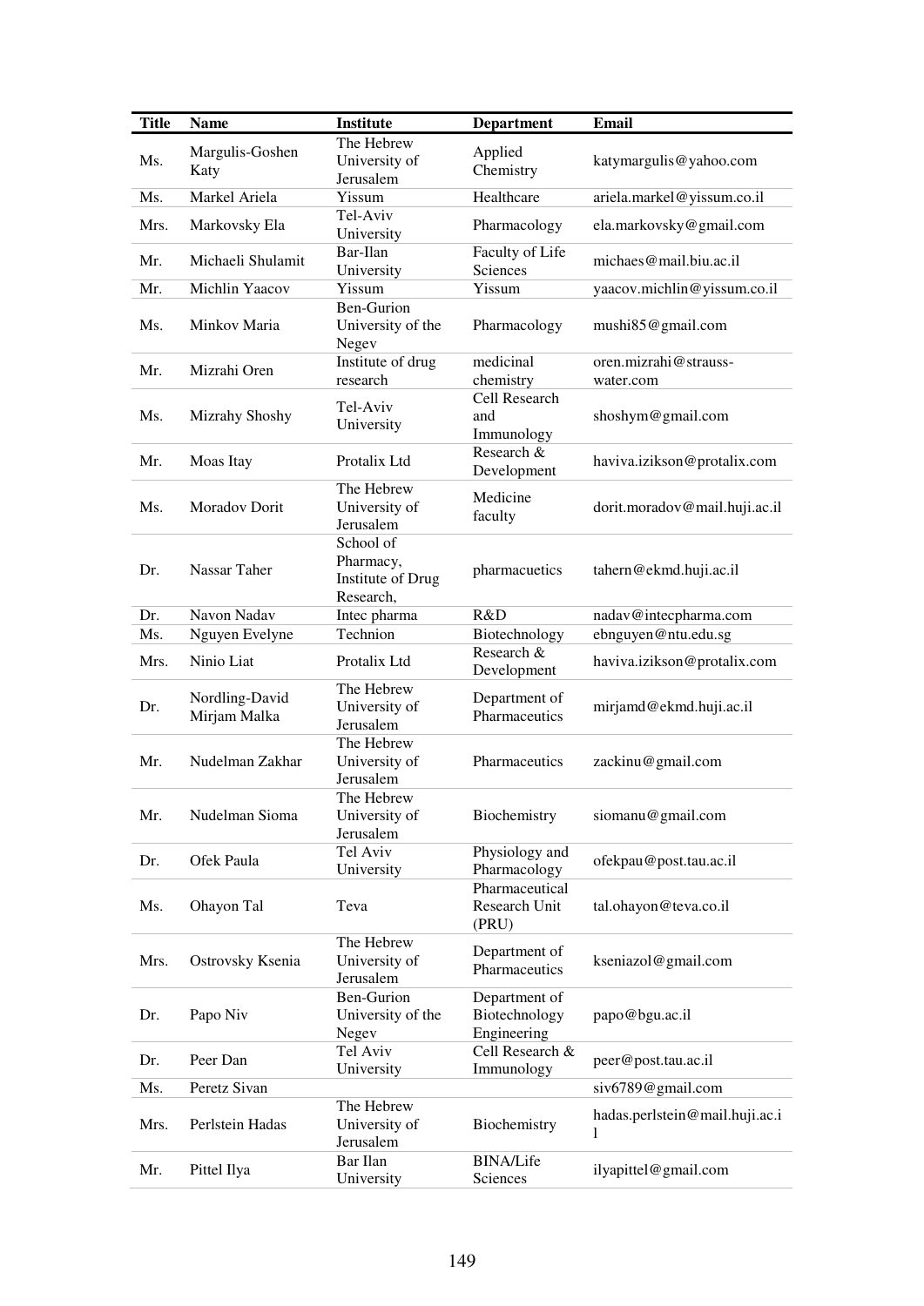| Title | Name | Institute | Department | Email |
|---|---|---|---|---|
| Ms. | Margulis-Goshen Katy | The Hebrew University of Jerusalem | Applied Chemistry | katymargulis@yahoo.com |
| Ms. | Markel Ariela | Yissum | Healthcare | ariela.markel@yissum.co.il |
| Mrs. | Markovsky Ela | Tel-Aviv University | Pharmacology | ela.markovsky@gmail.com |
| Mr. | Michaeli Shulamit | Bar-Ilan University | Faculty of Life Sciences | michaes@mail.biu.ac.il |
| Mr. | Michlin Yaacov | Yissum | Yissum | yaacov.michlin@yissum.co.il |
| Ms. | Minkov Maria | Ben-Gurion University of the Negev | Pharmacology | mushi85@gmail.com |
| Mr. | Mizrahi Oren | Institute of drug research | medicinal chemistry | oren.mizrahi@strauss-water.com |
| Ms. | Mizrahy Shoshy | Tel-Aviv University | Cell Research and Immunology | shoshym@gmail.com |
| Mr. | Moas Itay | Protalix Ltd | Research & Development | haviva.izikson@protalix.com |
| Ms. | Moradov Dorit | The Hebrew University of Jerusalem | Medicine faculty | dorit.moradov@mail.huji.ac.il |
| Dr. | Nassar Taher | School of Pharmacy, Institute of Drug Research, | pharmacuetics | tahern@ekmd.huji.ac.il |
| Dr. | Navon Nadav | Intec pharma | R&D | nadav@intecpharma.com |
| Ms. | Nguyen Evelyne | Technion | Biotechnology | ebnguyen@ntu.edu.sg |
| Mrs. | Ninio Liat | Protalix Ltd | Research & Development | haviva.izikson@protalix.com |
| Dr. | Nordling-David Mirjam Malka | The Hebrew University of Jerusalem | Department of Pharmaceutics | mirjamd@ekmd.huji.ac.il |
| Mr. | Nudelman Zakhar | The Hebrew University of Jerusalem | Pharmaceutics | zackinu@gmail.com |
| Mr. | Nudelman Sioma | The Hebrew University of Jerusalem | Biochemistry | siomanu@gmail.com |
| Dr. | Ofek Paula | Tel Aviv University | Physiology and Pharmacology | ofekpau@post.tau.ac.il |
| Ms. | Ohayon Tal | Teva | Pharmaceutical Research Unit (PRU) | tal.ohayon@teva.co.il |
| Mrs. | Ostrovsky Ksenia | The Hebrew University of Jerusalem | Department of Pharmaceutics | kseniazol@gmail.com |
| Dr. | Papo Niv | Ben-Gurion University of the Negev | Department of Biotechnology Engineering | papo@bgu.ac.il |
| Dr. | Peer Dan | Tel Aviv University | Cell Research & Immunology | peer@post.tau.ac.il |
| Ms. | Peretz Sivan | | | siv6789@gmail.com |
| Mrs. | Perlstein Hadas | The Hebrew University of Jerusalem | Biochemistry | hadas.perlstein@mail.huji.ac.il |
| Mr. | Pittel Ilya | Bar Ilan University | BINA/Life Sciences | ilyapittel@gmail.com |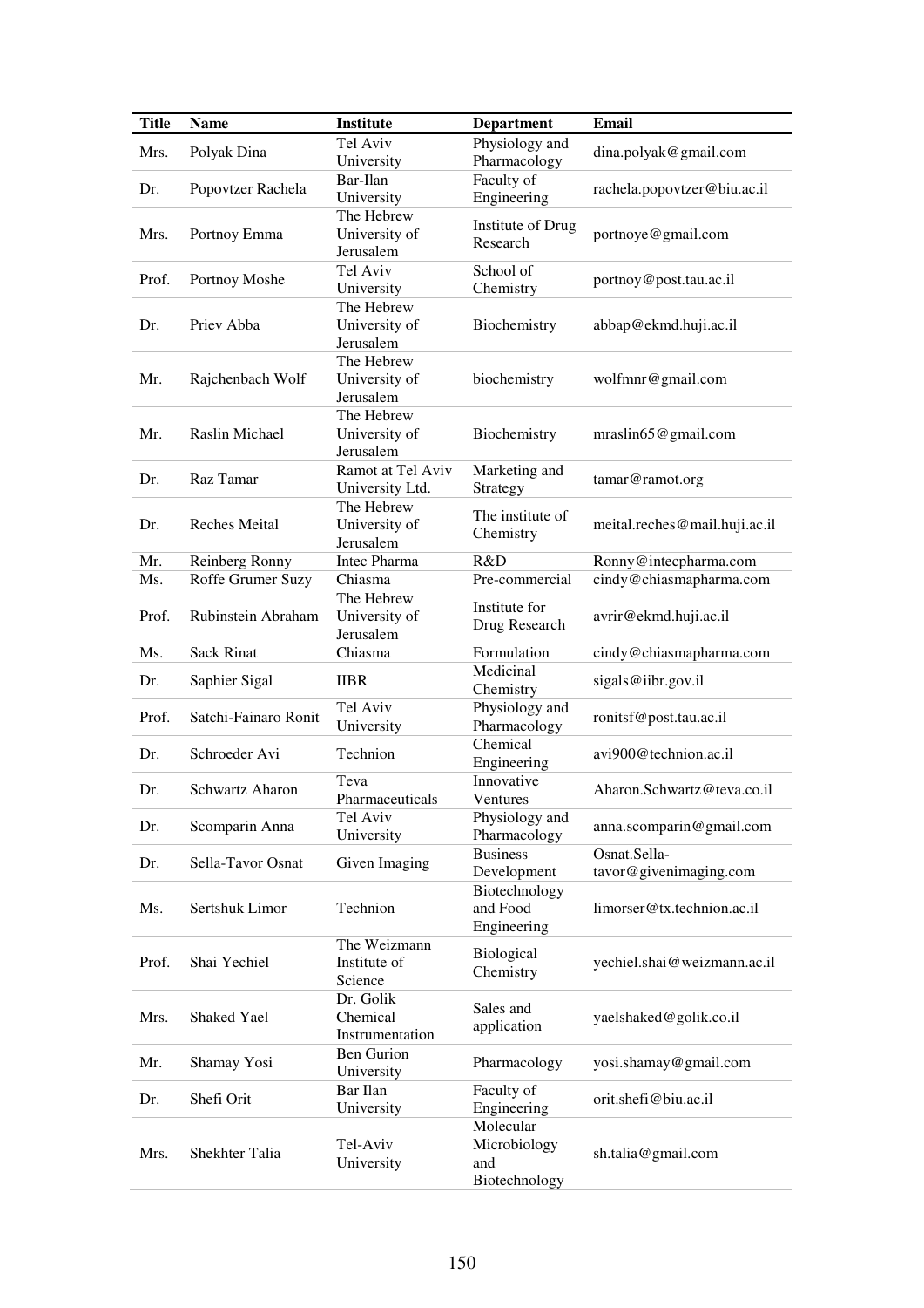| Title | Name | Institute | Department | Email |
|---|---|---|---|---|
| Mrs. | Polyak Dina | Tel Aviv University | Physiology and Pharmacology | dina.polyak@gmail.com |
| Dr. | Popovtzer Rachela | Bar-Ilan University | Faculty of Engineering | rachela.popovtzer@biu.ac.il |
| Mrs. | Portnoy Emma | The Hebrew University of Jerusalem | Institute of Drug Research | portnoye@gmail.com |
| Prof. | Portnoy Moshe | Tel Aviv University | School of Chemistry | portnoy@post.tau.ac.il |
| Dr. | Priev Abba | The Hebrew University of Jerusalem | Biochemistry | abbap@ekmd.huji.ac.il |
| Mr. | Rajchenbach Wolf | The Hebrew University of Jerusalem | biochemistry | wolfmnr@gmail.com |
| Mr. | Raslin Michael | The Hebrew University of Jerusalem | Biochemistry | mraslin65@gmail.com |
| Dr. | Raz Tamar | Ramot at Tel Aviv University Ltd. | Marketing and Strategy | tamar@ramot.org |
| Dr. | Reches Meital | The Hebrew University of Jerusalem | The institute of Chemistry | meital.reches@mail.huji.ac.il |
| Mr. | Reinberg Ronny | Intec Pharma | R&D | Ronny@intecpharma.com |
| Ms. | Roffe Grumer Suzy | Chiasma | Pre-commercial | cindy@chiasmapharma.com |
| Prof. | Rubinstein Abraham | The Hebrew University of Jerusalem | Institute for Drug Research | avrir@ekmd.huji.ac.il |
| Ms. | Sack Rinat | Chiasma | Formulation | cindy@chiasmapharma.com |
| Dr. | Saphier Sigal | IIBR | Medicinal Chemistry | sigals@iibr.gov.il |
| Prof. | Satchi-Fainaro Ronit | Tel Aviv University | Physiology and Pharmacology | ronitsf@post.tau.ac.il |
| Dr. | Schroeder Avi | Technion | Chemical Engineering | avi900@technion.ac.il |
| Dr. | Schwartz Aharon | Teva Pharmaceuticals | Innovative Ventures | Aharon.Schwartz@teva.co.il |
| Dr. | Scomparin Anna | Tel Aviv University | Physiology and Pharmacology | anna.scomparin@gmail.com |
| Dr. | Sella-Tavor Osnat | Given Imaging | Business Development | Osnat.Sella-tavor@givenimaging.com |
| Ms. | Sertshuk Limor | Technion | Biotechnology and Food Engineering | limorser@tx.technion.ac.il |
| Prof. | Shai Yechiel | The Weizmann Institute of Science | Biological Chemistry | yechiel.shai@weizmann.ac.il |
| Mrs. | Shaked Yael | Dr. Golik Chemical Instrumentation | Sales and application | yaelshaked@golik.co.il |
| Mr. | Shamay Yosi | Ben Gurion University | Pharmacology | yosi.shamay@gmail.com |
| Dr. | Shefi Orit | Bar Ilan University | Faculty of Engineering | orit.shefi@biu.ac.il |
| Mrs. | Shekhter Talia | Tel-Aviv University | Molecular Microbiology and Biotechnology | sh.talia@gmail.com |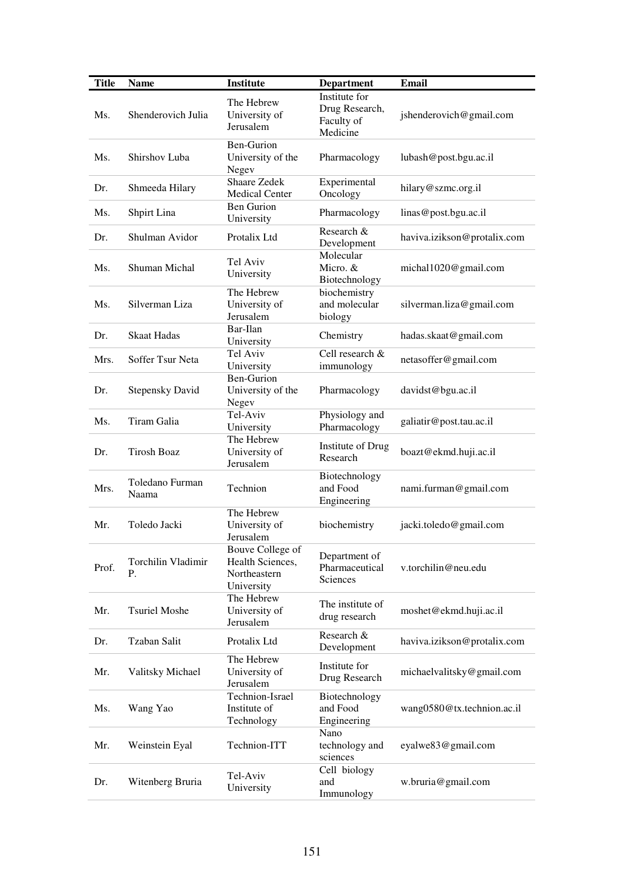| Title | Name | Institute | Department | Email |
|---|---|---|---|---|
| Ms. | Shenderovich Julia | The Hebrew University of Jerusalem | Institute for Drug Research, Faculty of Medicine | jshenderovich@gmail.com |
| Ms. | Shirshov Luba | Ben-Gurion University of the Negev | Pharmacology | lubash@post.bgu.ac.il |
| Dr. | Shmeeda Hilary | Shaare Zedek Medical Center | Experimental Oncology | hilary@szmc.org.il |
| Ms. | Shpirt Lina | Ben Gurion University | Pharmacology | linas@post.bgu.ac.il |
| Dr. | Shulman Avidor | Protalix Ltd | Research & Development | haviva.izikson@protalix.com |
| Ms. | Shuman Michal | Tel Aviv University | Molecular Micro. & Biotechnology | michal1020@gmail.com |
| Ms. | Silverman Liza | The Hebrew University of Jerusalem | biochemistry and molecular biology | silverman.liza@gmail.com |
| Dr. | Skaat Hadas | Bar-Ilan University | Chemistry | hadas.skaat@gmail.com |
| Mrs. | Soffer Tsur Neta | Tel Aviv University | Cell research & immunology | netasoffer@gmail.com |
| Dr. | Stepensky David | Ben-Gurion University of the Negev | Pharmacology | davidst@bgu.ac.il |
| Ms. | Tiram Galia | Tel-Aviv University | Physiology and Pharmacology | galiatir@post.tau.ac.il |
| Dr. | Tirosh Boaz | The Hebrew University of Jerusalem | Institute of Drug Research | boazt@ekmd.huji.ac.il |
| Mrs. | Toledano Furman Naama | Technion | Biotechnology and Food Engineering | nami.furman@gmail.com |
| Mr. | Toledo Jacki | The Hebrew University of Jerusalem | biochemistry | jacki.toledo@gmail.com |
| Prof. | Torchilin Vladimir P. | Bouve College of Health Sciences, Northeastern University | Department of Pharmaceutical Sciences | v.torchilin@neu.edu |
| Mr. | Tsuriel Moshe | The Hebrew University of Jerusalem | The institute of drug research | moshet@ekmd.huji.ac.il |
| Dr. | Tzaban Salit | Protalix Ltd | Research & Development | haviva.izikson@protalix.com |
| Mr. | Valitsky Michael | The Hebrew University of Jerusalem | Institute for Drug Research | michaelvalitsky@gmail.com |
| Ms. | Wang Yao | Technion-Israel Institute of Technology | Biotechnology and Food Engineering | wang0580@tx.technion.ac.il |
| Mr. | Weinstein Eyal | Technion-ITT | Nano technology and sciences | eyalwe83@gmail.com |
| Dr. | Witenberg Bruria | Tel-Aviv University | Cell biology and Immunology | w.bruria@gmail.com |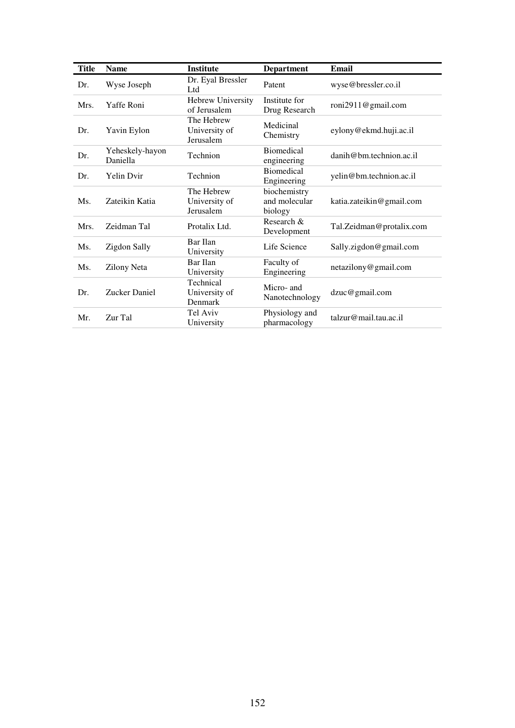| Title | Name | Institute | Department | Email |
|---|---|---|---|---|
| Dr. | Wyse Joseph | Dr. Eyal Bressler Ltd | Patent | wyse@bressler.co.il |
| Mrs. | Yaffe Roni | Hebrew University of Jerusalem | Institute for Drug Research | roni2911@gmail.com |
| Dr. | Yavin Eylon | The Hebrew University of Jerusalem | Medicinal Chemistry | eylony@ekmd.huji.ac.il |
| Dr. | Yeheskely-hayon Daniella | Technion | Biomedical engineering | danih@bm.technion.ac.il |
| Dr. | Yelin Dvir | Technion | Biomedical Engineering | yelin@bm.technion.ac.il |
| Ms. | Zateikin Katia | The Hebrew University of Jerusalem | biochemistry and molecular biology | katia.zateikin@gmail.com |
| Mrs. | Zeidman Tal | Protalix Ltd. | Research & Development | Tal.Zeidman@protalix.com |
| Ms. | Zigdon Sally | Bar Ilan University | Life Science | Sally.zigdon@gmail.com |
| Ms. | Zilony Neta | Bar Ilan University | Faculty of Engineering | netazilony@gmail.com |
| Dr. | Zucker Daniel | Technical University of Denmark | Micro- and Nanotechnology | dzuc@gmail.com |
| Mr. | Zur Tal | Tel Aviv University | Physiology and pharmacology | talzur@mail.tau.ac.il |